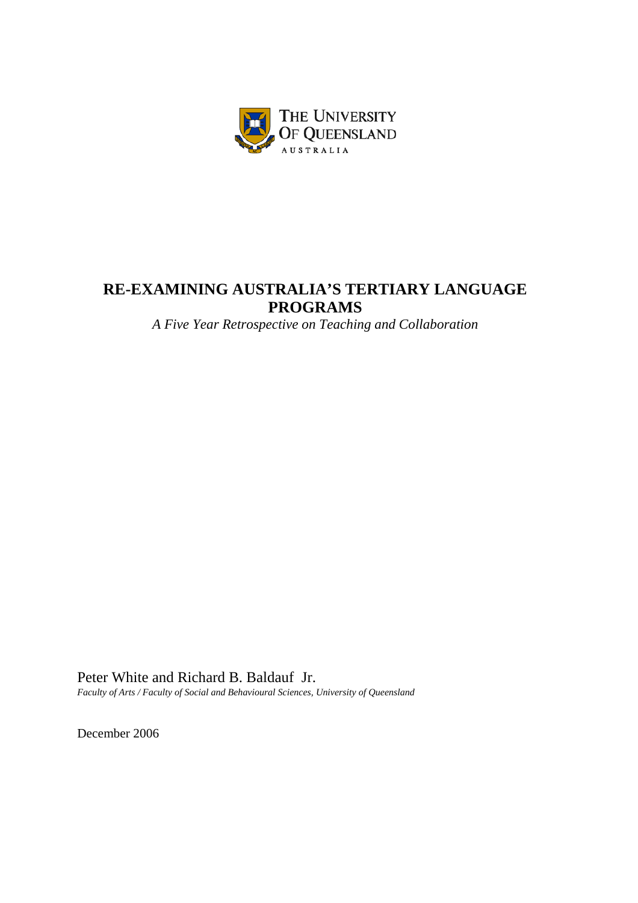THE UNIVERSITY OF QUEENSLAND
AUSTRALIA

# RE-EXAMINING AUSTRALIA'S TERTIARY LANGUAGE PROGRAMS

*A Five Year Retrospective on Teaching and Collaboration*

Peter White and Richard B. Baldauf Jr.
*Faculty of Arts / Faculty of Social and Behavioural Sciences, University of Queensland*

December 2006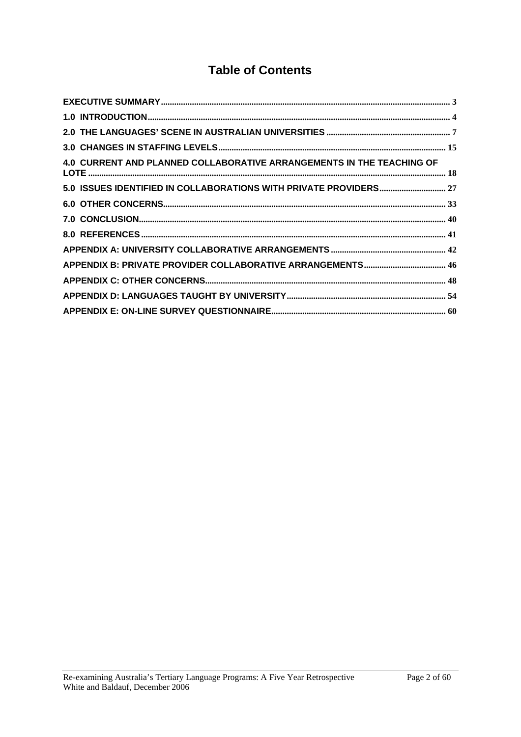# Table of Contents

EXECUTIVE SUMMARY ........ 3

1.0 INTRODUCTION ........ 4

2.0 THE LANGUAGES' SCENE IN AUSTRALIAN UNIVERSITIES ........ 7

3.0 CHANGES IN STAFFING LEVELS ........ 15

4.0 CURRENT AND PLANNED COLLABORATIVE ARRANGEMENTS IN THE TEACHING OF LOTE ........ 18

5.0 ISSUES IDENTIFIED IN COLLABORATIONS WITH PRIVATE PROVIDERS ........ 27

6.0 OTHER CONCERNS ........ 33

7.0 CONCLUSION ........ 40

8.0 REFERENCES ........ 41

APPENDIX A: UNIVERSITY COLLABORATIVE ARRANGEMENTS ........ 42

APPENDIX B: PRIVATE PROVIDER COLLABORATIVE ARRANGEMENTS ........ 46

APPENDIX C: OTHER CONCERNS ........ 48

APPENDIX D: LANGUAGES TAUGHT BY UNIVERSITY ........ 54

APPENDIX E: ON-LINE SURVEY QUESTIONNAIRE ........ 60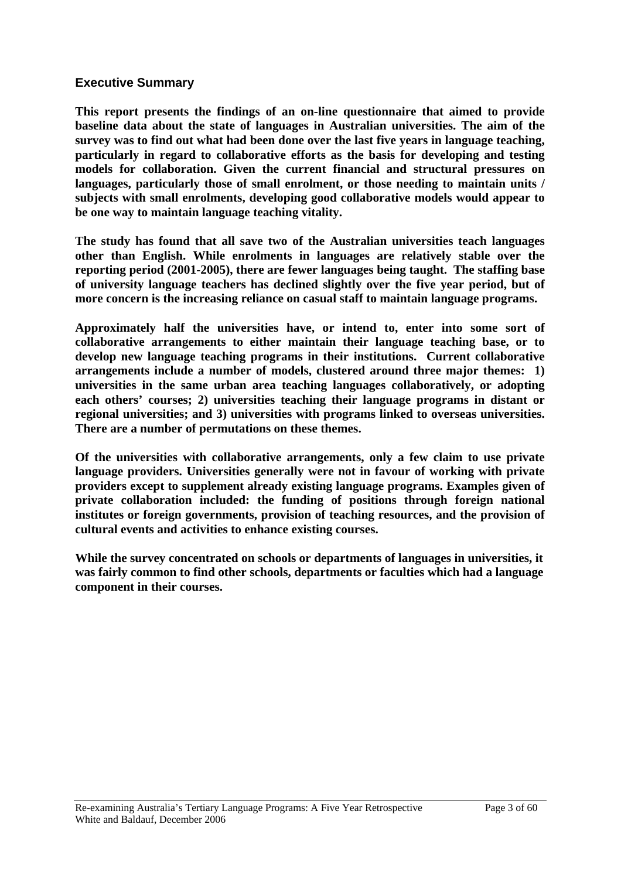## Executive Summary

**This report presents the findings of an on-line questionnaire that aimed to provide baseline data about the state of languages in Australian universities. The aim of the survey was to find out what had been done over the last five years in language teaching, particularly in regard to collaborative efforts as the basis for developing and testing models for collaboration. Given the current financial and structural pressures on languages, particularly those of small enrolment, or those needing to maintain units / subjects with small enrolments, developing good collaborative models would appear to be one way to maintain language teaching vitality.**

**The study has found that all save two of the Australian universities teach languages other than English. While enrolments in languages are relatively stable over the reporting period (2001-2005), there are fewer languages being taught. The staffing base of university language teachers has declined slightly over the five year period, but of more concern is the increasing reliance on casual staff to maintain language programs.**

**Approximately half the universities have, or intend to, enter into some sort of collaborative arrangements to either maintain their language teaching base, or to develop new language teaching programs in their institutions. Current collaborative arrangements include a number of models, clustered around three major themes: 1) universities in the same urban area teaching languages collaboratively, or adopting each others' courses; 2) universities teaching their language programs in distant or regional universities; and 3) universities with programs linked to overseas universities. There are a number of permutations on these themes.**

**Of the universities with collaborative arrangements, only a few claim to use private language providers. Universities generally were not in favour of working with private providers except to supplement already existing language programs. Examples given of private collaboration included: the funding of positions through foreign national institutes or foreign governments, provision of teaching resources, and the provision of cultural events and activities to enhance existing courses.**

**While the survey concentrated on schools or departments of languages in universities, it was fairly common to find other schools, departments or faculties which had a language component in their courses.**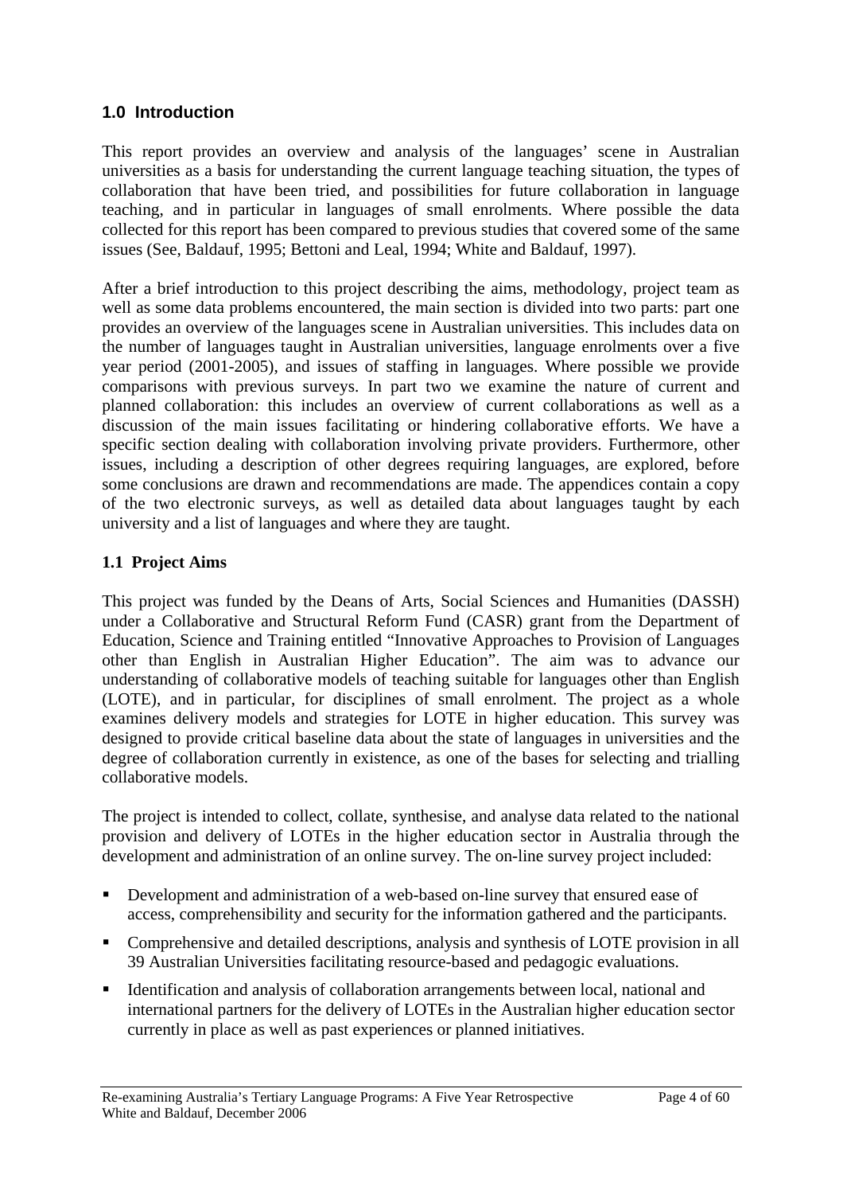## 1.0 Introduction

This report provides an overview and analysis of the languages' scene in Australian universities as a basis for understanding the current language teaching situation, the types of collaboration that have been tried, and possibilities for future collaboration in language teaching, and in particular in languages of small enrolments. Where possible the data collected for this report has been compared to previous studies that covered some of the same issues (See, Baldauf, 1995; Bettoni and Leal, 1994; White and Baldauf, 1997).

After a brief introduction to this project describing the aims, methodology, project team as well as some data problems encountered, the main section is divided into two parts: part one provides an overview of the languages scene in Australian universities. This includes data on the number of languages taught in Australian universities, language enrolments over a five year period (2001-2005), and issues of staffing in languages. Where possible we provide comparisons with previous surveys. In part two we examine the nature of current and planned collaboration: this includes an overview of current collaborations as well as a discussion of the main issues facilitating or hindering collaborative efforts. We have a specific section dealing with collaboration involving private providers. Furthermore, other issues, including a description of other degrees requiring languages, are explored, before some conclusions are drawn and recommendations are made. The appendices contain a copy of the two electronic surveys, as well as detailed data about languages taught by each university and a list of languages and where they are taught.

### 1.1 Project Aims

This project was funded by the Deans of Arts, Social Sciences and Humanities (DASSH) under a Collaborative and Structural Reform Fund (CASR) grant from the Department of Education, Science and Training entitled "Innovative Approaches to Provision of Languages other than English in Australian Higher Education". The aim was to advance our understanding of collaborative models of teaching suitable for languages other than English (LOTE), and in particular, for disciplines of small enrolment. The project as a whole examines delivery models and strategies for LOTE in higher education. This survey was designed to provide critical baseline data about the state of languages in universities and the degree of collaboration currently in existence, as one of the bases for selecting and trialling collaborative models.

The project is intended to collect, collate, synthesise, and analyse data related to the national provision and delivery of LOTEs in the higher education sector in Australia through the development and administration of an online survey. The on-line survey project included:

- Development and administration of a web-based on-line survey that ensured ease of access, comprehensibility and security for the information gathered and the participants.
- Comprehensive and detailed descriptions, analysis and synthesis of LOTE provision in all 39 Australian Universities facilitating resource-based and pedagogic evaluations.
- Identification and analysis of collaboration arrangements between local, national and international partners for the delivery of LOTEs in the Australian higher education sector currently in place as well as past experiences or planned initiatives.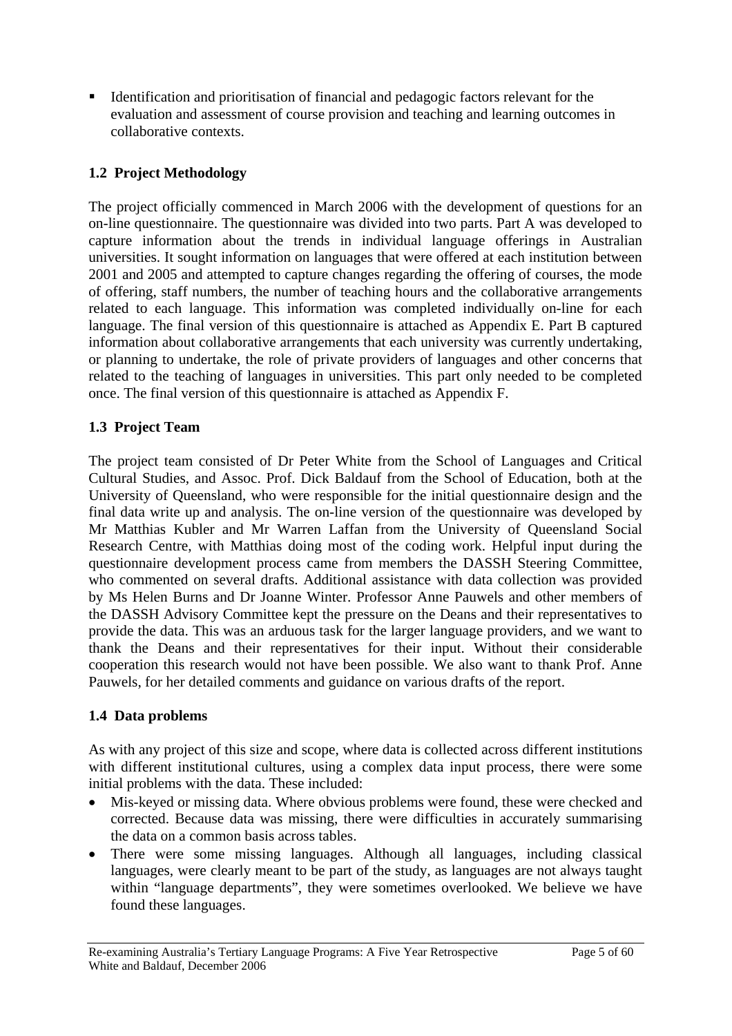- Identification and prioritisation of financial and pedagogic factors relevant for the evaluation and assessment of course provision and teaching and learning outcomes in collaborative contexts.

## 1.2 Project Methodology

The project officially commenced in March 2006 with the development of questions for an on-line questionnaire. The questionnaire was divided into two parts. Part A was developed to capture information about the trends in individual language offerings in Australian universities. It sought information on languages that were offered at each institution between 2001 and 2005 and attempted to capture changes regarding the offering of courses, the mode of offering, staff numbers, the number of teaching hours and the collaborative arrangements related to each language. This information was completed individually on-line for each language. The final version of this questionnaire is attached as Appendix E. Part B captured information about collaborative arrangements that each university was currently undertaking, or planning to undertake, the role of private providers of languages and other concerns that related to the teaching of languages in universities. This part only needed to be completed once. The final version of this questionnaire is attached as Appendix F.

## 1.3 Project Team

The project team consisted of Dr Peter White from the School of Languages and Critical Cultural Studies, and Assoc. Prof. Dick Baldauf from the School of Education, both at the University of Queensland, who were responsible for the initial questionnaire design and the final data write up and analysis. The on-line version of the questionnaire was developed by Mr Matthias Kubler and Mr Warren Laffan from the University of Queensland Social Research Centre, with Matthias doing most of the coding work. Helpful input during the questionnaire development process came from members the DASSH Steering Committee, who commented on several drafts. Additional assistance with data collection was provided by Ms Helen Burns and Dr Joanne Winter. Professor Anne Pauwels and other members of the DASSH Advisory Committee kept the pressure on the Deans and their representatives to provide the data. This was an arduous task for the larger language providers, and we want to thank the Deans and their representatives for their input. Without their considerable cooperation this research would not have been possible. We also want to thank Prof. Anne Pauwels, for her detailed comments and guidance on various drafts of the report.

## 1.4 Data problems

As with any project of this size and scope, where data is collected across different institutions with different institutional cultures, using a complex data input process, there were some initial problems with the data. These included:

- Mis-keyed or missing data. Where obvious problems were found, these were checked and corrected. Because data was missing, there were difficulties in accurately summarising the data on a common basis across tables.
- There were some missing languages. Although all languages, including classical languages, were clearly meant to be part of the study, as languages are not always taught within "language departments", they were sometimes overlooked. We believe we have found these languages.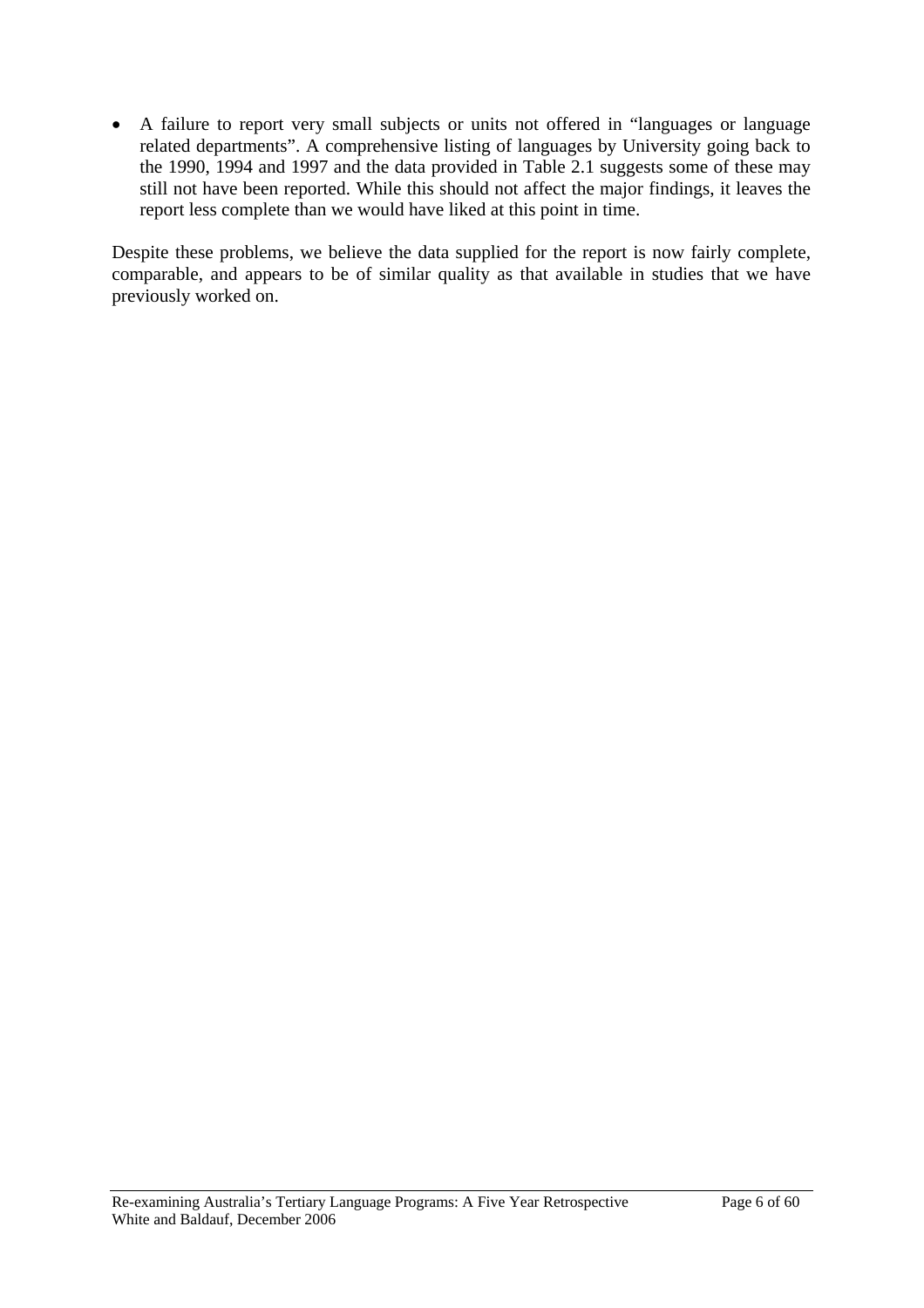- A failure to report very small subjects or units not offered in "languages or language related departments". A comprehensive listing of languages by University going back to the 1990, 1994 and 1997 and the data provided in Table 2.1 suggests some of these may still not have been reported. While this should not affect the major findings, it leaves the report less complete than we would have liked at this point in time.

Despite these problems, we believe the data supplied for the report is now fairly complete, comparable, and appears to be of similar quality as that available in studies that we have previously worked on.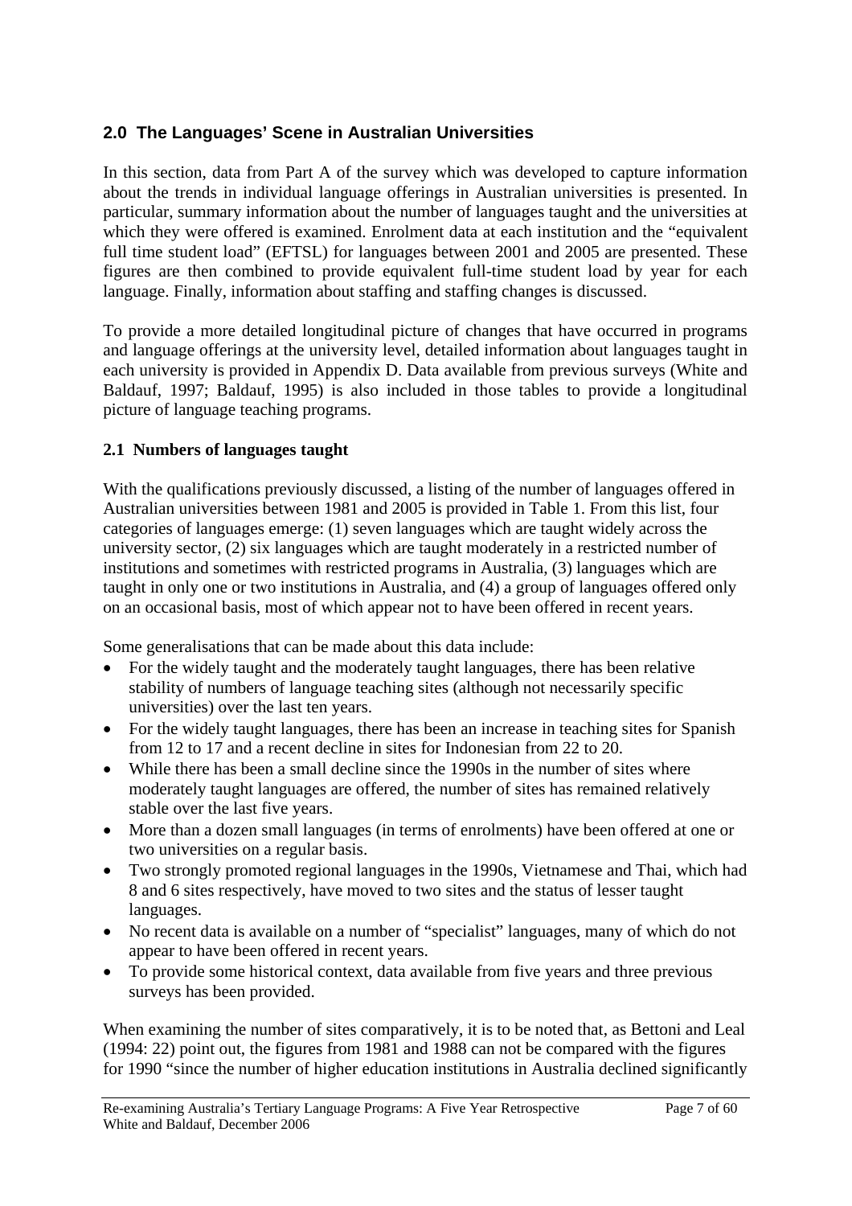## 2.0 The Languages' Scene in Australian Universities

In this section, data from Part A of the survey which was developed to capture information about the trends in individual language offerings in Australian universities is presented. In particular, summary information about the number of languages taught and the universities at which they were offered is examined. Enrolment data at each institution and the "equivalent full time student load" (EFTSL) for languages between 2001 and 2005 are presented. These figures are then combined to provide equivalent full-time student load by year for each language. Finally, information about staffing and staffing changes is discussed.

To provide a more detailed longitudinal picture of changes that have occurred in programs and language offerings at the university level, detailed information about languages taught in each university is provided in Appendix D. Data available from previous surveys (White and Baldauf, 1997; Baldauf, 1995) is also included in those tables to provide a longitudinal picture of language teaching programs.

### 2.1 Numbers of languages taught

With the qualifications previously discussed, a listing of the number of languages offered in Australian universities between 1981 and 2005 is provided in Table 1. From this list, four categories of languages emerge: (1) seven languages which are taught widely across the university sector, (2) six languages which are taught moderately in a restricted number of institutions and sometimes with restricted programs in Australia, (3) languages which are taught in only one or two institutions in Australia, and (4) a group of languages offered only on an occasional basis, most of which appear not to have been offered in recent years.

Some generalisations that can be made about this data include:

- For the widely taught and the moderately taught languages, there has been relative stability of numbers of language teaching sites (although not necessarily specific universities) over the last ten years.
- For the widely taught languages, there has been an increase in teaching sites for Spanish from 12 to 17 and a recent decline in sites for Indonesian from 22 to 20.
- While there has been a small decline since the 1990s in the number of sites where moderately taught languages are offered, the number of sites has remained relatively stable over the last five years.
- More than a dozen small languages (in terms of enrolments) have been offered at one or two universities on a regular basis.
- Two strongly promoted regional languages in the 1990s, Vietnamese and Thai, which had 8 and 6 sites respectively, have moved to two sites and the status of lesser taught languages.
- No recent data is available on a number of "specialist" languages, many of which do not appear to have been offered in recent years.
- To provide some historical context, data available from five years and three previous surveys has been provided.

When examining the number of sites comparatively, it is to be noted that, as Bettoni and Leal (1994: 22) point out, the figures from 1981 and 1988 can not be compared with the figures for 1990 "since the number of higher education institutions in Australia declined significantly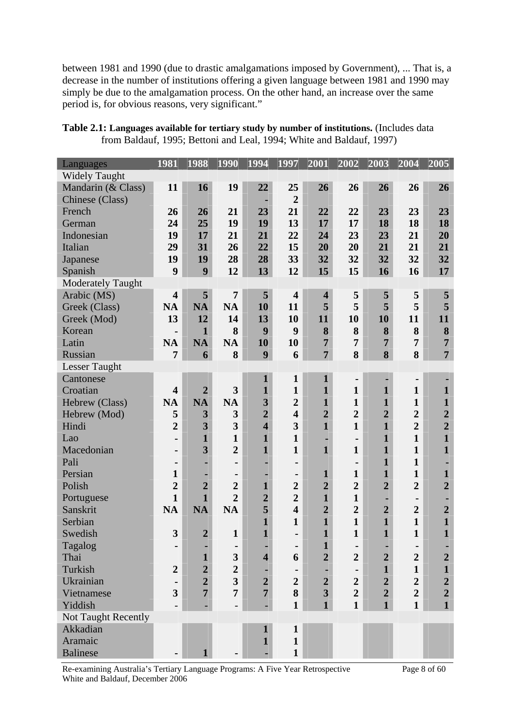between 1981 and 1990 (due to drastic amalgamations imposed by Government), ... That is, a decrease in the number of institutions offering a given language between 1981 and 1990 may simply be due to the amalgamation process. On the other hand, an increase over the same period is, for obvious reasons, very significant."

**Table 2.1: Languages available for tertiary study by number of institutions.** (Includes data from Baldauf, 1995; Bettoni and Leal, 1994; White and Baldauf, 1997)

| Languages | 1981 | 1988 | 1990 | 1994 | 1997 | 2001 | 2002 | 2003 | 2004 | 2005 |
|---|---|---|---|---|---|---|---|---|---|---|
| Widely Taught | | | | | | | | | | |
| Mandarin (& Class) | 11 | 16 | 19 | 22 | 25 | 26 | 26 | 26 | 26 | 26 |
| Chinese (Class) | | | | - | 2 | | | | | |
| French | 26 | 26 | 21 | 23 | 21 | 22 | 22 | 23 | 23 | 23 |
| German | 24 | 25 | 19 | 19 | 13 | 17 | 17 | 18 | 18 | 18 |
| Indonesian | 19 | 17 | 21 | 21 | 22 | 24 | 23 | 23 | 21 | 20 |
| Italian | 29 | 31 | 26 | 22 | 15 | 20 | 20 | 21 | 21 | 21 |
| Japanese | 19 | 19 | 28 | 28 | 33 | 32 | 32 | 32 | 32 | 32 |
| Spanish | 9 | 9 | 12 | 13 | 12 | 15 | 15 | 16 | 16 | 17 |
| Moderately Taught | | | | | | | | | | |
| Arabic (MS) | 4 | 5 | 7 | 5 | 4 | 4 | 5 | 5 | 5 | 5 |
| Greek (Class) | NA | NA | NA | 10 | 11 | 5 | 5 | 5 | 5 | 5 |
| Greek (Mod) | 13 | 12 | 14 | 13 | 10 | 11 | 10 | 10 | 11 | 11 |
| Korean | - | 1 | 8 | 9 | 9 | 8 | 8 | 8 | 8 | 8 |
| Latin | NA | NA | NA | 10 | 10 | 7 | 7 | 7 | 7 | 7 |
| Russian | 7 | 6 | 8 | 9 | 6 | 7 | 8 | 8 | 8 | 7 |
| Lesser Taught | | | | | | | | | | |
| Cantonese | | | | 1 | 1 | 1 | - | - | - | - |
| Croatian | 4 | 2 | 3 | 1 | 1 | 1 | 1 | 1 | 1 | 1 |
| Hebrew (Class) | NA | NA | NA | 3 | 2 | 1 | 1 | 1 | 1 | 1 |
| Hebrew (Mod) | 5 | 3 | 3 | 2 | 4 | 2 | 2 | 2 | 2 | 2 |
| Hindi | 2 | 3 | 3 | 4 | 3 | 1 | 1 | 1 | 2 | 2 |
| Lao | - | 1 | 1 | 1 | 1 | - | - | 1 | 1 | 1 |
| Macedonian | - | 3 | 2 | 1 | 1 | 1 | 1 | 1 | 1 | 1 |
| Pali | - | - | - | - | - | | - | 1 | 1 | - |
| Persian | 1 | - | - | - | - | 1 | 1 | 1 | 1 | 1 |
| Polish | 2 | 2 | 2 | 1 | 2 | 2 | 2 | 2 | 2 | 2 |
| Portuguese | 1 | 1 | 2 | 2 | 2 | 1 | 1 | - | - | - |
| Sanskrit | NA | NA | NA | 5 | 4 | 2 | 2 | 2 | 2 | 2 |
| Serbian | | | | 1 | 1 | 1 | 1 | 1 | 1 | 1 |
| Swedish | 3 | 2 | 1 | 1 | - | 1 | 1 | 1 | 1 | 1 |
| Tagalog | - | - | - | - | - | 1 | - | - | - | - |
| Thai | | 1 | 3 | 4 | 6 | 2 | 2 | 2 | 2 | 2 |
| Turkish | 2 | 2 | 2 | - | - | - | - | 1 | 1 | 1 |
| Ukrainian | - | 2 | 3 | 2 | 2 | 2 | 2 | 2 | 2 | 2 |
| Vietnamese | 3 | 7 | 7 | 7 | 8 | 3 | 2 | 2 | 2 | 2 |
| Yiddish | - | - | - | - | 1 | 1 | 1 | 1 | 1 | 1 |
| Not Taught Recently | | | | | | | | | | |
| Akkadian | | | | 1 | 1 | | | | | |
| Aramaic | | | | 1 | 1 | | | | | |
| Balinese | - | 1 | - | - | 1 | | | | | |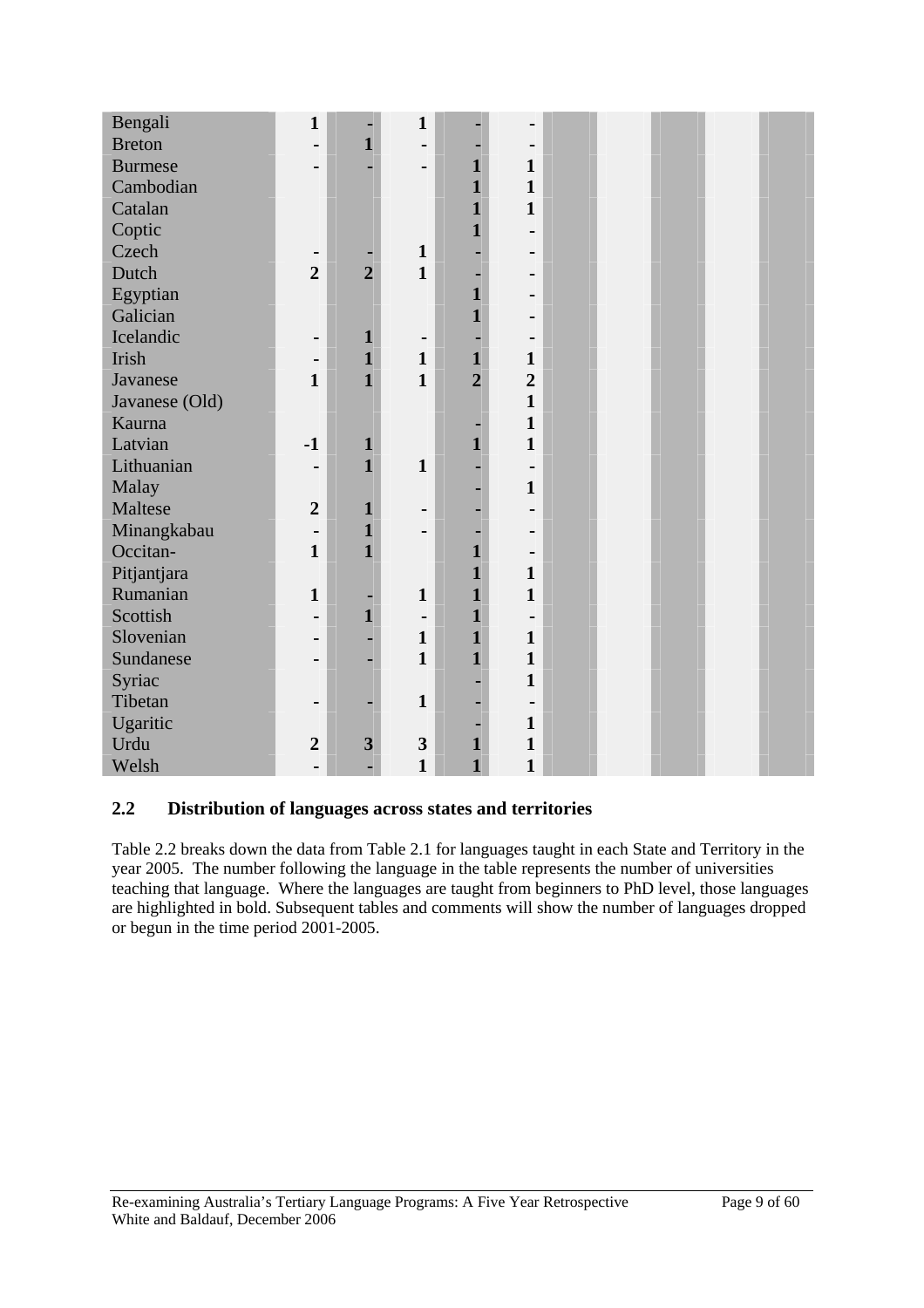| | | | | | | | | | | |
|---|---|---|---|---|---|---|---|---|---|---|
| Bengali | 1 | - | 1 | - | - | | | | | |
| Breton | - | 1 | - | - | - | | | | | |
| Burmese | - | - | - | 1 | 1 | | | | | |
| Cambodian | | | | 1 | 1 | | | | | |
| Catalan | | | | 1 | 1 | | | | | |
| Coptic | | | | 1 | - | | | | | |
| Czech | - | - | 1 | - | - | | | | | |
| Dutch | 2 | 2 | 1 | - | - | | | | | |
| Egyptian | | | | 1 | - | | | | | |
| Galician | | | | 1 | - | | | | | |
| Icelandic | - | 1 | - | - | - | | | | | |
| Irish | - | 1 | 1 | 1 | 1 | | | | | |
| Javanese | 1 | 1 | 1 | 2 | 2 | | | | | |
| Javanese (Old) | | | | | 1 | | | | | |
| Kaurna | | | | - | 1 | | | | | |
| Latvian | -1 | 1 | | 1 | 1 | | | | | |
| Lithuanian | - | 1 | 1 | - | - | | | | | |
| Malay | | | | - | 1 | | | | | |
| Maltese | 2 | 1 | - | - | - | | | | | |
| Minangkabau | - | 1 | - | - | - | | | | | |
| Occitan- | 1 | 1 | | 1 | - | | | | | |
| Pitjantjara | | | | 1 | 1 | | | | | |
| Rumanian | 1 | - | 1 | 1 | 1 | | | | | |
| Scottish | - | 1 | - | 1 | - | | | | | |
| Slovenian | - | - | 1 | 1 | 1 | | | | | |
| Sundanese | - | - | 1 | 1 | 1 | | | | | |
| Syriac | | | | - | 1 | | | | | |
| Tibetan | - | - | 1 | - | - | | | | | |
| Ugaritic | | | | - | 1 | | | | | |
| Urdu | 2 | 3 | 3 | 1 | 1 | | | | | |
| Welsh | - | - | 1 | 1 | 1 | | | | | |

## 2.2 Distribution of languages across states and territories

Table 2.2 breaks down the data from Table 2.1 for languages taught in each State and Territory in the year 2005. The number following the language in the table represents the number of universities teaching that language. Where the languages are taught from beginners to PhD level, those languages are highlighted in bold. Subsequent tables and comments will show the number of languages dropped or begun in the time period 2001-2005.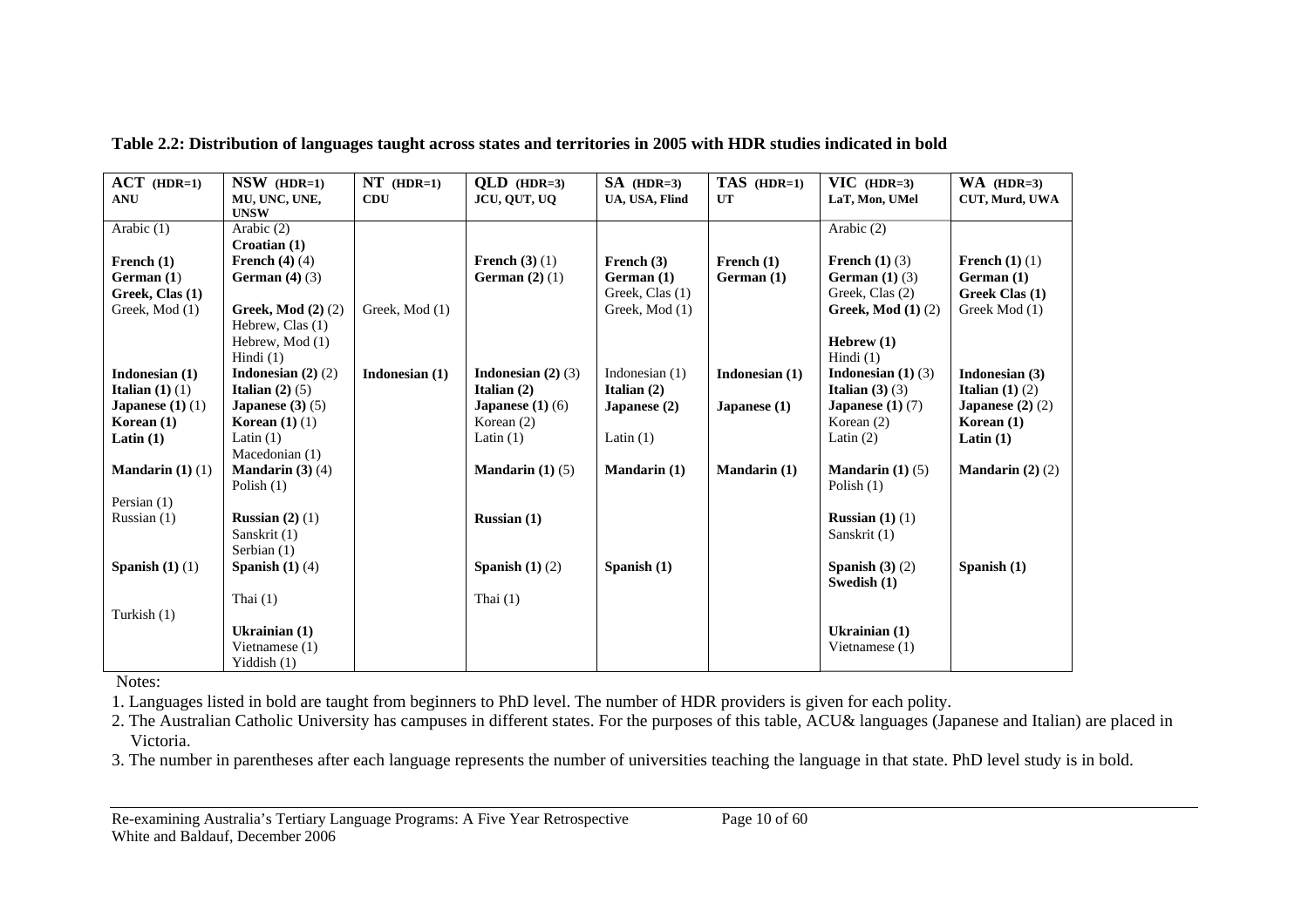**Table 2.2: Distribution of languages taught across states and territories in 2005 with HDR studies indicated in bold**

| **ACT (HDR=1)** ANU | **NSW (HDR=1)** MU, UNC, UNE, UNSW | **NT (HDR=1)** CDU | **QLD (HDR=3)** JCU, QUT, UQ | **SA (HDR=3)** UA, USA, Flind | **TAS (HDR=1)** UT | **VIC (HDR=3)** LaT, Mon, UMel | **WA (HDR=3)** CUT, Murd, UWA |
|---|---|---|---|---|---|---|---|
| Arabic (1) | Arabic (2) | | | | | Arabic (2) | |
| | **Croatian (1)** | | | | | | |
| **French (1)** | **French (4)** (4) | | **French (3)** (1) | **French (3)** | **French (1)** | **French (1)** (3) | **French (1)** (1) |
| **German (1)** | **German (4)** (3) | | **German (2)** (1) | **German (1)** | **German (1)** | **German (1)** (3) | **German (1)** |
| **Greek, Clas (1)** | | | | Greek, Clas (1) | | Greek, Clas (2) | **Greek Clas (1)** |
| Greek, Mod (1) | **Greek, Mod (2)** (2) | Greek, Mod (1) | | Greek, Mod (1) | | **Greek, Mod (1)** (2) | Greek Mod (1) |
| | Hebrew, Clas (1) | | | | | | |
| | Hebrew, Mod (1) | | | | | **Hebrew (1)** | |
| | Hindi (1) | | | | | Hindi (1) | |
| **Indonesian (1)** | **Indonesian (2)** (2) | **Indonesian (1)** | **Indonesian (2)** (3) | Indonesian (1) | **Indonesian (1)** | **Indonesian (1)** (3) | **Indonesian (3)** |
| **Italian (1)** (1) | **Italian (2)** (5) | | **Italian (2)** | **Italian (2)** | | **Italian (3)** (3) | **Italian (1)** (2) |
| **Japanese (1)** (1) | **Japanese (3)** (5) | | **Japanese (1)** (6) | **Japanese (2)** | **Japanese (1)** | **Japanese (1)** (7) | **Japanese (2)** (2) |
| **Korean (1)** | **Korean (1)** (1) | | Korean (2) | | | Korean (2) | **Korean (1)** |
| **Latin (1)** | Latin (1) | | Latin (1) | Latin (1) | | Latin (2) | **Latin (1)** |
| | Macedonian (1) | | | | | | |
| **Mandarin (1)** (1) | **Mandarin (3)** (4) | | **Mandarin (1)** (5) | **Mandarin (1)** | **Mandarin (1)** | **Mandarin (1)** (5) | **Mandarin (2)** (2) |
| | Polish (1) | | | | | Polish (1) | |
| Persian (1) | | | | | | | |
| Russian (1) | **Russian (2)** (1) | | **Russian (1)** | | | **Russian (1)** (1) | |
| | Sanskrit (1) | | | | | Sanskrit (1) | |
| | Serbian (1) | | | | | | |
| **Spanish (1)** (1) | **Spanish (1)** (4) | | **Spanish (1)** (2) | **Spanish (1)** | | **Spanish (3)** (2) | **Spanish (1)** |
| | | | | | | **Swedish (1)** | |
| | Thai (1) | | Thai (1) | | | | |
| Turkish (1) | | | | | | | |
| | **Ukrainian (1)** | | | | | **Ukrainian (1)** | |
| | Vietnamese (1) | | | | | Vietnamese (1) | |
| | Yiddish (1) | | | | | | |

Notes:

1. Languages listed in bold are taught from beginners to PhD level. The number of HDR providers is given for each polity.
2. The Australian Catholic University has campuses in different states. For the purposes of this table, ACU& languages (Japanese and Italian) are placed in Victoria.
3. The number in parentheses after each language represents the number of universities teaching the language in that state. PhD level study is in bold.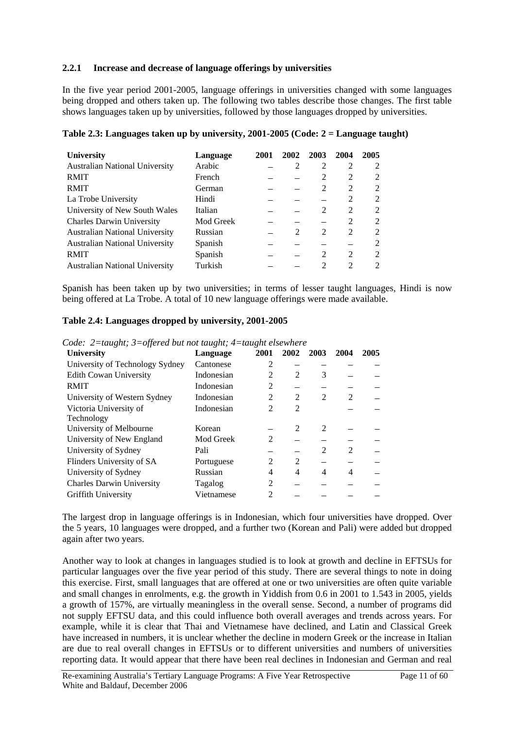### 2.2.1 Increase and decrease of language offerings by universities

In the five year period 2001-2005, language offerings in universities changed with some languages being dropped and others taken up. The following two tables describe those changes. The first table shows languages taken up by universities, followed by those languages dropped by universities.

**Table 2.3: Languages taken up by university, 2001-2005 (Code: 2 = Language taught)**

| University | Language | 2001 | 2002 | 2003 | 2004 | 2005 |
|---|---|---|---|---|---|---|
| Australian National University | Arabic | – | 2 | 2 | 2 | 2 |
| RMIT | French | – | – | 2 | 2 | 2 |
| RMIT | German | – | – | 2 | 2 | 2 |
| La Trobe University | Hindi | – | – | – | 2 | 2 |
| University of New South Wales | Italian | – | – | 2 | 2 | 2 |
| Charles Darwin University | Mod Greek | – | – | – | 2 | 2 |
| Australian National University | Russian | – | 2 | 2 | 2 | 2 |
| Australian National University | Spanish | – | – | – | – | 2 |
| RMIT | Spanish | – | – | 2 | 2 | 2 |
| Australian National University | Turkish | – | – | 2 | 2 | 2 |

Spanish has been taken up by two universities; in terms of lesser taught languages, Hindi is now being offered at La Trobe. A total of 10 new language offerings were made available.

**Table 2.4: Languages dropped by university, 2001-2005**

*Code: 2=taught; 3=offered but not taught; 4=taught elsewhere*

| University | Language | 2001 | 2002 | 2003 | 2004 | 2005 |
|---|---|---|---|---|---|---|
| University of Technology Sydney | Cantonese | 2 | – | – | – | – |
| Edith Cowan University | Indonesian | 2 | 2 | 3 | – | – |
| RMIT | Indonesian | 2 | – | – | – | – |
| University of Western Sydney | Indonesian | 2 | 2 | 2 | 2 | – |
| Victoria University of Technology | Indonesian | 2 | 2 | | – | – |
| University of Melbourne | Korean | – | 2 | 2 | – | – |
| University of New England | Mod Greek | 2 | – | – | – | – |
| University of Sydney | Pali | – | – | 2 | 2 | – |
| Flinders University of SA | Portuguese | 2 | 2 | – | – | – |
| University of Sydney | Russian | 4 | 4 | 4 | 4 | – |
| Charles Darwin University | Tagalog | 2 | – | – | – | – |
| Griffith University | Vietnamese | 2 | – | – | – | – |

The largest drop in language offerings is in Indonesian, which four universities have dropped. Over the 5 years, 10 languages were dropped, and a further two (Korean and Pali) were added but dropped again after two years.

Another way to look at changes in languages studied is to look at growth and decline in EFTSUs for particular languages over the five year period of this study. There are several things to note in doing this exercise. First, small languages that are offered at one or two universities are often quite variable and small changes in enrolments, e.g. the growth in Yiddish from 0.6 in 2001 to 1.543 in 2005, yields a growth of 157%, are virtually meaningless in the overall sense. Second, a number of programs did not supply EFTSU data, and this could influence both overall averages and trends across years. For example, while it is clear that Thai and Vietnamese have declined, and Latin and Classical Greek have increased in numbers, it is unclear whether the decline in modern Greek or the increase in Italian are due to real overall changes in EFTSUs or to different universities and numbers of universities reporting data. It would appear that there have been real declines in Indonesian and German and real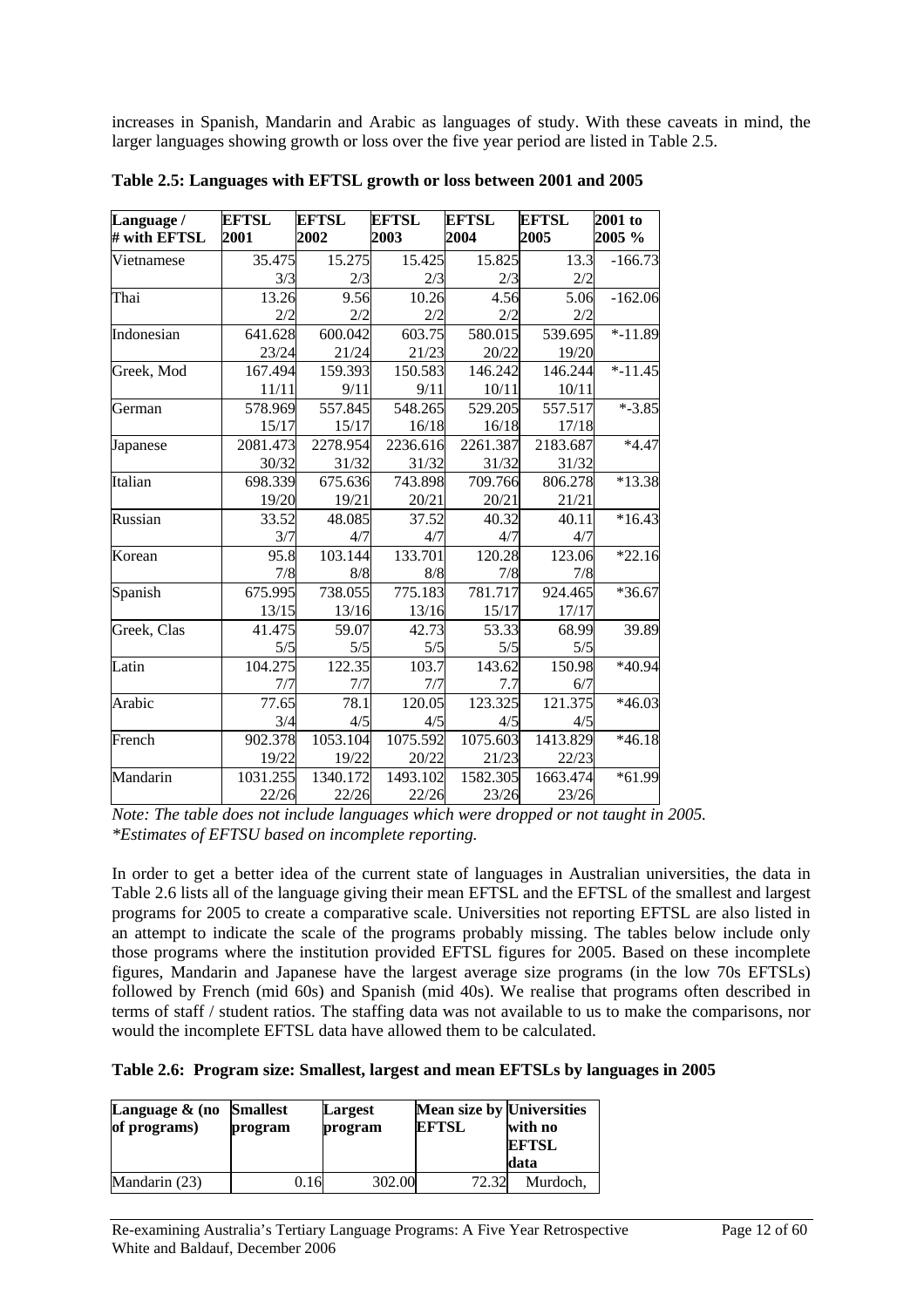increases in Spanish, Mandarin and Arabic as languages of study. With these caveats in mind, the larger languages showing growth or loss over the five year period are listed in Table 2.5.

**Table 2.5: Languages with EFTSL growth or loss between 2001 and 2005**

| Language / # with EFTSL | EFTSL 2001 | EFTSL 2002 | EFTSL 2003 | EFTSL 2004 | EFTSL 2005 | 2001 to 2005 % |
|---|---|---|---|---|---|---|
| Vietnamese | 35.475 | 15.275 | 15.425 | 15.825 | 13.3 | -166.73 |
| | 3/3 | 2/3 | 2/3 | 2/3 | 2/2 | |
| Thai | 13.26 | 9.56 | 10.26 | 4.56 | 5.06 | -162.06 |
| | 2/2 | 2/2 | 2/2 | 2/2 | 2/2 | |
| Indonesian | 641.628 | 600.042 | 603.75 | 580.015 | 539.695 | *-11.89 |
| | 23/24 | 21/24 | 21/23 | 20/22 | 19/20 | |
| Greek, Mod | 167.494 | 159.393 | 150.583 | 146.242 | 146.244 | *-11.45 |
| | 11/11 | 9/11 | 9/11 | 10/11 | 10/11 | |
| German | 578.969 | 557.845 | 548.265 | 529.205 | 557.517 | *-3.85 |
| | 15/17 | 15/17 | 16/18 | 16/18 | 17/18 | |
| Japanese | 2081.473 | 2278.954 | 2236.616 | 2261.387 | 2183.687 | *4.47 |
| | 30/32 | 31/32 | 31/32 | 31/32 | 31/32 | |
| Italian | 698.339 | 675.636 | 743.898 | 709.766 | 806.278 | *13.38 |
| | 19/20 | 19/21 | 20/21 | 20/21 | 21/21 | |
| Russian | 33.52 | 48.085 | 37.52 | 40.32 | 40.11 | *16.43 |
| | 3/7 | 4/7 | 4/7 | 4/7 | 4/7 | |
| Korean | 95.8 | 103.144 | 133.701 | 120.28 | 123.06 | *22.16 |
| | 7/8 | 8/8 | 8/8 | 7/8 | 7/8 | |
| Spanish | 675.995 | 738.055 | 775.183 | 781.717 | 924.465 | *36.67 |
| | 13/15 | 13/16 | 13/16 | 15/17 | 17/17 | |
| Greek, Clas | 41.475 | 59.07 | 42.73 | 53.33 | 68.99 | 39.89 |
| | 5/5 | 5/5 | 5/5 | 5/5 | 5/5 | |
| Latin | 104.275 | 122.35 | 103.7 | 143.62 | 150.98 | *40.94 |
| | 7/7 | 7/7 | 7/7 | 7.7 | 6/7 | |
| Arabic | 77.65 | 78.1 | 120.05 | 123.325 | 121.375 | *46.03 |
| | 3/4 | 4/5 | 4/5 | 4/5 | 4/5 | |
| French | 902.378 | 1053.104 | 1075.592 | 1075.603 | 1413.829 | *46.18 |
| | 19/22 | 19/22 | 20/22 | 21/23 | 22/23 | |
| Mandarin | 1031.255 | 1340.172 | 1493.102 | 1582.305 | 1663.474 | *61.99 |
| | 22/26 | 22/26 | 22/26 | 23/26 | 23/26 | |

*Note: The table does not include languages which were dropped or not taught in 2005.*
*\*Estimates of EFTSU based on incomplete reporting.*

In order to get a better idea of the current state of languages in Australian universities, the data in Table 2.6 lists all of the language giving their mean EFTSL and the EFTSL of the smallest and largest programs for 2005 to create a comparative scale. Universities not reporting EFTSL are also listed in an attempt to indicate the scale of the programs probably missing. The tables below include only those programs where the institution provided EFTSL figures for 2005. Based on these incomplete figures, Mandarin and Japanese have the largest average size programs (in the low 70s EFTSLs) followed by French (mid 60s) and Spanish (mid 40s). We realise that programs often described in terms of staff / student ratios. The staffing data was not available to us to make the comparisons, nor would the incomplete EFTSL data have allowed them to be calculated.

**Table 2.6: Program size: Smallest, largest and mean EFTSLs by languages in 2005**

| Language & (no of programs) | Smallest program | Largest program | Mean size by EFTSL | Universities with no EFTSL data |
|---|---|---|---|---|
| Mandarin (23) | 0.16 | 302.00 | 72.32 | Murdoch, |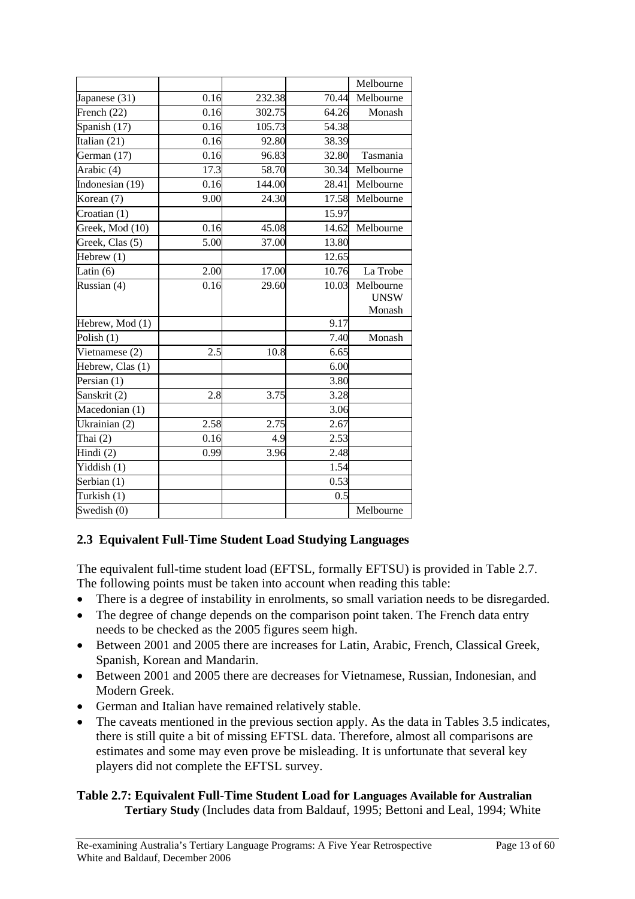| | | | | |
|---|---|---|---|---|
| | | | | Melbourne |
| Japanese (31) | 0.16 | 232.38 | 70.44 | Melbourne |
| French (22) | 0.16 | 302.75 | 64.26 | Monash |
| Spanish (17) | 0.16 | 105.73 | 54.38 | |
| Italian (21) | 0.16 | 92.80 | 38.39 | |
| German (17) | 0.16 | 96.83 | 32.80 | Tasmania |
| Arabic (4) | 17.3 | 58.70 | 30.34 | Melbourne |
| Indonesian (19) | 0.16 | 144.00 | 28.41 | Melbourne |
| Korean (7) | 9.00 | 24.30 | 17.58 | Melbourne |
| Croatian (1) | | | 15.97 | |
| Greek, Mod (10) | 0.16 | 45.08 | 14.62 | Melbourne |
| Greek, Clas (5) | 5.00 | 37.00 | 13.80 | |
| Hebrew (1) | | | 12.65 | |
| Latin (6) | 2.00 | 17.00 | 10.76 | La Trobe |
| Russian (4) | 0.16 | 29.60 | 10.03 | Melbourne UNSW Monash |
| Hebrew, Mod (1) | | | 9.17 | |
| Polish (1) | | | 7.40 | Monash |
| Vietnamese (2) | 2.5 | 10.8 | 6.65 | |
| Hebrew, Clas (1) | | | 6.00 | |
| Persian (1) | | | 3.80 | |
| Sanskrit (2) | 2.8 | 3.75 | 3.28 | |
| Macedonian (1) | | | 3.06 | |
| Ukrainian (2) | 2.58 | 2.75 | 2.67 | |
| Thai (2) | 0.16 | 4.9 | 2.53 | |
| Hindi (2) | 0.99 | 3.96 | 2.48 | |
| Yiddish (1) | | | 1.54 | |
| Serbian (1) | | | 0.53 | |
| Turkish (1) | | | 0.5 | |
| Swedish (0) | | | | Melbourne |

## 2.3 Equivalent Full-Time Student Load Studying Languages

The equivalent full-time student load (EFTSL, formally EFTSU) is provided in Table 2.7. The following points must be taken into account when reading this table:

- There is a degree of instability in enrolments, so small variation needs to be disregarded.
- The degree of change depends on the comparison point taken. The French data entry needs to be checked as the 2005 figures seem high.
- Between 2001 and 2005 there are increases for Latin, Arabic, French, Classical Greek, Spanish, Korean and Mandarin.
- Between 2001 and 2005 there are decreases for Vietnamese, Russian, Indonesian, and Modern Greek.
- German and Italian have remained relatively stable.
- The caveats mentioned in the previous section apply. As the data in Tables 3.5 indicates, there is still quite a bit of missing EFTSL data. Therefore, almost all comparisons are estimates and some may even prove be misleading. It is unfortunate that several key players did not complete the EFTSL survey.

**Table 2.7: Equivalent Full-Time Student Load for Languages Available for Australian Tertiary Study** (Includes data from Baldauf, 1995; Bettoni and Leal, 1994; White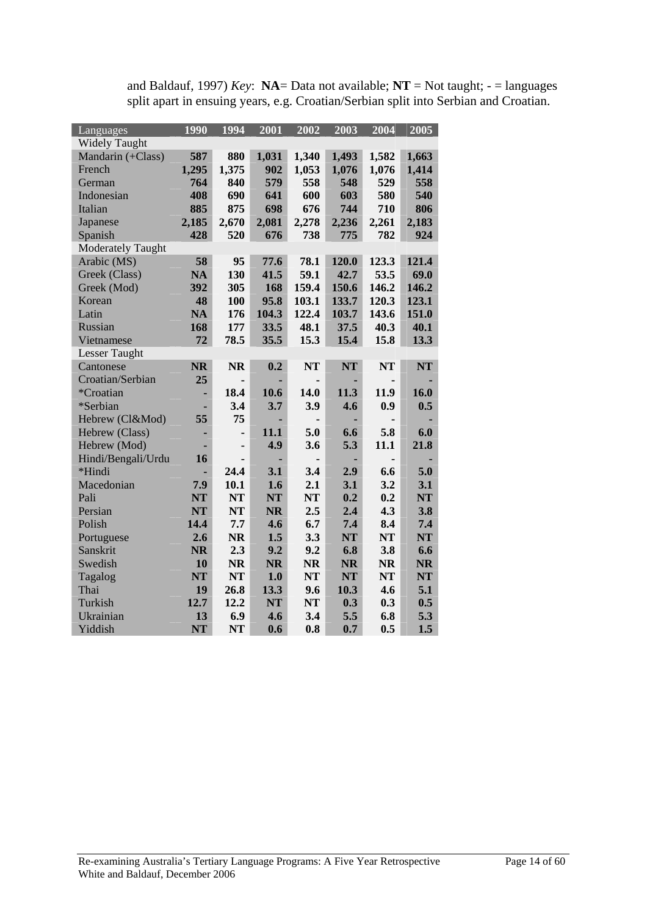and Baldauf, 1997) *Key*: **NA**= Data not available; **NT** = Not taught; - = languages split apart in ensuing years, e.g. Croatian/Serbian split into Serbian and Croatian.

| Languages | 1990 | 1994 | 2001 | 2002 | 2003 | 2004 | 2005 |
|---|---|---|---|---|---|---|---|
| Widely Taught | | | | | | | |
| Mandarin (+Class) | **587** | **880** | **1,031** | **1,340** | **1,493** | **1,582** | **1,663** |
| French | **1,295** | **1,375** | **902** | **1,053** | **1,076** | **1,076** | **1,414** |
| German | **764** | **840** | **579** | **558** | **548** | **529** | **558** |
| Indonesian | **408** | **690** | **641** | **600** | **603** | **580** | **540** |
| Italian | **885** | **875** | **698** | **676** | **744** | **710** | **806** |
| Japanese | **2,185** | **2,670** | **2,081** | **2,278** | **2,236** | **2,261** | **2,183** |
| Spanish | **428** | **520** | **676** | **738** | **775** | **782** | **924** |
| Moderately Taught | | | | | | | |
| Arabic (MS) | **58** | **95** | **77.6** | **78.1** | **120.0** | **123.3** | **121.4** |
| Greek (Class) | **NA** | **130** | **41.5** | **59.1** | **42.7** | **53.5** | **69.0** |
| Greek (Mod) | **392** | **305** | **168** | **159.4** | **150.6** | **146.2** | **146.2** |
| Korean | **48** | **100** | **95.8** | **103.1** | **133.7** | **120.3** | **123.1** |
| Latin | **NA** | **176** | **104.3** | **122.4** | **103.7** | **143.6** | **151.0** |
| Russian | **168** | **177** | **33.5** | **48.1** | **37.5** | **40.3** | **40.1** |
| Vietnamese | **72** | **78.5** | **35.5** | **15.3** | **15.4** | **15.8** | **13.3** |
| Lesser Taught | | | | | | | |
| Cantonese | **NR** | **NR** | **0.2** | **NT** | **NT** | **NT** | **NT** |
| Croatian/Serbian | **25** | **-** | **-** | **-** | **-** | **-** | **-** |
| *Croatian | **-** | **18.4** | **10.6** | **14.0** | **11.3** | **11.9** | **16.0** |
| *Serbian | **-** | **3.4** | **3.7** | **3.9** | **4.6** | **0.9** | **0.5** |
| Hebrew (Cl&Mod) | **55** | **75** | **-** | **-** | **-** | **-** | **-** |
| Hebrew (Class) | **-** | **-** | **11.1** | **5.0** | **6.6** | **5.8** | **6.0** |
| Hebrew (Mod) | **-** | **-** | **4.9** | **3.6** | **5.3** | **11.1** | **21.8** |
| Hindi/Bengali/Urdu | **16** | **-** | **-** | **-** | **-** | **-** | **-** |
| *Hindi | **-** | **24.4** | **3.1** | **3.4** | **2.9** | **6.6** | **5.0** |
| Macedonian | **7.9** | **10.1** | **1.6** | **2.1** | **3.1** | **3.2** | **3.1** |
| Pali | **NT** | **NT** | **NT** | **NT** | **0.2** | **0.2** | **NT** |
| Persian | **NT** | **NT** | **NR** | **2.5** | **2.4** | **4.3** | **3.8** |
| Polish | **14.4** | **7.7** | **4.6** | **6.7** | **7.4** | **8.4** | **7.4** |
| Portuguese | **2.6** | **NR** | **1.5** | **3.3** | **NT** | **NT** | **NT** |
| Sanskrit | **NR** | **2.3** | **9.2** | **9.2** | **6.8** | **3.8** | **6.6** |
| Swedish | **10** | **NR** | **NR** | **NR** | **NR** | **NR** | **NR** |
| Tagalog | **NT** | **NT** | **1.0** | **NT** | **NT** | **NT** | **NT** |
| Thai | **19** | **26.8** | **13.3** | **9.6** | **10.3** | **4.6** | **5.1** |
| Turkish | **12.7** | **12.2** | **NT** | **NT** | **0.3** | **0.3** | **0.5** |
| Ukrainian | **13** | **6.9** | **4.6** | **3.4** | **5.5** | **6.8** | **5.3** |
| Yiddish | **NT** | **NT** | **0.6** | **0.8** | **0.7** | **0.5** | **1.5** |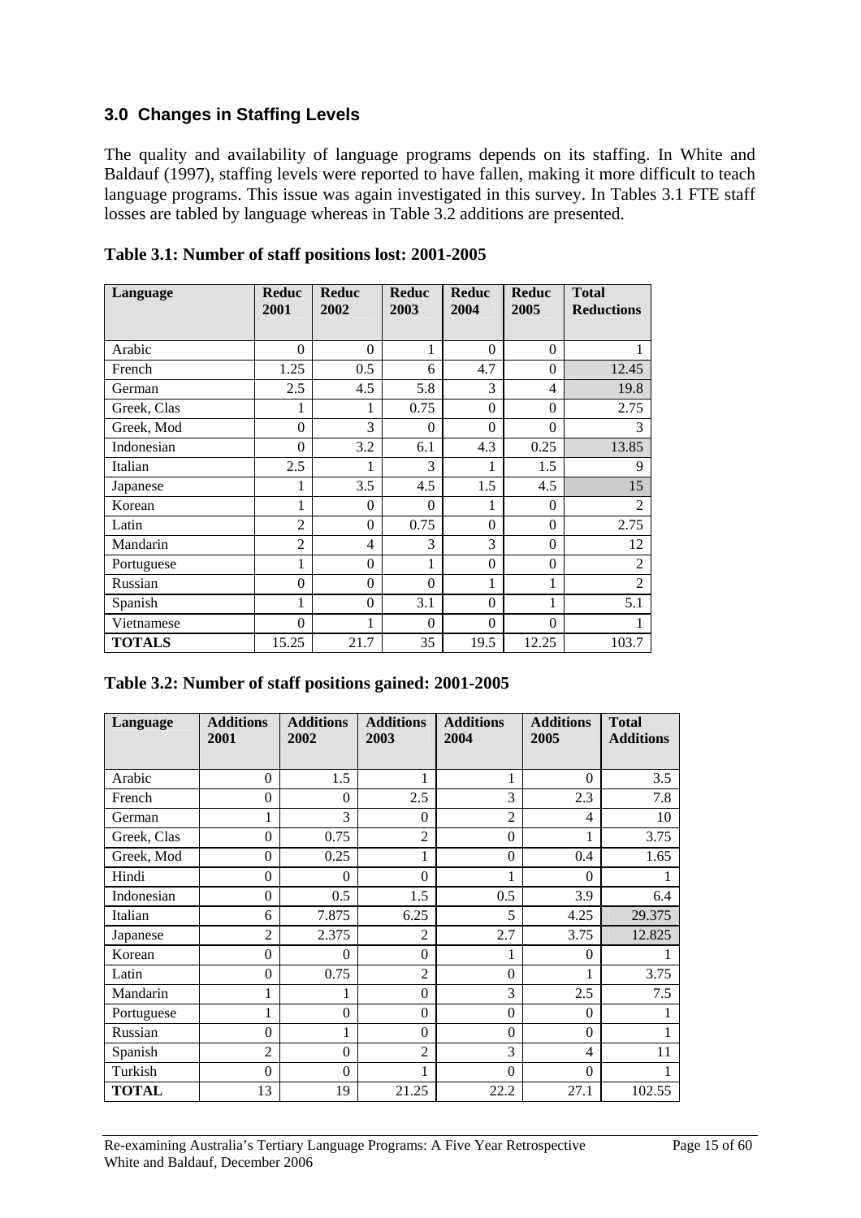## 3.0 Changes in Staffing Levels

The quality and availability of language programs depends on its staffing. In White and Baldauf (1997), staffing levels were reported to have fallen, making it more difficult to teach language programs. This issue was again investigated in this survey. In Tables 3.1 FTE staff losses are tabled by language whereas in Table 3.2 additions are presented.

**Table 3.1: Number of staff positions lost: 2001-2005**

| Language | Reduc 2001 | Reduc 2002 | Reduc 2003 | Reduc 2004 | Reduc 2005 | Total Reductions |
|---|---|---|---|---|---|---|
| Arabic | 0 | 0 | 1 | 0 | 0 | 1 |
| French | 1.25 | 0.5 | 6 | 4.7 | 0 | 12.45 |
| German | 2.5 | 4.5 | 5.8 | 3 | 4 | 19.8 |
| Greek, Clas | 1 | 1 | 0.75 | 0 | 0 | 2.75 |
| Greek, Mod | 0 | 3 | 0 | 0 | 0 | 3 |
| Indonesian | 0 | 3.2 | 6.1 | 4.3 | 0.25 | 13.85 |
| Italian | 2.5 | 1 | 3 | 1 | 1.5 | 9 |
| Japanese | 1 | 3.5 | 4.5 | 1.5 | 4.5 | 15 |
| Korean | 1 | 0 | 0 | 1 | 0 | 2 |
| Latin | 2 | 0 | 0.75 | 0 | 0 | 2.75 |
| Mandarin | 2 | 4 | 3 | 3 | 0 | 12 |
| Portuguese | 1 | 0 | 1 | 0 | 0 | 2 |
| Russian | 0 | 0 | 0 | 1 | 1 | 2 |
| Spanish | 1 | 0 | 3.1 | 0 | 1 | 5.1 |
| Vietnamese | 0 | 1 | 0 | 0 | 0 | 1 |
| **TOTALS** | 15.25 | 21.7 | 35 | 19.5 | 12.25 | 103.7 |

**Table 3.2: Number of staff positions gained: 2001-2005**

| Language | Additions 2001 | Additions 2002 | Additions 2003 | Additions 2004 | Additions 2005 | Total Additions |
|---|---|---|---|---|---|---|
| Arabic | 0 | 1.5 | 1 | 1 | 0 | 3.5 |
| French | 0 | 0 | 2.5 | 3 | 2.3 | 7.8 |
| German | 1 | 3 | 0 | 2 | 4 | 10 |
| Greek, Clas | 0 | 0.75 | 2 | 0 | 1 | 3.75 |
| Greek, Mod | 0 | 0.25 | 1 | 0 | 0.4 | 1.65 |
| Hindi | 0 | 0 | 0 | 1 | 0 | 1 |
| Indonesian | 0 | 0.5 | 1.5 | 0.5 | 3.9 | 6.4 |
| Italian | 6 | 7.875 | 6.25 | 5 | 4.25 | 29.375 |
| Japanese | 2 | 2.375 | 2 | 2.7 | 3.75 | 12.825 |
| Korean | 0 | 0 | 0 | 1 | 0 | 1 |
| Latin | 0 | 0.75 | 2 | 0 | 1 | 3.75 |
| Mandarin | 1 | 1 | 0 | 3 | 2.5 | 7.5 |
| Portuguese | 1 | 0 | 0 | 0 | 0 | 1 |
| Russian | 0 | 1 | 0 | 0 | 0 | 1 |
| Spanish | 2 | 0 | 2 | 3 | 4 | 11 |
| Turkish | 0 | 0 | 1 | 0 | 0 | 1 |
| **TOTAL** | 13 | 19 | 21.25 | 22.2 | 27.1 | 102.55 |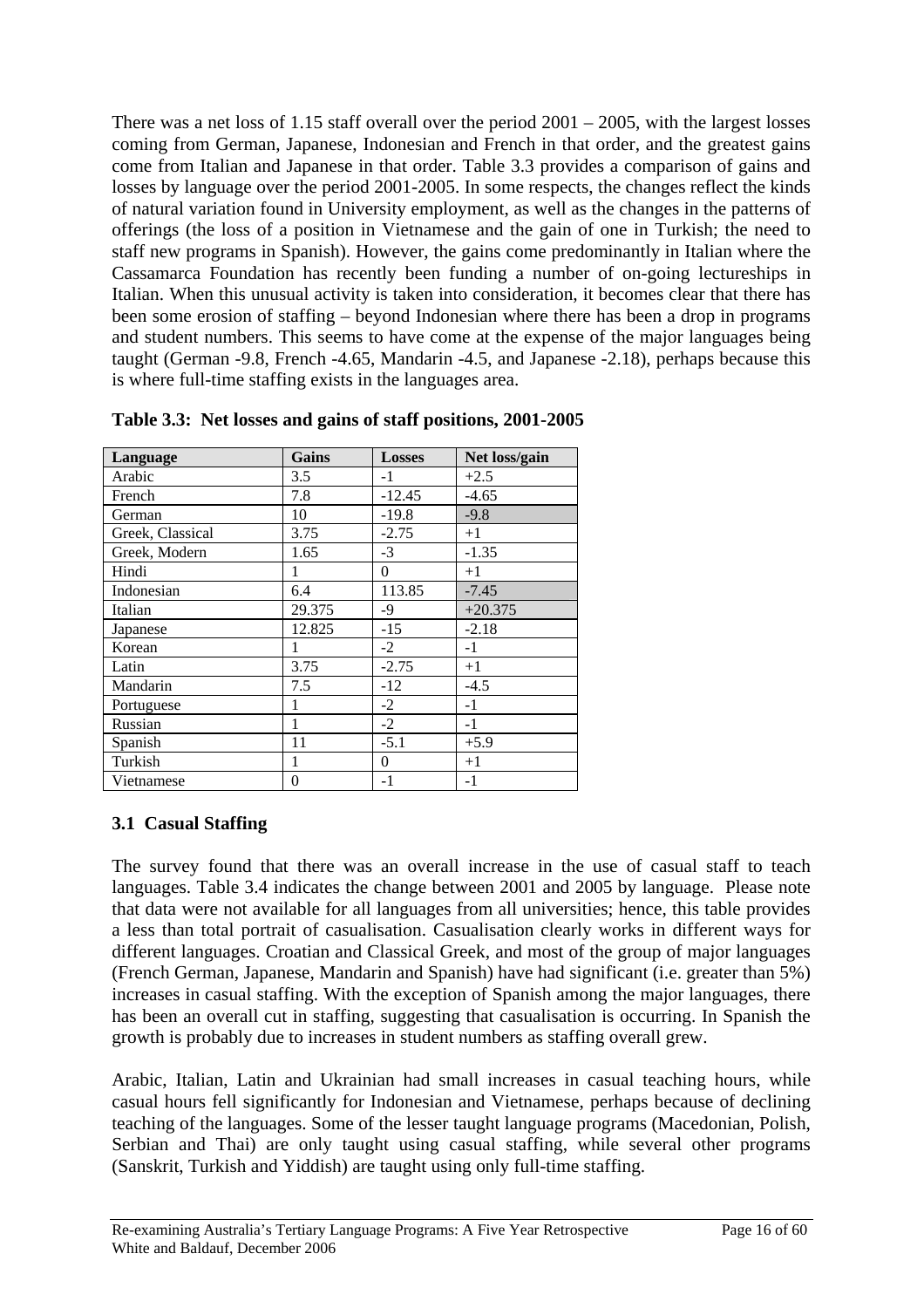There was a net loss of 1.15 staff overall over the period 2001 – 2005, with the largest losses coming from German, Japanese, Indonesian and French in that order, and the greatest gains come from Italian and Japanese in that order. Table 3.3 provides a comparison of gains and losses by language over the period 2001-2005. In some respects, the changes reflect the kinds of natural variation found in University employment, as well as the changes in the patterns of offerings (the loss of a position in Vietnamese and the gain of one in Turkish; the need to staff new programs in Spanish). However, the gains come predominantly in Italian where the Cassamarca Foundation has recently been funding a number of on-going lectureships in Italian. When this unusual activity is taken into consideration, it becomes clear that there has been some erosion of staffing – beyond Indonesian where there has been a drop in programs and student numbers. This seems to have come at the expense of the major languages being taught (German -9.8, French -4.65, Mandarin -4.5, and Japanese -2.18), perhaps because this is where full-time staffing exists in the languages area.

**Table 3.3: Net losses and gains of staff positions, 2001-2005**

| Language | Gains | Losses | Net loss/gain |
|---|---|---|---|
| Arabic | 3.5 | -1 | +2.5 |
| French | 7.8 | -12.45 | -4.65 |
| German | 10 | -19.8 | -9.8 |
| Greek, Classical | 3.75 | -2.75 | +1 |
| Greek, Modern | 1.65 | -3 | -1.35 |
| Hindi | 1 | 0 | +1 |
| Indonesian | 6.4 | 113.85 | -7.45 |
| Italian | 29.375 | -9 | +20.375 |
| Japanese | 12.825 | -15 | -2.18 |
| Korean | 1 | -2 | -1 |
| Latin | 3.75 | -2.75 | +1 |
| Mandarin | 7.5 | -12 | -4.5 |
| Portuguese | 1 | -2 | -1 |
| Russian | 1 | -2 | -1 |
| Spanish | 11 | -5.1 | +5.9 |
| Turkish | 1 | 0 | +1 |
| Vietnamese | 0 | -1 | -1 |

## 3.1 Casual Staffing

The survey found that there was an overall increase in the use of casual staff to teach languages. Table 3.4 indicates the change between 2001 and 2005 by language. Please note that data were not available for all languages from all universities; hence, this table provides a less than total portrait of casualisation. Casualisation clearly works in different ways for different languages. Croatian and Classical Greek, and most of the group of major languages (French German, Japanese, Mandarin and Spanish) have had significant (i.e. greater than 5%) increases in casual staffing. With the exception of Spanish among the major languages, there has been an overall cut in staffing, suggesting that casualisation is occurring. In Spanish the growth is probably due to increases in student numbers as staffing overall grew.

Arabic, Italian, Latin and Ukrainian had small increases in casual teaching hours, while casual hours fell significantly for Indonesian and Vietnamese, perhaps because of declining teaching of the languages. Some of the lesser taught language programs (Macedonian, Polish, Serbian and Thai) are only taught using casual staffing, while several other programs (Sanskrit, Turkish and Yiddish) are taught using only full-time staffing.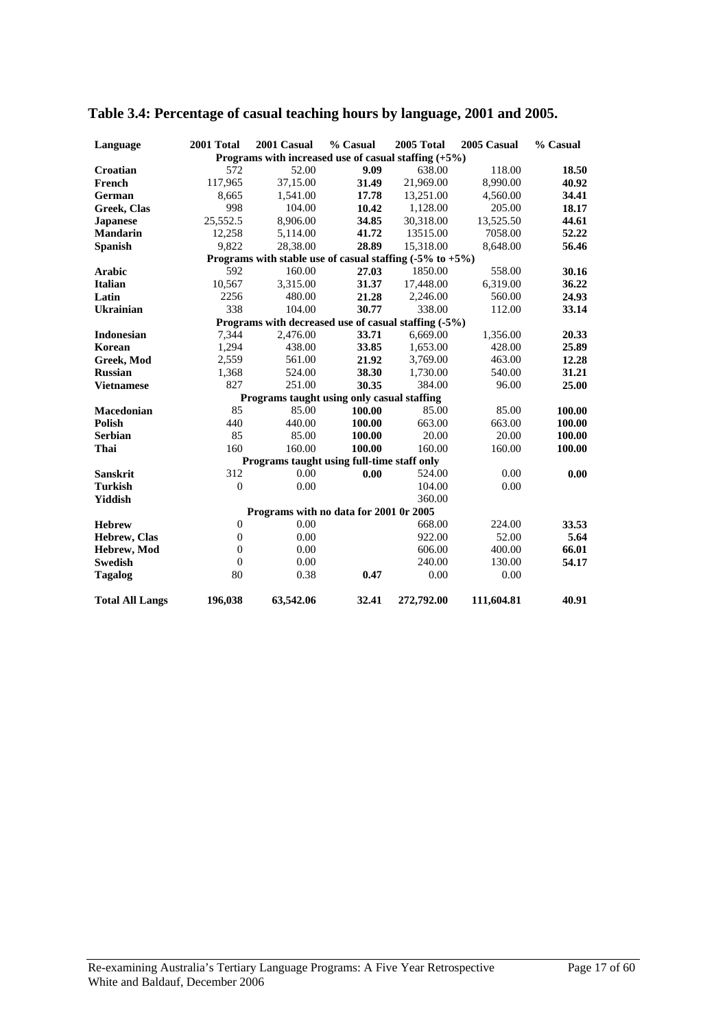# Table 3.4: Percentage of casual teaching hours by language, 2001 and 2005.

| Language | 2001 Total | 2001 Casual | % Casual | 2005 Total | 2005 Casual | % Casual |
|---|---|---|---|---|---|---|
| | | Programs with increased use of casual staffing (+5%) | | | | |
| **Croatian** | 572 | 52.00 | **9.09** | 638.00 | 118.00 | **18.50** |
| **French** | 117,965 | 37,15.00 | **31.49** | 21,969.00 | 8,990.00 | **40.92** |
| **German** | 8,665 | 1,541.00 | **17.78** | 13,251.00 | 4,560.00 | **34.41** |
| **Greek, Clas** | 998 | 104.00 | **10.42** | 1,128.00 | 205.00 | **18.17** |
| **Japanese** | 25,552.5 | 8,906.00 | **34.85** | 30,318.00 | 13,525.50 | **44.61** |
| **Mandarin** | 12,258 | 5,114.00 | **41.72** | 13515.00 | 7058.00 | **52.22** |
| **Spanish** | 9,822 | 28,38.00 | **28.89** | 15,318.00 | 8,648.00 | **56.46** |
| | | Programs with stable use of casual staffing (-5% to +5%) | | | | |
| **Arabic** | 592 | 160.00 | **27.03** | 1850.00 | 558.00 | **30.16** |
| **Italian** | 10,567 | 3,315.00 | **31.37** | 17,448.00 | 6,319.00 | **36.22** |
| **Latin** | 2256 | 480.00 | **21.28** | 2,246.00 | 560.00 | **24.93** |
| **Ukrainian** | 338 | 104.00 | **30.77** | 338.00 | 112.00 | **33.14** |
| | | Programs with decreased use of casual staffing (-5%) | | | | |
| **Indonesian** | 7,344 | 2,476.00 | **33.71** | 6,669.00 | 1,356.00 | **20.33** |
| **Korean** | 1,294 | 438.00 | **33.85** | 1,653.00 | 428.00 | **25.89** |
| **Greek, Mod** | 2,559 | 561.00 | **21.92** | 3,769.00 | 463.00 | **12.28** |
| **Russian** | 1,368 | 524.00 | **38.30** | 1,730.00 | 540.00 | **31.21** |
| **Vietnamese** | 827 | 251.00 | **30.35** | 384.00 | 96.00 | **25.00** |
| | | Programs taught using only casual staffing | | | | |
| **Macedonian** | 85 | 85.00 | **100.00** | 85.00 | 85.00 | **100.00** |
| **Polish** | 440 | 440.00 | **100.00** | 663.00 | 663.00 | **100.00** |
| **Serbian** | 85 | 85.00 | **100.00** | 20.00 | 20.00 | **100.00** |
| **Thai** | 160 | 160.00 | **100.00** | 160.00 | 160.00 | **100.00** |
| | | Programs taught using full-time staff only | | | | |
| **Sanskrit** | 312 | 0.00 | **0.00** | 524.00 | 0.00 | **0.00** |
| **Turkish** | 0 | 0.00 | | 104.00 | 0.00 | |
| **Yiddish** | | | | 360.00 | | |
| | | Programs with no data for 2001 0r 2005 | | | | |
| **Hebrew** | 0 | 0.00 | | 668.00 | 224.00 | **33.53** |
| **Hebrew, Clas** | 0 | 0.00 | | 922.00 | 52.00 | **5.64** |
| **Hebrew, Mod** | 0 | 0.00 | | 606.00 | 400.00 | **66.01** |
| **Swedish** | 0 | 0.00 | | 240.00 | 130.00 | **54.17** |
| **Tagalog** | 80 | 0.38 | **0.47** | 0.00 | 0.00 | |
| **Total All Langs** | **196,038** | **63,542.06** | **32.41** | **272,792.00** | **111,604.81** | **40.91** |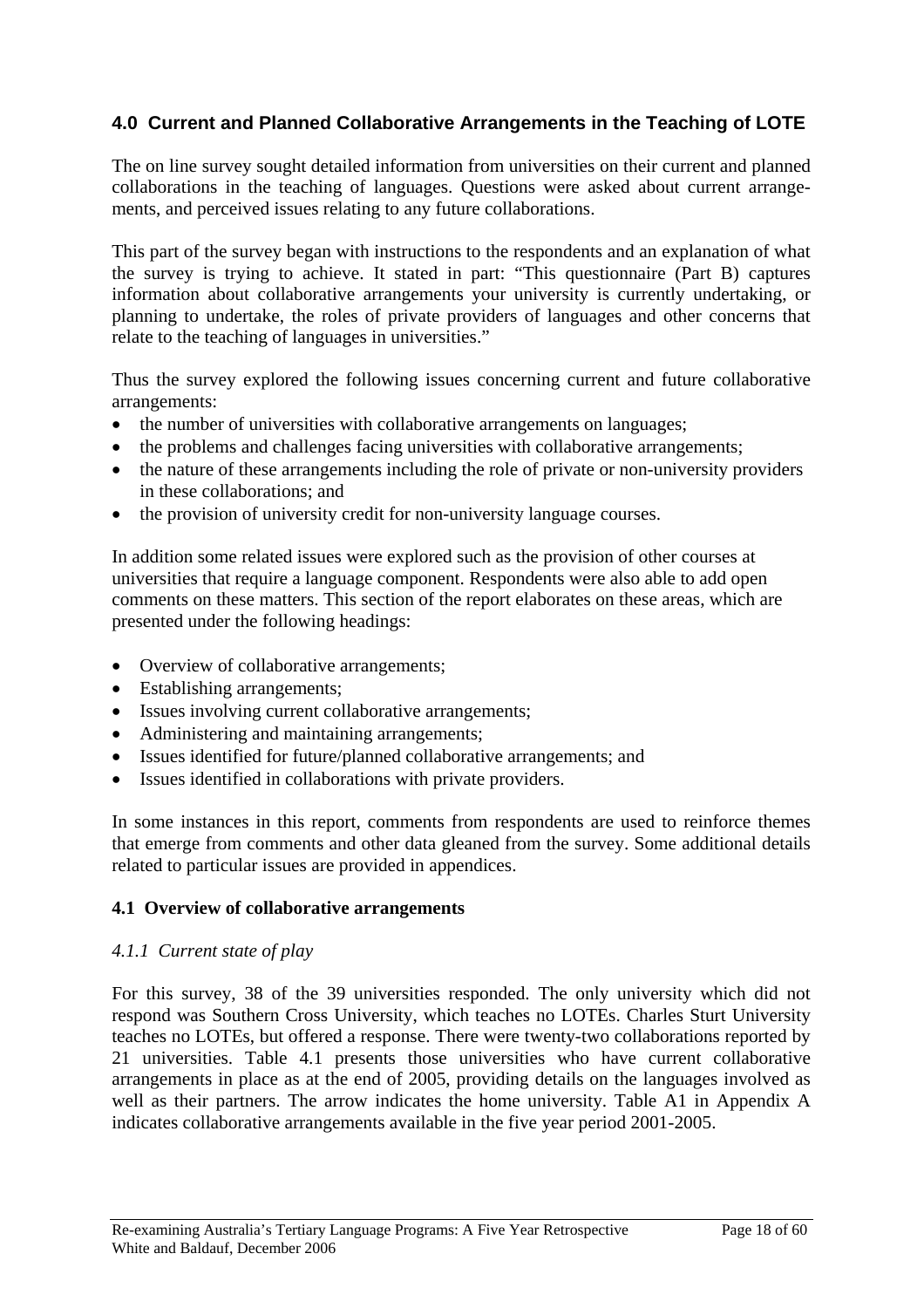## 4.0 Current and Planned Collaborative Arrangements in the Teaching of LOTE

The on line survey sought detailed information from universities on their current and planned collaborations in the teaching of languages. Questions were asked about current arrangements, and perceived issues relating to any future collaborations.

This part of the survey began with instructions to the respondents and an explanation of what the survey is trying to achieve. It stated in part: "This questionnaire (Part B) captures information about collaborative arrangements your university is currently undertaking, or planning to undertake, the roles of private providers of languages and other concerns that relate to the teaching of languages in universities."

Thus the survey explored the following issues concerning current and future collaborative arrangements:

- the number of universities with collaborative arrangements on languages;
- the problems and challenges facing universities with collaborative arrangements;
- the nature of these arrangements including the role of private or non-university providers in these collaborations; and
- the provision of university credit for non-university language courses.

In addition some related issues were explored such as the provision of other courses at universities that require a language component. Respondents were also able to add open comments on these matters. This section of the report elaborates on these areas, which are presented under the following headings:

- Overview of collaborative arrangements;
- Establishing arrangements;
- Issues involving current collaborative arrangements;
- Administering and maintaining arrangements;
- Issues identified for future/planned collaborative arrangements; and
- Issues identified in collaborations with private providers.

In some instances in this report, comments from respondents are used to reinforce themes that emerge from comments and other data gleaned from the survey. Some additional details related to particular issues are provided in appendices.

### 4.1 Overview of collaborative arrangements

#### *4.1.1 Current state of play*

For this survey, 38 of the 39 universities responded. The only university which did not respond was Southern Cross University, which teaches no LOTEs. Charles Sturt University teaches no LOTEs, but offered a response. There were twenty-two collaborations reported by 21 universities. Table 4.1 presents those universities who have current collaborative arrangements in place as at the end of 2005, providing details on the languages involved as well as their partners. The arrow indicates the home university. Table A1 in Appendix A indicates collaborative arrangements available in the five year period 2001-2005.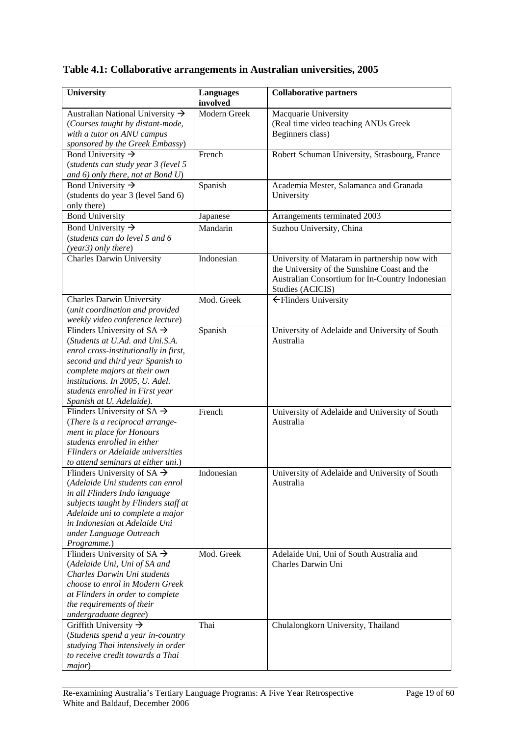**Table 4.1: Collaborative arrangements in Australian universities, 2005**

| University | Languages involved | Collaborative partners |
|---|---|---|
| Australian National University → (*Courses taught by distant-mode, with a tutor on ANU campus sponsored by the Greek Embassy*) | Modern Greek | Macquarie University (Real time video teaching ANUs Greek Beginners class) |
| Bond University → (*students can study year 3 (level 5 and 6) only there, not at Bond U*) | French | Robert Schuman University, Strasbourg, France |
| Bond University → (students do year 3 (level 5and 6) only there) | Spanish | Academia Mester, Salamanca and Granada University |
| Bond University | Japanese | Arrangements terminated 2003 |
| Bond University → (*students can do level 5 and 6 (year3) only there*) | Mandarin | Suzhou University, China |
| Charles Darwin University | Indonesian | University of Mataram in partnership now with the University of the Sunshine Coast and the Australian Consortium for In-Country Indonesian Studies (ACICIS) |
| Charles Darwin University (*unit coordination and provided weekly video conference lecture*) | Mod. Greek | ←Flinders University |
| Flinders University of SA → (*Students at U.Ad. and Uni.S.A. enrol cross-institutionally in first, second and third year Spanish to complete majors at their own institutions. In 2005, U. Adel. students enrolled in First year Spanish at U. Adelaide)*. | Spanish | University of Adelaide and University of South Australia |
| Flinders University of SA → (*There is a reciprocal arrangement in place for Honours students enrolled in either Flinders or Adelaide universities to attend seminars at either uni.*) | French | University of Adelaide and University of South Australia |
| Flinders University of SA → (*Adelaide Uni students can enrol in all Flinders Indo language subjects taught by Flinders staff at Adelaide uni to complete a major in Indonesian at Adelaide Uni under Language Outreach Programme.*) | Indonesian | University of Adelaide and University of South Australia |
| Flinders University of SA → (*Adelaide Uni, Uni of SA and Charles Darwin Uni students choose to enrol in Modern Greek at Flinders in order to complete the requirements of their undergraduate degree*) | Mod. Greek | Adelaide Uni, Uni of South Australia and Charles Darwin Uni |
| Griffith University → (*Students spend a year in-country studying Thai intensively in order to receive credit towards a Thai major*) | Thai | Chulalongkorn University, Thailand |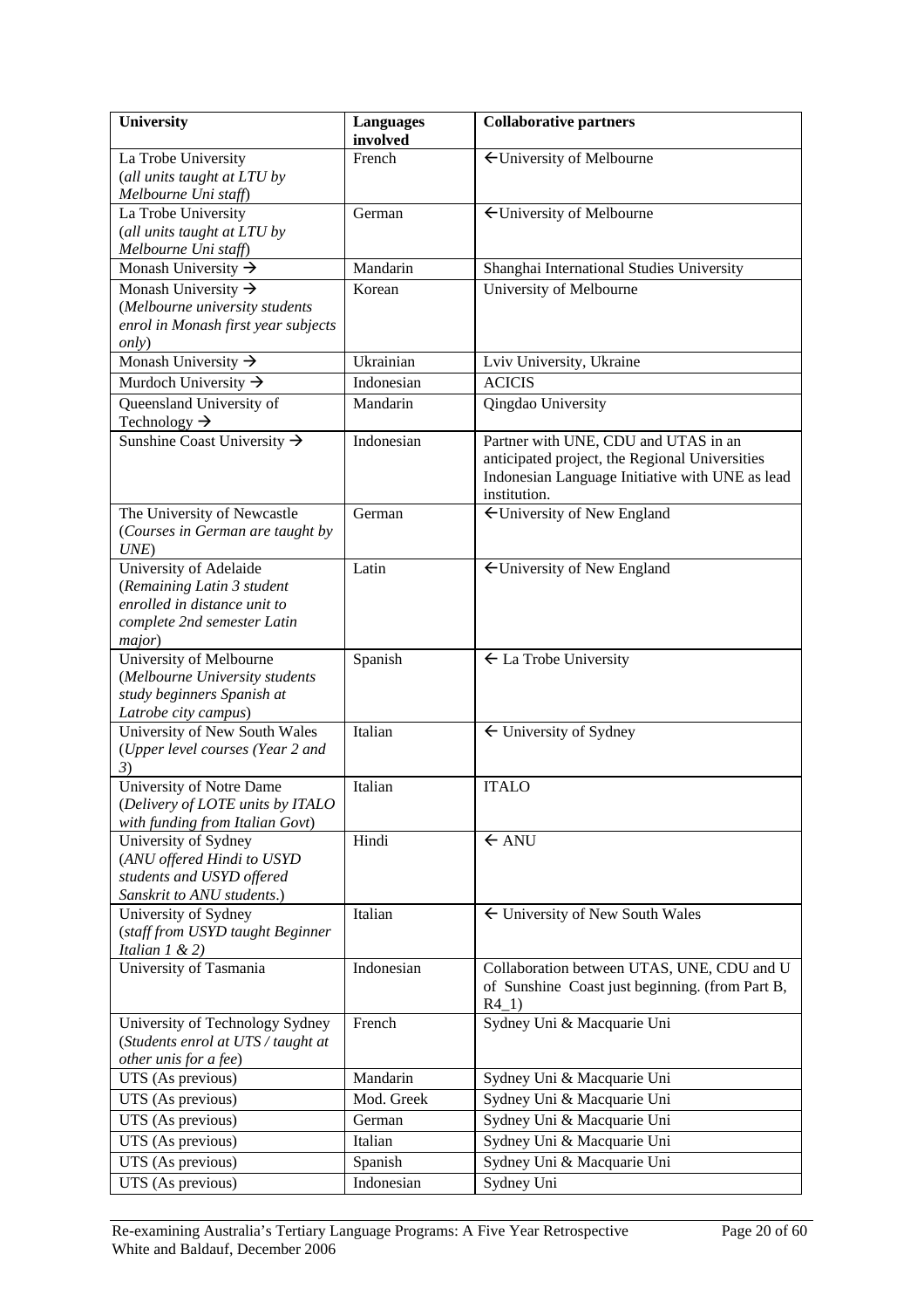| University | Languages involved | Collaborative partners |
|---|---|---|
| La Trobe University (*all units taught at LTU by Melbourne Uni staff*) | French | ←University of Melbourne |
| La Trobe University (*all units taught at LTU by Melbourne Uni staff*) | German | ←University of Melbourne |
| Monash University → | Mandarin | Shanghai International Studies University |
| Monash University → (*Melbourne university students enrol in Monash first year subjects only*) | Korean | University of Melbourne |
| Monash University → | Ukrainian | Lviv University, Ukraine |
| Murdoch University → | Indonesian | ACICIS |
| Queensland University of Technology → | Mandarin | Qingdao University |
| Sunshine Coast University → | Indonesian | Partner with UNE, CDU and UTAS in an anticipated project, the Regional Universities Indonesian Language Initiative with UNE as lead institution. |
| The University of Newcastle (*Courses in German are taught by UNE*) | German | ←University of New England |
| University of Adelaide (*Remaining Latin 3 student enrolled in distance unit to complete 2nd semester Latin major*) | Latin | ←University of New England |
| University of Melbourne (*Melbourne University students study beginners Spanish at Latrobe city campus*) | Spanish | ← La Trobe University |
| University of New South Wales (*Upper level courses (Year 2 and 3)*) | Italian | ← University of Sydney |
| University of Notre Dame (*Delivery of LOTE units by ITALO with funding from Italian Govt*) | Italian | ITALO |
| University of Sydney (*ANU offered Hindi to USYD students and USYD offered Sanskrit to ANU students*.) | Hindi | ← ANU |
| University of Sydney (*staff from USYD taught Beginner Italian 1 & 2)* | Italian | ← University of New South Wales |
| University of Tasmania | Indonesian | Collaboration between UTAS, UNE, CDU and U of Sunshine Coast just beginning. (from Part B, R4_1) |
| University of Technology Sydney (*Students enrol at UTS / taught at other unis for a fee*) | French | Sydney Uni & Macquarie Uni |
| UTS (As previous) | Mandarin | Sydney Uni & Macquarie Uni |
| UTS (As previous) | Mod. Greek | Sydney Uni & Macquarie Uni |
| UTS (As previous) | German | Sydney Uni & Macquarie Uni |
| UTS (As previous) | Italian | Sydney Uni & Macquarie Uni |
| UTS (As previous) | Spanish | Sydney Uni & Macquarie Uni |
| UTS (As previous) | Indonesian | Sydney Uni |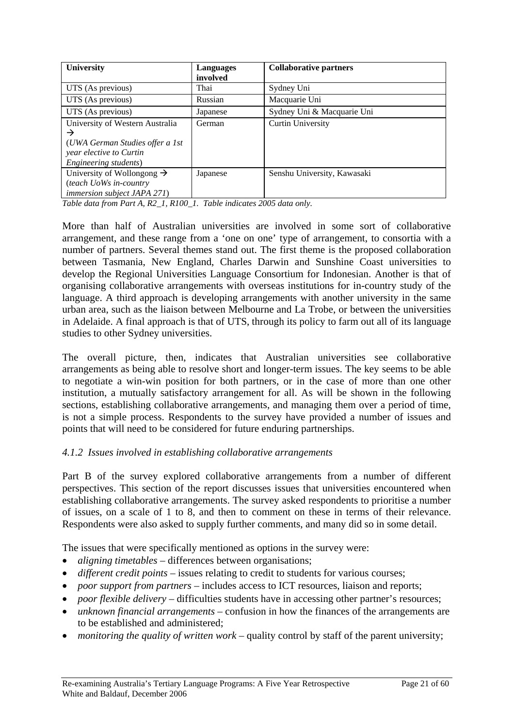| University | Languages involved | Collaborative partners |
|---|---|---|
| UTS (As previous) | Thai | Sydney Uni |
| UTS (As previous) | Russian | Macquarie Uni |
| UTS (As previous) | Japanese | Sydney Uni & Macquarie Uni |
| University of Western Australia → (*UWA German Studies offer a 1st year elective to Curtin Engineering students*) | German | Curtin University |
| University of Wollongong → (*teach UoWs in-country immersion subject JAPA 271*) | Japanese | Senshu University, Kawasaki |

*Table data from Part A, R2_1, R100_1. Table indicates 2005 data only.*

More than half of Australian universities are involved in some sort of collaborative arrangement, and these range from a 'one on one' type of arrangement, to consortia with a number of partners. Several themes stand out. The first theme is the proposed collaboration between Tasmania, New England, Charles Darwin and Sunshine Coast universities to develop the Regional Universities Language Consortium for Indonesian. Another is that of organising collaborative arrangements with overseas institutions for in-country study of the language. A third approach is developing arrangements with another university in the same urban area, such as the liaison between Melbourne and La Trobe, or between the universities in Adelaide. A final approach is that of UTS, through its policy to farm out all of its language studies to other Sydney universities.

The overall picture, then, indicates that Australian universities see collaborative arrangements as being able to resolve short and longer-term issues. The key seems to be able to negotiate a win-win position for both partners, or in the case of more than one other institution, a mutually satisfactory arrangement for all. As will be shown in the following sections, establishing collaborative arrangements, and managing them over a period of time, is not a simple process. Respondents to the survey have provided a number of issues and points that will need to be considered for future enduring partnerships.

### *4.1.2 Issues involved in establishing collaborative arrangements*

Part B of the survey explored collaborative arrangements from a number of different perspectives. This section of the report discusses issues that universities encountered when establishing collaborative arrangements. The survey asked respondents to prioritise a number of issues, on a scale of 1 to 8, and then to comment on these in terms of their relevance. Respondents were also asked to supply further comments, and many did so in some detail.

The issues that were specifically mentioned as options in the survey were:

- *aligning timetables* – differences between organisations;
- *different credit points* – issues relating to credit to students for various courses;
- *poor support from partners* – includes access to ICT resources, liaison and reports;
- *poor flexible delivery* – difficulties students have in accessing other partner's resources;
- *unknown financial arrangements* – confusion in how the finances of the arrangements are to be established and administered;
- *monitoring the quality of written work* – quality control by staff of the parent university;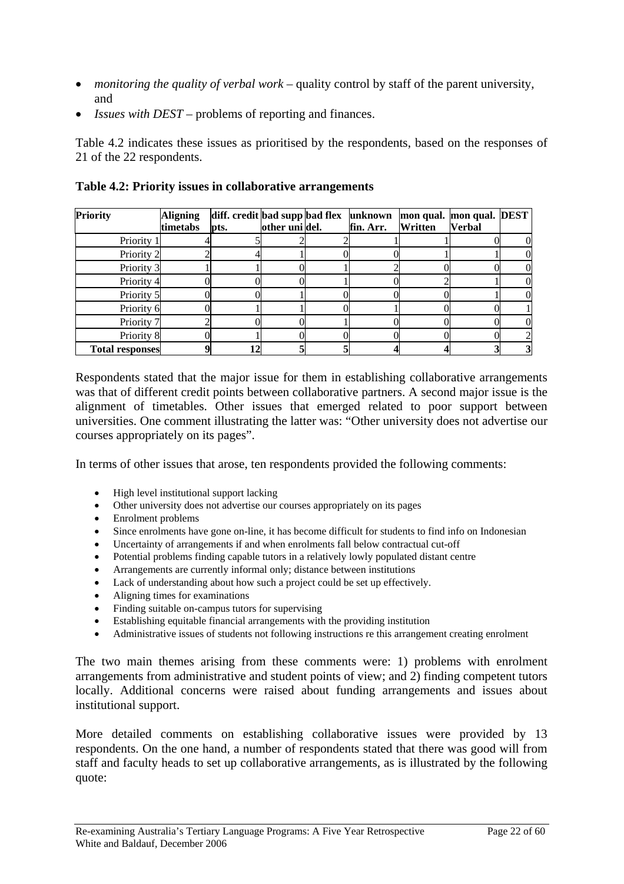- *monitoring the quality of verbal work* – quality control by staff of the parent university, and
- *Issues with DEST* – problems of reporting and finances.

Table 4.2 indicates these issues as prioritised by the respondents, based on the responses of 21 of the 22 respondents.

**Table 4.2: Priority issues in collaborative arrangements**

| Priority | Aligning timetabs | diff. credit pts. | bad supp other uni | bad flex del. | unknown fin. Arr. | mon qual. Written | mon qual. Verbal | DEST |
|---|---|---|---|---|---|---|---|---|
| Priority 1 | 4 | 5 | 2 | 2 | 1 | 1 | 0 | 0 |
| Priority 2 | 2 | 4 | 1 | 0 | 0 | 1 | 1 | 0 |
| Priority 3 | 1 | 1 | 0 | 1 | 2 | 0 | 0 | 0 |
| Priority 4 | 0 | 0 | 0 | 1 | 0 | 2 | 1 | 0 |
| Priority 5 | 0 | 0 | 1 | 0 | 0 | 0 | 1 | 0 |
| Priority 6 | 0 | 1 | 1 | 0 | 1 | 0 | 0 | 1 |
| Priority 7 | 2 | 0 | 0 | 1 | 0 | 0 | 0 | 0 |
| Priority 8 | 0 | 1 | 0 | 0 | 0 | 0 | 0 | 2 |
| **Total responses** | **9** | **12** | **5** | **5** | **4** | **4** | **3** | **3** |

Respondents stated that the major issue for them in establishing collaborative arrangements was that of different credit points between collaborative partners. A second major issue is the alignment of timetables. Other issues that emerged related to poor support between universities. One comment illustrating the latter was: "Other university does not advertise our courses appropriately on its pages".

In terms of other issues that arose, ten respondents provided the following comments:

- High level institutional support lacking
- Other university does not advertise our courses appropriately on its pages
- Enrolment problems
- Since enrolments have gone on-line, it has become difficult for students to find info on Indonesian
- Uncertainty of arrangements if and when enrolments fall below contractual cut-off
- Potential problems finding capable tutors in a relatively lowly populated distant centre
- Arrangements are currently informal only; distance between institutions
- Lack of understanding about how such a project could be set up effectively.
- Aligning times for examinations
- Finding suitable on-campus tutors for supervising
- Establishing equitable financial arrangements with the providing institution
- Administrative issues of students not following instructions re this arrangement creating enrolment

The two main themes arising from these comments were: 1) problems with enrolment arrangements from administrative and student points of view; and 2) finding competent tutors locally. Additional concerns were raised about funding arrangements and issues about institutional support.

More detailed comments on establishing collaborative issues were provided by 13 respondents. On the one hand, a number of respondents stated that there was good will from staff and faculty heads to set up collaborative arrangements, as is illustrated by the following quote: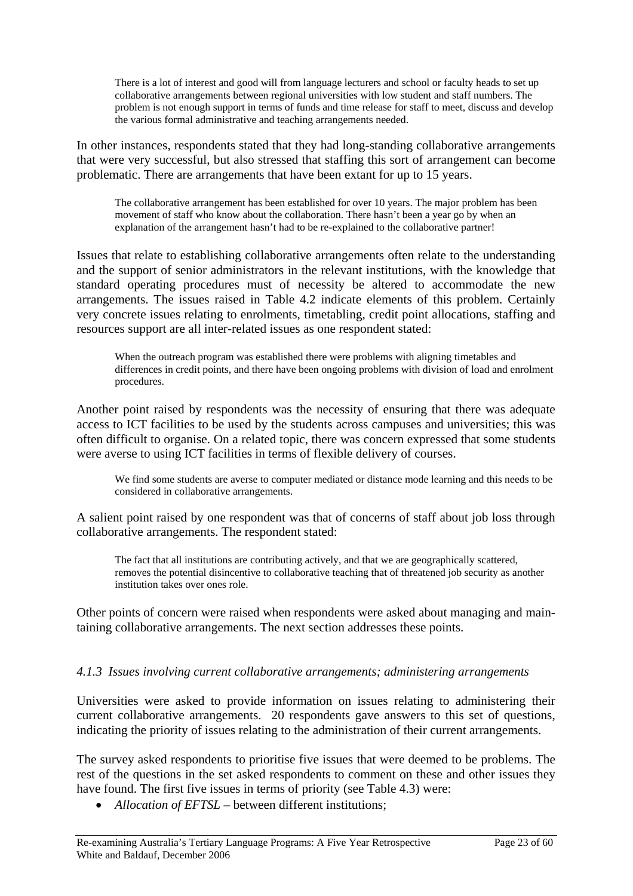> There is a lot of interest and good will from language lecturers and school or faculty heads to set up collaborative arrangements between regional universities with low student and staff numbers. The problem is not enough support in terms of funds and time release for staff to meet, discuss and develop the various formal administrative and teaching arrangements needed.

In other instances, respondents stated that they had long-standing collaborative arrangements that were very successful, but also stressed that staffing this sort of arrangement can become problematic. There are arrangements that have been extant for up to 15 years.

> The collaborative arrangement has been established for over 10 years. The major problem has been movement of staff who know about the collaboration. There hasn't been a year go by when an explanation of the arrangement hasn't had to be re-explained to the collaborative partner!

Issues that relate to establishing collaborative arrangements often relate to the understanding and the support of senior administrators in the relevant institutions, with the knowledge that standard operating procedures must of necessity be altered to accommodate the new arrangements. The issues raised in Table 4.2 indicate elements of this problem. Certainly very concrete issues relating to enrolments, timetabling, credit point allocations, staffing and resources support are all inter-related issues as one respondent stated:

> When the outreach program was established there were problems with aligning timetables and differences in credit points, and there have been ongoing problems with division of load and enrolment procedures.

Another point raised by respondents was the necessity of ensuring that there was adequate access to ICT facilities to be used by the students across campuses and universities; this was often difficult to organise. On a related topic, there was concern expressed that some students were averse to using ICT facilities in terms of flexible delivery of courses.

> We find some students are averse to computer mediated or distance mode learning and this needs to be considered in collaborative arrangements.

A salient point raised by one respondent was that of concerns of staff about job loss through collaborative arrangements. The respondent stated:

> The fact that all institutions are contributing actively, and that we are geographically scattered, removes the potential disincentive to collaborative teaching that of threatened job security as another institution takes over ones role.

Other points of concern were raised when respondents were asked about managing and maintaining collaborative arrangements. The next section addresses these points.

### *4.1.3 Issues involving current collaborative arrangements; administering arrangements*

Universities were asked to provide information on issues relating to administering their current collaborative arrangements. 20 respondents gave answers to this set of questions, indicating the priority of issues relating to the administration of their current arrangements.

The survey asked respondents to prioritise five issues that were deemed to be problems. The rest of the questions in the set asked respondents to comment on these and other issues they have found. The first five issues in terms of priority (see Table 4.3) were:

- *Allocation of EFTSL* – between different institutions;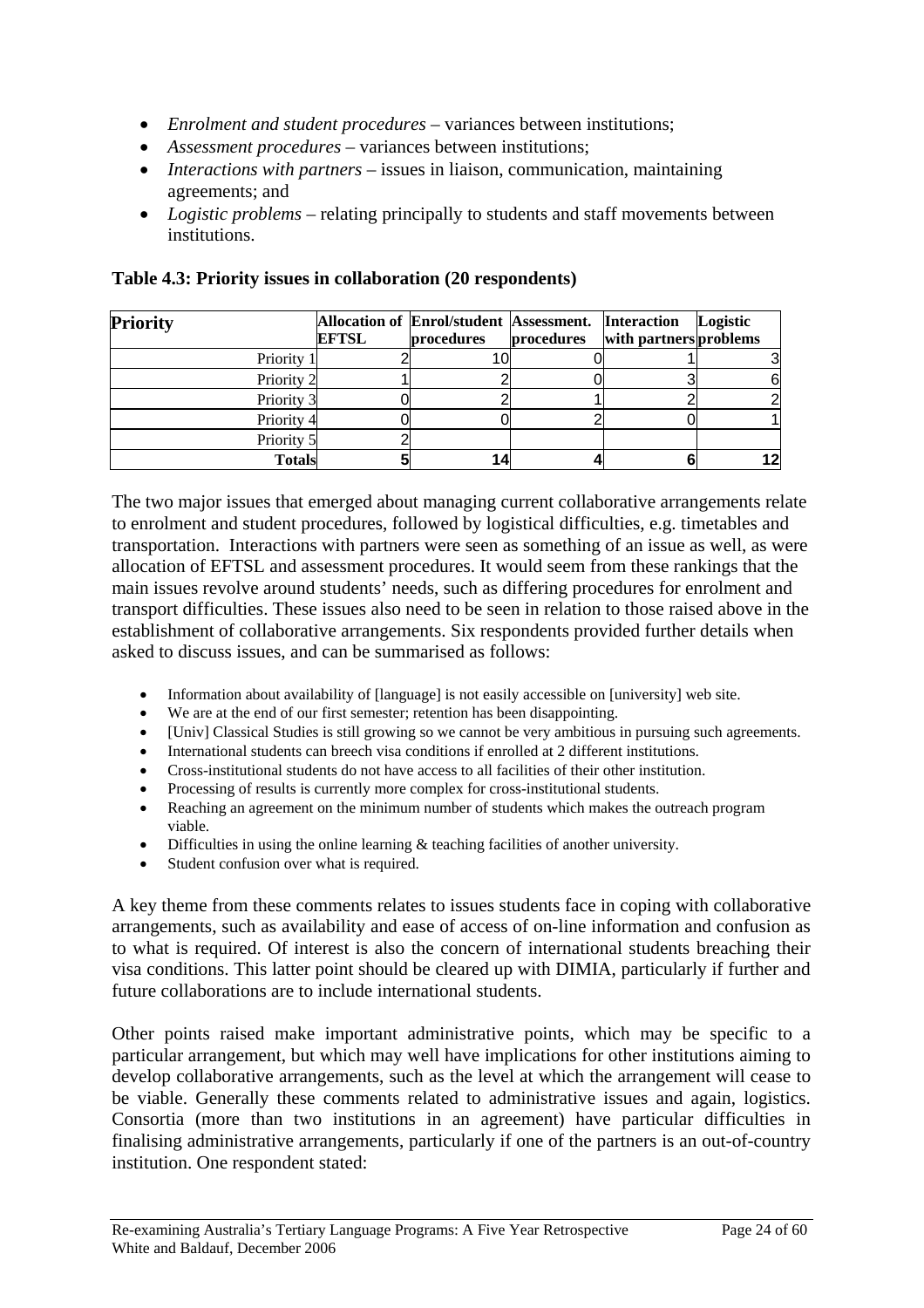- *Enrolment and student procedures* – variances between institutions;
- *Assessment procedures* – variances between institutions;
- *Interactions with partners* – issues in liaison, communication, maintaining agreements; and
- *Logistic problems* – relating principally to students and staff movements between institutions.

**Table 4.3: Priority issues in collaboration (20 respondents)**

| Priority | Allocation of EFTSL | Enrol/student procedures | Assessment. procedures | Interaction with partners | Logistic problems |
|---|---|---|---|---|---|
| Priority 1 | 2 | 10 | 0 | 1 | 3 |
| Priority 2 | 1 | 2 | 0 | 3 | 6 |
| Priority 3 | 0 | 2 | 1 | 2 | 2 |
| Priority 4 | 0 | 0 | 2 | 0 | 1 |
| Priority 5 | 2 | | | | |
| **Totals** | **5** | **14** | **4** | **6** | **12** |

The two major issues that emerged about managing current collaborative arrangements relate to enrolment and student procedures, followed by logistical difficulties, e.g. timetables and transportation. Interactions with partners were seen as something of an issue as well, as were allocation of EFTSL and assessment procedures. It would seem from these rankings that the main issues revolve around students' needs, such as differing procedures for enrolment and transport difficulties. These issues also need to be seen in relation to those raised above in the establishment of collaborative arrangements. Six respondents provided further details when asked to discuss issues, and can be summarised as follows:

- Information about availability of [language] is not easily accessible on [university] web site.
- We are at the end of our first semester; retention has been disappointing.
- [Univ] Classical Studies is still growing so we cannot be very ambitious in pursuing such agreements.
- International students can breech visa conditions if enrolled at 2 different institutions.
- Cross-institutional students do not have access to all facilities of their other institution.
- Processing of results is currently more complex for cross-institutional students.
- Reaching an agreement on the minimum number of students which makes the outreach program viable.
- Difficulties in using the online learning & teaching facilities of another university.
- Student confusion over what is required.

A key theme from these comments relates to issues students face in coping with collaborative arrangements, such as availability and ease of access of on-line information and confusion as to what is required. Of interest is also the concern of international students breaching their visa conditions. This latter point should be cleared up with DIMIA, particularly if further and future collaborations are to include international students.

Other points raised make important administrative points, which may be specific to a particular arrangement, but which may well have implications for other institutions aiming to develop collaborative arrangements, such as the level at which the arrangement will cease to be viable. Generally these comments related to administrative issues and again, logistics. Consortia (more than two institutions in an agreement) have particular difficulties in finalising administrative arrangements, particularly if one of the partners is an out-of-country institution. One respondent stated: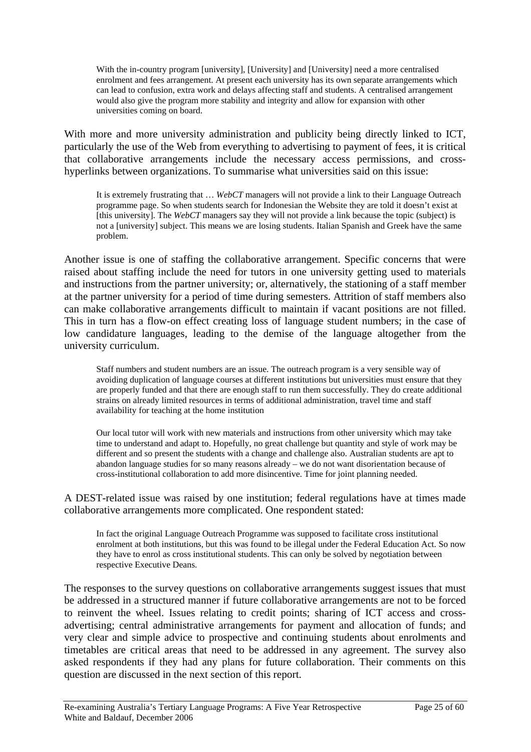> With the in-country program [university], [University] and [University] need a more centralised enrolment and fees arrangement. At present each university has its own separate arrangements which can lead to confusion, extra work and delays affecting staff and students. A centralised arrangement would also give the program more stability and integrity and allow for expansion with other universities coming on board.

With more and more university administration and publicity being directly linked to ICT, particularly the use of the Web from everything to advertising to payment of fees, it is critical that collaborative arrangements include the necessary access permissions, and cross-hyperlinks between organizations. To summarise what universities said on this issue:

> It is extremely frustrating that … *WebCT* managers will not provide a link to their Language Outreach programme page. So when students search for Indonesian the Website they are told it doesn't exist at [this university]. The *WebCT* managers say they will not provide a link because the topic (subject) is not a [university] subject. This means we are losing students. Italian Spanish and Greek have the same problem.

Another issue is one of staffing the collaborative arrangement. Specific concerns that were raised about staffing include the need for tutors in one university getting used to materials and instructions from the partner university; or, alternatively, the stationing of a staff member at the partner university for a period of time during semesters. Attrition of staff members also can make collaborative arrangements difficult to maintain if vacant positions are not filled. This in turn has a flow-on effect creating loss of language student numbers; in the case of low candidature languages, leading to the demise of the language altogether from the university curriculum.

> Staff numbers and student numbers are an issue. The outreach program is a very sensible way of avoiding duplication of language courses at different institutions but universities must ensure that they are properly funded and that there are enough staff to run them successfully. They do create additional strains on already limited resources in terms of additional administration, travel time and staff availability for teaching at the home institution

> Our local tutor will work with new materials and instructions from other university which may take time to understand and adapt to. Hopefully, no great challenge but quantity and style of work may be different and so present the students with a change and challenge also. Australian students are apt to abandon language studies for so many reasons already – we do not want disorientation because of cross-institutional collaboration to add more disincentive. Time for joint planning needed.

A DEST-related issue was raised by one institution; federal regulations have at times made collaborative arrangements more complicated. One respondent stated:

> In fact the original Language Outreach Programme was supposed to facilitate cross institutional enrolment at both institutions, but this was found to be illegal under the Federal Education Act. So now they have to enrol as cross institutional students. This can only be solved by negotiation between respective Executive Deans.

The responses to the survey questions on collaborative arrangements suggest issues that must be addressed in a structured manner if future collaborative arrangements are not to be forced to reinvent the wheel. Issues relating to credit points; sharing of ICT access and cross-advertising; central administrative arrangements for payment and allocation of funds; and very clear and simple advice to prospective and continuing students about enrolments and timetables are critical areas that need to be addressed in any agreement. The survey also asked respondents if they had any plans for future collaboration. Their comments on this question are discussed in the next section of this report.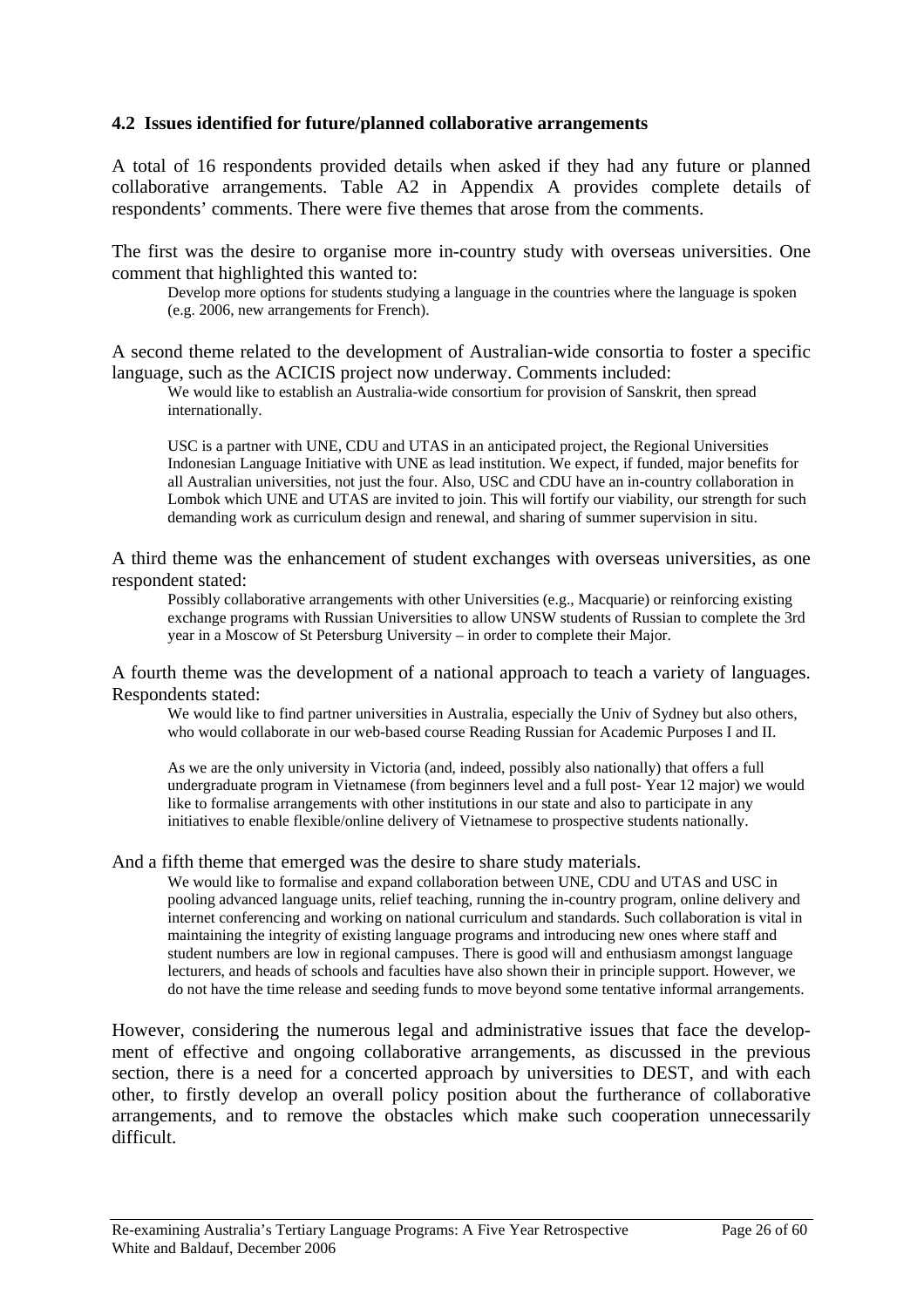### 4.2 Issues identified for future/planned collaborative arrangements

A total of 16 respondents provided details when asked if they had any future or planned collaborative arrangements. Table A2 in Appendix A provides complete details of respondents' comments. There were five themes that arose from the comments.

The first was the desire to organise more in-country study with overseas universities. One comment that highlighted this wanted to:

> Develop more options for students studying a language in the countries where the language is spoken (e.g. 2006, new arrangements for French).

A second theme related to the development of Australian-wide consortia to foster a specific language, such as the ACICIS project now underway. Comments included:

> We would like to establish an Australia-wide consortium for provision of Sanskrit, then spread internationally.
>
> USC is a partner with UNE, CDU and UTAS in an anticipated project, the Regional Universities Indonesian Language Initiative with UNE as lead institution. We expect, if funded, major benefits for all Australian universities, not just the four. Also, USC and CDU have an in-country collaboration in Lombok which UNE and UTAS are invited to join. This will fortify our viability, our strength for such demanding work as curriculum design and renewal, and sharing of summer supervision in situ.

A third theme was the enhancement of student exchanges with overseas universities, as one respondent stated:

> Possibly collaborative arrangements with other Universities (e.g., Macquarie) or reinforcing existing exchange programs with Russian Universities to allow UNSW students of Russian to complete the 3rd year in a Moscow of St Petersburg University – in order to complete their Major.

A fourth theme was the development of a national approach to teach a variety of languages. Respondents stated:

> We would like to find partner universities in Australia, especially the Univ of Sydney but also others, who would collaborate in our web-based course Reading Russian for Academic Purposes I and II.
>
> As we are the only university in Victoria (and, indeed, possibly also nationally) that offers a full undergraduate program in Vietnamese (from beginners level and a full post- Year 12 major) we would like to formalise arrangements with other institutions in our state and also to participate in any initiatives to enable flexible/online delivery of Vietnamese to prospective students nationally.

And a fifth theme that emerged was the desire to share study materials.

> We would like to formalise and expand collaboration between UNE, CDU and UTAS and USC in pooling advanced language units, relief teaching, running the in-country program, online delivery and internet conferencing and working on national curriculum and standards. Such collaboration is vital in maintaining the integrity of existing language programs and introducing new ones where staff and student numbers are low in regional campuses. There is good will and enthusiasm amongst language lecturers, and heads of schools and faculties have also shown their in principle support. However, we do not have the time release and seeding funds to move beyond some tentative informal arrangements.

However, considering the numerous legal and administrative issues that face the development of effective and ongoing collaborative arrangements, as discussed in the previous section, there is a need for a concerted approach by universities to DEST, and with each other, to firstly develop an overall policy position about the furtherance of collaborative arrangements, and to remove the obstacles which make such cooperation unnecessarily difficult.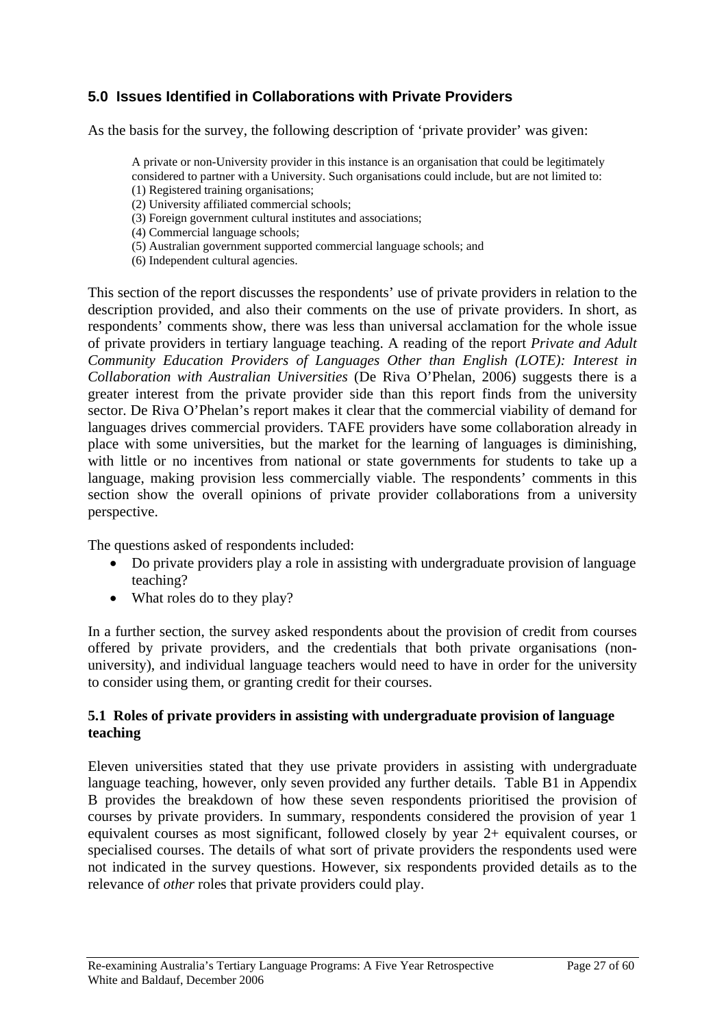## 5.0 Issues Identified in Collaborations with Private Providers

As the basis for the survey, the following description of 'private provider' was given:

> A private or non-University provider in this instance is an organisation that could be legitimately considered to partner with a University. Such organisations could include, but are not limited to:
> (1) Registered training organisations;
> (2) University affiliated commercial schools;
> (3) Foreign government cultural institutes and associations;
> (4) Commercial language schools;
> (5) Australian government supported commercial language schools; and
> (6) Independent cultural agencies.

This section of the report discusses the respondents' use of private providers in relation to the description provided, and also their comments on the use of private providers. In short, as respondents' comments show, there was less than universal acclamation for the whole issue of private providers in tertiary language teaching. A reading of the report *Private and Adult Community Education Providers of Languages Other than English (LOTE): Interest in Collaboration with Australian Universities* (De Riva O'Phelan, 2006) suggests there is a greater interest from the private provider side than this report finds from the university sector. De Riva O'Phelan's report makes it clear that the commercial viability of demand for languages drives commercial providers. TAFE providers have some collaboration already in place with some universities, but the market for the learning of languages is diminishing, with little or no incentives from national or state governments for students to take up a language, making provision less commercially viable. The respondents' comments in this section show the overall opinions of private provider collaborations from a university perspective.

The questions asked of respondents included:

- Do private providers play a role in assisting with undergraduate provision of language teaching?
- What roles do to they play?

In a further section, the survey asked respondents about the provision of credit from courses offered by private providers, and the credentials that both private organisations (non-university), and individual language teachers would need to have in order for the university to consider using them, or granting credit for their courses.

### 5.1 Roles of private providers in assisting with undergraduate provision of language teaching

Eleven universities stated that they use private providers in assisting with undergraduate language teaching, however, only seven provided any further details. Table B1 in Appendix B provides the breakdown of how these seven respondents prioritised the provision of courses by private providers. In summary, respondents considered the provision of year 1 equivalent courses as most significant, followed closely by year 2+ equivalent courses, or specialised courses. The details of what sort of private providers the respondents used were not indicated in the survey questions. However, six respondents provided details as to the relevance of *other* roles that private providers could play.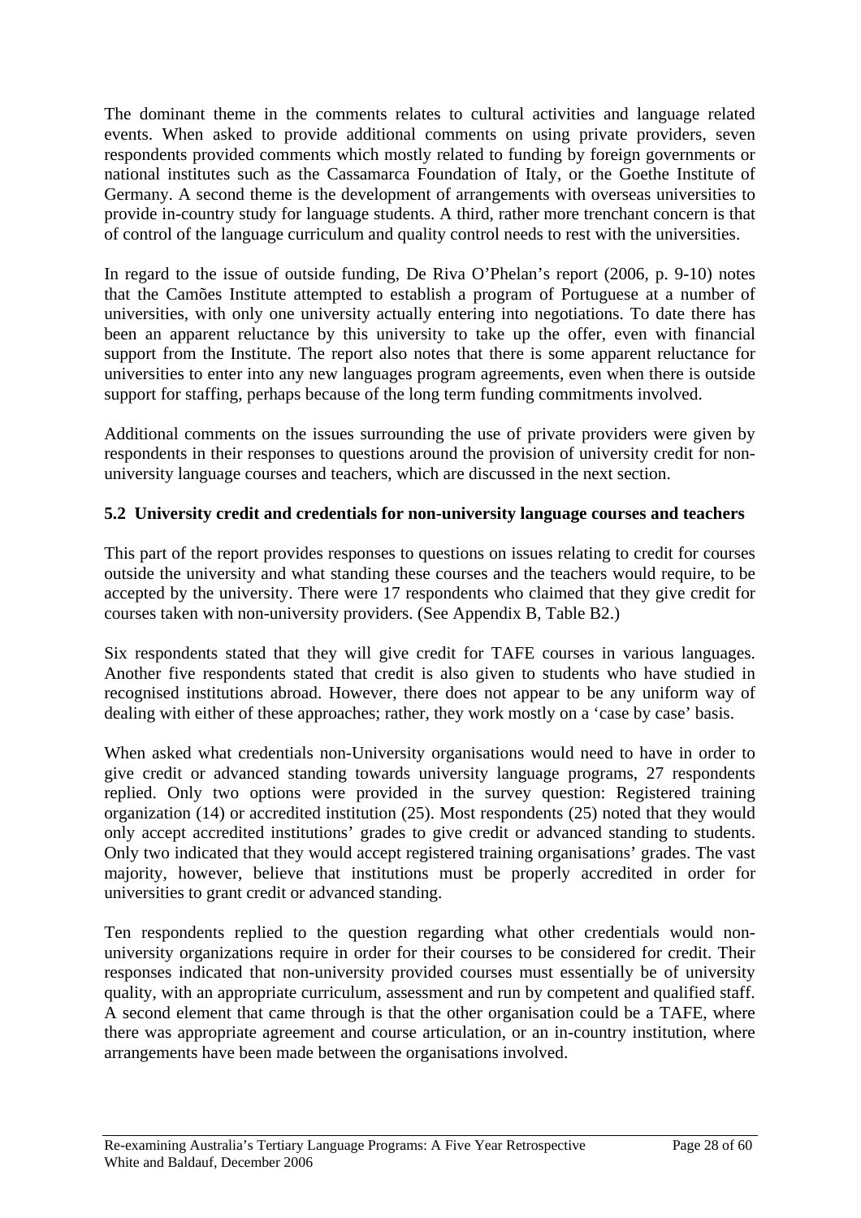The dominant theme in the comments relates to cultural activities and language related events. When asked to provide additional comments on using private providers, seven respondents provided comments which mostly related to funding by foreign governments or national institutes such as the Cassamarca Foundation of Italy, or the Goethe Institute of Germany. A second theme is the development of arrangements with overseas universities to provide in-country study for language students. A third, rather more trenchant concern is that of control of the language curriculum and quality control needs to rest with the universities.

In regard to the issue of outside funding, De Riva O'Phelan's report (2006, p. 9-10) notes that the Camões Institute attempted to establish a program of Portuguese at a number of universities, with only one university actually entering into negotiations. To date there has been an apparent reluctance by this university to take up the offer, even with financial support from the Institute. The report also notes that there is some apparent reluctance for universities to enter into any new languages program agreements, even when there is outside support for staffing, perhaps because of the long term funding commitments involved.

Additional comments on the issues surrounding the use of private providers were given by respondents in their responses to questions around the provision of university credit for non-university language courses and teachers, which are discussed in the next section.

## 5.2 University credit and credentials for non-university language courses and teachers

This part of the report provides responses to questions on issues relating to credit for courses outside the university and what standing these courses and the teachers would require, to be accepted by the university. There were 17 respondents who claimed that they give credit for courses taken with non-university providers. (See Appendix B, Table B2.)

Six respondents stated that they will give credit for TAFE courses in various languages. Another five respondents stated that credit is also given to students who have studied in recognised institutions abroad. However, there does not appear to be any uniform way of dealing with either of these approaches; rather, they work mostly on a 'case by case' basis.

When asked what credentials non-University organisations would need to have in order to give credit or advanced standing towards university language programs, 27 respondents replied. Only two options were provided in the survey question: Registered training organization (14) or accredited institution (25). Most respondents (25) noted that they would only accept accredited institutions' grades to give credit or advanced standing to students. Only two indicated that they would accept registered training organisations' grades. The vast majority, however, believe that institutions must be properly accredited in order for universities to grant credit or advanced standing.

Ten respondents replied to the question regarding what other credentials would non-university organizations require in order for their courses to be considered for credit. Their responses indicated that non-university provided courses must essentially be of university quality, with an appropriate curriculum, assessment and run by competent and qualified staff. A second element that came through is that the other organisation could be a TAFE, where there was appropriate agreement and course articulation, or an in-country institution, where arrangements have been made between the organisations involved.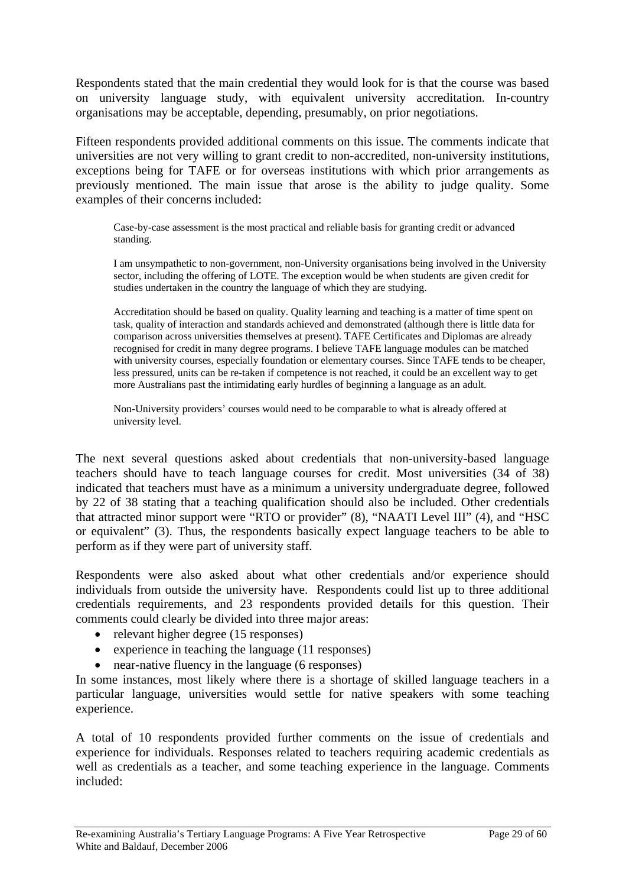Respondents stated that the main credential they would look for is that the course was based on university language study, with equivalent university accreditation. In-country organisations may be acceptable, depending, presumably, on prior negotiations.

Fifteen respondents provided additional comments on this issue. The comments indicate that universities are not very willing to grant credit to non-accredited, non-university institutions, exceptions being for TAFE or for overseas institutions with which prior arrangements as previously mentioned. The main issue that arose is the ability to judge quality. Some examples of their concerns included:

> Case-by-case assessment is the most practical and reliable basis for granting credit or advanced standing.
>
> I am unsympathetic to non-government, non-University organisations being involved in the University sector, including the offering of LOTE. The exception would be when students are given credit for studies undertaken in the country the language of which they are studying.
>
> Accreditation should be based on quality. Quality learning and teaching is a matter of time spent on task, quality of interaction and standards achieved and demonstrated (although there is little data for comparison across universities themselves at present). TAFE Certificates and Diplomas are already recognised for credit in many degree programs. I believe TAFE language modules can be matched with university courses, especially foundation or elementary courses. Since TAFE tends to be cheaper, less pressured, units can be re-taken if competence is not reached, it could be an excellent way to get more Australians past the intimidating early hurdles of beginning a language as an adult.
>
> Non-University providers' courses would need to be comparable to what is already offered at university level.

The next several questions asked about credentials that non-university-based language teachers should have to teach language courses for credit. Most universities (34 of 38) indicated that teachers must have as a minimum a university undergraduate degree, followed by 22 of 38 stating that a teaching qualification should also be included. Other credentials that attracted minor support were "RTO or provider" (8), "NAATI Level III" (4), and "HSC or equivalent" (3). Thus, the respondents basically expect language teachers to be able to perform as if they were part of university staff.

Respondents were also asked about what other credentials and/or experience should individuals from outside the university have. Respondents could list up to three additional credentials requirements, and 23 respondents provided details for this question. Their comments could clearly be divided into three major areas:

- relevant higher degree (15 responses)
- experience in teaching the language (11 responses)
- near-native fluency in the language (6 responses)

In some instances, most likely where there is a shortage of skilled language teachers in a particular language, universities would settle for native speakers with some teaching experience.

A total of 10 respondents provided further comments on the issue of credentials and experience for individuals. Responses related to teachers requiring academic credentials as well as credentials as a teacher, and some teaching experience in the language. Comments included: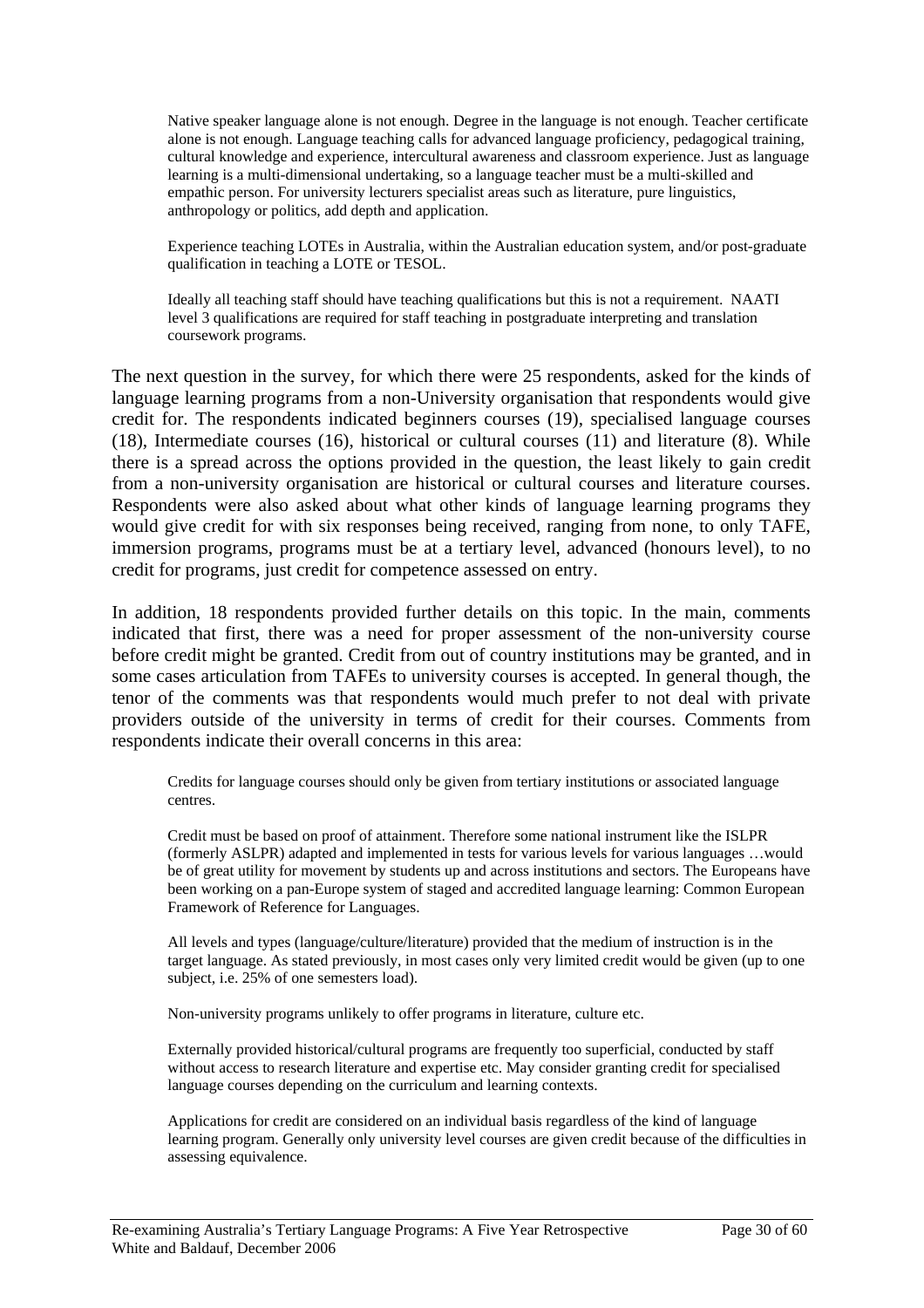> Native speaker language alone is not enough. Degree in the language is not enough. Teacher certificate alone is not enough. Language teaching calls for advanced language proficiency, pedagogical training, cultural knowledge and experience, intercultural awareness and classroom experience. Just as language learning is a multi-dimensional undertaking, so a language teacher must be a multi-skilled and empathic person. For university lecturers specialist areas such as literature, pure linguistics, anthropology or politics, add depth and application.

> Experience teaching LOTEs in Australia, within the Australian education system, and/or post-graduate qualification in teaching a LOTE or TESOL.

> Ideally all teaching staff should have teaching qualifications but this is not a requirement. NAATI level 3 qualifications are required for staff teaching in postgraduate interpreting and translation coursework programs.

The next question in the survey, for which there were 25 respondents, asked for the kinds of language learning programs from a non-University organisation that respondents would give credit for. The respondents indicated beginners courses (19), specialised language courses (18), Intermediate courses (16), historical or cultural courses (11) and literature (8). While there is a spread across the options provided in the question, the least likely to gain credit from a non-university organisation are historical or cultural courses and literature courses. Respondents were also asked about what other kinds of language learning programs they would give credit for with six responses being received, ranging from none, to only TAFE, immersion programs, programs must be at a tertiary level, advanced (honours level), to no credit for programs, just credit for competence assessed on entry.

In addition, 18 respondents provided further details on this topic. In the main, comments indicated that first, there was a need for proper assessment of the non-university course before credit might be granted. Credit from out of country institutions may be granted, and in some cases articulation from TAFEs to university courses is accepted. In general though, the tenor of the comments was that respondents would much prefer to not deal with private providers outside of the university in terms of credit for their courses. Comments from respondents indicate their overall concerns in this area:

> Credits for language courses should only be given from tertiary institutions or associated language centres.

> Credit must be based on proof of attainment. Therefore some national instrument like the ISLPR (formerly ASLPR) adapted and implemented in tests for various levels for various languages …would be of great utility for movement by students up and across institutions and sectors. The Europeans have been working on a pan-Europe system of staged and accredited language learning: Common European Framework of Reference for Languages.

> All levels and types (language/culture/literature) provided that the medium of instruction is in the target language. As stated previously, in most cases only very limited credit would be given (up to one subject, i.e. 25% of one semesters load).

> Non-university programs unlikely to offer programs in literature, culture etc.

> Externally provided historical/cultural programs are frequently too superficial, conducted by staff without access to research literature and expertise etc. May consider granting credit for specialised language courses depending on the curriculum and learning contexts.

> Applications for credit are considered on an individual basis regardless of the kind of language learning program. Generally only university level courses are given credit because of the difficulties in assessing equivalence.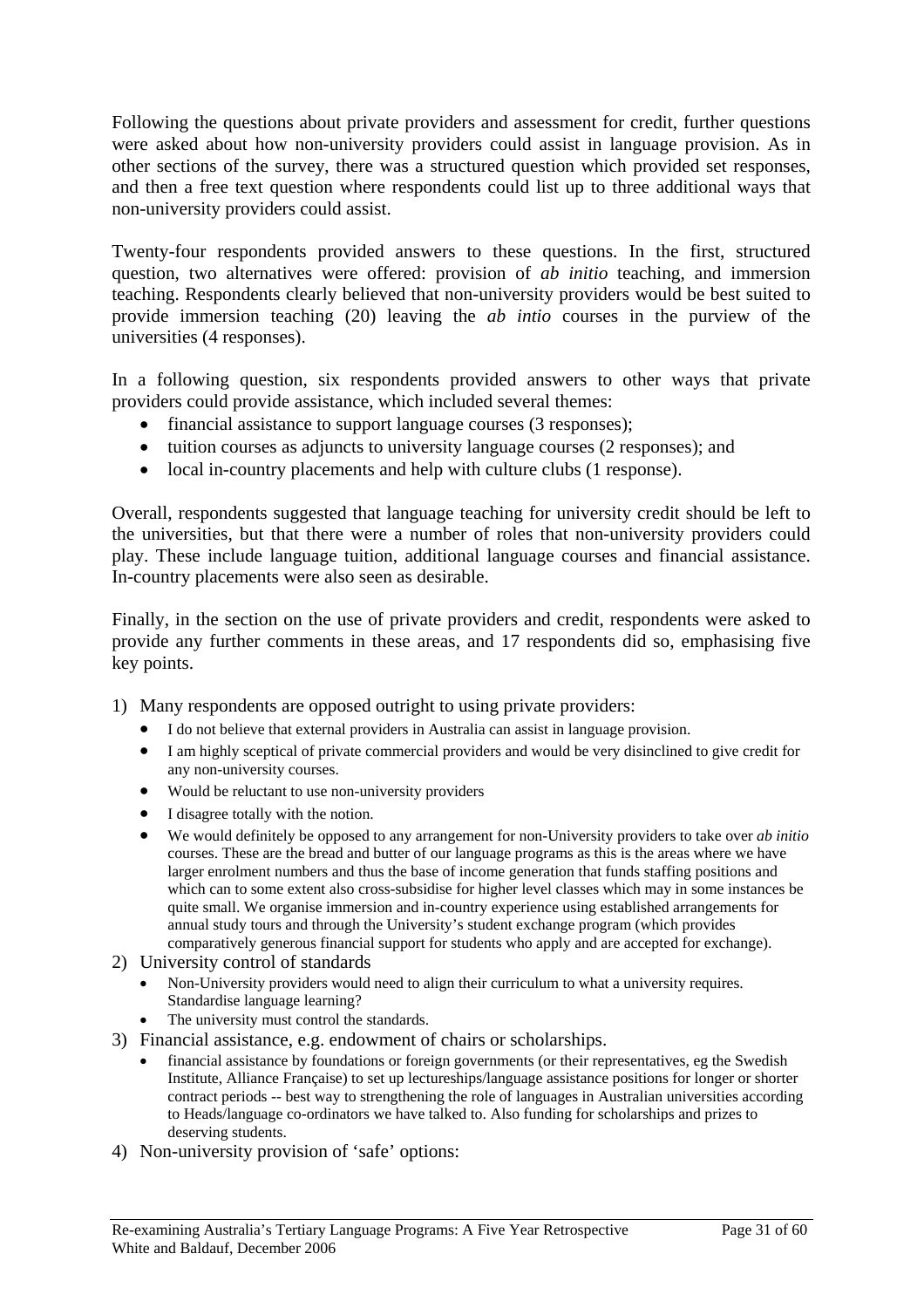Following the questions about private providers and assessment for credit, further questions were asked about how non-university providers could assist in language provision. As in other sections of the survey, there was a structured question which provided set responses, and then a free text question where respondents could list up to three additional ways that non-university providers could assist.

Twenty-four respondents provided answers to these questions. In the first, structured question, two alternatives were offered: provision of *ab initio* teaching, and immersion teaching. Respondents clearly believed that non-university providers would be best suited to provide immersion teaching (20) leaving the *ab intio* courses in the purview of the universities (4 responses).

In a following question, six respondents provided answers to other ways that private providers could provide assistance, which included several themes:

- financial assistance to support language courses (3 responses);
- tuition courses as adjuncts to university language courses (2 responses); and
- local in-country placements and help with culture clubs (1 response).

Overall, respondents suggested that language teaching for university credit should be left to the universities, but that there were a number of roles that non-university providers could play. These include language tuition, additional language courses and financial assistance. In-country placements were also seen as desirable.

Finally, in the section on the use of private providers and credit, respondents were asked to provide any further comments in these areas, and 17 respondents did so, emphasising five key points.

1) Many respondents are opposed outright to using private providers:
   - I do not believe that external providers in Australia can assist in language provision.
   - I am highly sceptical of private commercial providers and would be very disinclined to give credit for any non-university courses.
   - Would be reluctant to use non-university providers
   - I disagree totally with the notion.
   - We would definitely be opposed to any arrangement for non-University providers to take over *ab initio* courses. These are the bread and butter of our language programs as this is the areas where we have larger enrolment numbers and thus the base of income generation that funds staffing positions and which can to some extent also cross-subsidise for higher level classes which may in some instances be quite small. We organise immersion and in-country experience using established arrangements for annual study tours and through the University's student exchange program (which provides comparatively generous financial support for students who apply and are accepted for exchange).
2) University control of standards
   - Non-University providers would need to align their curriculum to what a university requires. Standardise language learning?
   - The university must control the standards.
3) Financial assistance, e.g. endowment of chairs or scholarships.
   - financial assistance by foundations or foreign governments (or their representatives, eg the Swedish Institute, Alliance Française) to set up lectureships/language assistance positions for longer or shorter contract periods -- best way to strengthening the role of languages in Australian universities according to Heads/language co-ordinators we have talked to. Also funding for scholarships and prizes to deserving students.
4) Non-university provision of 'safe' options: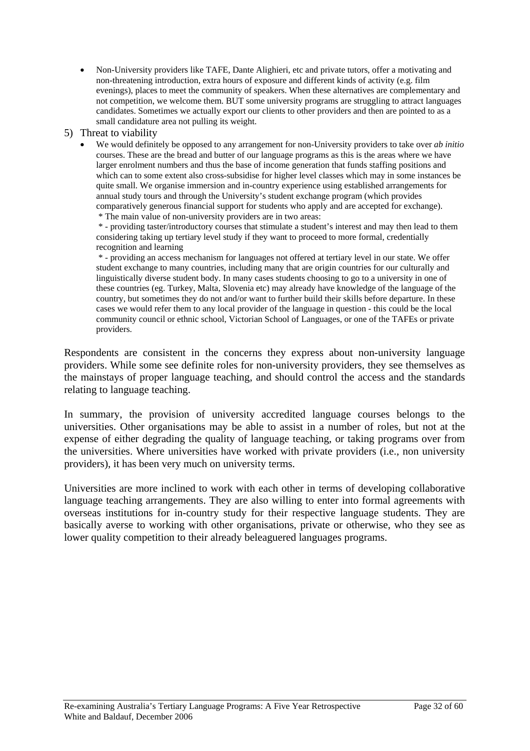- Non-University providers like TAFE, Dante Alighieri, etc and private tutors, offer a motivating and non-threatening introduction, extra hours of exposure and different kinds of activity (e.g. film evenings), places to meet the community of speakers. When these alternatives are complementary and not competition, we welcome them. BUT some university programs are struggling to attract languages candidates. Sometimes we actually export our clients to other providers and then are pointed to as a small candidature area not pulling its weight.

5) Threat to viability

- We would definitely be opposed to any arrangement for non-University providers to take over *ab initio* courses. These are the bread and butter of our language programs as this is the areas where we have larger enrolment numbers and thus the base of income generation that funds staffing positions and which can to some extent also cross-subsidise for higher level classes which may in some instances be quite small. We organise immersion and in-country experience using established arrangements for annual study tours and through the University's student exchange program (which provides comparatively generous financial support for students who apply and are accepted for exchange).

  \* The main value of non-university providers are in two areas:

  \* - providing taster/introductory courses that stimulate a student's interest and may then lead to them considering taking up tertiary level study if they want to proceed to more formal, credentially recognition and learning

  \* - providing an access mechanism for languages not offered at tertiary level in our state. We offer student exchange to many countries, including many that are origin countries for our culturally and linguistically diverse student body. In many cases students choosing to go to a university in one of these countries (eg. Turkey, Malta, Slovenia etc) may already have knowledge of the language of the country, but sometimes they do not and/or want to further build their skills before departure. In these cases we would refer them to any local provider of the language in question - this could be the local community council or ethnic school, Victorian School of Languages, or one of the TAFEs or private providers.

Respondents are consistent in the concerns they express about non-university language providers. While some see definite roles for non-university providers, they see themselves as the mainstays of proper language teaching, and should control the access and the standards relating to language teaching.

In summary, the provision of university accredited language courses belongs to the universities. Other organisations may be able to assist in a number of roles, but not at the expense of either degrading the quality of language teaching, or taking programs over from the universities. Where universities have worked with private providers (i.e., non university providers), it has been very much on university terms.

Universities are more inclined to work with each other in terms of developing collaborative language teaching arrangements. They are also willing to enter into formal agreements with overseas institutions for in-country study for their respective language students. They are basically averse to working with other organisations, private or otherwise, who they see as lower quality competition to their already beleaguered languages programs.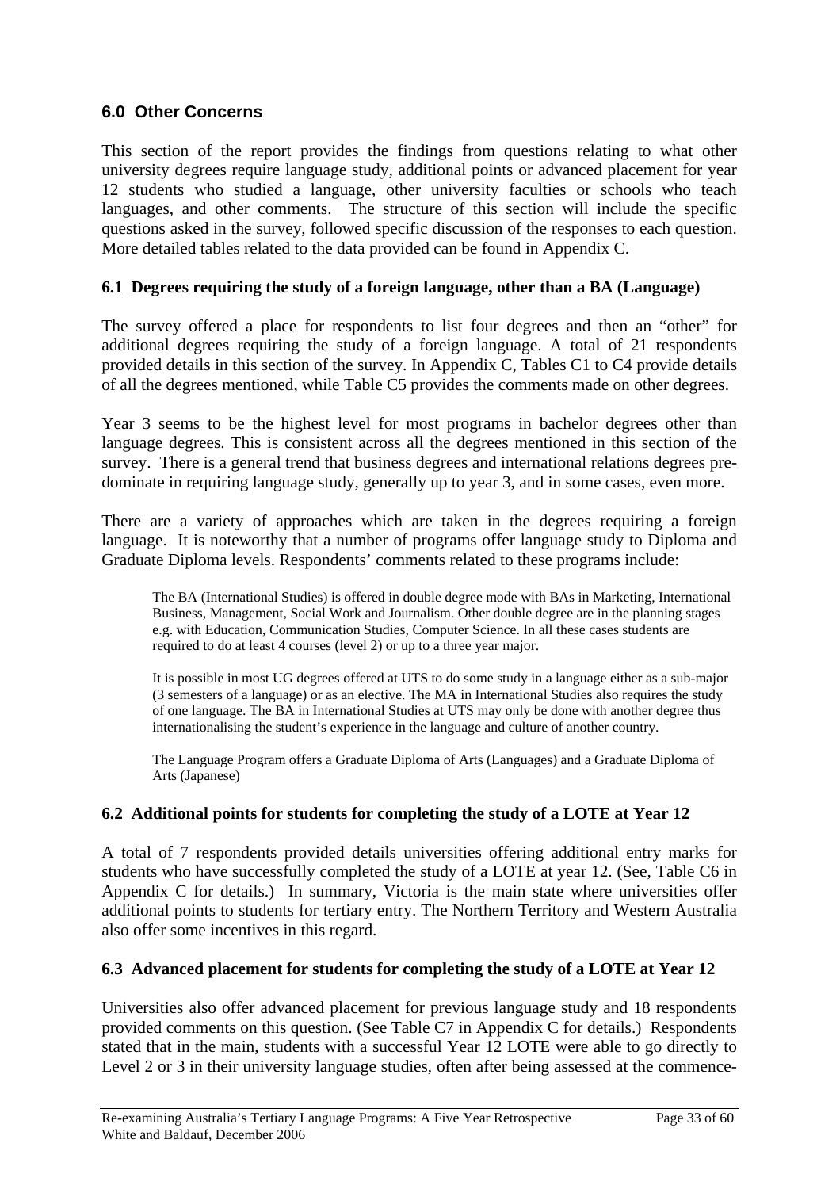## 6.0 Other Concerns

This section of the report provides the findings from questions relating to what other university degrees require language study, additional points or advanced placement for year 12 students who studied a language, other university faculties or schools who teach languages, and other comments. The structure of this section will include the specific questions asked in the survey, followed specific discussion of the responses to each question. More detailed tables related to the data provided can be found in Appendix C.

### 6.1 Degrees requiring the study of a foreign language, other than a BA (Language)

The survey offered a place for respondents to list four degrees and then an "other" for additional degrees requiring the study of a foreign language. A total of 21 respondents provided details in this section of the survey. In Appendix C, Tables C1 to C4 provide details of all the degrees mentioned, while Table C5 provides the comments made on other degrees.

Year 3 seems to be the highest level for most programs in bachelor degrees other than language degrees. This is consistent across all the degrees mentioned in this section of the survey. There is a general trend that business degrees and international relations degrees pre-dominate in requiring language study, generally up to year 3, and in some cases, even more.

There are a variety of approaches which are taken in the degrees requiring a foreign language. It is noteworthy that a number of programs offer language study to Diploma and Graduate Diploma levels. Respondents' comments related to these programs include:

> The BA (International Studies) is offered in double degree mode with BAs in Marketing, International Business, Management, Social Work and Journalism. Other double degree are in the planning stages e.g. with Education, Communication Studies, Computer Science. In all these cases students are required to do at least 4 courses (level 2) or up to a three year major.
>
> It is possible in most UG degrees offered at UTS to do some study in a language either as a sub-major (3 semesters of a language) or as an elective. The MA in International Studies also requires the study of one language. The BA in International Studies at UTS may only be done with another degree thus internationalising the student's experience in the language and culture of another country.
>
> The Language Program offers a Graduate Diploma of Arts (Languages) and a Graduate Diploma of Arts (Japanese)

### 6.2 Additional points for students for completing the study of a LOTE at Year 12

A total of 7 respondents provided details universities offering additional entry marks for students who have successfully completed the study of a LOTE at year 12. (See, Table C6 in Appendix C for details.) In summary, Victoria is the main state where universities offer additional points to students for tertiary entry. The Northern Territory and Western Australia also offer some incentives in this regard.

### 6.3 Advanced placement for students for completing the study of a LOTE at Year 12

Universities also offer advanced placement for previous language study and 18 respondents provided comments on this question. (See Table C7 in Appendix C for details.) Respondents stated that in the main, students with a successful Year 12 LOTE were able to go directly to Level 2 or 3 in their university language studies, often after being assessed at the commence-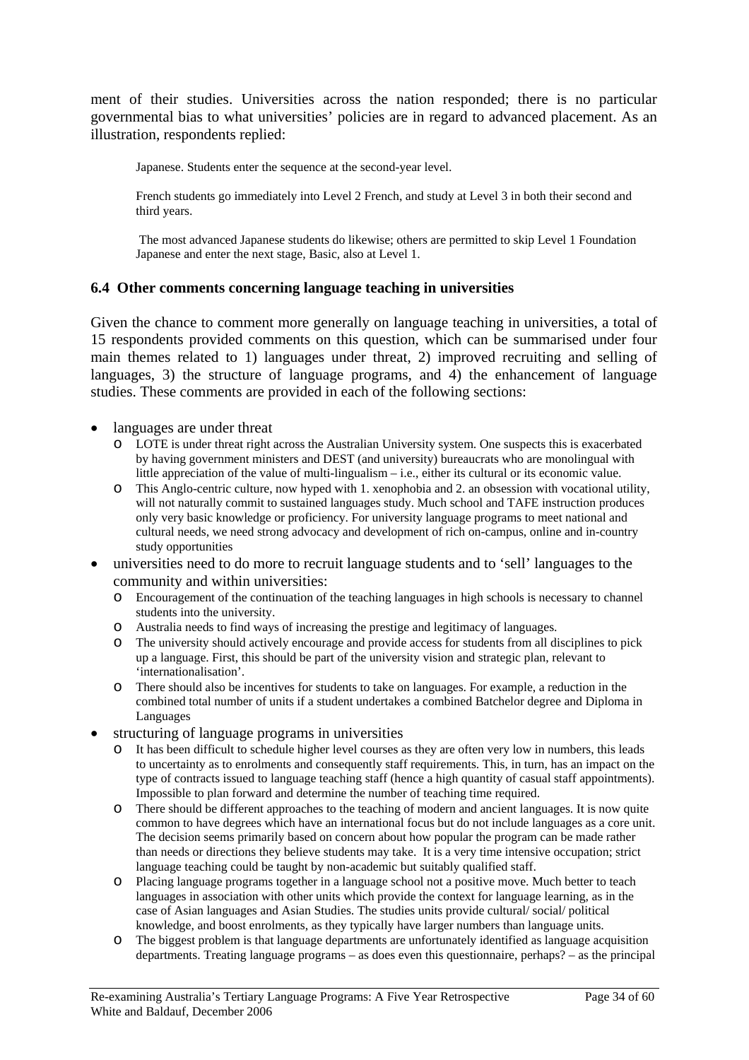ment of their studies. Universities across the nation responded; there is no particular governmental bias to what universities' policies are in regard to advanced placement. As an illustration, respondents replied:

> Japanese. Students enter the sequence at the second-year level.
>
> French students go immediately into Level 2 French, and study at Level 3 in both their second and third years.
>
> The most advanced Japanese students do likewise; others are permitted to skip Level 1 Foundation Japanese and enter the next stage, Basic, also at Level 1.

### 6.4 Other comments concerning language teaching in universities

Given the chance to comment more generally on language teaching in universities, a total of 15 respondents provided comments on this question, which can be summarised under four main themes related to 1) languages under threat, 2) improved recruiting and selling of languages, 3) the structure of language programs, and 4) the enhancement of language studies. These comments are provided in each of the following sections:

- languages are under threat
  - LOTE is under threat right across the Australian University system. One suspects this is exacerbated by having government ministers and DEST (and university) bureaucrats who are monolingual with little appreciation of the value of multi-lingualism – i.e., either its cultural or its economic value.
  - This Anglo-centric culture, now hyped with 1. xenophobia and 2. an obsession with vocational utility, will not naturally commit to sustained languages study. Much school and TAFE instruction produces only very basic knowledge or proficiency. For university language programs to meet national and cultural needs, we need strong advocacy and development of rich on-campus, online and in-country study opportunities
- universities need to do more to recruit language students and to 'sell' languages to the community and within universities:
  - Encouragement of the continuation of the teaching languages in high schools is necessary to channel students into the university.
  - Australia needs to find ways of increasing the prestige and legitimacy of languages.
  - The university should actively encourage and provide access for students from all disciplines to pick up a language. First, this should be part of the university vision and strategic plan, relevant to 'internationalisation'.
  - There should also be incentives for students to take on languages. For example, a reduction in the combined total number of units if a student undertakes a combined Batchelor degree and Diploma in Languages
- structuring of language programs in universities
  - It has been difficult to schedule higher level courses as they are often very low in numbers, this leads to uncertainty as to enrolments and consequently staff requirements. This, in turn, has an impact on the type of contracts issued to language teaching staff (hence a high quantity of casual staff appointments). Impossible to plan forward and determine the number of teaching time required.
  - There should be different approaches to the teaching of modern and ancient languages. It is now quite common to have degrees which have an international focus but do not include languages as a core unit. The decision seems primarily based on concern about how popular the program can be made rather than needs or directions they believe students may take. It is a very time intensive occupation; strict language teaching could be taught by non-academic but suitably qualified staff.
  - Placing language programs together in a language school not a positive move. Much better to teach languages in association with other units which provide the context for language learning, as in the case of Asian languages and Asian Studies. The studies units provide cultural/ social/ political knowledge, and boost enrolments, as they typically have larger numbers than language units.
  - The biggest problem is that language departments are unfortunately identified as language acquisition departments. Treating language programs – as does even this questionnaire, perhaps? – as the principal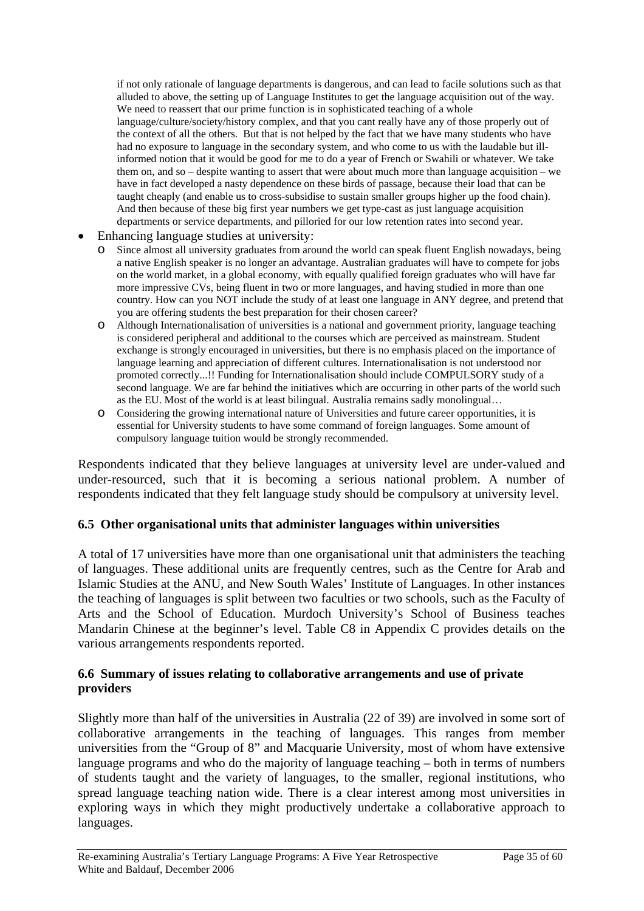if not only rationale of language departments is dangerous, and can lead to facile solutions such as that alluded to above, the setting up of Language Institutes to get the language acquisition out of the way. We need to reassert that our prime function is in sophisticated teaching of a whole language/culture/society/history complex, and that you cant really have any of those properly out of the context of all the others. But that is not helped by the fact that we have many students who have had no exposure to language in the secondary system, and who come to us with the laudable but ill-informed notion that it would be good for me to do a year of French or Swahili or whatever. We take them on, and so – despite wanting to assert that were about much more than language acquisition – we have in fact developed a nasty dependence on these birds of passage, because their load that can be taught cheaply (and enable us to cross-subsidise to sustain smaller groups higher up the food chain). And then because of these big first year numbers we get type-cast as just language acquisition departments or service departments, and pilloried for our low retention rates into second year.

- Enhancing language studies at university:
  - Since almost all university graduates from around the world can speak fluent English nowadays, being a native English speaker is no longer an advantage. Australian graduates will have to compete for jobs on the world market, in a global economy, with equally qualified foreign graduates who will have far more impressive CVs, being fluent in two or more languages, and having studied in more than one country. How can you NOT include the study of at least one language in ANY degree, and pretend that you are offering students the best preparation for their chosen career?
  - Although Internationalisation of universities is a national and government priority, language teaching is considered peripheral and additional to the courses which are perceived as mainstream. Student exchange is strongly encouraged in universities, but there is no emphasis placed on the importance of language learning and appreciation of different cultures. Internationalisation is not understood nor promoted correctly...!! Funding for Internationalisation should include COMPULSORY study of a second language. We are far behind the initiatives which are occurring in other parts of the world such as the EU. Most of the world is at least bilingual. Australia remains sadly monolingual…
  - Considering the growing international nature of Universities and future career opportunities, it is essential for University students to have some command of foreign languages. Some amount of compulsory language tuition would be strongly recommended.

Respondents indicated that they believe languages at university level are under-valued and under-resourced, such that it is becoming a serious national problem. A number of respondents indicated that they felt language study should be compulsory at university level.

### 6.5 Other organisational units that administer languages within universities

A total of 17 universities have more than one organisational unit that administers the teaching of languages. These additional units are frequently centres, such as the Centre for Arab and Islamic Studies at the ANU, and New South Wales' Institute of Languages. In other instances the teaching of languages is split between two faculties or two schools, such as the Faculty of Arts and the School of Education. Murdoch University's School of Business teaches Mandarin Chinese at the beginner's level. Table C8 in Appendix C provides details on the various arrangements respondents reported.

### 6.6 Summary of issues relating to collaborative arrangements and use of private providers

Slightly more than half of the universities in Australia (22 of 39) are involved in some sort of collaborative arrangements in the teaching of languages. This ranges from member universities from the "Group of 8" and Macquarie University, most of whom have extensive language programs and who do the majority of language teaching – both in terms of numbers of students taught and the variety of languages, to the smaller, regional institutions, who spread language teaching nation wide. There is a clear interest among most universities in exploring ways in which they might productively undertake a collaborative approach to languages.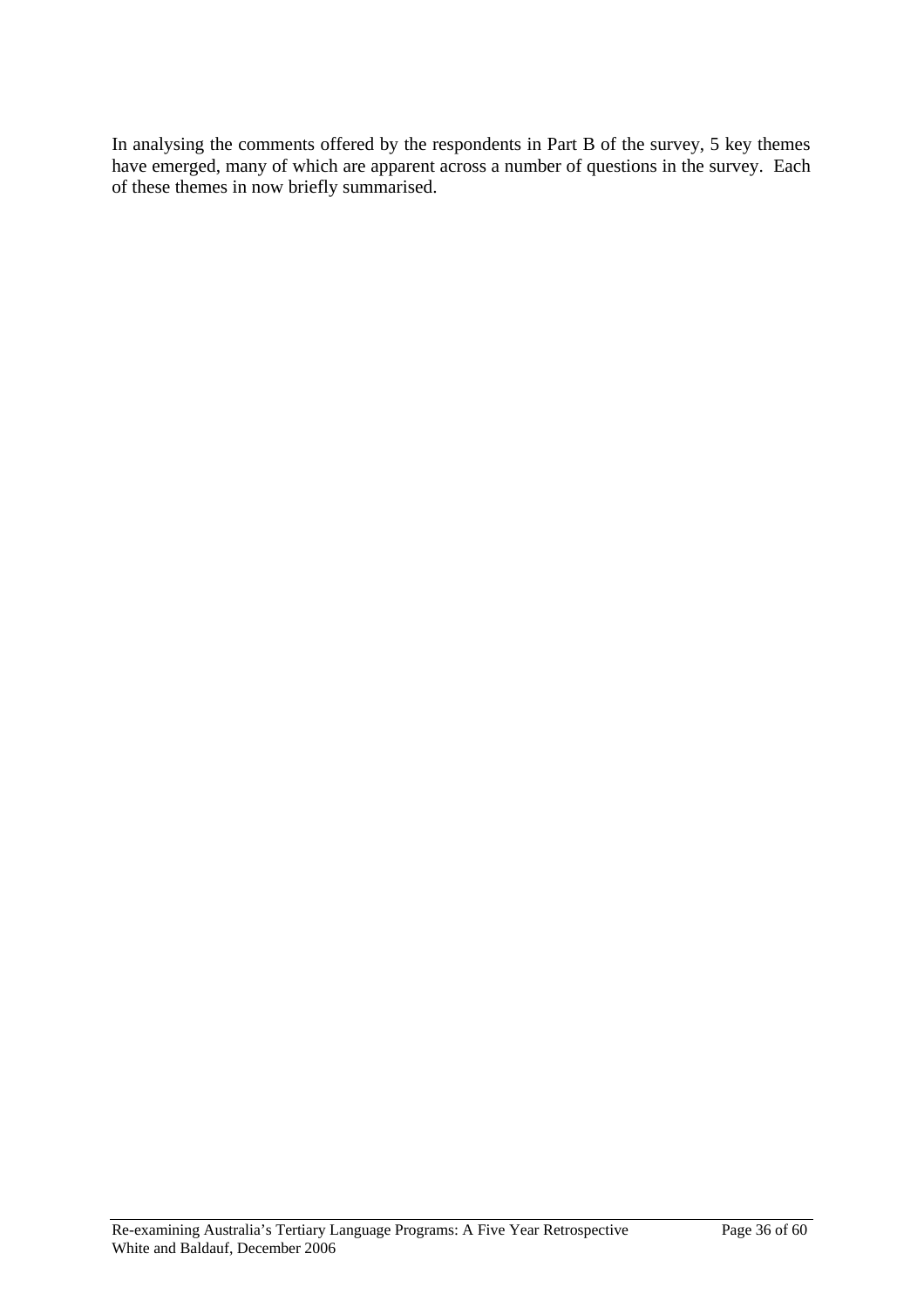In analysing the comments offered by the respondents in Part B of the survey, 5 key themes have emerged, many of which are apparent across a number of questions in the survey. Each of these themes in now briefly summarised.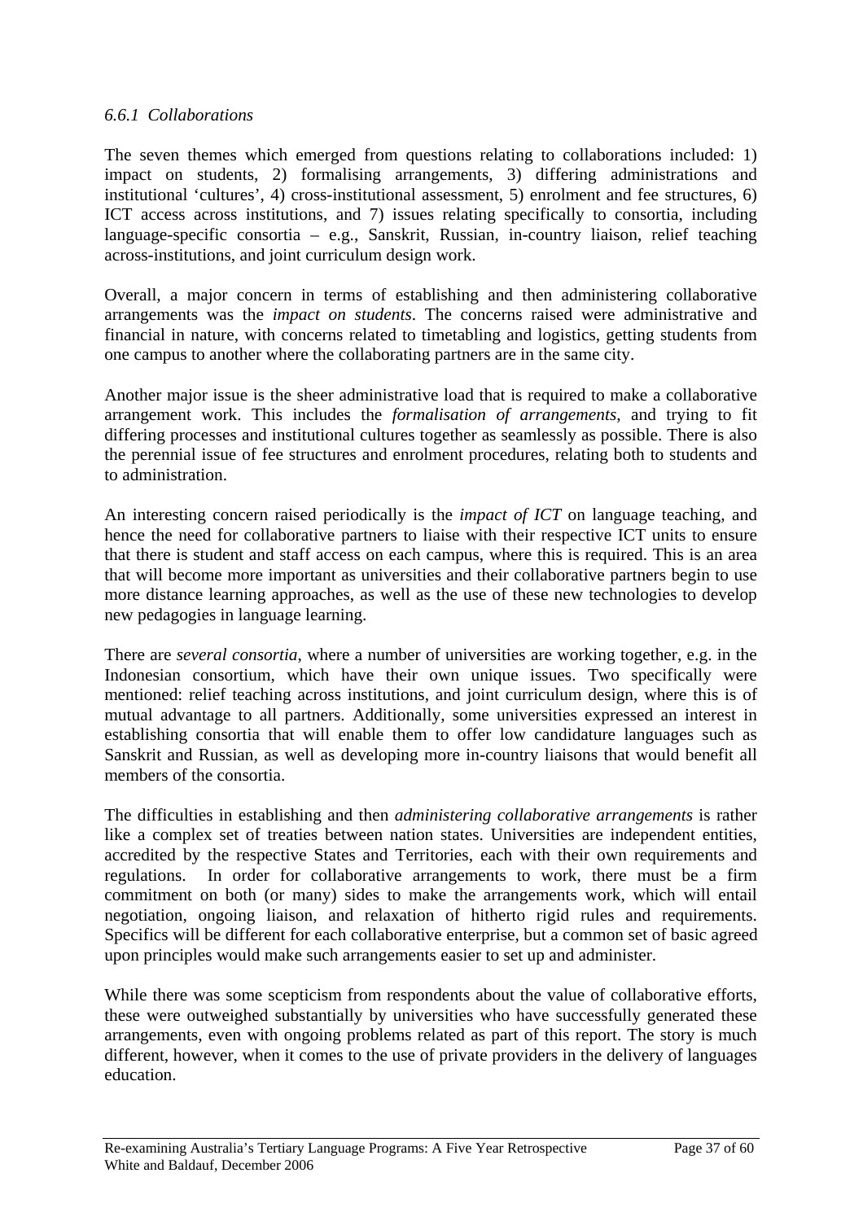### *6.6.1 Collaborations*

The seven themes which emerged from questions relating to collaborations included: 1) impact on students, 2) formalising arrangements, 3) differing administrations and institutional 'cultures', 4) cross-institutional assessment, 5) enrolment and fee structures, 6) ICT access across institutions, and 7) issues relating specifically to consortia, including language-specific consortia – e.g., Sanskrit, Russian, in-country liaison, relief teaching across-institutions, and joint curriculum design work.

Overall, a major concern in terms of establishing and then administering collaborative arrangements was the *impact on students*. The concerns raised were administrative and financial in nature, with concerns related to timetabling and logistics, getting students from one campus to another where the collaborating partners are in the same city.

Another major issue is the sheer administrative load that is required to make a collaborative arrangement work. This includes the *formalisation of arrangements*, and trying to fit differing processes and institutional cultures together as seamlessly as possible. There is also the perennial issue of fee structures and enrolment procedures, relating both to students and to administration.

An interesting concern raised periodically is the *impact of ICT* on language teaching, and hence the need for collaborative partners to liaise with their respective ICT units to ensure that there is student and staff access on each campus, where this is required. This is an area that will become more important as universities and their collaborative partners begin to use more distance learning approaches, as well as the use of these new technologies to develop new pedagogies in language learning.

There are *several consortia*, where a number of universities are working together, e.g. in the Indonesian consortium, which have their own unique issues. Two specifically were mentioned: relief teaching across institutions, and joint curriculum design, where this is of mutual advantage to all partners. Additionally, some universities expressed an interest in establishing consortia that will enable them to offer low candidature languages such as Sanskrit and Russian, as well as developing more in-country liaisons that would benefit all members of the consortia.

The difficulties in establishing and then *administering collaborative arrangements* is rather like a complex set of treaties between nation states. Universities are independent entities, accredited by the respective States and Territories, each with their own requirements and regulations. In order for collaborative arrangements to work, there must be a firm commitment on both (or many) sides to make the arrangements work, which will entail negotiation, ongoing liaison, and relaxation of hitherto rigid rules and requirements. Specifics will be different for each collaborative enterprise, but a common set of basic agreed upon principles would make such arrangements easier to set up and administer.

While there was some scepticism from respondents about the value of collaborative efforts, these were outweighed substantially by universities who have successfully generated these arrangements, even with ongoing problems related as part of this report. The story is much different, however, when it comes to the use of private providers in the delivery of languages education.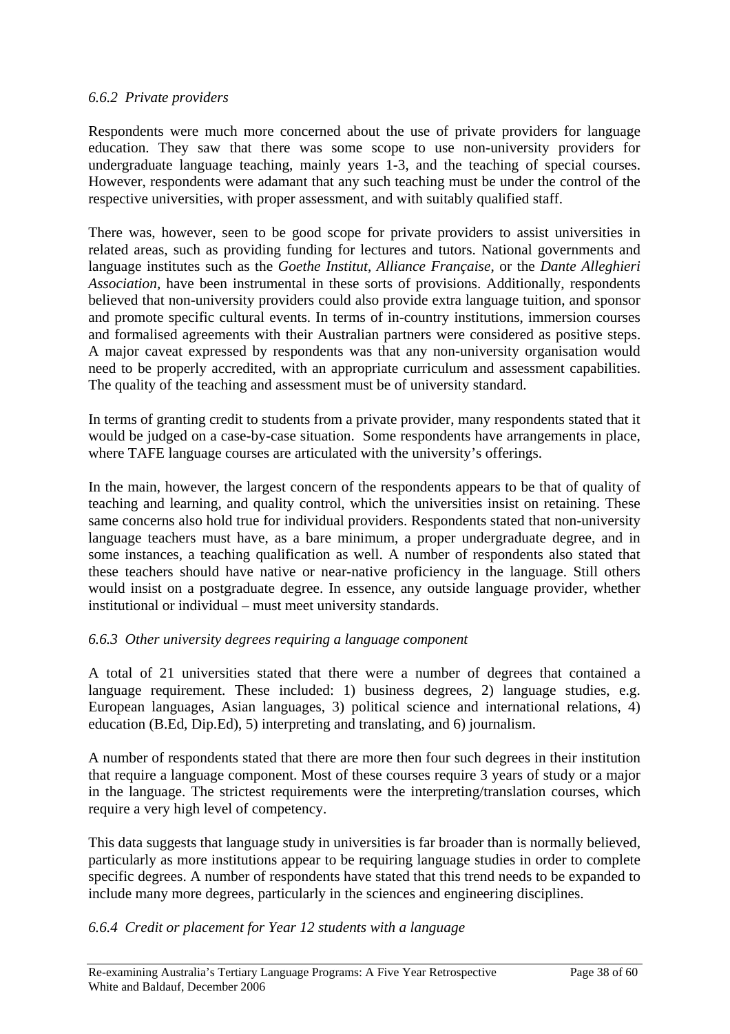### *6.6.2 Private providers*

Respondents were much more concerned about the use of private providers for language education. They saw that there was some scope to use non-university providers for undergraduate language teaching, mainly years 1-3, and the teaching of special courses. However, respondents were adamant that any such teaching must be under the control of the respective universities, with proper assessment, and with suitably qualified staff.

There was, however, seen to be good scope for private providers to assist universities in related areas, such as providing funding for lectures and tutors. National governments and language institutes such as the *Goethe Institut*, *Alliance Française*, or the *Dante Alleghieri Association*, have been instrumental in these sorts of provisions. Additionally, respondents believed that non-university providers could also provide extra language tuition, and sponsor and promote specific cultural events. In terms of in-country institutions, immersion courses and formalised agreements with their Australian partners were considered as positive steps. A major caveat expressed by respondents was that any non-university organisation would need to be properly accredited, with an appropriate curriculum and assessment capabilities. The quality of the teaching and assessment must be of university standard.

In terms of granting credit to students from a private provider, many respondents stated that it would be judged on a case-by-case situation. Some respondents have arrangements in place, where TAFE language courses are articulated with the university's offerings.

In the main, however, the largest concern of the respondents appears to be that of quality of teaching and learning, and quality control, which the universities insist on retaining. These same concerns also hold true for individual providers. Respondents stated that non-university language teachers must have, as a bare minimum, a proper undergraduate degree, and in some instances, a teaching qualification as well. A number of respondents also stated that these teachers should have native or near-native proficiency in the language. Still others would insist on a postgraduate degree. In essence, any outside language provider, whether institutional or individual – must meet university standards.

### *6.6.3 Other university degrees requiring a language component*

A total of 21 universities stated that there were a number of degrees that contained a language requirement. These included: 1) business degrees, 2) language studies, e.g. European languages, Asian languages, 3) political science and international relations, 4) education (B.Ed, Dip.Ed), 5) interpreting and translating, and 6) journalism.

A number of respondents stated that there are more then four such degrees in their institution that require a language component. Most of these courses require 3 years of study or a major in the language. The strictest requirements were the interpreting/translation courses, which require a very high level of competency.

This data suggests that language study in universities is far broader than is normally believed, particularly as more institutions appear to be requiring language studies in order to complete specific degrees. A number of respondents have stated that this trend needs to be expanded to include many more degrees, particularly in the sciences and engineering disciplines.

### *6.6.4 Credit or placement for Year 12 students with a language*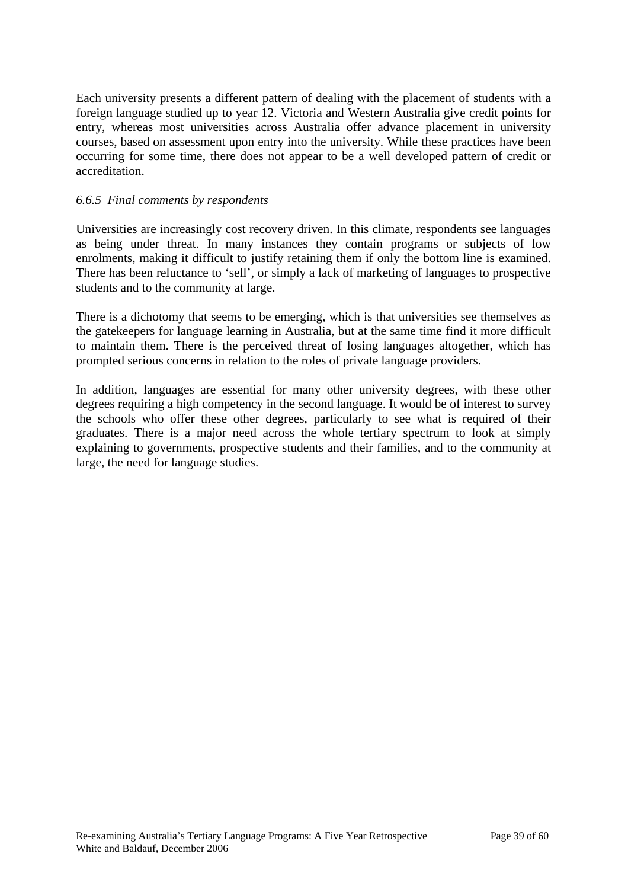Each university presents a different pattern of dealing with the placement of students with a foreign language studied up to year 12. Victoria and Western Australia give credit points for entry, whereas most universities across Australia offer advance placement in university courses, based on assessment upon entry into the university. While these practices have been occurring for some time, there does not appear to be a well developed pattern of credit or accreditation.

#### *6.6.5 Final comments by respondents*

Universities are increasingly cost recovery driven. In this climate, respondents see languages as being under threat. In many instances they contain programs or subjects of low enrolments, making it difficult to justify retaining them if only the bottom line is examined. There has been reluctance to 'sell', or simply a lack of marketing of languages to prospective students and to the community at large.

There is a dichotomy that seems to be emerging, which is that universities see themselves as the gatekeepers for language learning in Australia, but at the same time find it more difficult to maintain them. There is the perceived threat of losing languages altogether, which has prompted serious concerns in relation to the roles of private language providers.

In addition, languages are essential for many other university degrees, with these other degrees requiring a high competency in the second language. It would be of interest to survey the schools who offer these other degrees, particularly to see what is required of their graduates. There is a major need across the whole tertiary spectrum to look at simply explaining to governments, prospective students and their families, and to the community at large, the need for language studies.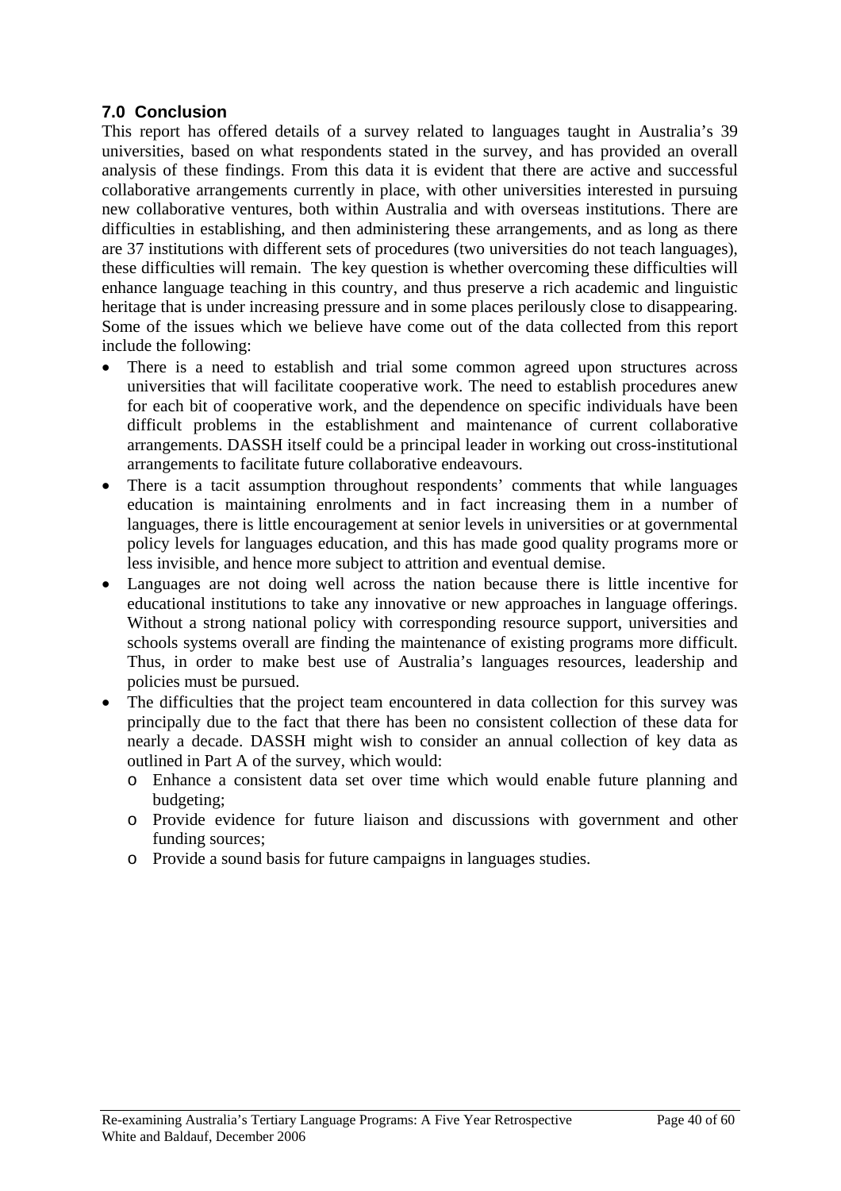## 7.0 Conclusion

This report has offered details of a survey related to languages taught in Australia's 39 universities, based on what respondents stated in the survey, and has provided an overall analysis of these findings. From this data it is evident that there are active and successful collaborative arrangements currently in place, with other universities interested in pursuing new collaborative ventures, both within Australia and with overseas institutions. There are difficulties in establishing, and then administering these arrangements, and as long as there are 37 institutions with different sets of procedures (two universities do not teach languages), these difficulties will remain. The key question is whether overcoming these difficulties will enhance language teaching in this country, and thus preserve a rich academic and linguistic heritage that is under increasing pressure and in some places perilously close to disappearing. Some of the issues which we believe have come out of the data collected from this report include the following:

- There is a need to establish and trial some common agreed upon structures across universities that will facilitate cooperative work. The need to establish procedures anew for each bit of cooperative work, and the dependence on specific individuals have been difficult problems in the establishment and maintenance of current collaborative arrangements. DASSH itself could be a principal leader in working out cross-institutional arrangements to facilitate future collaborative endeavours.
- There is a tacit assumption throughout respondents' comments that while languages education is maintaining enrolments and in fact increasing them in a number of languages, there is little encouragement at senior levels in universities or at governmental policy levels for languages education, and this has made good quality programs more or less invisible, and hence more subject to attrition and eventual demise.
- Languages are not doing well across the nation because there is little incentive for educational institutions to take any innovative or new approaches in language offerings. Without a strong national policy with corresponding resource support, universities and schools systems overall are finding the maintenance of existing programs more difficult. Thus, in order to make best use of Australia's languages resources, leadership and policies must be pursued.
- The difficulties that the project team encountered in data collection for this survey was principally due to the fact that there has been no consistent collection of these data for nearly a decade. DASSH might wish to consider an annual collection of key data as outlined in Part A of the survey, which would:
    - Enhance a consistent data set over time which would enable future planning and budgeting;
    - Provide evidence for future liaison and discussions with government and other funding sources;
    - Provide a sound basis for future campaigns in languages studies.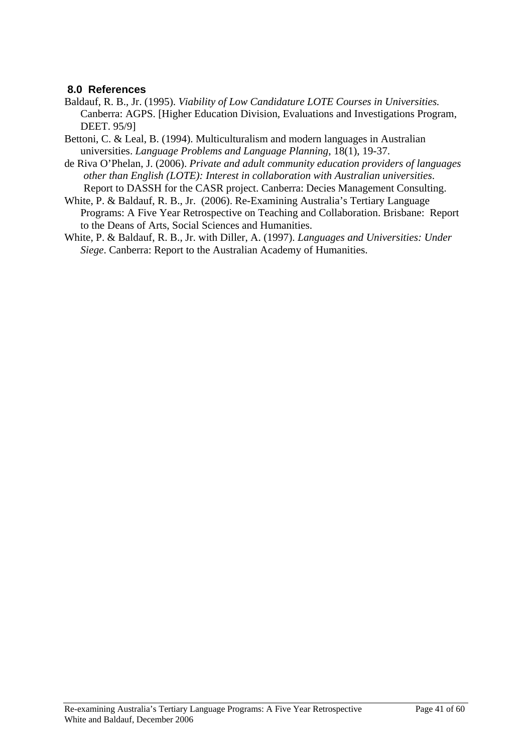## 8.0 References

Baldauf, R. B., Jr. (1995). *Viability of Low Candidature LOTE Courses in Universities.* Canberra: AGPS. [Higher Education Division, Evaluations and Investigations Program, DEET. 95/9]

Bettoni, C. & Leal, B. (1994). Multiculturalism and modern languages in Australian universities. *Language Problems and Language Planning*, 18(1), 19-37.

de Riva O'Phelan, J. (2006). *Private and adult community education providers of languages other than English (LOTE): Interest in collaboration with Australian universities*. Report to DASSH for the CASR project. Canberra: Decies Management Consulting.

White, P. & Baldauf, R. B., Jr. (2006). Re-Examining Australia's Tertiary Language Programs: A Five Year Retrospective on Teaching and Collaboration. Brisbane: Report to the Deans of Arts, Social Sciences and Humanities.

White, P. & Baldauf, R. B., Jr. with Diller, A. (1997). *Languages and Universities: Under Siege*. Canberra: Report to the Australian Academy of Humanities.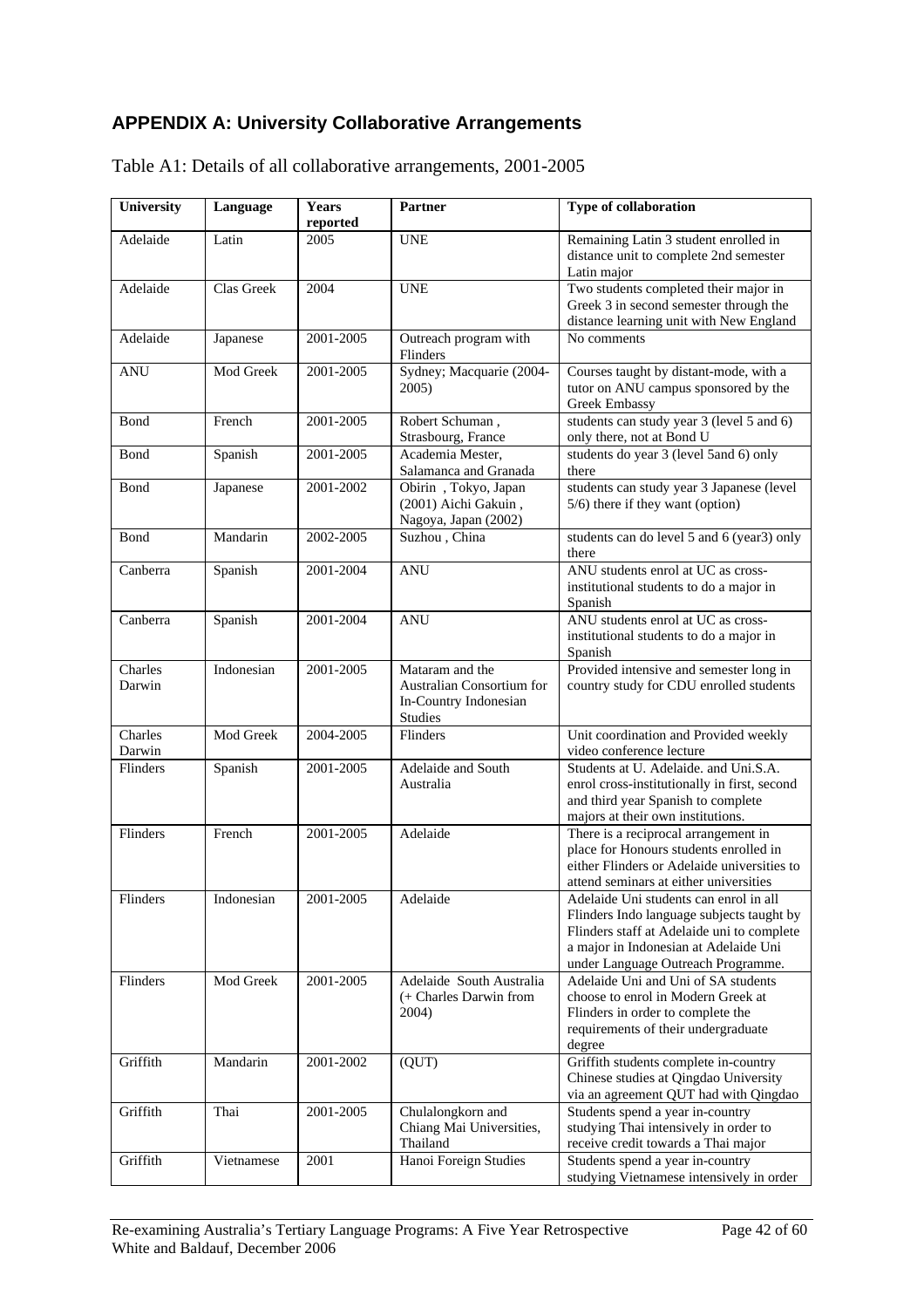## APPENDIX A: University Collaborative Arrangements

Table A1: Details of all collaborative arrangements, 2001-2005

| University | Language | Years reported | Partner | Type of collaboration |
|---|---|---|---|---|
| Adelaide | Latin | 2005 | UNE | Remaining Latin 3 student enrolled in distance unit to complete 2nd semester Latin major |
| Adelaide | Clas Greek | 2004 | UNE | Two students completed their major in Greek 3 in second semester through the distance learning unit with New England |
| Adelaide | Japanese | 2001-2005 | Outreach program with Flinders | No comments |
| ANU | Mod Greek | 2001-2005 | Sydney; Macquarie (2004-2005) | Courses taught by distant-mode, with a tutor on ANU campus sponsored by the Greek Embassy |
| Bond | French | 2001-2005 | Robert Schuman , Strasbourg, France | students can study year 3 (level 5 and 6) only there, not at Bond U |
| Bond | Spanish | 2001-2005 | Academia Mester, Salamanca and Granada | students do year 3 (level 5and 6) only there |
| Bond | Japanese | 2001-2002 | Obirin , Tokyo, Japan (2001) Aichi Gakuin , Nagoya, Japan (2002) | students can study year 3 Japanese (level 5/6) there if they want (option) |
| Bond | Mandarin | 2002-2005 | Suzhou , China | students can do level 5 and 6 (year3) only there |
| Canberra | Spanish | 2001-2004 | ANU | ANU students enrol at UC as cross-institutional students to do a major in Spanish |
| Canberra | Spanish | 2001-2004 | ANU | ANU students enrol at UC as cross-institutional students to do a major in Spanish |
| Charles Darwin | Indonesian | 2001-2005 | Mataram and the Australian Consortium for In-Country Indonesian Studies | Provided intensive and semester long in country study for CDU enrolled students |
| Charles Darwin | Mod Greek | 2004-2005 | Flinders | Unit coordination and Provided weekly video conference lecture |
| Flinders | Spanish | 2001-2005 | Adelaide and South Australia | Students at U. Adelaide. and Uni.S.A. enrol cross-institutionally in first, second and third year Spanish to complete majors at their own institutions. |
| Flinders | French | 2001-2005 | Adelaide | There is a reciprocal arrangement in place for Honours students enrolled in either Flinders or Adelaide universities to attend seminars at either universities |
| Flinders | Indonesian | 2001-2005 | Adelaide | Adelaide Uni students can enrol in all Flinders Indo language subjects taught by Flinders staff at Adelaide uni to complete a major in Indonesian at Adelaide Uni under Language Outreach Programme. |
| Flinders | Mod Greek | 2001-2005 | Adelaide South Australia (+ Charles Darwin from 2004) | Adelaide Uni and Uni of SA students choose to enrol in Modern Greek at Flinders in order to complete the requirements of their undergraduate degree |
| Griffith | Mandarin | 2001-2002 | (QUT) | Griffith students complete in-country Chinese studies at Qingdao University via an agreement QUT had with Qingdao |
| Griffith | Thai | 2001-2005 | Chulalongkorn and Chiang Mai Universities, Thailand | Students spend a year in-country studying Thai intensively in order to receive credit towards a Thai major |
| Griffith | Vietnamese | 2001 | Hanoi Foreign Studies | Students spend a year in-country studying Vietnamese intensively in order |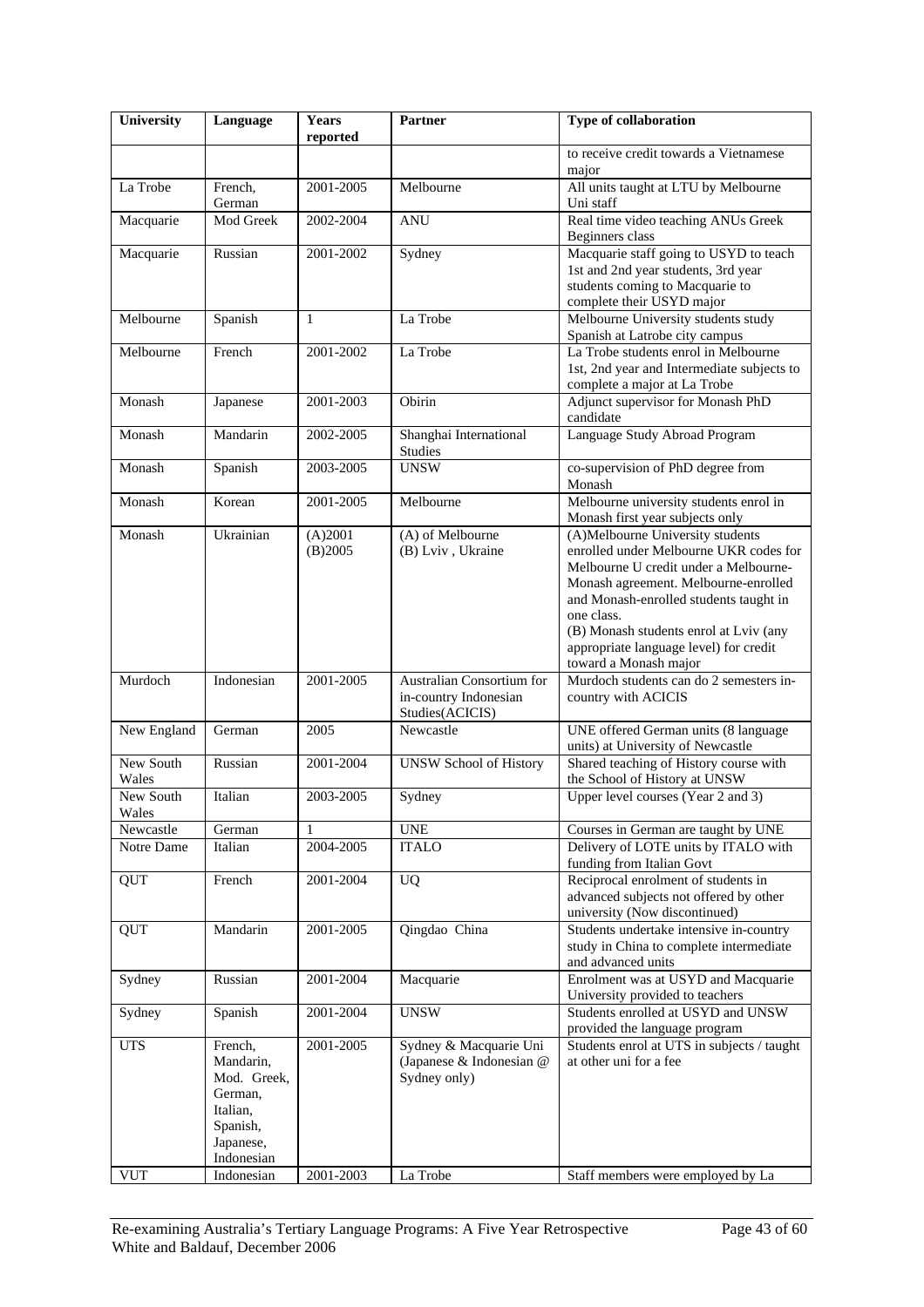| University | Language | Years reported | Partner | Type of collaboration |
|---|---|---|---|---|
| | | | | to receive credit towards a Vietnamese major |
| La Trobe | French, German | 2001-2005 | Melbourne | All units taught at LTU by Melbourne Uni staff |
| Macquarie | Mod Greek | 2002-2004 | ANU | Real time video teaching ANUs Greek Beginners class |
| Macquarie | Russian | 2001-2002 | Sydney | Macquarie staff going to USYD to teach 1st and 2nd year students, 3rd year students coming to Macquarie to complete their USYD major |
| Melbourne | Spanish | 1 | La Trobe | Melbourne University students study Spanish at Latrobe city campus |
| Melbourne | French | 2001-2002 | La Trobe | La Trobe students enrol in Melbourne 1st, 2nd year and Intermediate subjects to complete a major at La Trobe |
| Monash | Japanese | 2001-2003 | Obirin | Adjunct supervisor for Monash PhD candidate |
| Monash | Mandarin | 2002-2005 | Shanghai International Studies | Language Study Abroad Program |
| Monash | Spanish | 2003-2005 | UNSW | co-supervision of PhD degree from Monash |
| Monash | Korean | 2001-2005 | Melbourne | Melbourne university students enrol in Monash first year subjects only |
| Monash | Ukrainian | (A)2001 (B)2005 | (A) of Melbourne (B) Lviv , Ukraine | (A)Melbourne University students enrolled under Melbourne UKR codes for Melbourne U credit under a Melbourne-Monash agreement. Melbourne-enrolled and Monash-enrolled students taught in one class. (B) Monash students enrol at Lviv (any appropriate language level) for credit toward a Monash major |
| Murdoch | Indonesian | 2001-2005 | Australian Consortium for in-country Indonesian Studies(ACICIS) | Murdoch students can do 2 semesters in-country with ACICIS |
| New England | German | 2005 | Newcastle | UNE offered German units (8 language units) at University of Newcastle |
| New South Wales | Russian | 2001-2004 | UNSW School of History | Shared teaching of History course with the School of History at UNSW |
| New South Wales | Italian | 2003-2005 | Sydney | Upper level courses (Year 2 and 3) |
| Newcastle | German | 1 | UNE | Courses in German are taught by UNE |
| Notre Dame | Italian | 2004-2005 | ITALO | Delivery of LOTE units by ITALO with funding from Italian Govt |
| QUT | French | 2001-2004 | UQ | Reciprocal enrolment of students in advanced subjects not offered by other university (Now discontinued) |
| QUT | Mandarin | 2001-2005 | Qingdao China | Students undertake intensive in-country study in China to complete intermediate and advanced units |
| Sydney | Russian | 2001-2004 | Macquarie | Enrolment was at USYD and Macquarie University provided to teachers |
| Sydney | Spanish | 2001-2004 | UNSW | Students enrolled at USYD and UNSW provided the language program |
| UTS | French, Mandarin, Mod. Greek, German, Italian, Spanish, Japanese, Indonesian | 2001-2005 | Sydney & Macquarie Uni (Japanese & Indonesian @ Sydney only) | Students enrol at UTS in subjects / taught at other uni for a fee |
| VUT | Indonesian | 2001-2003 | La Trobe | Staff members were employed by La |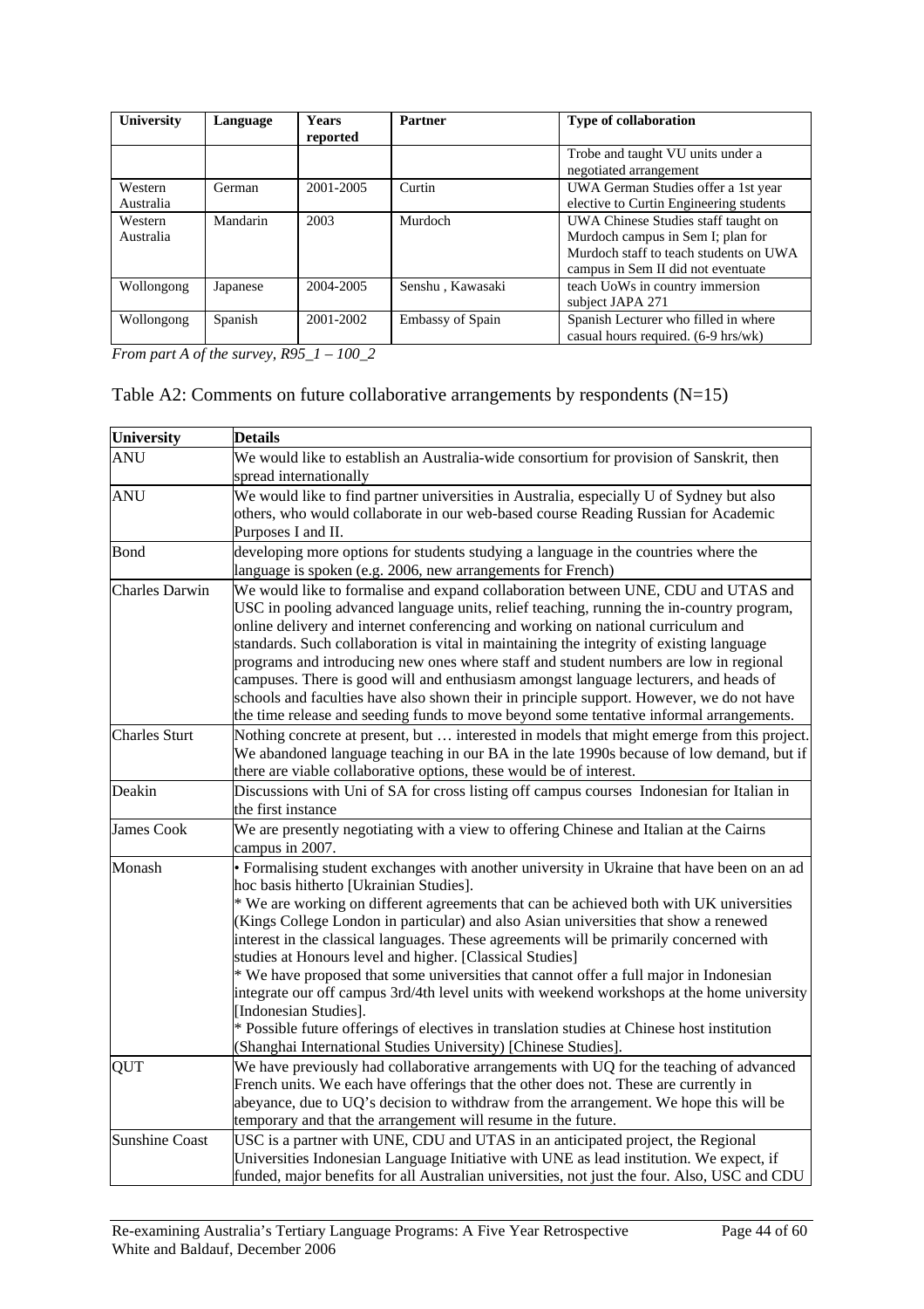| University | Language | Years reported | Partner | Type of collaboration |
|---|---|---|---|---|
| | | | | Trobe and taught VU units under a negotiated arrangement |
| Western Australia | German | 2001-2005 | Curtin | UWA German Studies offer a 1st year elective to Curtin Engineering students |
| Western Australia | Mandarin | 2003 | Murdoch | UWA Chinese Studies staff taught on Murdoch campus in Sem I; plan for Murdoch staff to teach students on UWA campus in Sem II did not eventuate |
| Wollongong | Japanese | 2004-2005 | Senshu , Kawasaki | teach UoWs in country immersion subject JAPA 271 |
| Wollongong | Spanish | 2001-2002 | Embassy of Spain | Spanish Lecturer who filled in where casual hours required. (6-9 hrs/wk) |

*From part A of the survey, R95_1 – 100_2*

Table A2: Comments on future collaborative arrangements by respondents (N=15)

| University | Details |
|---|---|
| ANU | We would like to establish an Australia-wide consortium for provision of Sanskrit, then spread internationally |
| ANU | We would like to find partner universities in Australia, especially U of Sydney but also others, who would collaborate in our web-based course Reading Russian for Academic Purposes I and II. |
| Bond | developing more options for students studying a language in the countries where the language is spoken (e.g. 2006, new arrangements for French) |
| Charles Darwin | We would like to formalise and expand collaboration between UNE, CDU and UTAS and USC in pooling advanced language units, relief teaching, running the in-country program, online delivery and internet conferencing and working on national curriculum and standards. Such collaboration is vital in maintaining the integrity of existing language programs and introducing new ones where staff and student numbers are low in regional campuses. There is good will and enthusiasm amongst language lecturers, and heads of schools and faculties have also shown their in principle support. However, we do not have the time release and seeding funds to move beyond some tentative informal arrangements. |
| Charles Sturt | Nothing concrete at present, but … interested in models that might emerge from this project. We abandoned language teaching in our BA in the late 1990s because of low demand, but if there are viable collaborative options, these would be of interest. |
| Deakin | Discussions with Uni of SA for cross listing off campus courses Indonesian for Italian in the first instance |
| James Cook | We are presently negotiating with a view to offering Chinese and Italian at the Cairns campus in 2007. |
| Monash | • Formalising student exchanges with another university in Ukraine that have been on an ad hoc basis hitherto [Ukrainian Studies].<br>* We are working on different agreements that can be achieved both with UK universities (Kings College London in particular) and also Asian universities that show a renewed interest in the classical languages. These agreements will be primarily concerned with studies at Honours level and higher. [Classical Studies]<br>* We have proposed that some universities that cannot offer a full major in Indonesian integrate our off campus 3rd/4th level units with weekend workshops at the home university [Indonesian Studies].<br>* Possible future offerings of electives in translation studies at Chinese host institution (Shanghai International Studies University) [Chinese Studies]. |
| QUT | We have previously had collaborative arrangements with UQ for the teaching of advanced French units. We each have offerings that the other does not. These are currently in abeyance, due to UQ's decision to withdraw from the arrangement. We hope this will be temporary and that the arrangement will resume in the future. |
| Sunshine Coast | USC is a partner with UNE, CDU and UTAS in an anticipated project, the Regional Universities Indonesian Language Initiative with UNE as lead institution. We expect, if funded, major benefits for all Australian universities, not just the four. Also, USC and CDU |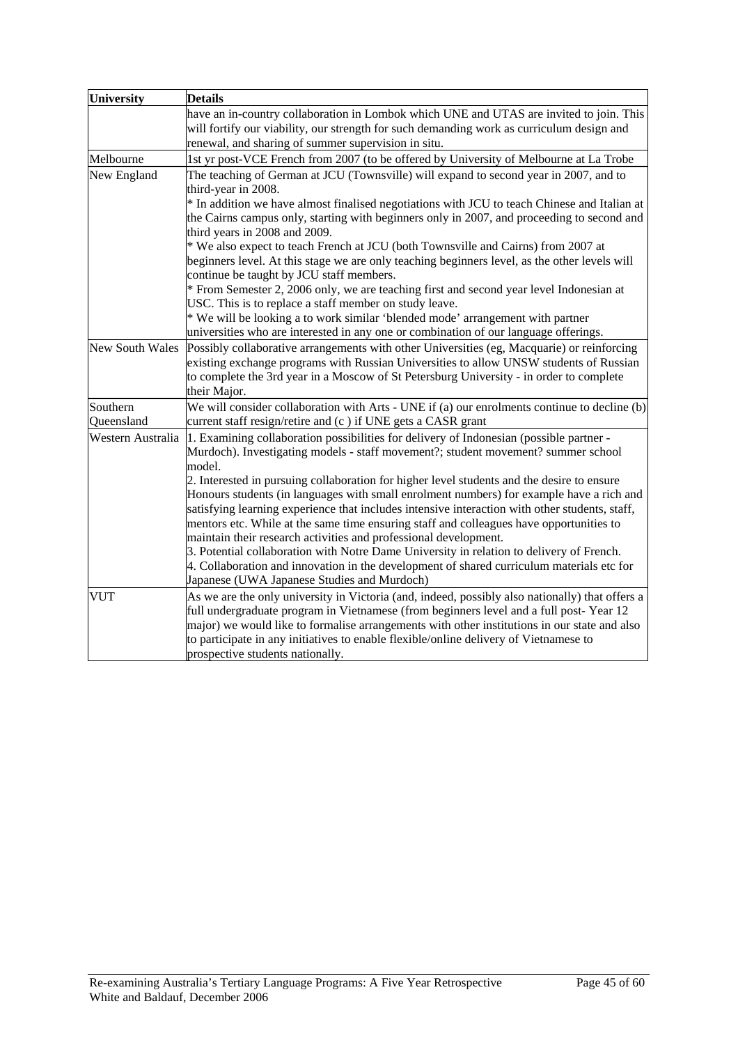| University | Details |
|---|---|
| | have an in-country collaboration in Lombok which UNE and UTAS are invited to join. This will fortify our viability, our strength for such demanding work as curriculum design and renewal, and sharing of summer supervision in situ. |
| Melbourne | 1st yr post-VCE French from 2007 (to be offered by University of Melbourne at La Trobe |
| New England | The teaching of German at JCU (Townsville) will expand to second year in 2007, and to third-year in 2008.<br>* In addition we have almost finalised negotiations with JCU to teach Chinese and Italian at the Cairns campus only, starting with beginners only in 2007, and proceeding to second and third years in 2008 and 2009.<br>* We also expect to teach French at JCU (both Townsville and Cairns) from 2007 at beginners level. At this stage we are only teaching beginners level, as the other levels will continue be taught by JCU staff members.<br>* From Semester 2, 2006 only, we are teaching first and second year level Indonesian at USC. This is to replace a staff member on study leave.<br>* We will be looking a to work similar 'blended mode' arrangement with partner universities who are interested in any one or combination of our language offerings. |
| New South Wales | Possibly collaborative arrangements with other Universities (eg, Macquarie) or reinforcing existing exchange programs with Russian Universities to allow UNSW students of Russian to complete the 3rd year in a Moscow of St Petersburg University - in order to complete their Major. |
| Southern Queensland | We will consider collaboration with Arts - UNE if (a) our enrolments continue to decline (b) current staff resign/retire and (c ) if UNE gets a CASR grant |
| Western Australia | 1. Examining collaboration possibilities for delivery of Indonesian (possible partner - Murdoch). Investigating models - staff movement?; student movement? summer school model.<br>2. Interested in pursuing collaboration for higher level students and the desire to ensure Honours students (in languages with small enrolment numbers) for example have a rich and satisfying learning experience that includes intensive interaction with other students, staff, mentors etc. While at the same time ensuring staff and colleagues have opportunities to maintain their research activities and professional development.<br>3. Potential collaboration with Notre Dame University in relation to delivery of French.<br>4. Collaboration and innovation in the development of shared curriculum materials etc for Japanese (UWA Japanese Studies and Murdoch) |
| VUT | As we are the only university in Victoria (and, indeed, possibly also nationally) that offers a full undergraduate program in Vietnamese (from beginners level and a full post- Year 12 major) we would like to formalise arrangements with other institutions in our state and also to participate in any initiatives to enable flexible/online delivery of Vietnamese to prospective students nationally. |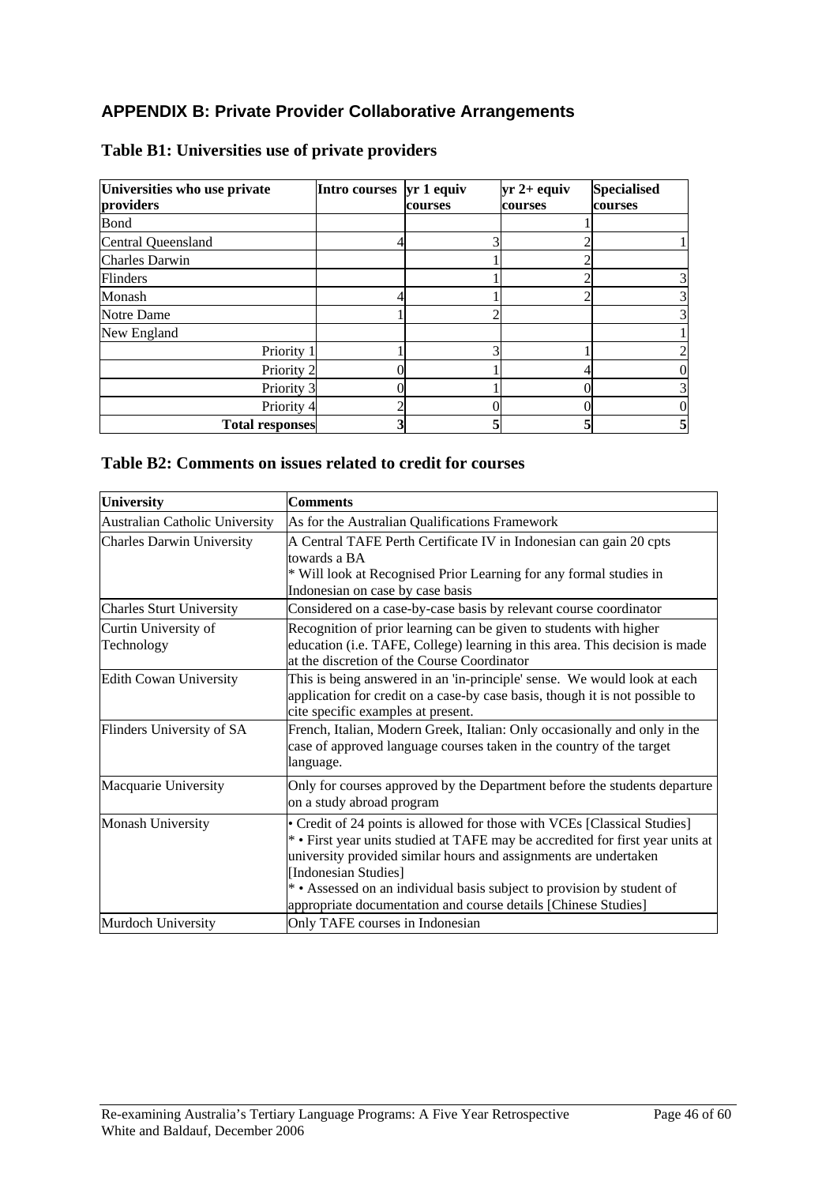## APPENDIX B: Private Provider Collaborative Arrangements

### Table B1: Universities use of private providers

| Universities who use private providers | Intro courses | yr 1 equiv courses | yr 2+ equiv courses | Specialised courses |
|---|---|---|---|---|
| Bond | | | 1 | |
| Central Queensland | 4 | 3 | 2 | 1 |
| Charles Darwin | | 1 | 2 | |
| Flinders | | 1 | 2 | 3 |
| Monash | 4 | 1 | 2 | 3 |
| Notre Dame | 1 | 2 | | 3 |
| New England | | | | 1 |
| Priority 1 | 1 | 3 | 1 | 2 |
| Priority 2 | 0 | 1 | 4 | 0 |
| Priority 3 | 0 | 1 | 0 | 3 |
| Priority 4 | 2 | 0 | 0 | 0 |
| **Total responses** | **3** | **5** | **5** | **5** |

### Table B2: Comments on issues related to credit for courses

| University | Comments |
|---|---|
| Australian Catholic University | As for the Australian Qualifications Framework |
| Charles Darwin University | A Central TAFE Perth Certificate IV in Indonesian can gain 20 cpts towards a BA<br>* Will look at Recognised Prior Learning for any formal studies in Indonesian on case by case basis |
| Charles Sturt University | Considered on a case-by-case basis by relevant course coordinator |
| Curtin University of Technology | Recognition of prior learning can be given to students with higher education (i.e. TAFE, College) learning in this area. This decision is made at the discretion of the Course Coordinator |
| Edith Cowan University | This is being answered in an 'in-principle' sense. We would look at each application for credit on a case-by case basis, though it is not possible to cite specific examples at present. |
| Flinders University of SA | French, Italian, Modern Greek, Italian: Only occasionally and only in the case of approved language courses taken in the country of the target language. |
| Macquarie University | Only for courses approved by the Department before the students departure on a study abroad program |
| Monash University | • Credit of 24 points is allowed for those with VCEs [Classical Studies]<br>* • First year units studied at TAFE may be accredited for first year units at university provided similar hours and assignments are undertaken [Indonesian Studies]<br>* • Assessed on an individual basis subject to provision by student of appropriate documentation and course details [Chinese Studies] |
| Murdoch University | Only TAFE courses in Indonesian |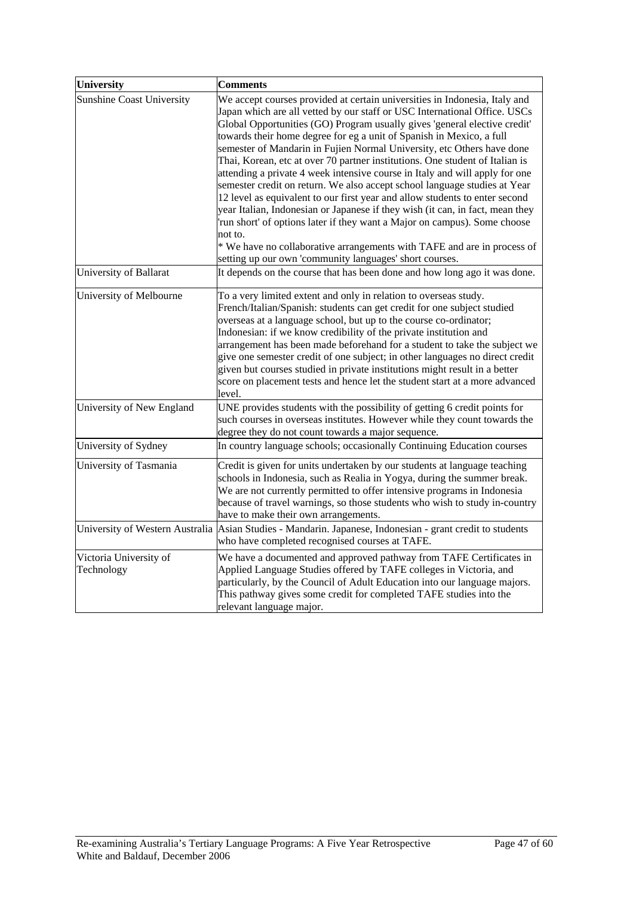| University | Comments |
|---|---|
| Sunshine Coast University | We accept courses provided at certain universities in Indonesia, Italy and Japan which are all vetted by our staff or USC International Office. USCs Global Opportunities (GO) Program usually gives 'general elective credit' towards their home degree for eg a unit of Spanish in Mexico, a full semester of Mandarin in Fujien Normal University, etc Others have done Thai, Korean, etc at over 70 partner institutions. One student of Italian is attending a private 4 week intensive course in Italy and will apply for one semester credit on return. We also accept school language studies at Year 12 level as equivalent to our first year and allow students to enter second year Italian, Indonesian or Japanese if they wish (it can, in fact, mean they 'run short' of options later if they want a Major on campus). Some choose not to.<br>* We have no collaborative arrangements with TAFE and are in process of setting up our own 'community languages' short courses. |
| University of Ballarat | It depends on the course that has been done and how long ago it was done. |
| University of Melbourne | To a very limited extent and only in relation to overseas study. French/Italian/Spanish: students can get credit for one subject studied overseas at a language school, but up to the course co-ordinator; Indonesian: if we know credibility of the private institution and arrangement has been made beforehand for a student to take the subject we give one semester credit of one subject; in other languages no direct credit given but courses studied in private institutions might result in a better score on placement tests and hence let the student start at a more advanced level. |
| University of New England | UNE provides students with the possibility of getting 6 credit points for such courses in overseas institutes. However while they count towards the degree they do not count towards a major sequence. |
| University of Sydney | In country language schools; occasionally Continuing Education courses |
| University of Tasmania | Credit is given for units undertaken by our students at language teaching schools in Indonesia, such as Realia in Yogya, during the summer break. We are not currently permitted to offer intensive programs in Indonesia because of travel warnings, so those students who wish to study in-country have to make their own arrangements. |
| University of Western Australia | Asian Studies - Mandarin. Japanese, Indonesian - grant credit to students who have completed recognised courses at TAFE. |
| Victoria University of Technology | We have a documented and approved pathway from TAFE Certificates in Applied Language Studies offered by TAFE colleges in Victoria, and particularly, by the Council of Adult Education into our language majors. This pathway gives some credit for completed TAFE studies into the relevant language major. |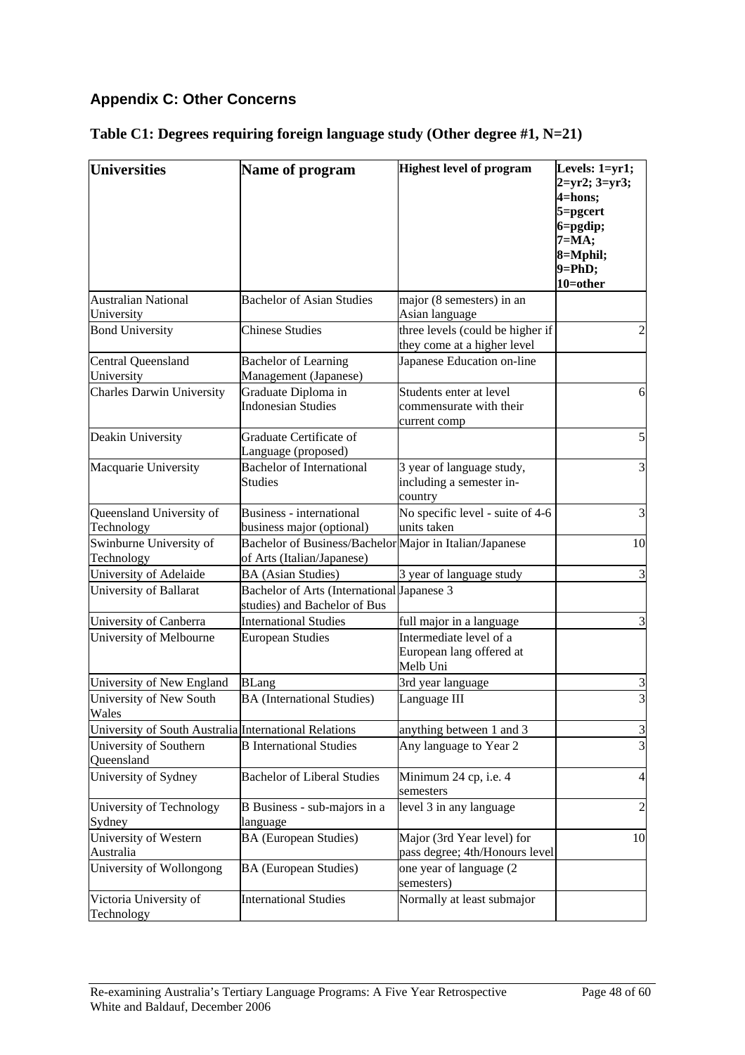## Appendix C: Other Concerns

### Table C1: Degrees requiring foreign language study (Other degree #1, N=21)

| Universities | Name of program | Highest level of program | Levels: 1=yr1; 2=yr2; 3=yr3; 4=hons; 5=pgcert 6=pgdip; 7=MA; 8=Mphil; 9=PhD; 10=other |
|---|---|---|---|
| Australian National University | Bachelor of Asian Studies | major (8 semesters) in an Asian language | |
| Bond University | Chinese Studies | three levels (could be higher if they come at a higher level | 2 |
| Central Queensland University | Bachelor of Learning Management (Japanese) | Japanese Education on-line | |
| Charles Darwin University | Graduate Diploma in Indonesian Studies | Students enter at level commensurate with their current comp | 6 |
| Deakin University | Graduate Certificate of Language (proposed) | | 5 |
| Macquarie University | Bachelor of International Studies | 3 year of language study, including a semester in-country | 3 |
| Queensland University of Technology | Business - international business major (optional) | No specific level - suite of 4-6 units taken | 3 |
| Swinburne University of Technology | Bachelor of Business/Bachelor of Arts (Italian/Japanese) | Major in Italian/Japanese | 10 |
| University of Adelaide | BA (Asian Studies) | 3 year of language study | 3 |
| University of Ballarat | Bachelor of Arts (International studies) and Bachelor of Bus | Japanese 3 | |
| University of Canberra | International Studies | full major in a language | 3 |
| University of Melbourne | European Studies | Intermediate level of a European lang offered at Melb Uni | |
| University of New England | BLang | 3rd year language | 3 |
| University of New South Wales | BA (International Studies) | Language III | 3 |
| University of South Australia | International Relations | anything between 1 and 3 | 3 |
| University of Southern Queensland | B International Studies | Any language to Year 2 | 3 |
| University of Sydney | Bachelor of Liberal Studies | Minimum 24 cp, i.e. 4 semesters | 4 |
| University of Technology Sydney | B Business - sub-majors in a language | level 3 in any language | 2 |
| University of Western Australia | BA (European Studies) | Major (3rd Year level) for pass degree; 4th/Honours level | 10 |
| University of Wollongong | BA (European Studies) | one year of language (2 semesters) | |
| Victoria University of Technology | International Studies | Normally at least submajor | |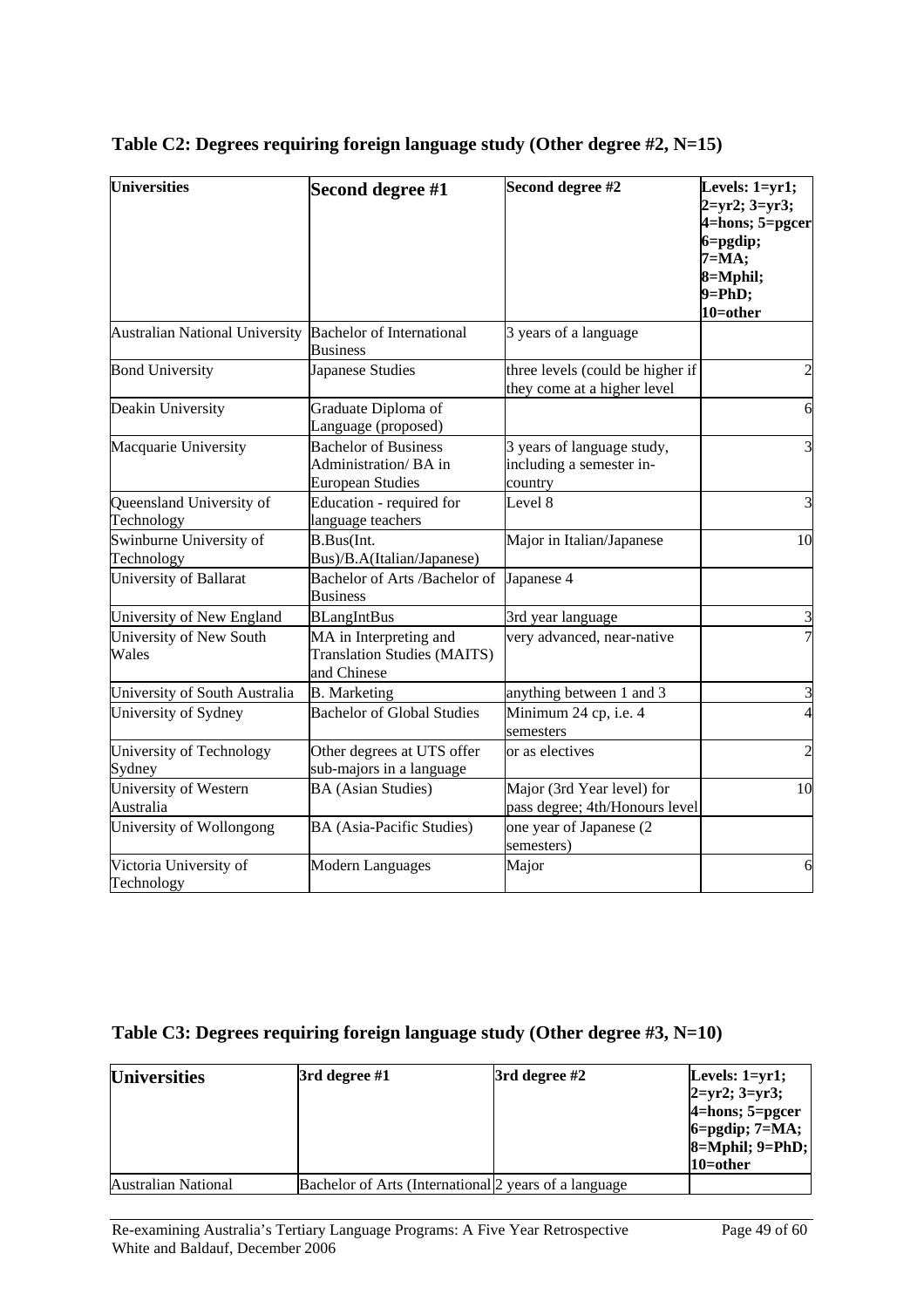### Table C2: Degrees requiring foreign language study (Other degree #2, N=15)

| Universities | Second degree #1 | Second degree #2 | Levels: 1=yr1; 2=yr2; 3=yr3; 4=hons; 5=pgcer 6=pgdip; 7=MA; 8=Mphil; 9=PhD; 10=other |
|---|---|---|---|
| Australian National University | Bachelor of International Business | 3 years of a language | |
| Bond University | Japanese Studies | three levels (could be higher if they come at a higher level | 2 |
| Deakin University | Graduate Diploma of Language (proposed) | | 6 |
| Macquarie University | Bachelor of Business Administration/ BA in European Studies | 3 years of language study, including a semester in-country | 3 |
| Queensland University of Technology | Education - required for language teachers | Level 8 | 3 |
| Swinburne University of Technology | B.Bus(Int. Bus)/B.A(Italian/Japanese) | Major in Italian/Japanese | 10 |
| University of Ballarat | Bachelor of Arts /Bachelor of Business | Japanese 4 | |
| University of New England | BLangIntBus | 3rd year language | 3 |
| University of New South Wales | MA in Interpreting and Translation Studies (MAITS) and Chinese | very advanced, near-native | 7 |
| University of South Australia | B. Marketing | anything between 1 and 3 | 3 |
| University of Sydney | Bachelor of Global Studies | Minimum 24 cp, i.e. 4 semesters | 4 |
| University of Technology Sydney | Other degrees at UTS offer sub-majors in a language | or as electives | 2 |
| University of Western Australia | BA (Asian Studies) | Major (3rd Year level) for pass degree; 4th/Honours level | 10 |
| University of Wollongong | BA (Asia-Pacific Studies) | one year of Japanese (2 semesters) | |
| Victoria University of Technology | Modern Languages | Major | 6 |

### Table C3: Degrees requiring foreign language study (Other degree #3, N=10)

| Universities | 3rd degree #1 | 3rd degree #2 | Levels: 1=yr1; 2=yr2; 3=yr3; 4=hons; 5=pgcer 6=pgdip; 7=MA; 8=Mphil; 9=PhD; 10=other |
|---|---|---|---|
| Australian National | Bachelor of Arts (International | 2 years of a language | |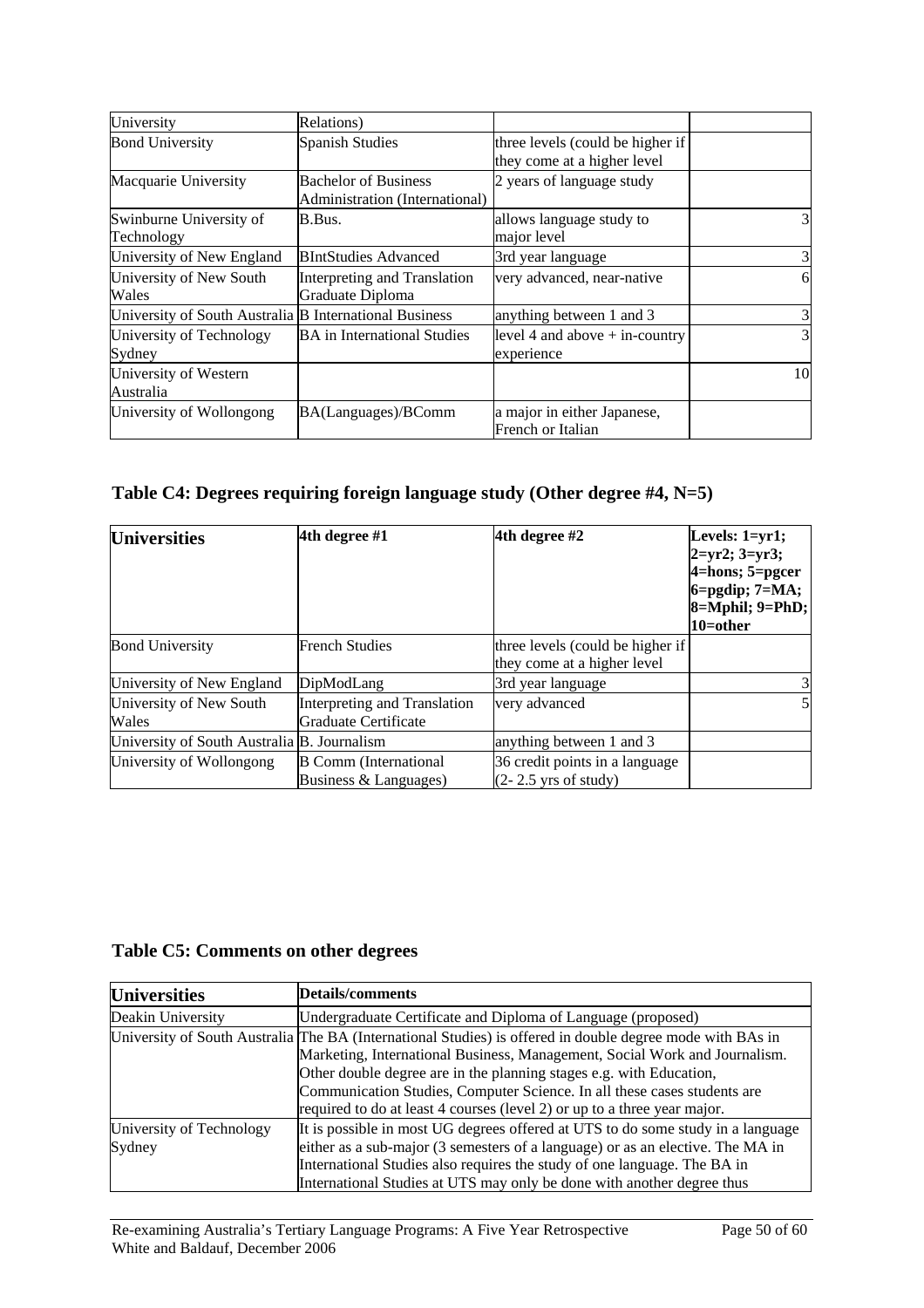| | | | |
|---|---|---|---|
| University | Relations) | | |
| Bond University | Spanish Studies | three levels (could be higher if they come at a higher level | |
| Macquarie University | Bachelor of Business Administration (International) | 2 years of language study | |
| Swinburne University of Technology | B.Bus. | allows language study to major level | 3 |
| University of New England | BIntStudies Advanced | 3rd year language | 3 |
| University of New South Wales | Interpreting and Translation Graduate Diploma | very advanced, near-native | 6 |
| University of South Australia | B International Business | anything between 1 and 3 | 3 |
| University of Technology Sydney | BA in International Studies | level 4 and above + in-country experience | 3 |
| University of Western Australia | | | 10 |
| University of Wollongong | BA(Languages)/BComm | a major in either Japanese, French or Italian | |

## Table C4: Degrees requiring foreign language study (Other degree #4, N=5)

| Universities | 4th degree #1 | 4th degree #2 | Levels: 1=yr1; 2=yr2; 3=yr3; 4=hons; 5=pgcer 6=pgdip; 7=MA; 8=Mphil; 9=PhD; 10=other |
|---|---|---|---|
| Bond University | French Studies | three levels (could be higher if they come at a higher level | |
| University of New England | DipModLang | 3rd year language | 3 |
| University of New South Wales | Interpreting and Translation Graduate Certificate | very advanced | 5 |
| University of South Australia | B. Journalism | anything between 1 and 3 | |
| University of Wollongong | B Comm (International Business & Languages) | 36 credit points in a language (2- 2.5 yrs of study) | |

## Table C5: Comments on other degrees

| Universities | Details/comments |
|---|---|
| Deakin University | Undergraduate Certificate and Diploma of Language (proposed) |
| University of South Australia | The BA (International Studies) is offered in double degree mode with BAs in Marketing, International Business, Management, Social Work and Journalism. Other double degree are in the planning stages e.g. with Education, Communication Studies, Computer Science. In all these cases students are required to do at least 4 courses (level 2) or up to a three year major. |
| University of Technology Sydney | It is possible in most UG degrees offered at UTS to do some study in a language either as a sub-major (3 semesters of a language) or as an elective. The MA in International Studies also requires the study of one language. The BA in International Studies at UTS may only be done with another degree thus |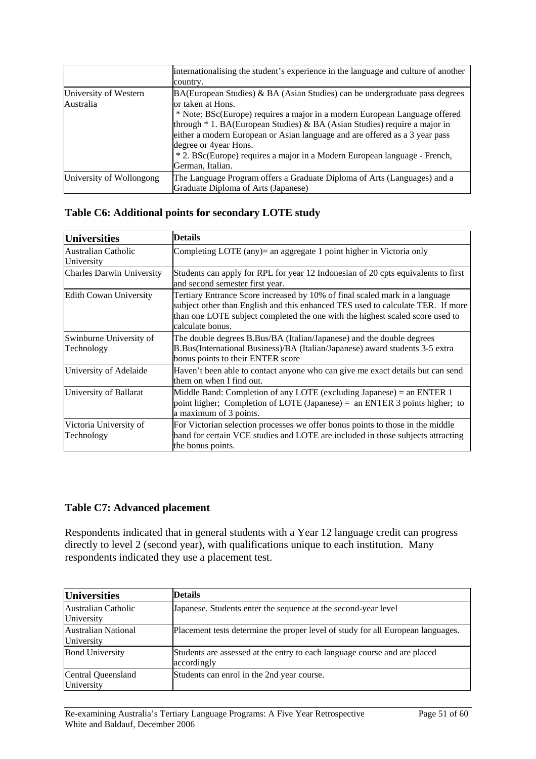| | |
|---|---|
| | internationalising the student's experience in the language and culture of another country. |
| University of Western Australia | BA(European Studies) & BA (Asian Studies) can be undergraduate pass degrees or taken at Hons. * Note: BSc(Europe) requires a major in a modern European Language offered through * 1. BA(European Studies) & BA (Asian Studies) require a major in either a modern European or Asian language and are offered as a 3 year pass degree or 4year Hons. * 2. BSc(Europe) requires a major in a Modern European language - French, German, Italian. |
| University of Wollongong | The Language Program offers a Graduate Diploma of Arts (Languages) and a Graduate Diploma of Arts (Japanese) |

### Table C6: Additional points for secondary LOTE study

| Universities | Details |
|---|---|
| Australian Catholic University | Completing LOTE (any)= an aggregate 1 point higher in Victoria only |
| Charles Darwin University | Students can apply for RPL for year 12 Indonesian of 20 cpts equivalents to first and second semester first year. |
| Edith Cowan University | Tertiary Entrance Score increased by 10% of final scaled mark in a language subject other than English and this enhanced TES used to calculate TER. If more than one LOTE subject completed the one with the highest scaled score used to calculate bonus. |
| Swinburne University of Technology | The double degrees B.Bus/BA (Italian/Japanese) and the double degrees B.Bus(International Business)/BA (Italian/Japanese) award students 3-5 extra bonus points to their ENTER score |
| University of Adelaide | Haven't been able to contact anyone who can give me exact details but can send them on when I find out. |
| University of Ballarat | Middle Band: Completion of any LOTE (excluding Japanese) = an ENTER 1 point higher; Completion of LOTE (Japanese) = an ENTER 3 points higher; to a maximum of 3 points. |
| Victoria University of Technology | For Victorian selection processes we offer bonus points to those in the middle band for certain VCE studies and LOTE are included in those subjects attracting the bonus points. |

### Table C7: Advanced placement

Respondents indicated that in general students with a Year 12 language credit can progress directly to level 2 (second year), with qualifications unique to each institution. Many respondents indicated they use a placement test.

| Universities | Details |
|---|---|
| Australian Catholic University | Japanese. Students enter the sequence at the second-year level |
| Australian National University | Placement tests determine the proper level of study for all European languages. |
| Bond University | Students are assessed at the entry to each language course and are placed accordingly |
| Central Queensland University | Students can enrol in the 2nd year course. |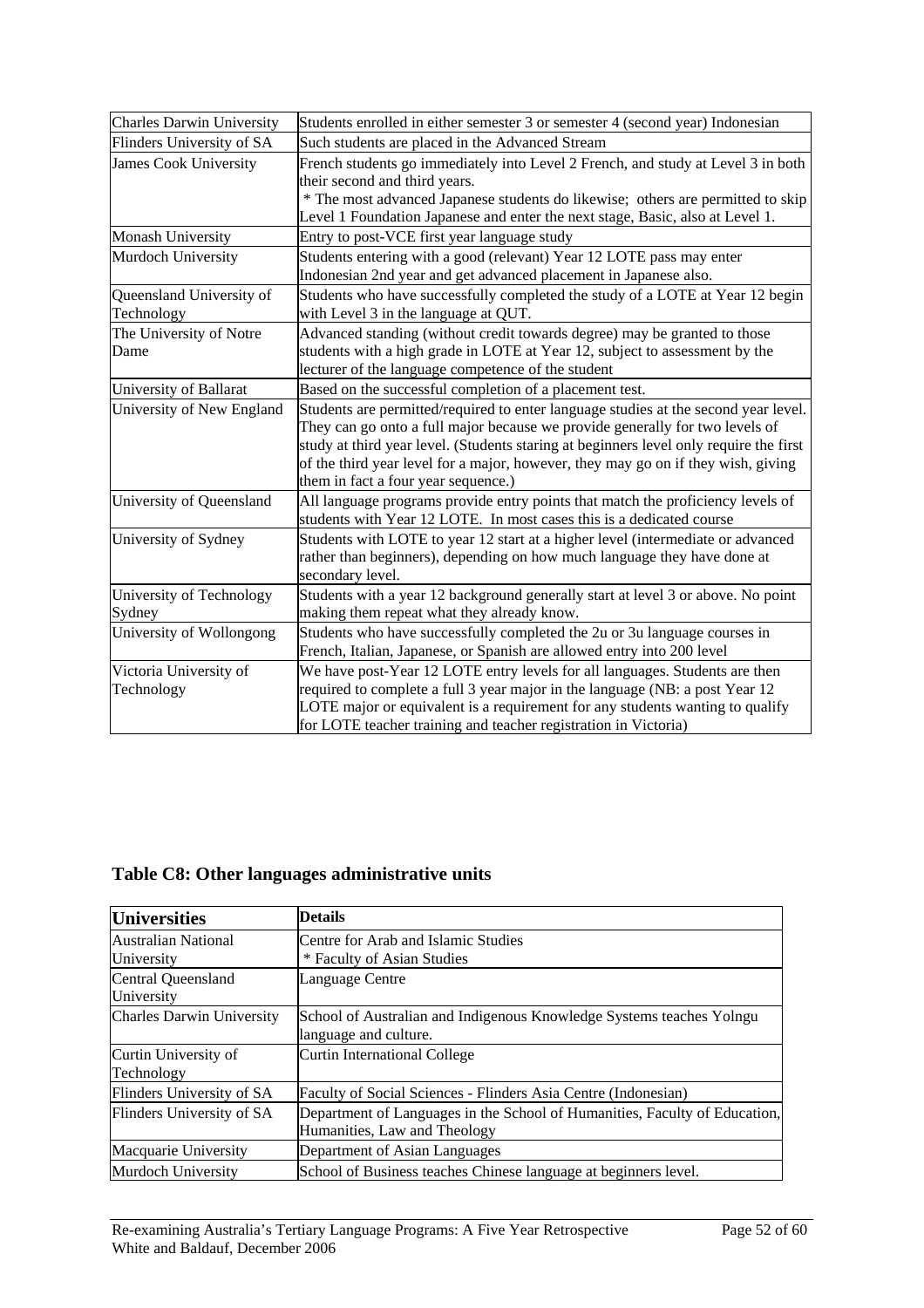| | |
|---|---|
| Charles Darwin University | Students enrolled in either semester 3 or semester 4 (second year) Indonesian |
| Flinders University of SA | Such students are placed in the Advanced Stream |
| James Cook University | French students go immediately into Level 2 French, and study at Level 3 in both their second and third years. * The most advanced Japanese students do likewise; others are permitted to skip Level 1 Foundation Japanese and enter the next stage, Basic, also at Level 1. |
| Monash University | Entry to post-VCE first year language study |
| Murdoch University | Students entering with a good (relevant) Year 12 LOTE pass may enter Indonesian 2nd year and get advanced placement in Japanese also. |
| Queensland University of Technology | Students who have successfully completed the study of a LOTE at Year 12 begin with Level 3 in the language at QUT. |
| The University of Notre Dame | Advanced standing (without credit towards degree) may be granted to those students with a high grade in LOTE at Year 12, subject to assessment by the lecturer of the language competence of the student |
| University of Ballarat | Based on the successful completion of a placement test. |
| University of New England | Students are permitted/required to enter language studies at the second year level. They can go onto a full major because we provide generally for two levels of study at third year level. (Students staring at beginners level only require the first of the third year level for a major, however, they may go on if they wish, giving them in fact a four year sequence.) |
| University of Queensland | All language programs provide entry points that match the proficiency levels of students with Year 12 LOTE. In most cases this is a dedicated course |
| University of Sydney | Students with LOTE to year 12 start at a higher level (intermediate or advanced rather than beginners), depending on how much language they have done at secondary level. |
| University of Technology Sydney | Students with a year 12 background generally start at level 3 or above. No point making them repeat what they already know. |
| University of Wollongong | Students who have successfully completed the 2u or 3u language courses in French, Italian, Japanese, or Spanish are allowed entry into 200 level |
| Victoria University of Technology | We have post-Year 12 LOTE entry levels for all languages. Students are then required to complete a full 3 year major in the language (NB: a post Year 12 LOTE major or equivalent is a requirement for any students wanting to qualify for LOTE teacher training and teacher registration in Victoria) |

## Table C8: Other languages administrative units

| Universities | Details |
|---|---|
| Australian National University | Centre for Arab and Islamic Studies * Faculty of Asian Studies |
| Central Queensland University | Language Centre |
| Charles Darwin University | School of Australian and Indigenous Knowledge Systems teaches Yolngu language and culture. |
| Curtin University of Technology | Curtin International College |
| Flinders University of SA | Faculty of Social Sciences - Flinders Asia Centre (Indonesian) |
| Flinders University of SA | Department of Languages in the School of Humanities, Faculty of Education, Humanities, Law and Theology |
| Macquarie University | Department of Asian Languages |
| Murdoch University | School of Business teaches Chinese language at beginners level. |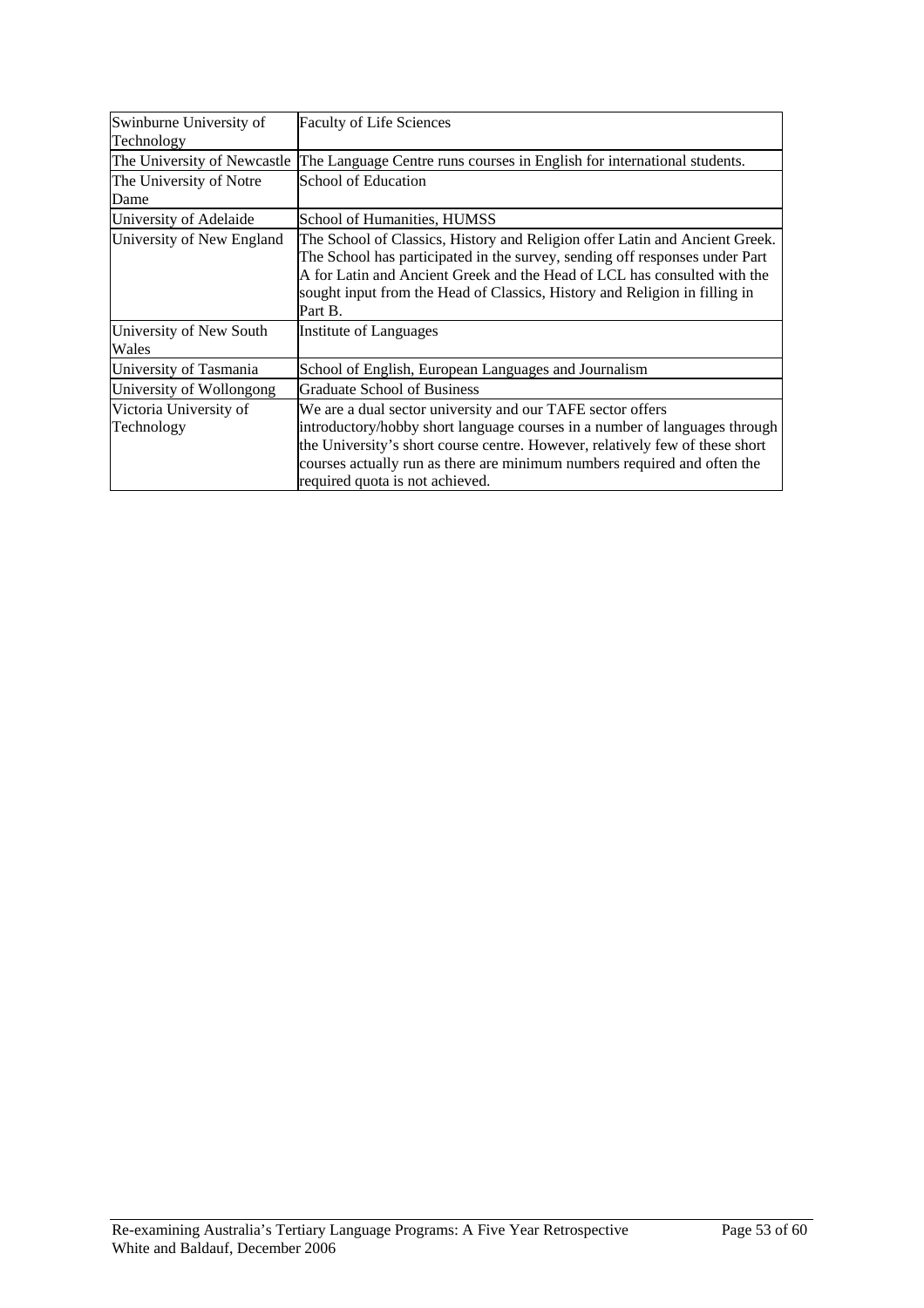| | |
|---|---|
| Swinburne University of Technology | Faculty of Life Sciences |
| The University of Newcastle | The Language Centre runs courses in English for international students. |
| The University of Notre Dame | School of Education |
| University of Adelaide | School of Humanities, HUMSS |
| University of New England | The School of Classics, History and Religion offer Latin and Ancient Greek. The School has participated in the survey, sending off responses under Part A for Latin and Ancient Greek and the Head of LCL has consulted with the sought input from the Head of Classics, History and Religion in filling in Part B. |
| University of New South Wales | Institute of Languages |
| University of Tasmania | School of English, European Languages and Journalism |
| University of Wollongong | Graduate School of Business |
| Victoria University of Technology | We are a dual sector university and our TAFE sector offers introductory/hobby short language courses in a number of languages through the University's short course centre. However, relatively few of these short courses actually run as there are minimum numbers required and often the required quota is not achieved. |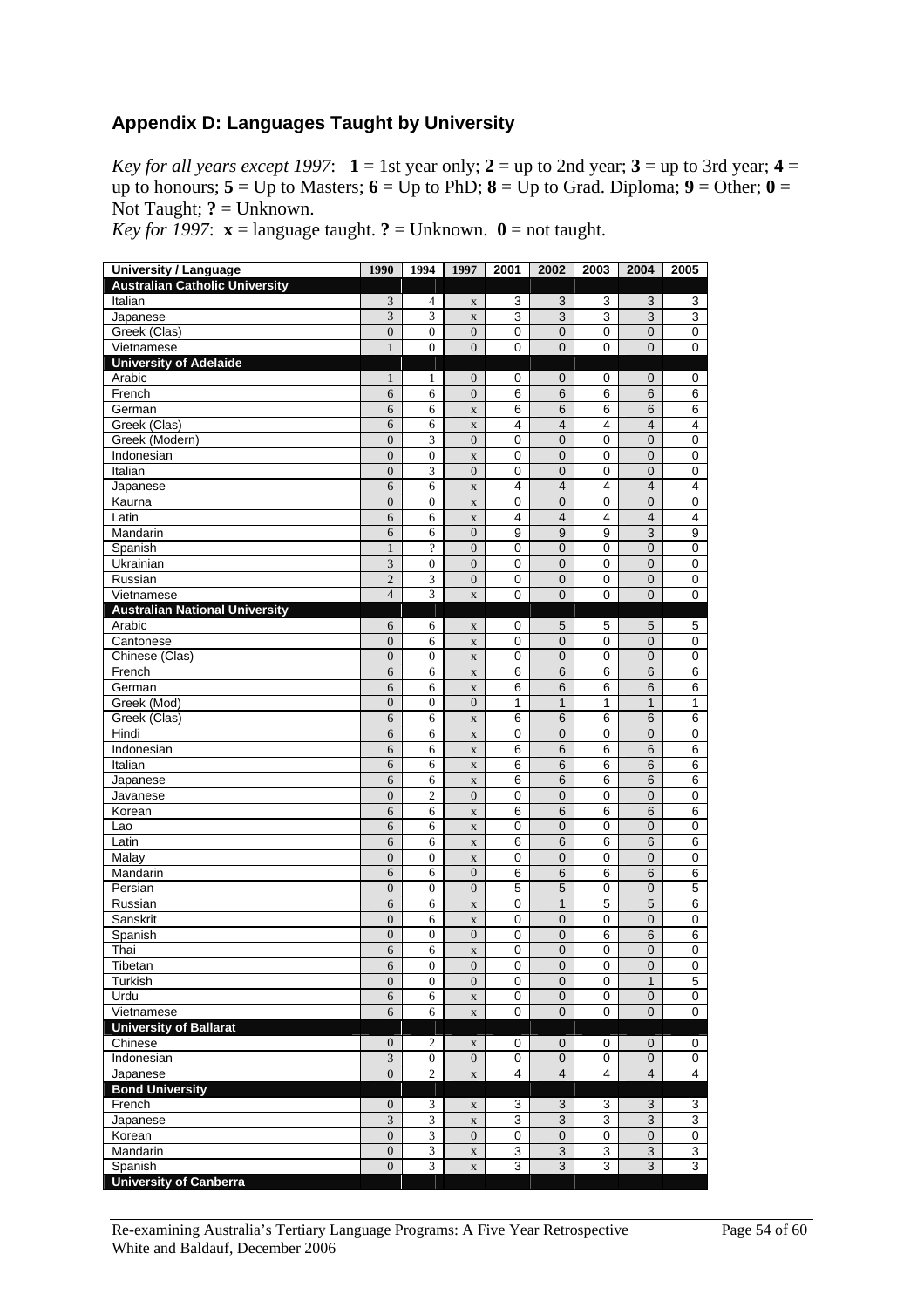## Appendix D: Languages Taught by University

*Key for all years except 1997*: **1** = 1st year only; **2** = up to 2nd year; **3** = up to 3rd year; **4** = up to honours; **5** = Up to Masters; **6** = Up to PhD; **8** = Up to Grad. Diploma; **9** = Other; **0** = Not Taught; **?** = Unknown.
*Key for 1997*: **x** = language taught. **?** = Unknown. **0** = not taught.

| University / Language | 1990 | 1994 | 1997 | 2001 | 2002 | 2003 | 2004 | 2005 |
|---|---|---|---|---|---|---|---|---|
| **Australian Catholic University** | | | | | | | | |
| Italian | 3 | 4 | x | 3 | 3 | 3 | 3 | 3 |
| Japanese | 3 | 3 | x | 3 | 3 | 3 | 3 | 3 |
| Greek (Clas) | 0 | 0 | 0 | 0 | 0 | 0 | 0 | 0 |
| Vietnamese | 1 | 0 | 0 | 0 | 0 | 0 | 0 | 0 |
| **University of Adelaide** | | | | | | | | |
| Arabic | 1 | 1 | 0 | 0 | 0 | 0 | 0 | 0 |
| French | 6 | 6 | 0 | 6 | 6 | 6 | 6 | 6 |
| German | 6 | 6 | x | 6 | 6 | 6 | 6 | 6 |
| Greek (Clas) | 6 | 6 | x | 4 | 4 | 4 | 4 | 4 |
| Greek (Modern) | 0 | 3 | 0 | 0 | 0 | 0 | 0 | 0 |
| Indonesian | 0 | 0 | x | 0 | 0 | 0 | 0 | 0 |
| Italian | 0 | 3 | 0 | 0 | 0 | 0 | 0 | 0 |
| Japanese | 6 | 6 | x | 4 | 4 | 4 | 4 | 4 |
| Kaurna | 0 | 0 | x | 0 | 0 | 0 | 0 | 0 |
| Latin | 6 | 6 | x | 4 | 4 | 4 | 4 | 4 |
| Mandarin | 6 | 6 | 0 | 9 | 9 | 9 | 3 | 9 |
| Spanish | 1 | ? | 0 | 0 | 0 | 0 | 0 | 0 |
| Ukrainian | 3 | 0 | 0 | 0 | 0 | 0 | 0 | 0 |
| Russian | 2 | 3 | 0 | 0 | 0 | 0 | 0 | 0 |
| Vietnamese | 4 | 3 | x | 0 | 0 | 0 | 0 | 0 |
| **Australian National University** | | | | | | | | |
| Arabic | 6 | 6 | x | 0 | 5 | 5 | 5 | 5 |
| Cantonese | 0 | 6 | x | 0 | 0 | 0 | 0 | 0 |
| Chinese (Clas) | 0 | 0 | x | 0 | 0 | 0 | 0 | 0 |
| French | 6 | 6 | x | 6 | 6 | 6 | 6 | 6 |
| German | 6 | 6 | x | 6 | 6 | 6 | 6 | 6 |
| Greek (Mod) | 0 | 0 | 0 | 1 | 1 | 1 | 1 | 1 |
| Greek (Clas) | 6 | 6 | x | 6 | 6 | 6 | 6 | 6 |
| Hindi | 6 | 6 | x | 0 | 0 | 0 | 0 | 0 |
| Indonesian | 6 | 6 | x | 6 | 6 | 6 | 6 | 6 |
| Italian | 6 | 6 | x | 6 | 6 | 6 | 6 | 6 |
| Japanese | 6 | 6 | x | 6 | 6 | 6 | 6 | 6 |
| Javanese | 0 | 2 | 0 | 0 | 0 | 0 | 0 | 0 |
| Korean | 6 | 6 | x | 6 | 6 | 6 | 6 | 6 |
| Lao | 6 | 6 | x | 0 | 0 | 0 | 0 | 0 |
| Latin | 6 | 6 | x | 6 | 6 | 6 | 6 | 6 |
| Malay | 0 | 0 | x | 0 | 0 | 0 | 0 | 0 |
| Mandarin | 6 | 6 | 0 | 6 | 6 | 6 | 6 | 6 |
| Persian | 0 | 0 | 0 | 5 | 5 | 0 | 0 | 5 |
| Russian | 6 | 6 | x | 0 | 1 | 5 | 5 | 6 |
| Sanskrit | 0 | 6 | x | 0 | 0 | 0 | 0 | 0 |
| Spanish | 0 | 0 | 0 | 0 | 0 | 6 | 6 | 6 |
| Thai | 6 | 6 | x | 0 | 0 | 0 | 0 | 0 |
| Tibetan | 6 | 0 | 0 | 0 | 0 | 0 | 0 | 0 |
| Turkish | 0 | 0 | 0 | 0 | 0 | 0 | 1 | 5 |
| Urdu | 6 | 6 | x | 0 | 0 | 0 | 0 | 0 |
| Vietnamese | 6 | 6 | x | 0 | 0 | 0 | 0 | 0 |
| **University of Ballarat** | | | | | | | | |
| Chinese | 0 | 2 | x | 0 | 0 | 0 | 0 | 0 |
| Indonesian | 3 | 0 | 0 | 0 | 0 | 0 | 0 | 0 |
| Japanese | 0 | 2 | x | 4 | 4 | 4 | 4 | 4 |
| **Bond University** | | | | | | | | |
| French | 0 | 3 | x | 3 | 3 | 3 | 3 | 3 |
| Japanese | 3 | 3 | x | 3 | 3 | 3 | 3 | 3 |
| Korean | 0 | 3 | 0 | 0 | 0 | 0 | 0 | 0 |
| Mandarin | 0 | 3 | x | 3 | 3 | 3 | 3 | 3 |
| Spanish | 0 | 3 | x | 3 | 3 | 3 | 3 | 3 |
| **University of Canberra** | | | | | | | | |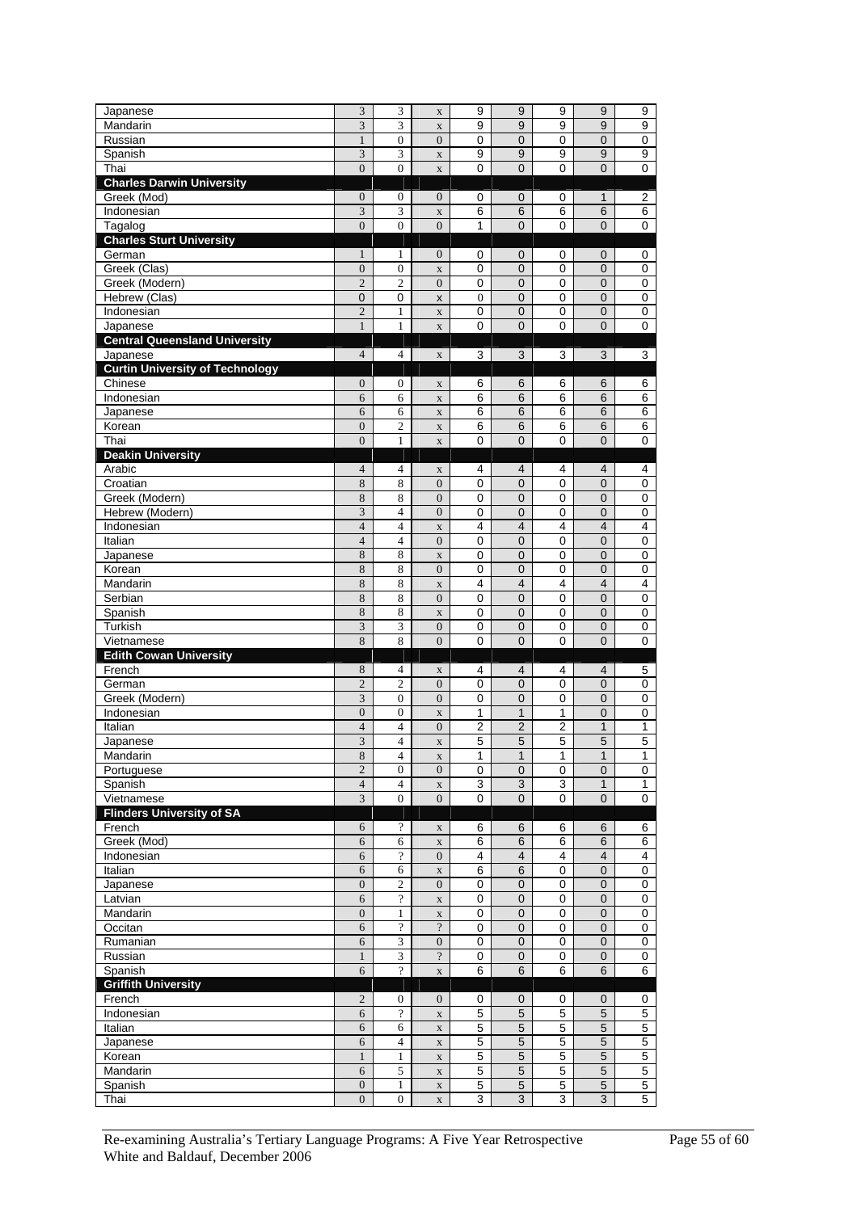| | | | | | | | | |
|---|---|---|---|---|---|---|---|---|
| Japanese | 3 | 3 | x | 9 | 9 | 9 | 9 | 9 |
| Mandarin | 3 | 3 | x | 9 | 9 | 9 | 9 | 9 |
| Russian | 1 | 0 | 0 | 0 | 0 | 0 | 0 | 0 |
| Spanish | 3 | 3 | x | 9 | 9 | 9 | 9 | 9 |
| Thai | 0 | 0 | x | 0 | 0 | 0 | 0 | 0 |
| **Charles Darwin University** | | | | | | | | |
| Greek (Mod) | 0 | 0 | 0 | 0 | 0 | 0 | 1 | 2 |
| Indonesian | 3 | 3 | x | 6 | 6 | 6 | 6 | 6 |
| Tagalog | 0 | 0 | 0 | 1 | 0 | 0 | 0 | 0 |
| **Charles Sturt University** | | | | | | | | |
| German | 1 | 1 | 0 | 0 | 0 | 0 | 0 | 0 |
| Greek (Clas) | 0 | 0 | x | 0 | 0 | 0 | 0 | 0 |
| Greek (Modern) | 2 | 2 | 0 | 0 | 0 | 0 | 0 | 0 |
| Hebrew (Clas) | 0 | 0 | x | 0 | 0 | 0 | 0 | 0 |
| Indonesian | 2 | 1 | x | 0 | 0 | 0 | 0 | 0 |
| Japanese | 1 | 1 | x | 0 | 0 | 0 | 0 | 0 |
| **Central Queensland University** | | | | | | | | |
| Japanese | 4 | 4 | x | 3 | 3 | 3 | 3 | 3 |
| **Curtin University of Technology** | | | | | | | | |
| Chinese | 0 | 0 | x | 6 | 6 | 6 | 6 | 6 |
| Indonesian | 6 | 6 | x | 6 | 6 | 6 | 6 | 6 |
| Japanese | 6 | 6 | x | 6 | 6 | 6 | 6 | 6 |
| Korean | 0 | 2 | x | 6 | 6 | 6 | 6 | 6 |
| Thai | 0 | 1 | x | 0 | 0 | 0 | 0 | 0 |
| **Deakin University** | | | | | | | | |
| Arabic | 4 | 4 | x | 4 | 4 | 4 | 4 | 4 |
| Croatian | 8 | 8 | 0 | 0 | 0 | 0 | 0 | 0 |
| Greek (Modern) | 8 | 8 | 0 | 0 | 0 | 0 | 0 | 0 |
| Hebrew (Modern) | 3 | 4 | 0 | 0 | 0 | 0 | 0 | 0 |
| Indonesian | 4 | 4 | x | 4 | 4 | 4 | 4 | 4 |
| Italian | 4 | 4 | 0 | 0 | 0 | 0 | 0 | 0 |
| Japanese | 8 | 8 | x | 0 | 0 | 0 | 0 | 0 |
| Korean | 8 | 8 | 0 | 0 | 0 | 0 | 0 | 0 |
| Mandarin | 8 | 8 | x | 4 | 4 | 4 | 4 | 4 |
| Serbian | 8 | 8 | 0 | 0 | 0 | 0 | 0 | 0 |
| Spanish | 8 | 8 | x | 0 | 0 | 0 | 0 | 0 |
| Turkish | 3 | 3 | 0 | 0 | 0 | 0 | 0 | 0 |
| Vietnamese | 8 | 8 | 0 | 0 | 0 | 0 | 0 | 0 |
| **Edith Cowan University** | | | | | | | | |
| French | 8 | 4 | x | 4 | 4 | 4 | 4 | 5 |
| German | 2 | 2 | 0 | 0 | 0 | 0 | 0 | 0 |
| Greek (Modern) | 3 | 0 | 0 | 0 | 0 | 0 | 0 | 0 |
| Indonesian | 0 | 0 | x | 1 | 1 | 1 | 0 | 0 |
| Italian | 4 | 4 | 0 | 2 | 2 | 2 | 1 | 1 |
| Japanese | 3 | 4 | x | 5 | 5 | 5 | 5 | 5 |
| Mandarin | 8 | 4 | x | 1 | 1 | 1 | 1 | 1 |
| Portuguese | 2 | 0 | 0 | 0 | 0 | 0 | 0 | 0 |
| Spanish | 4 | 4 | x | 3 | 3 | 3 | 1 | 1 |
| Vietnamese | 3 | 0 | 0 | 0 | 0 | 0 | 0 | 0 |
| **Flinders University of SA** | | | | | | | | |
| French | 6 | ? | x | 6 | 6 | 6 | 6 | 6 |
| Greek (Mod) | 6 | 6 | x | 6 | 6 | 6 | 6 | 6 |
| Indonesian | 6 | ? | 0 | 4 | 4 | 4 | 4 | 4 |
| Italian | 6 | 6 | x | 6 | 6 | 0 | 0 | 0 |
| Japanese | 0 | 2 | 0 | 0 | 0 | 0 | 0 | 0 |
| Latvian | 6 | ? | x | 0 | 0 | 0 | 0 | 0 |
| Mandarin | 0 | 1 | x | 0 | 0 | 0 | 0 | 0 |
| Occitan | 6 | ? | ? | 0 | 0 | 0 | 0 | 0 |
| Rumanian | 6 | 3 | 0 | 0 | 0 | 0 | 0 | 0 |
| Russian | 1 | 3 | ? | 0 | 0 | 0 | 0 | 0 |
| Spanish | 6 | ? | x | 6 | 6 | 6 | 6 | 6 |
| **Griffith University** | | | | | | | | |
| French | 2 | 0 | 0 | 0 | 0 | 0 | 0 | 0 |
| Indonesian | 6 | ? | x | 5 | 5 | 5 | 5 | 5 |
| Italian | 6 | 6 | x | 5 | 5 | 5 | 5 | 5 |
| Japanese | 6 | 4 | x | 5 | 5 | 5 | 5 | 5 |
| Korean | 1 | 1 | x | 5 | 5 | 5 | 5 | 5 |
| Mandarin | 6 | 5 | x | 5 | 5 | 5 | 5 | 5 |
| Spanish | 0 | 1 | x | 5 | 5 | 5 | 5 | 5 |
| Thai | 0 | 0 | x | 3 | 3 | 3 | 3 | 5 |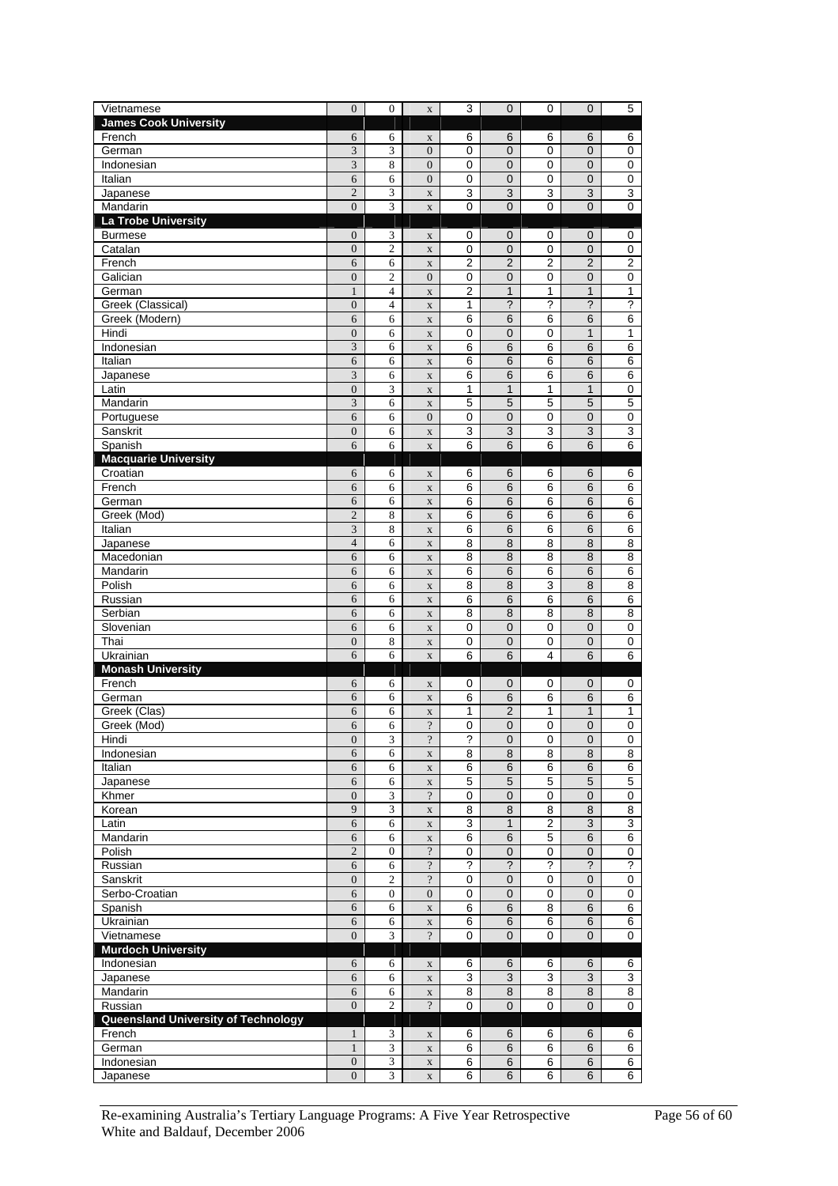| | | | | | | | | |
|---|---|---|---|---|---|---|---|---|
| Vietnamese | 0 | 0 | x | 3 | 0 | 0 | 0 | 5 |
| **James Cook University** | | | | | | | | |
| French | 6 | 6 | x | 6 | 6 | 6 | 6 | 6 |
| German | 3 | 3 | 0 | 0 | 0 | 0 | 0 | 0 |
| Indonesian | 3 | 8 | 0 | 0 | 0 | 0 | 0 | 0 |
| Italian | 6 | 6 | 0 | 0 | 0 | 0 | 0 | 0 |
| Japanese | 2 | 3 | x | 3 | 3 | 3 | 3 | 3 |
| Mandarin | 0 | 3 | x | 0 | 0 | 0 | 0 | 0 |
| **La Trobe University** | | | | | | | | |
| Burmese | 0 | 3 | x | 0 | 0 | 0 | 0 | 0 |
| Catalan | 0 | 2 | x | 0 | 0 | 0 | 0 | 0 |
| French | 6 | 6 | x | 2 | 2 | 2 | 2 | 2 |
| Galician | 0 | 2 | 0 | 0 | 0 | 0 | 0 | 0 |
| German | 1 | 4 | x | 2 | 1 | 1 | 1 | 1 |
| Greek (Classical) | 0 | 4 | x | 1 | ? | ? | ? | ? |
| Greek (Modern) | 6 | 6 | x | 6 | 6 | 6 | 6 | 6 |
| Hindi | 0 | 6 | x | 0 | 0 | 0 | 1 | 1 |
| Indonesian | 3 | 6 | x | 6 | 6 | 6 | 6 | 6 |
| Italian | 6 | 6 | x | 6 | 6 | 6 | 6 | 6 |
| Japanese | 3 | 6 | x | 6 | 6 | 6 | 6 | 6 |
| Latin | 0 | 3 | x | 1 | 1 | 1 | 1 | 0 |
| Mandarin | 3 | 6 | x | 5 | 5 | 5 | 5 | 5 |
| Portuguese | 6 | 6 | 0 | 0 | 0 | 0 | 0 | 0 |
| Sanskrit | 0 | 6 | x | 3 | 3 | 3 | 3 | 3 |
| Spanish | 6 | 6 | x | 6 | 6 | 6 | 6 | 6 |
| **Macquarie University** | | | | | | | | |
| Croatian | 6 | 6 | x | 6 | 6 | 6 | 6 | 6 |
| French | 6 | 6 | x | 6 | 6 | 6 | 6 | 6 |
| German | 6 | 6 | x | 6 | 6 | 6 | 6 | 6 |
| Greek (Mod) | 2 | 8 | x | 6 | 6 | 6 | 6 | 6 |
| Italian | 3 | 8 | x | 6 | 6 | 6 | 6 | 6 |
| Japanese | 4 | 6 | x | 8 | 8 | 8 | 8 | 8 |
| Macedonian | 6 | 6 | x | 8 | 8 | 8 | 8 | 8 |
| Mandarin | 6 | 6 | x | 6 | 6 | 6 | 6 | 6 |
| Polish | 6 | 6 | x | 8 | 8 | 3 | 8 | 8 |
| Russian | 6 | 6 | x | 6 | 6 | 6 | 6 | 6 |
| Serbian | 6 | 6 | x | 8 | 8 | 8 | 8 | 8 |
| Slovenian | 6 | 6 | x | 0 | 0 | 0 | 0 | 0 |
| Thai | 0 | 8 | x | 0 | 0 | 0 | 0 | 0 |
| Ukrainian | 6 | 6 | x | 6 | 6 | 4 | 6 | 6 |
| **Monash University** | | | | | | | | |
| French | 6 | 6 | x | 0 | 0 | 0 | 0 | 0 |
| German | 6 | 6 | x | 6 | 6 | 6 | 6 | 6 |
| Greek (Clas) | 6 | 6 | x | 1 | 2 | 1 | 1 | 1 |
| Greek (Mod) | 6 | 6 | ? | 0 | 0 | 0 | 0 | 0 |
| Hindi | 0 | 3 | ? | ? | 0 | 0 | 0 | 0 |
| Indonesian | 6 | 6 | x | 8 | 8 | 8 | 8 | 8 |
| Italian | 6 | 6 | x | 6 | 6 | 6 | 6 | 6 |
| Japanese | 6 | 6 | x | 5 | 5 | 5 | 5 | 5 |
| Khmer | 0 | 3 | ? | 0 | 0 | 0 | 0 | 0 |
| Korean | 9 | 3 | x | 8 | 8 | 8 | 8 | 8 |
| Latin | 6 | 6 | x | 3 | 1 | 2 | 3 | 3 |
| Mandarin | 6 | 6 | x | 6 | 6 | 5 | 6 | 6 |
| Polish | 2 | 0 | ? | 0 | 0 | 0 | 0 | 0 |
| Russian | 6 | 6 | ? | ? | ? | ? | ? | ? |
| Sanskrit | 0 | 2 | ? | 0 | 0 | 0 | 0 | 0 |
| Serbo-Croatian | 6 | 0 | 0 | 0 | 0 | 0 | 0 | 0 |
| Spanish | 6 | 6 | x | 6 | 6 | 8 | 6 | 6 |
| Ukrainian | 6 | 6 | x | 6 | 6 | 6 | 6 | 6 |
| Vietnamese | 0 | 3 | ? | 0 | 0 | 0 | 0 | 0 |
| **Murdoch University** | | | | | | | | |
| Indonesian | 6 | 6 | x | 6 | 6 | 6 | 6 | 6 |
| Japanese | 6 | 6 | x | 3 | 3 | 3 | 3 | 3 |
| Mandarin | 6 | 6 | x | 8 | 8 | 8 | 8 | 8 |
| Russian | 0 | 2 | ? | 0 | 0 | 0 | 0 | 0 |
| **Queensland University of Technology** | | | | | | | | |
| French | 1 | 3 | x | 6 | 6 | 6 | 6 | 6 |
| German | 1 | 3 | x | 6 | 6 | 6 | 6 | 6 |
| Indonesian | 0 | 3 | x | 6 | 6 | 6 | 6 | 6 |
| Japanese | 0 | 3 | x | 6 | 6 | 6 | 6 | 6 |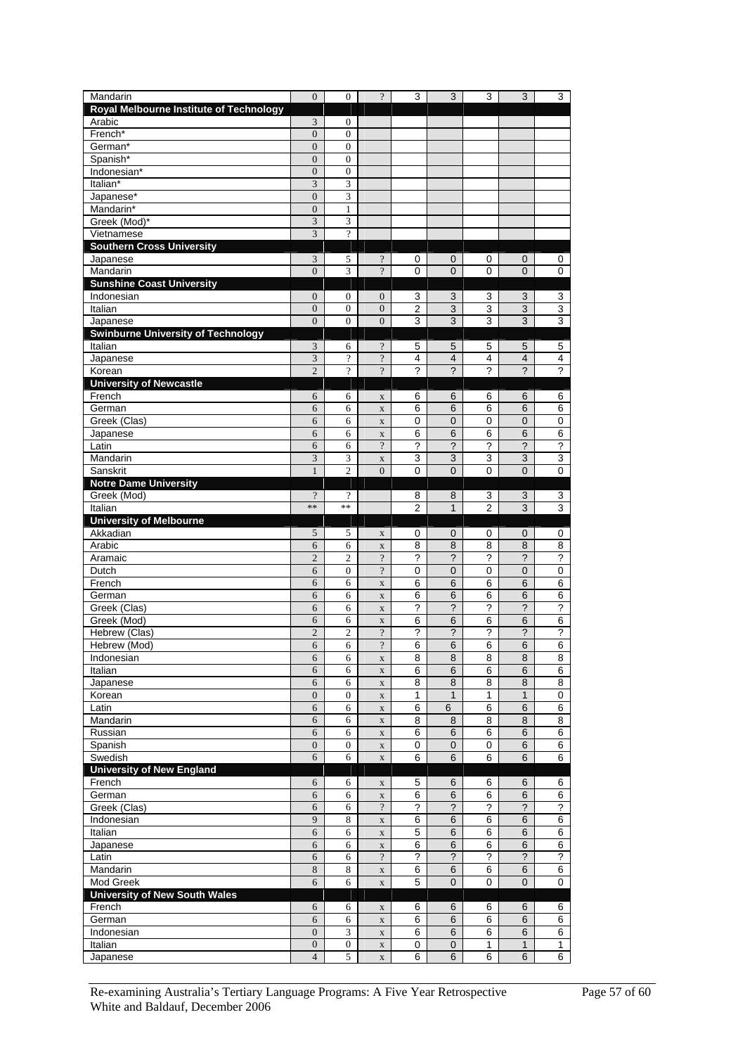| | | | | | | | | |
|---|---|---|---|---|---|---|---|---|
| Mandarin | 0 | 0 | ? | 3 | 3 | 3 | 3 | 3 |
| **Royal Melbourne Institute of Technology** | | | | | | | | |
| Arabic | 3 | 0 | | | | | | |
| French* | 0 | 0 | | | | | | |
| German* | 0 | 0 | | | | | | |
| Spanish* | 0 | 0 | | | | | | |
| Indonesian* | 0 | 0 | | | | | | |
| Italian* | 3 | 3 | | | | | | |
| Japanese* | 0 | 3 | | | | | | |
| Mandarin* | 0 | 1 | | | | | | |
| Greek (Mod)* | 3 | 3 | | | | | | |
| Vietnamese | 3 | ? | | | | | | |
| **Southern Cross University** | | | | | | | | |
| Japanese | 3 | 5 | ? | 0 | 0 | 0 | 0 | 0 |
| Mandarin | 0 | 3 | ? | 0 | 0 | 0 | 0 | 0 |
| **Sunshine Coast University** | | | | | | | | |
| Indonesian | 0 | 0 | 0 | 3 | 3 | 3 | 3 | 3 |
| Italian | 0 | 0 | 0 | 2 | 3 | 3 | 3 | 3 |
| Japanese | 0 | 0 | 0 | 3 | 3 | 3 | 3 | 3 |
| **Swinburne University of Technology** | | | | | | | | |
| Italian | 3 | 6 | ? | 5 | 5 | 5 | 5 | 5 |
| Japanese | 3 | ? | ? | 4 | 4 | 4 | 4 | 4 |
| Korean | 2 | ? | ? | ? | ? | ? | ? | ? |
| **University of Newcastle** | | | | | | | | |
| French | 6 | 6 | x | 6 | 6 | 6 | 6 | 6 |
| German | 6 | 6 | x | 6 | 6 | 6 | 6 | 6 |
| Greek (Clas) | 6 | 6 | x | 0 | 0 | 0 | 0 | 0 |
| Japanese | 6 | 6 | x | 6 | 6 | 6 | 6 | 6 |
| Latin | 6 | 6 | ? | ? | ? | ? | ? | ? |
| Mandarin | 3 | 3 | x | 3 | 3 | 3 | 3 | 3 |
| Sanskrit | 1 | 2 | 0 | 0 | 0 | 0 | 0 | 0 |
| **Notre Dame University** | | | | | | | | |
| Greek (Mod) | ? | ? | | 8 | 8 | 3 | 3 | 3 |
| Italian | ** | ** | | 2 | 1 | 2 | 3 | 3 |
| **University of Melbourne** | | | | | | | | |
| Akkadian | 5 | 5 | x | 0 | 0 | 0 | 0 | 0 |
| Arabic | 6 | 6 | x | 8 | 8 | 8 | 8 | 8 |
| Aramaic | 2 | 2 | ? | ? | ? | ? | ? | ? |
| Dutch | 6 | 0 | ? | 0 | 0 | 0 | 0 | 0 |
| French | 6 | 6 | x | 6 | 6 | 6 | 6 | 6 |
| German | 6 | 6 | x | 6 | 6 | 6 | 6 | 6 |
| Greek (Clas) | 6 | 6 | x | ? | ? | ? | ? | ? |
| Greek (Mod) | 6 | 6 | x | 6 | 6 | 6 | 6 | 6 |
| Hebrew (Clas) | 2 | 2 | ? | ? | ? | ? | ? | ? |
| Hebrew (Mod) | 6 | 6 | ? | 6 | 6 | 6 | 6 | 6 |
| Indonesian | 6 | 6 | x | 8 | 8 | 8 | 8 | 8 |
| Italian | 6 | 6 | x | 6 | 6 | 6 | 6 | 6 |
| Japanese | 6 | 6 | x | 8 | 8 | 8 | 8 | 8 |
| Korean | 0 | 0 | x | 1 | 1 | 1 | 1 | 0 |
| Latin | 6 | 6 | x | 6 | 6 | 6 | 6 | 6 |
| Mandarin | 6 | 6 | x | 8 | 8 | 8 | 8 | 8 |
| Russian | 6 | 6 | x | 6 | 6 | 6 | 6 | 6 |
| Spanish | 0 | 0 | x | 0 | 0 | 0 | 6 | 6 |
| Swedish | 6 | 6 | x | 6 | 6 | 6 | 6 | 6 |
| **University of New England** | | | | | | | | |
| French | 6 | 6 | x | 5 | 6 | 6 | 6 | 6 |
| German | 6 | 6 | x | 6 | 6 | 6 | 6 | 6 |
| Greek (Clas) | 6 | 6 | ? | ? | ? | ? | ? | ? |
| Indonesian | 9 | 8 | x | 6 | 6 | 6 | 6 | 6 |
| Italian | 6 | 6 | x | 5 | 6 | 6 | 6 | 6 |
| Japanese | 6 | 6 | x | 6 | 6 | 6 | 6 | 6 |
| Latin | 6 | 6 | ? | ? | ? | ? | ? | ? |
| Mandarin | 8 | 8 | x | 6 | 6 | 6 | 6 | 6 |
| Mod Greek | 6 | 6 | x | 5 | 0 | 0 | 0 | 0 |
| **University of New South Wales** | | | | | | | | |
| French | 6 | 6 | x | 6 | 6 | 6 | 6 | 6 |
| German | 6 | 6 | x | 6 | 6 | 6 | 6 | 6 |
| Indonesian | 0 | 3 | x | 6 | 6 | 6 | 6 | 6 |
| Italian | 0 | 0 | x | 0 | 0 | 1 | 1 | 1 |
| Japanese | 4 | 5 | x | 6 | 6 | 6 | 6 | 6 |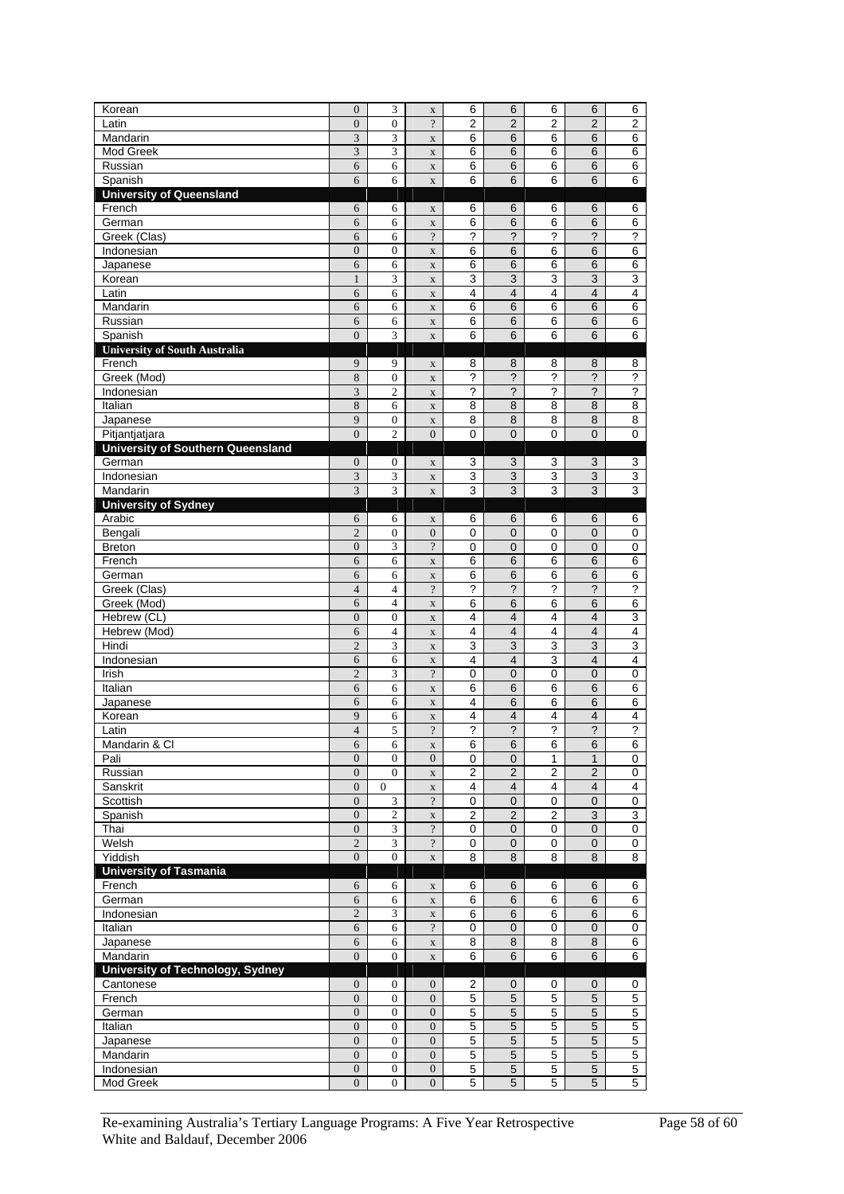| | | | | | | | | |
|---|---|---|---|---|---|---|---|---|
| Korean | 0 | 3 | x | 6 | 6 | 6 | 6 | 6 |
| Latin | 0 | 0 | ? | 2 | 2 | 2 | 2 | 2 |
| Mandarin | 3 | 3 | x | 6 | 6 | 6 | 6 | 6 |
| Mod Greek | 3 | 3 | x | 6 | 6 | 6 | 6 | 6 |
| Russian | 6 | 6 | x | 6 | 6 | 6 | 6 | 6 |
| Spanish | 6 | 6 | x | 6 | 6 | 6 | 6 | 6 |
| **University of Queensland** | | | | | | | | |
| French | 6 | 6 | x | 6 | 6 | 6 | 6 | 6 |
| German | 6 | 6 | x | 6 | 6 | 6 | 6 | 6 |
| Greek (Clas) | 6 | 6 | ? | ? | ? | ? | ? | ? |
| Indonesian | 0 | 0 | x | 6 | 6 | 6 | 6 | 6 |
| Japanese | 6 | 6 | x | 6 | 6 | 6 | 6 | 6 |
| Korean | 1 | 3 | x | 3 | 3 | 3 | 3 | 3 |
| Latin | 6 | 6 | x | 4 | 4 | 4 | 4 | 4 |
| Mandarin | 6 | 6 | x | 6 | 6 | 6 | 6 | 6 |
| Russian | 6 | 6 | x | 6 | 6 | 6 | 6 | 6 |
| Spanish | 0 | 3 | x | 6 | 6 | 6 | 6 | 6 |
| **University of South Australia** | | | | | | | | |
| French | 9 | 9 | x | 8 | 8 | 8 | 8 | 8 |
| Greek (Mod) | 8 | 0 | x | ? | ? | ? | ? | ? |
| Indonesian | 3 | 2 | x | ? | ? | ? | ? | ? |
| Italian | 8 | 6 | x | 8 | 8 | 8 | 8 | 8 |
| Japanese | 9 | 0 | x | 8 | 8 | 8 | 8 | 8 |
| Pitjantjatjara | 0 | 2 | 0 | 0 | 0 | 0 | 0 | 0 |
| **University of Southern Queensland** | | | | | | | | |
| German | 0 | 0 | x | 3 | 3 | 3 | 3 | 3 |
| Indonesian | 3 | 3 | x | 3 | 3 | 3 | 3 | 3 |
| Mandarin | 3 | 3 | x | 3 | 3 | 3 | 3 | 3 |
| **University of Sydney** | | | | | | | | |
| Arabic | 6 | 6 | x | 6 | 6 | 6 | 6 | 6 |
| Bengali | 2 | 0 | 0 | 0 | 0 | 0 | 0 | 0 |
| Breton | 0 | 3 | ? | 0 | 0 | 0 | 0 | 0 |
| French | 6 | 6 | x | 6 | 6 | 6 | 6 | 6 |
| German | 6 | 6 | x | 6 | 6 | 6 | 6 | 6 |
| Greek (Clas) | 4 | 4 | ? | ? | ? | ? | ? | ? |
| Greek (Mod) | 6 | 4 | x | 6 | 6 | 6 | 6 | 6 |
| Hebrew (CL) | 0 | 0 | x | 4 | 4 | 4 | 4 | 3 |
| Hebrew (Mod) | 6 | 4 | x | 4 | 4 | 4 | 4 | 4 |
| Hindi | 2 | 3 | x | 3 | 3 | 3 | 3 | 3 |
| Indonesian | 6 | 6 | x | 4 | 4 | 3 | 4 | 4 |
| Irish | 2 | 3 | ? | 0 | 0 | 0 | 0 | 0 |
| Italian | 6 | 6 | x | 6 | 6 | 6 | 6 | 6 |
| Japanese | 6 | 6 | x | 4 | 6 | 6 | 6 | 6 |
| Korean | 9 | 6 | x | 4 | 4 | 4 | 4 | 4 |
| Latin | 4 | 5 | ? | ? | ? | ? | ? | ? |
| Mandarin & Cl | 6 | 6 | x | 6 | 6 | 6 | 6 | 6 |
| Pali | 0 | 0 | 0 | 0 | 0 | 1 | 1 | 0 |
| Russian | 0 | 0 | x | 2 | 2 | 2 | 2 | 0 |
| Sanskrit | 0 | 0 | x | 4 | 4 | 4 | 4 | 4 |
| Scottish | 0 | 3 | ? | 0 | 0 | 0 | 0 | 0 |
| Spanish | 0 | 2 | x | 2 | 2 | 2 | 3 | 3 |
| Thai | 0 | 3 | ? | 0 | 0 | 0 | 0 | 0 |
| Welsh | 2 | 3 | ? | 0 | 0 | 0 | 0 | 0 |
| Yiddish | 0 | 0 | x | 8 | 8 | 8 | 8 | 8 |
| **University of Tasmania** | | | | | | | | |
| French | 6 | 6 | x | 6 | 6 | 6 | 6 | 6 |
| German | 6 | 6 | x | 6 | 6 | 6 | 6 | 6 |
| Indonesian | 2 | 3 | x | 6 | 6 | 6 | 6 | 6 |
| Italian | 6 | 6 | ? | 0 | 0 | 0 | 0 | 0 |
| Japanese | 6 | 6 | x | 8 | 8 | 8 | 8 | 6 |
| Mandarin | 0 | 0 | x | 6 | 6 | 6 | 6 | 6 |
| **University of Technology, Sydney** | | | | | | | | |
| Cantonese | 0 | 0 | 0 | 2 | 0 | 0 | 0 | 0 |
| French | 0 | 0 | 0 | 5 | 5 | 5 | 5 | 5 |
| German | 0 | 0 | 0 | 5 | 5 | 5 | 5 | 5 |
| Italian | 0 | 0 | 0 | 5 | 5 | 5 | 5 | 5 |
| Japanese | 0 | 0 | 0 | 5 | 5 | 5 | 5 | 5 |
| Mandarin | 0 | 0 | 0 | 5 | 5 | 5 | 5 | 5 |
| Indonesian | 0 | 0 | 0 | 5 | 5 | 5 | 5 | 5 |
| Mod Greek | 0 | 0 | 0 | 5 | 5 | 5 | 5 | 5 |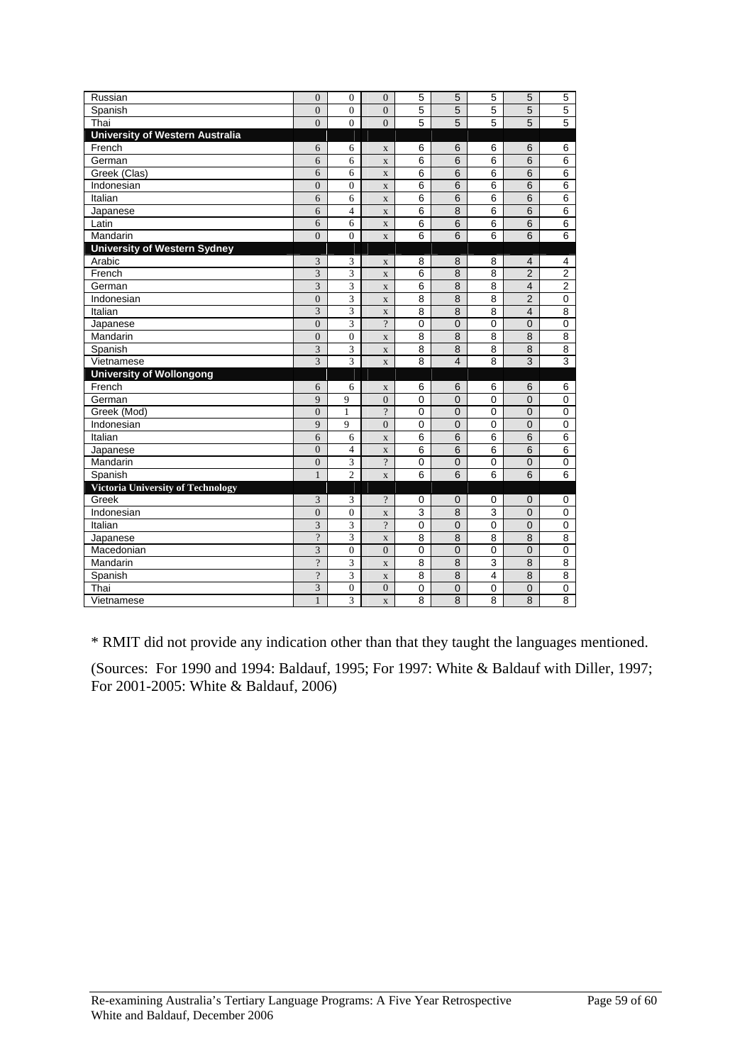| | | | | | | | | |
|---|---|---|---|---|---|---|---|---|
| Russian | 0 | 0 | 0 | 5 | 5 | 5 | 5 | 5 |
| Spanish | 0 | 0 | 0 | 5 | 5 | 5 | 5 | 5 |
| Thai | 0 | 0 | 0 | 5 | 5 | 5 | 5 | 5 |
| **University of Western Australia** | | | | | | | | |
| French | 6 | 6 | x | 6 | 6 | 6 | 6 | 6 |
| German | 6 | 6 | x | 6 | 6 | 6 | 6 | 6 |
| Greek (Clas) | 6 | 6 | x | 6 | 6 | 6 | 6 | 6 |
| Indonesian | 0 | 0 | x | 6 | 6 | 6 | 6 | 6 |
| Italian | 6 | 6 | x | 6 | 6 | 6 | 6 | 6 |
| Japanese | 6 | 4 | x | 6 | 8 | 6 | 6 | 6 |
| Latin | 6 | 6 | x | 6 | 6 | 6 | 6 | 6 |
| Mandarin | 0 | 0 | x | 6 | 6 | 6 | 6 | 6 |
| **University of Western Sydney** | | | | | | | | |
| Arabic | 3 | 3 | x | 8 | 8 | 8 | 4 | 4 |
| French | 3 | 3 | x | 6 | 8 | 8 | 2 | 2 |
| German | 3 | 3 | x | 6 | 8 | 8 | 4 | 2 |
| Indonesian | 0 | 3 | x | 8 | 8 | 8 | 2 | 0 |
| Italian | 3 | 3 | x | 8 | 8 | 8 | 4 | 8 |
| Japanese | 0 | 3 | ? | 0 | 0 | 0 | 0 | 0 |
| Mandarin | 0 | 0 | x | 8 | 8 | 8 | 8 | 8 |
| Spanish | 3 | 3 | x | 8 | 8 | 8 | 8 | 8 |
| Vietnamese | 3 | 3 | x | 8 | 4 | 8 | 3 | 3 |
| **University of Wollongong** | | | | | | | | |
| French | 6 | 6 | x | 6 | 6 | 6 | 6 | 6 |
| German | 9 | 9 | 0 | 0 | 0 | 0 | 0 | 0 |
| Greek (Mod) | 0 | 1 | ? | 0 | 0 | 0 | 0 | 0 |
| Indonesian | 9 | 9 | 0 | 0 | 0 | 0 | 0 | 0 |
| Italian | 6 | 6 | x | 6 | 6 | 6 | 6 | 6 |
| Japanese | 0 | 4 | x | 6 | 6 | 6 | 6 | 6 |
| Mandarin | 0 | 3 | ? | 0 | 0 | 0 | 0 | 0 |
| Spanish | 1 | 2 | x | 6 | 6 | 6 | 6 | 6 |
| **Victoria University of Technology** | | | | | | | | |
| Greek | 3 | 3 | ? | 0 | 0 | 0 | 0 | 0 |
| Indonesian | 0 | 0 | x | 3 | 8 | 3 | 0 | 0 |
| Italian | 3 | 3 | ? | 0 | 0 | 0 | 0 | 0 |
| Japanese | ? | 3 | x | 8 | 8 | 8 | 8 | 8 |
| Macedonian | 3 | 0 | 0 | 0 | 0 | 0 | 0 | 0 |
| Mandarin | ? | 3 | x | 8 | 8 | 3 | 8 | 8 |
| Spanish | ? | 3 | x | 8 | 8 | 4 | 8 | 8 |
| Thai | 3 | 0 | 0 | 0 | 0 | 0 | 0 | 0 |
| Vietnamese | 1 | 3 | x | 8 | 8 | 8 | 8 | 8 |

* RMIT did not provide any indication other than that they taught the languages mentioned.

(Sources: For 1990 and 1994: Baldauf, 1995; For 1997: White & Baldauf with Diller, 1997; For 2001-2005: White & Baldauf, 2006)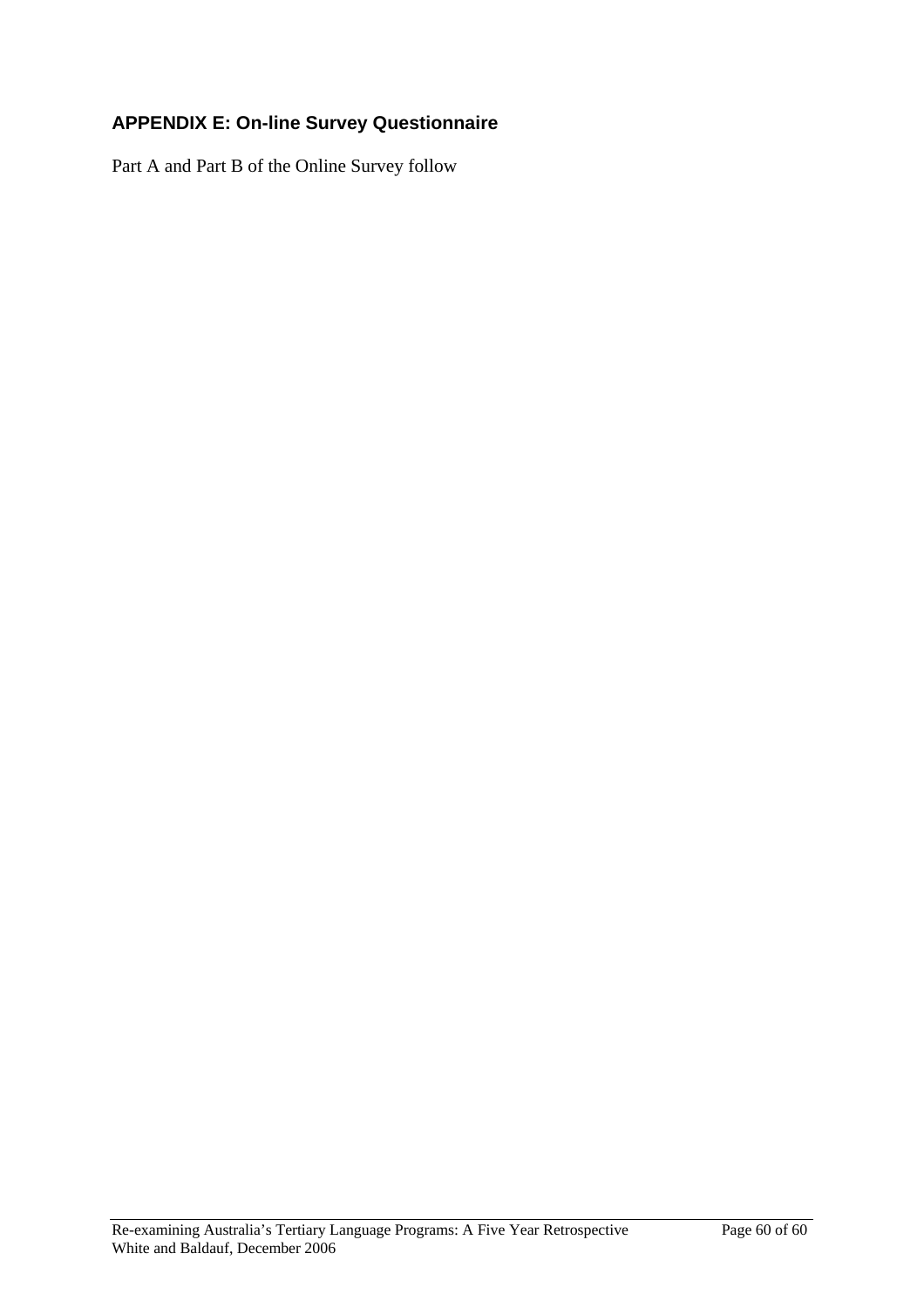## APPENDIX E: On-line Survey Questionnaire

Part A and Part B of the Online Survey follow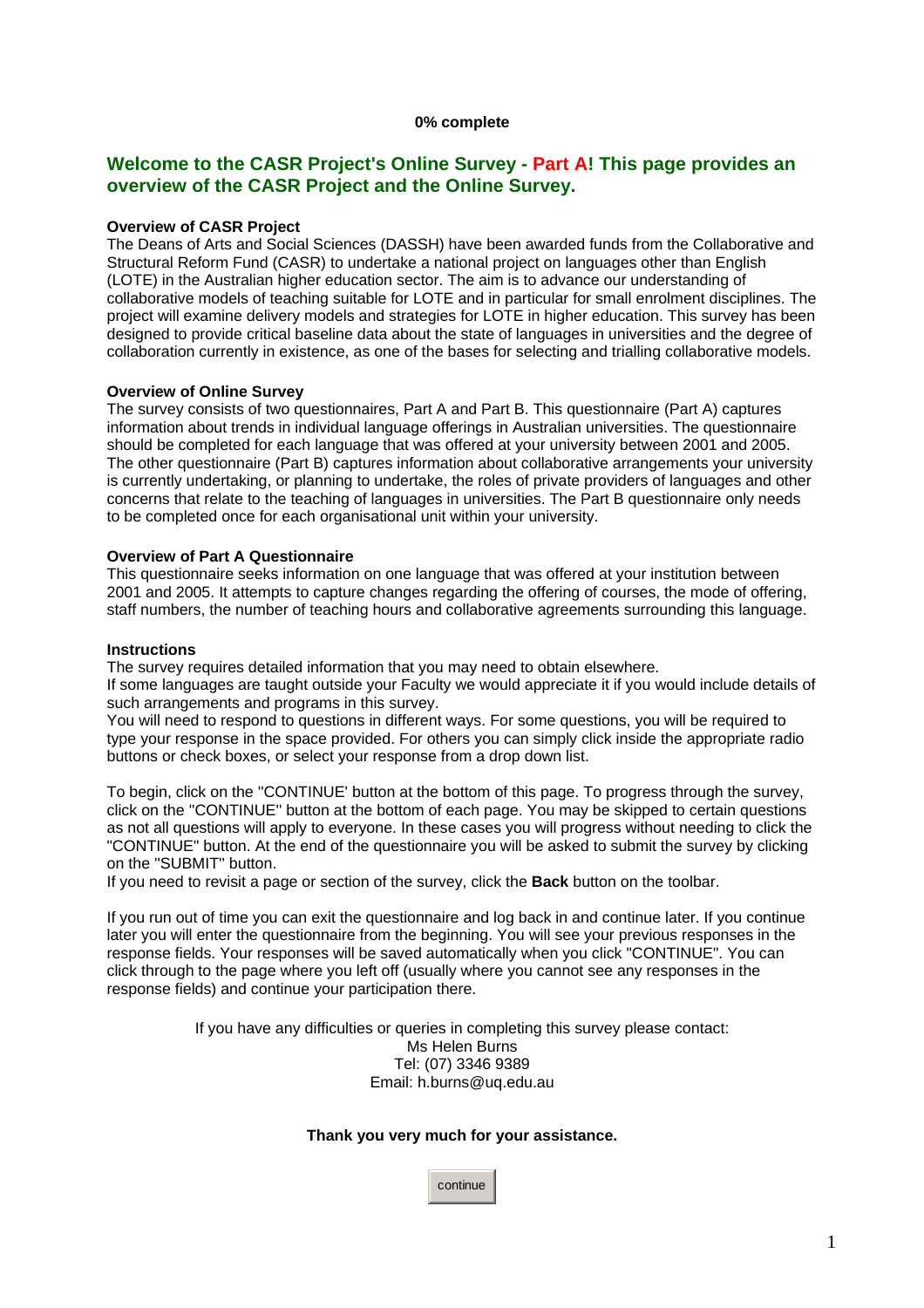**0% complete**

## Welcome to the CASR Project's Online Survey - Part A! This page provides an overview of the CASR Project and the Online Survey.

**Overview of CASR Project**
The Deans of Arts and Social Sciences (DASSH) have been awarded funds from the Collaborative and Structural Reform Fund (CASR) to undertake a national project on languages other than English (LOTE) in the Australian higher education sector. The aim is to advance our understanding of collaborative models of teaching suitable for LOTE and in particular for small enrolment disciplines. The project will examine delivery models and strategies for LOTE in higher education. This survey has been designed to provide critical baseline data about the state of languages in universities and the degree of collaboration currently in existence, as one of the bases for selecting and trialling collaborative models.

**Overview of Online Survey**
The survey consists of two questionnaires, Part A and Part B. This questionnaire (Part A) captures information about trends in individual language offerings in Australian universities. The questionnaire should be completed for each language that was offered at your university between 2001 and 2005. The other questionnaire (Part B) captures information about collaborative arrangements your university is currently undertaking, or planning to undertake, the roles of private providers of languages and other concerns that relate to the teaching of languages in universities. The Part B questionnaire only needs to be completed once for each organisational unit within your university.

**Overview of Part A Questionnaire**
This questionnaire seeks information on one language that was offered at your institution between 2001 and 2005. It attempts to capture changes regarding the offering of courses, the mode of offering, staff numbers, the number of teaching hours and collaborative agreements surrounding this language.

**Instructions**
The survey requires detailed information that you may need to obtain elsewhere.
If some languages are taught outside your Faculty we would appreciate it if you would include details of such arrangements and programs in this survey.
You will need to respond to questions in different ways. For some questions, you will be required to type your response in the space provided. For others you can simply click inside the appropriate radio buttons or check boxes, or select your response from a drop down list.

To begin, click on the "CONTINUE' button at the bottom of this page. To progress through the survey, click on the "CONTINUE" button at the bottom of each page. You may be skipped to certain questions as not all questions will apply to everyone. In these cases you will progress without needing to click the "CONTINUE" button. At the end of the questionnaire you will be asked to submit the survey by clicking on the "SUBMIT" button.
If you need to revisit a page or section of the survey, click the **Back** button on the toolbar.

If you run out of time you can exit the questionnaire and log back in and continue later. If you continue later you will enter the questionnaire from the beginning. You will see your previous responses in the response fields. Your responses will be saved automatically when you click "CONTINUE". You can click through to the page where you left off (usually where you cannot see any responses in the response fields) and continue your participation there.

If you have any difficulties or queries in completing this survey please contact:
Ms Helen Burns
Tel: (07) 3346 9389
Email: h.burns@uq.edu.au

**Thank you very much for your assistance.**

continue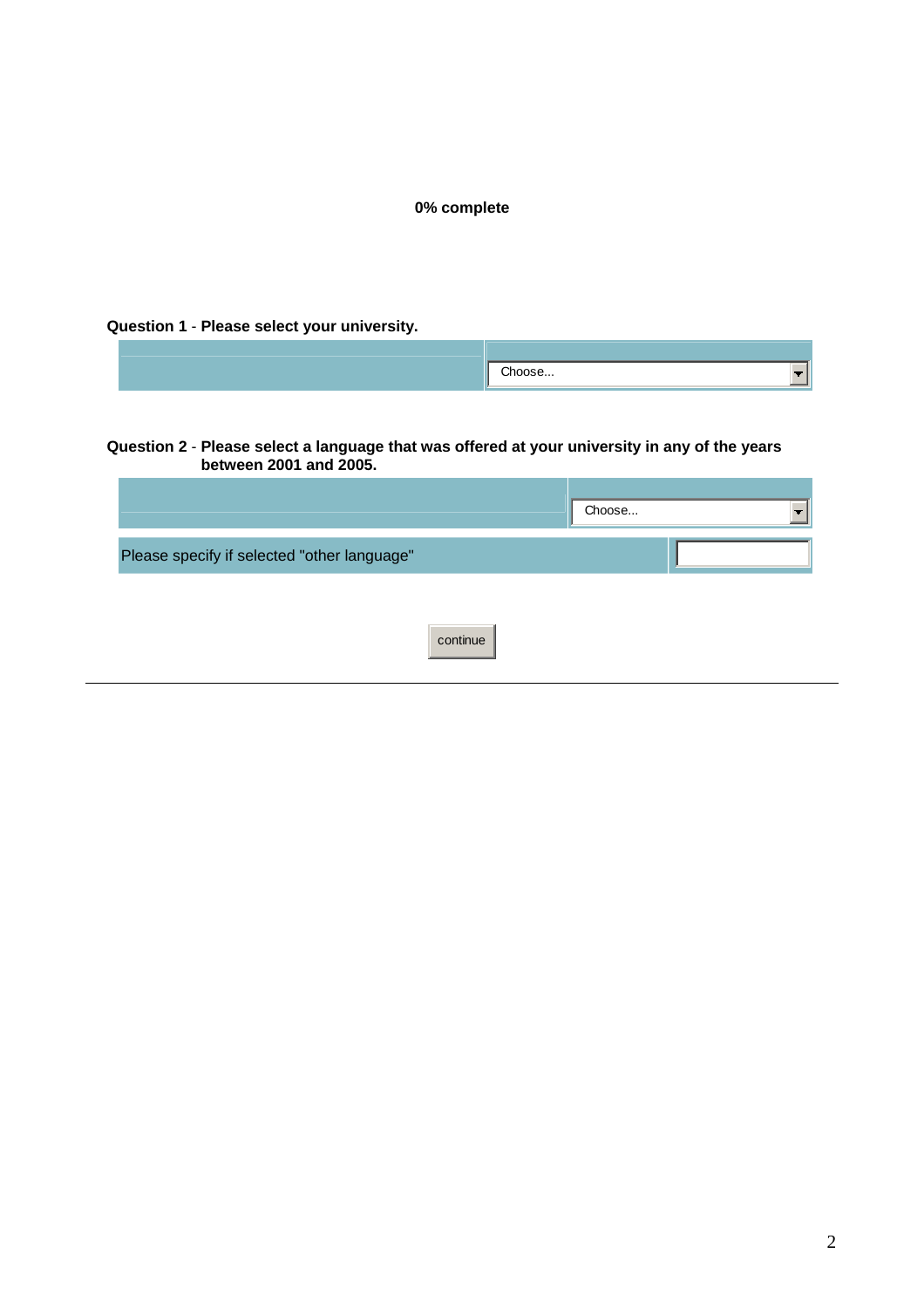**0% complete**

**Question 1** - **Please select your university.**

| | |
|---|---|
| | Choose... |

**Question 2** - **Please select a language that was offered at your university in any of the years between 2001 and 2005.**

| | |
|---|---|
| | Choose... |
| Please specify if selected "other language" | |

continue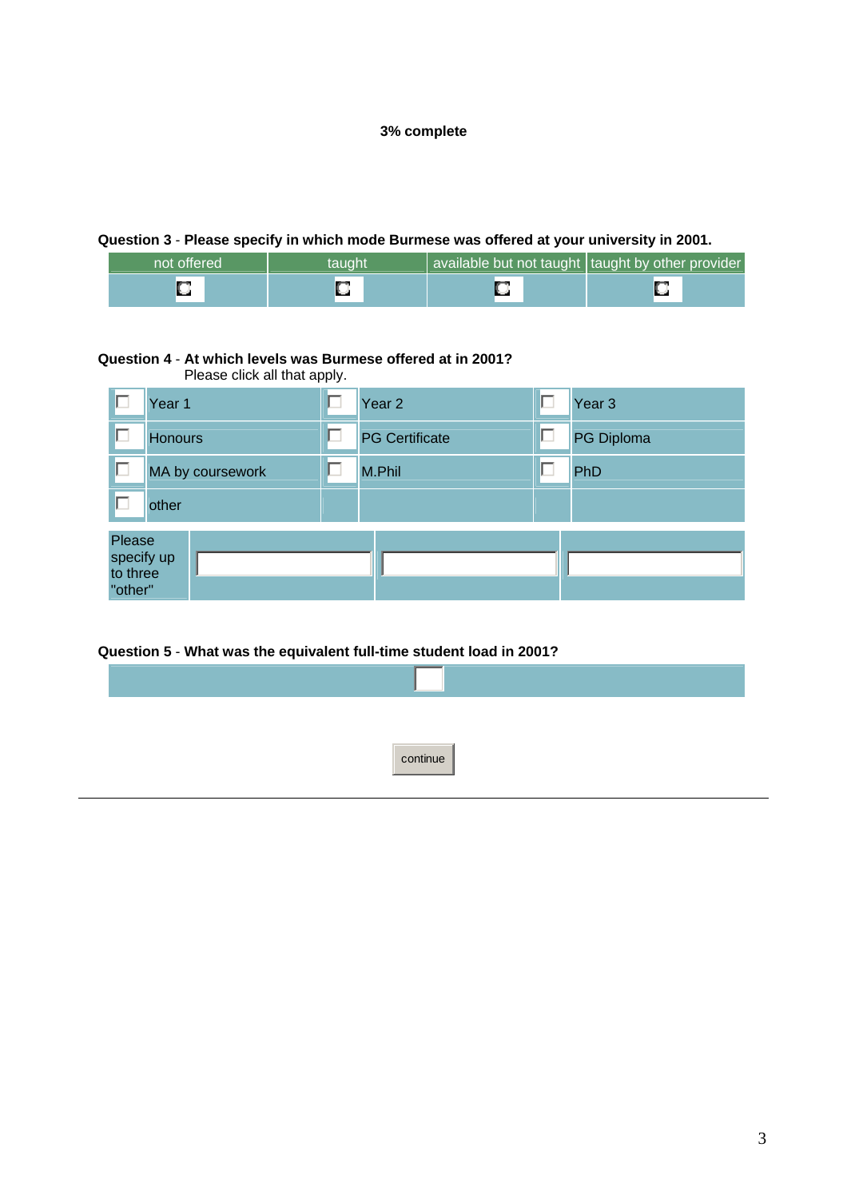**3% complete**

**Question 3** - **Please specify in which mode Burmese was offered at your university in 2001.**

| not offered | taught | available but not taught | taught by other provider |
|---|---|---|---|
| ○ | ○ | ○ | ○ |

**Question 4** - **At which levels was Burmese offered at in 2001?**
Please click all that apply.

| | | | | | |
|---|---|---|---|---|---|
| ☐ | Year 1 | ☐ | Year 2 | ☐ | Year 3 |
| ☐ | Honours | ☐ | PG Certificate | ☐ | PG Diploma |
| ☐ | MA by coursework | ☐ | M.Phil | ☐ | PhD |
| ☐ | other | | | | |

| Please specify up to three "other" | | | |
|---|---|---|---|

**Question 5** - **What was the equivalent full-time student load in 2001?**

continue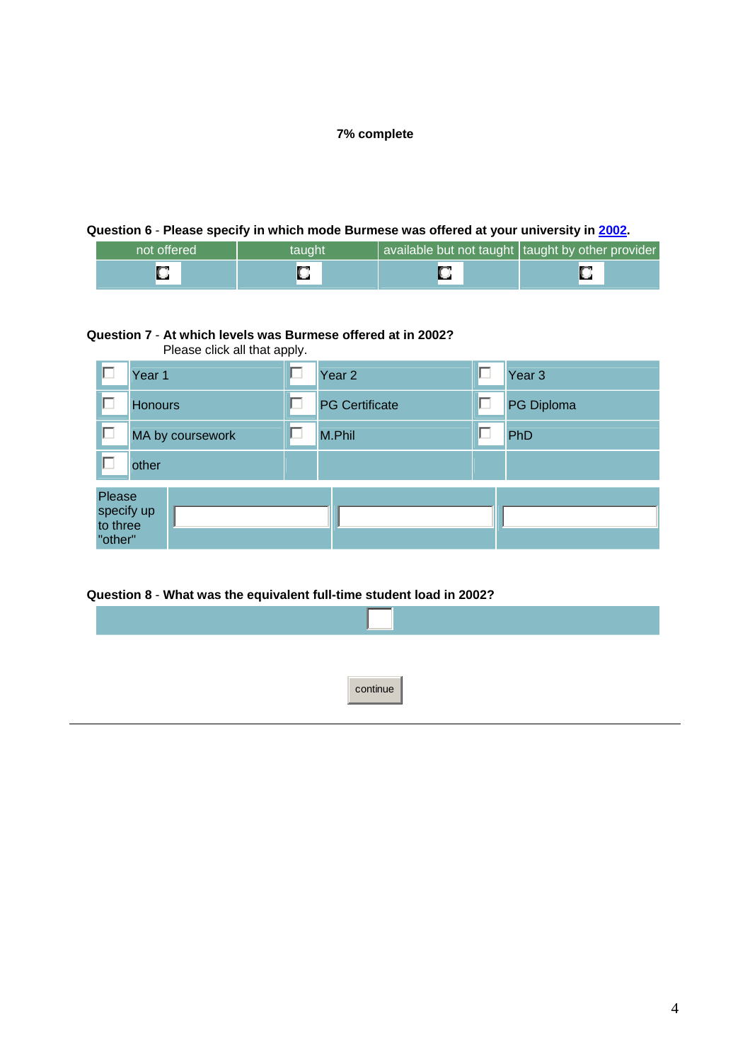**7% complete**

**Question 6** - **Please specify in which mode Burmese was offered at your university in 2002.**

| not offered | taught | available but not taught | taught by other provider |
|---|---|---|---|
| ○ | ○ | ○ | ○ |

**Question 7** - **At which levels was Burmese offered at in 2002?**
Please click all that apply.

| | | | | | |
|---|---|---|---|---|---|
| ☐ | Year 1 | ☐ | Year 2 | ☐ | Year 3 |
| ☐ | Honours | ☐ | PG Certificate | ☐ | PG Diploma |
| ☐ | MA by coursework | ☐ | M.Phil | ☐ | PhD |
| ☐ | other | | | | |

| Please specify up to three "other" | | | |
|---|---|---|---|

**Question 8** - **What was the equivalent full-time student load in 2002?**

continue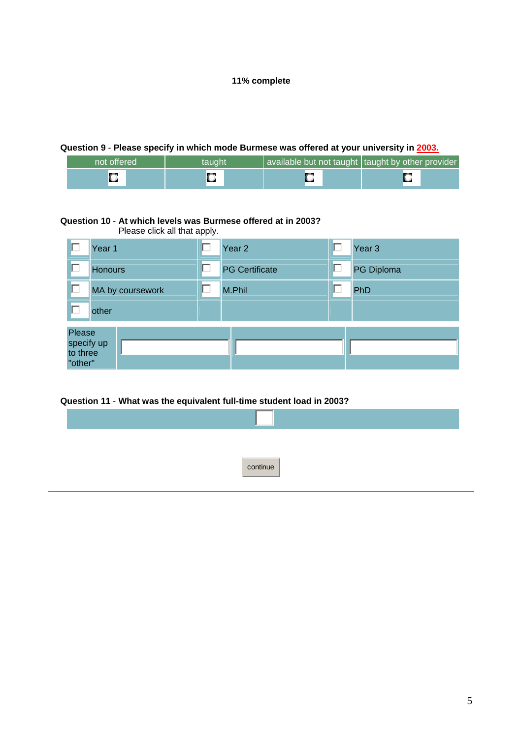**11% complete**

**Question 9** - **Please specify in which mode Burmese was offered at your university in 2003.**

| not offered | taught | available but not taught | taught by other provider |
|---|---|---|---|
| ○ | ○ | ○ | ○ |

**Question 10** - **At which levels was Burmese offered at in 2003?**
Please click all that apply.

| | | | | | |
|---|---|---|---|---|---|
| ☐ | Year 1 | ☐ | Year 2 | ☐ | Year 3 |
| ☐ | Honours | ☐ | PG Certificate | ☐ | PG Diploma |
| ☐ | MA by coursework | ☐ | M.Phil | ☐ | PhD |
| ☐ | other | | | | |

| Please specify up to three "other" | | | |
|---|---|---|---|

**Question 11** - **What was the equivalent full-time student load in 2003?**

continue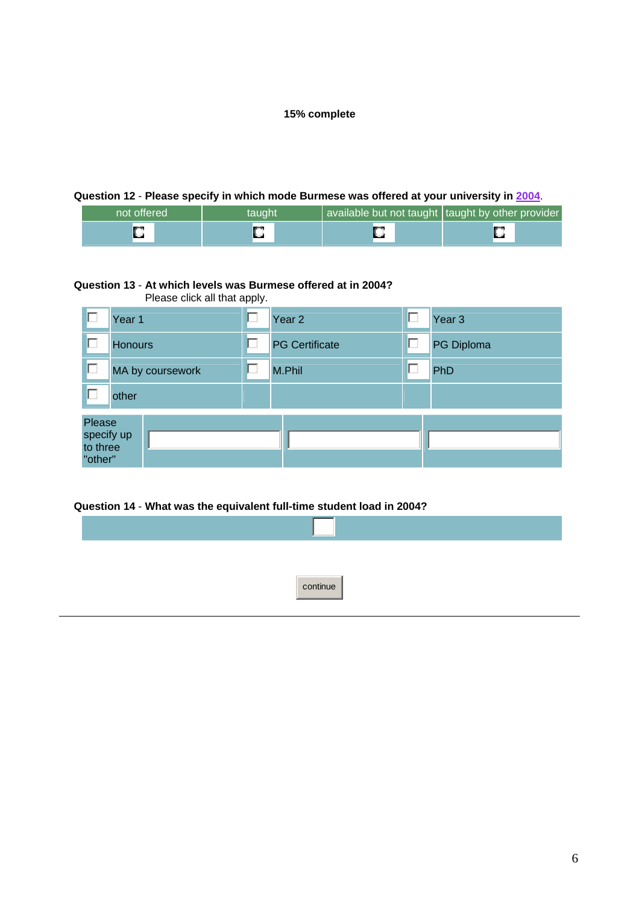**15% complete**

**Question 12** - **Please specify in which mode Burmese was offered at your university in 2004.**

| not offered | taught | available but not taught | taught by other provider |
|---|---|---|---|
| ○ | ○ | ○ | ○ |

**Question 13** - **At which levels was Burmese offered at in 2004?**
Please click all that apply.

| | | | | | |
|---|---|---|---|---|---|
| ☐ | Year 1 | ☐ | Year 2 | ☐ | Year 3 |
| ☐ | Honours | ☐ | PG Certificate | ☐ | PG Diploma |
| ☐ | MA by coursework | ☐ | M.Phil | ☐ | PhD |
| ☐ | other | | | | |

| Please specify up to three "other" | | | |
|---|---|---|---|

**Question 14** - **What was the equivalent full-time student load in 2004?**

continue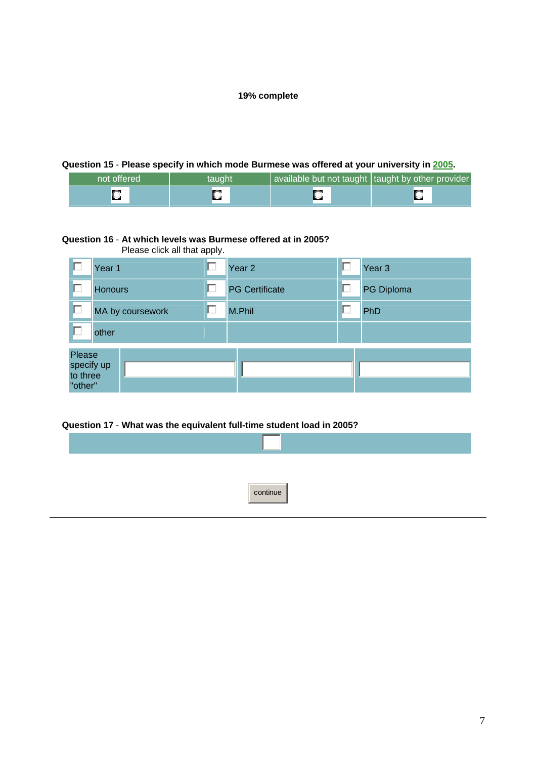**19% complete**

**Question 15** - **Please specify in which mode Burmese was offered at your university in 2005.**

| not offered | taught | available but not taught | taught by other provider |
|---|---|---|---|
| ○ | ○ | ○ | ○ |

**Question 16** - **At which levels was Burmese offered at in 2005?**
Please click all that apply.

| | | | | | |
|---|---|---|---|---|---|
| ☐ | Year 1 | ☐ | Year 2 | ☐ | Year 3 |
| ☐ | Honours | ☐ | PG Certificate | ☐ | PG Diploma |
| ☐ | MA by coursework | ☐ | M.Phil | ☐ | PhD |
| ☐ | other | | | | |

| Please specify up to three "other" | | | |
|---|---|---|---|

**Question 17** - **What was the equivalent full-time student load in 2005?**

continue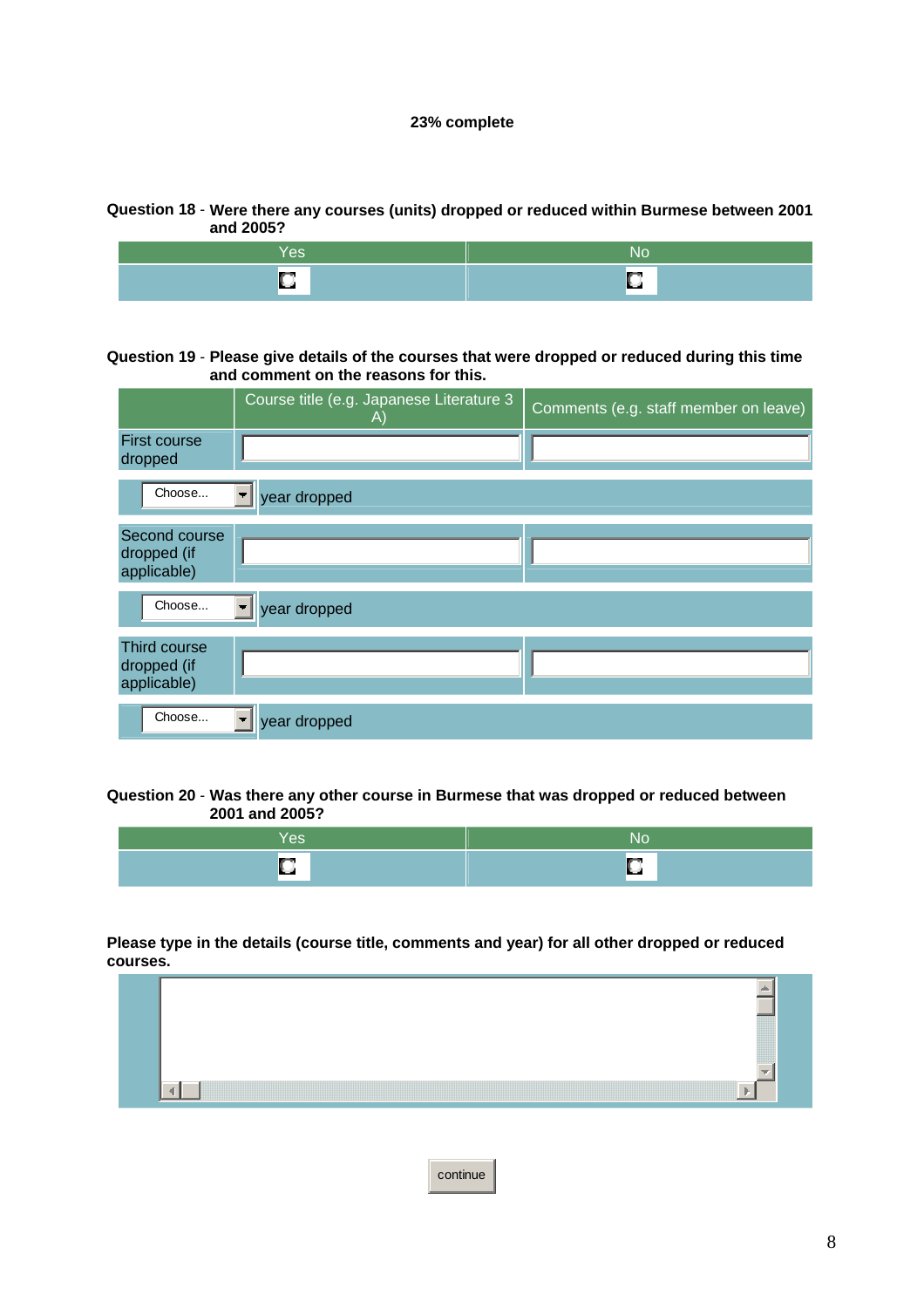**23% complete**

**Question 18** - **Were there any courses (units) dropped or reduced within Burmese between 2001 and 2005?**

| Yes | No |
|---|---|
| ○ | ○ |

**Question 19** - **Please give details of the courses that were dropped or reduced during this time and comment on the reasons for this.**

| | Course title (e.g. Japanese Literature 3 A) | Comments (e.g. staff member on leave) |
|---|---|---|
| First course dropped | | |
| Choose... | year dropped | |
| Second course dropped (if applicable) | | |
| Choose... | year dropped | |
| Third course dropped (if applicable) | | |
| Choose... | year dropped | |

**Question 20** - **Was there any other course in Burmese that was dropped or reduced between 2001 and 2005?**

| Yes | No |
|---|---|
| ○ | ○ |

**Please type in the details (course title, comments and year) for all other dropped or reduced courses.**

continue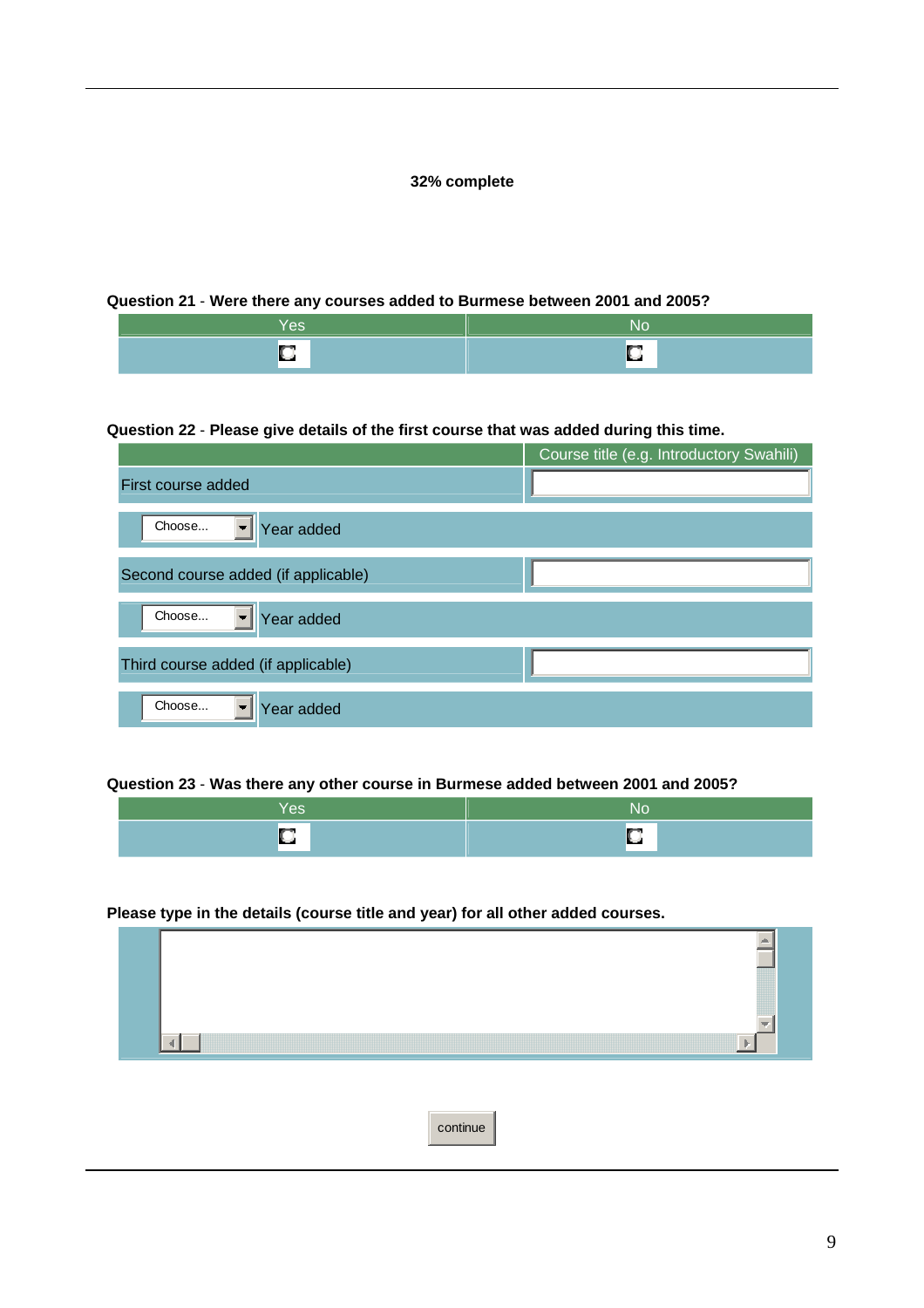**32% complete**

**Question 21** - **Were there any courses added to Burmese between 2001 and 2005?**

| Yes | No |
| --- | --- |
| ○ | ○ |

**Question 22** - **Please give details of the first course that was added during this time.**

| | Course title (e.g. Introductory Swahili) |
| --- | --- |
| First course added | |
| Choose... Year added | |
| Second course added (if applicable) | |
| Choose... Year added | |
| Third course added (if applicable) | |
| Choose... Year added | |

**Question 23** - **Was there any other course in Burmese added between 2001 and 2005?**

| Yes | No |
| --- | --- |
| ○ | ○ |

**Please type in the details (course title and year) for all other added courses.**

continue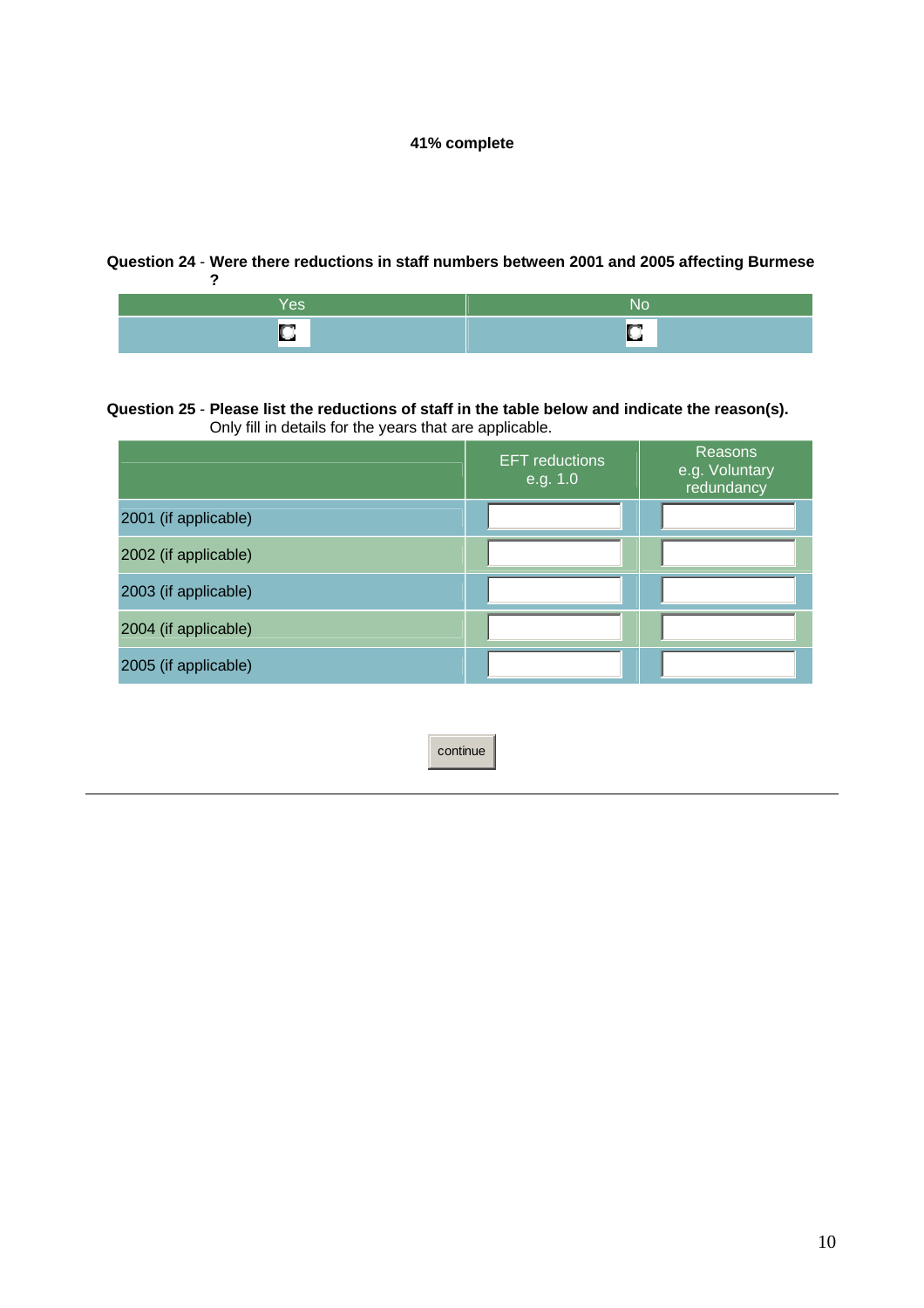**41% complete**

**Question 24** - **Were there reductions in staff numbers between 2001 and 2005 affecting Burmese ?**

| Yes | No |
|---|---|
| ○ | ○ |

**Question 25** - **Please list the reductions of staff in the table below and indicate the reason(s).** Only fill in details for the years that are applicable.

| | EFT reductions e.g. 1.0 | Reasons e.g. Voluntary redundancy |
|---|---|---|
| 2001 (if applicable) | | |
| 2002 (if applicable) | | |
| 2003 (if applicable) | | |
| 2004 (if applicable) | | |
| 2005 (if applicable) | | |

continue

---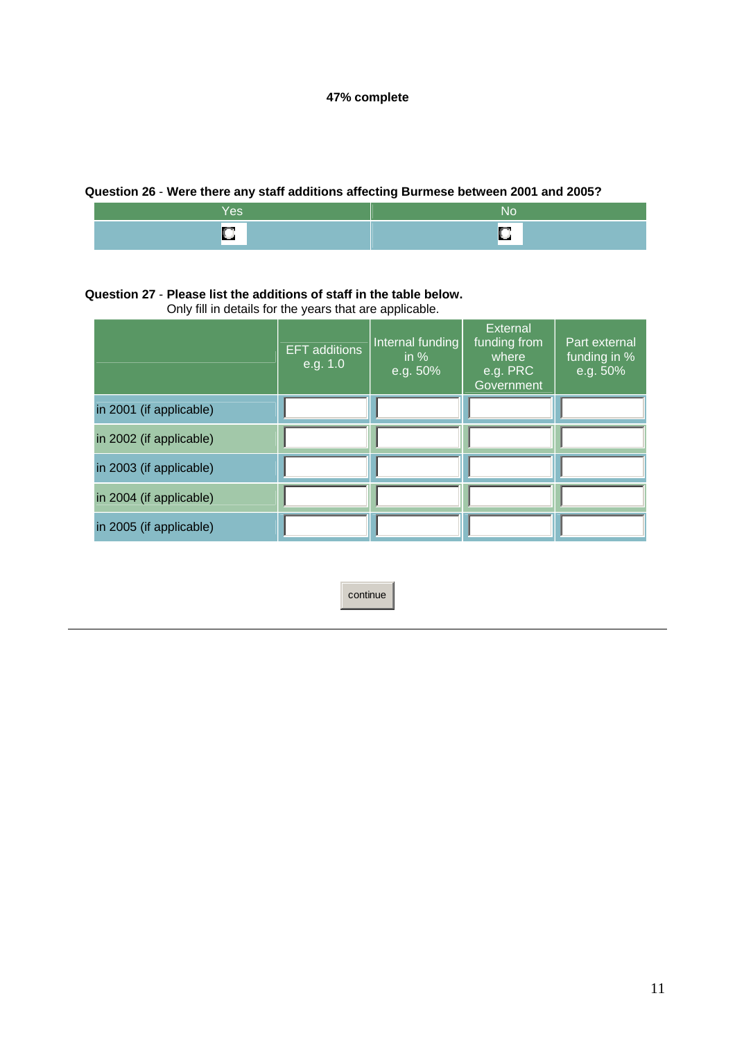**47% complete**

**Question 26** - **Were there any staff additions affecting Burmese between 2001 and 2005?**

| Yes | No |
|---|---|
| ○ | ○ |

**Question 27** - **Please list the additions of staff in the table below.**
Only fill in details for the years that are applicable.

| | EFT additions e.g. 1.0 | Internal funding in % e.g. 50% | External funding from where e.g. PRC Government | Part external funding in % e.g. 50% |
|---|---|---|---|---|
| in 2001 (if applicable) | | | | |
| in 2002 (if applicable) | | | | |
| in 2003 (if applicable) | | | | |
| in 2004 (if applicable) | | | | |
| in 2005 (if applicable) | | | | |

continue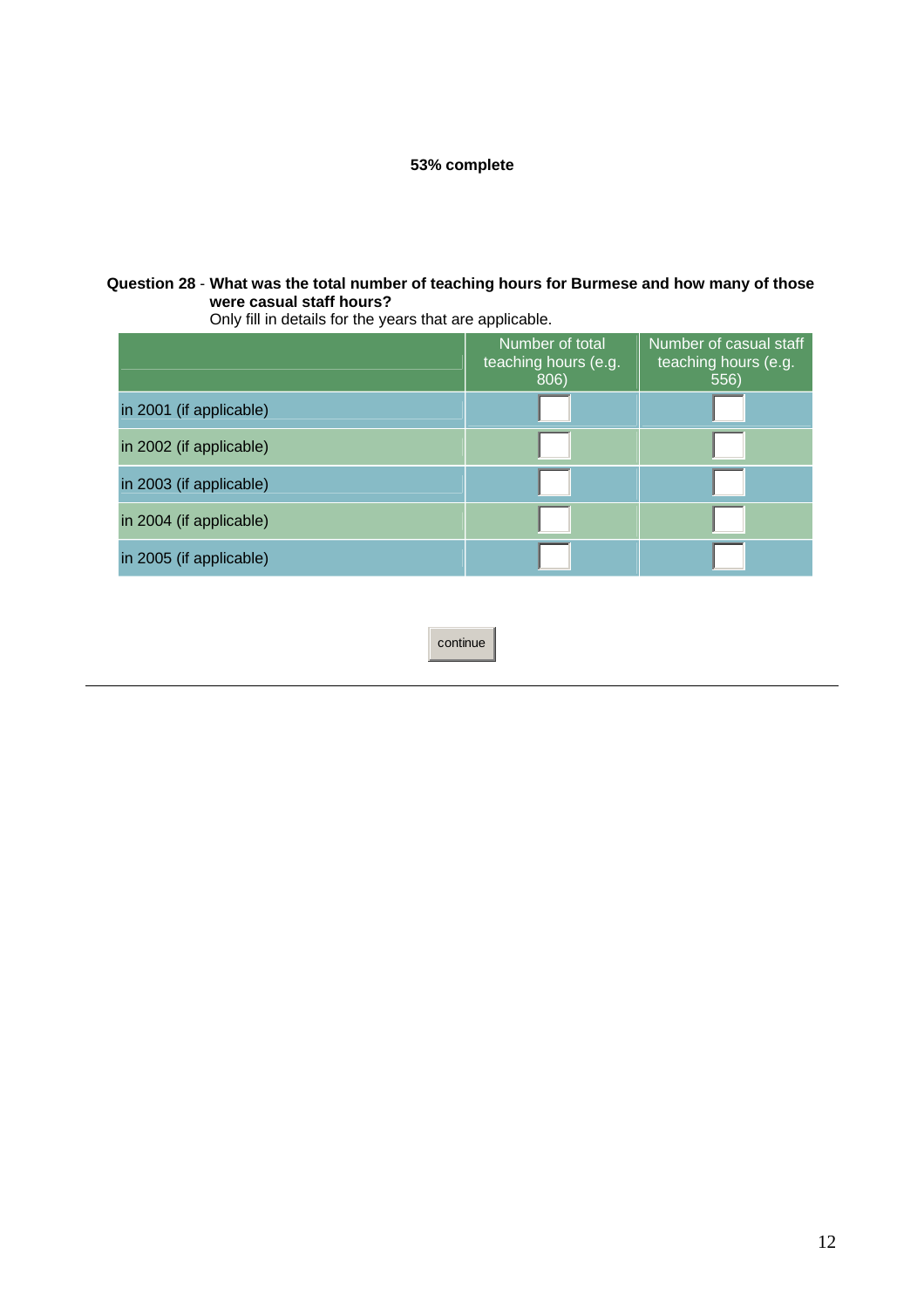**53% complete**

**Question 28** - **What was the total number of teaching hours for Burmese and how many of those were casual staff hours?**
Only fill in details for the years that are applicable.

| | Number of total teaching hours (e.g. 806) | Number of casual staff teaching hours (e.g. 556) |
|---|---|---|
| in 2001 (if applicable) | | |
| in 2002 (if applicable) | | |
| in 2003 (if applicable) | | |
| in 2004 (if applicable) | | |
| in 2005 (if applicable) | | |

continue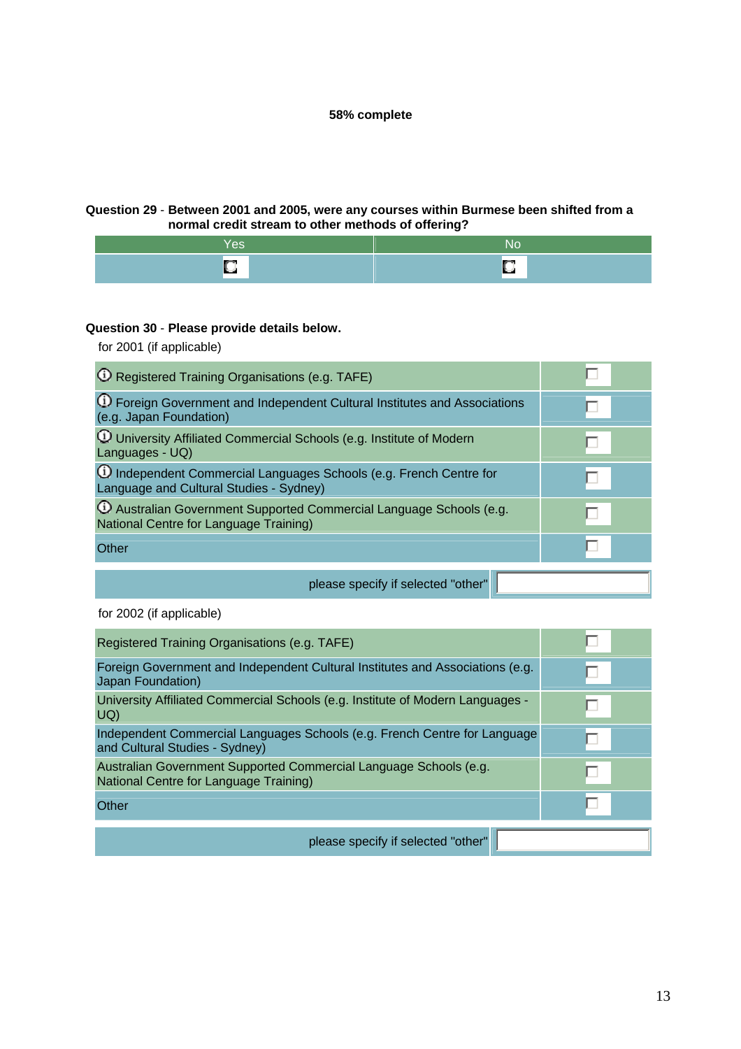**58% complete**

**Question 29** - **Between 2001 and 2005, were any courses within Burmese been shifted from a normal credit stream to other methods of offering?**

| Yes | No |
|---|---|
| ○ | ○ |

**Question 30** - **Please provide details below.**

for 2001 (if applicable)

| | |
|---|---|
| Registered Training Organisations (e.g. TAFE) | ☐ |
| Foreign Government and Independent Cultural Institutes and Associations (e.g. Japan Foundation) | ☐ |
| University Affiliated Commercial Schools (e.g. Institute of Modern Languages - UQ) | ☐ |
| Independent Commercial Languages Schools (e.g. French Centre for Language and Cultural Studies - Sydney) | ☐ |
| Australian Government Supported Commercial Language Schools (e.g. National Centre for Language Training) | ☐ |
| Other | ☐ |

please specify if selected "other" ______

for 2002 (if applicable)

| | |
|---|---|
| Registered Training Organisations (e.g. TAFE) | ☐ |
| Foreign Government and Independent Cultural Institutes and Associations (e.g. Japan Foundation) | ☐ |
| University Affiliated Commercial Schools (e.g. Institute of Modern Languages - UQ) | ☐ |
| Independent Commercial Languages Schools (e.g. French Centre for Language and Cultural Studies - Sydney) | ☐ |
| Australian Government Supported Commercial Language Schools (e.g. National Centre for Language Training) | ☐ |
| Other | ☐ |

please specify if selected "other" ______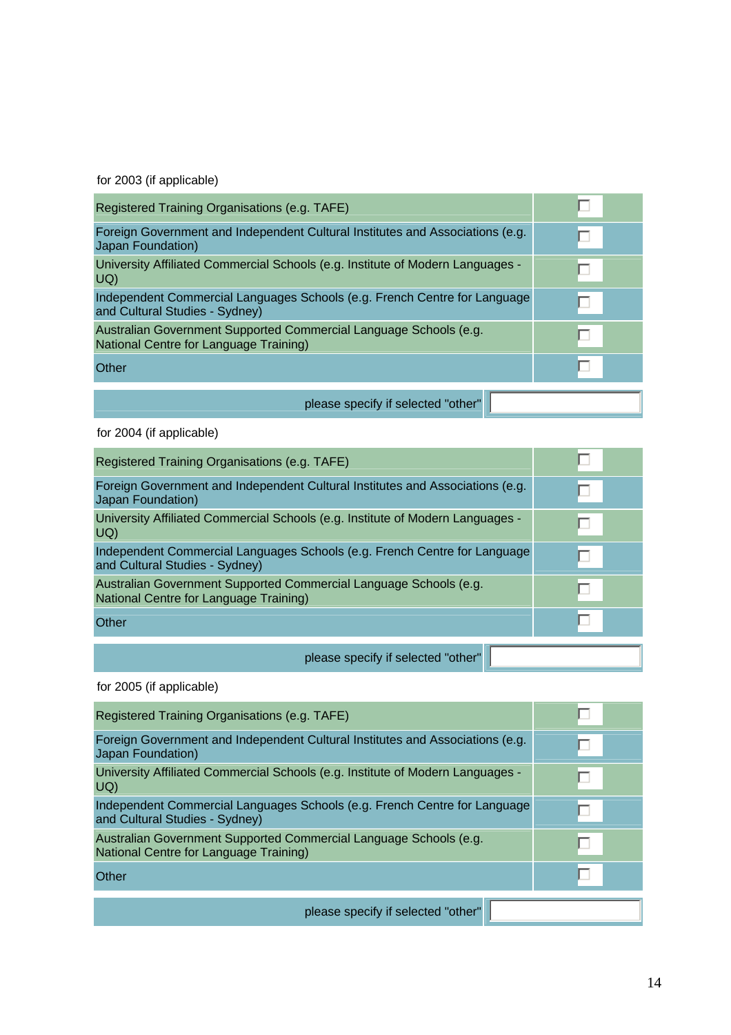for 2003 (if applicable)

| | |
|---|---|
| Registered Training Organisations (e.g. TAFE) | ☐ |
| Foreign Government and Independent Cultural Institutes and Associations (e.g. Japan Foundation) | ☐ |
| University Affiliated Commercial Schools (e.g. Institute of Modern Languages - UQ) | ☐ |
| Independent Commercial Languages Schools (e.g. French Centre for Language and Cultural Studies - Sydney) | ☐ |
| Australian Government Supported Commercial Language Schools (e.g. National Centre for Language Training) | ☐ |
| Other | ☐ |

| | |
|---|---|
| please specify if selected "other" | |

for 2004 (if applicable)

| | |
|---|---|
| Registered Training Organisations (e.g. TAFE) | ☐ |
| Foreign Government and Independent Cultural Institutes and Associations (e.g. Japan Foundation) | ☐ |
| University Affiliated Commercial Schools (e.g. Institute of Modern Languages - UQ) | ☐ |
| Independent Commercial Languages Schools (e.g. French Centre for Language and Cultural Studies - Sydney) | ☐ |
| Australian Government Supported Commercial Language Schools (e.g. National Centre for Language Training) | ☐ |
| Other | ☐ |

| | |
|---|---|
| please specify if selected "other" | |

for 2005 (if applicable)

| | |
|---|---|
| Registered Training Organisations (e.g. TAFE) | ☐ |
| Foreign Government and Independent Cultural Institutes and Associations (e.g. Japan Foundation) | ☐ |
| University Affiliated Commercial Schools (e.g. Institute of Modern Languages - UQ) | ☐ |
| Independent Commercial Languages Schools (e.g. French Centre for Language and Cultural Studies - Sydney) | ☐ |
| Australian Government Supported Commercial Language Schools (e.g. National Centre for Language Training) | ☐ |
| Other | ☐ |

| | |
|---|---|
| please specify if selected "other" | |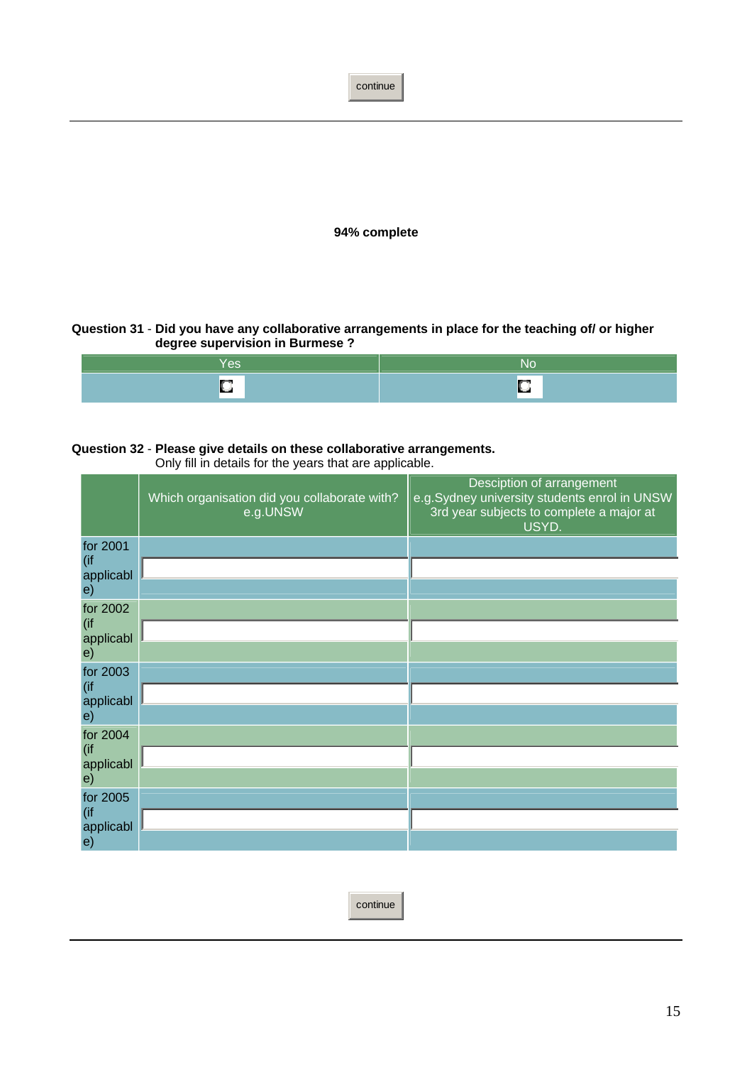continue

---

**94% complete**

**Question 31** - **Did you have any collaborative arrangements in place for the teaching of/ or higher degree supervision in Burmese ?**

| Yes | No |
|---|---|
| ○ | ○ |

**Question 32** - **Please give details on these collaborative arrangements.**
Only fill in details for the years that are applicable.

| | Which organisation did you collaborate with? e.g.UNSW | Desciption of arrangement e.g.Sydney university students enrol in UNSW 3rd year subjects to complete a major at USYD. |
|---|---|---|
| for 2001 (if applicable) | | |
| for 2002 (if applicable) | | |
| for 2003 (if applicable) | | |
| for 2004 (if applicable) | | |
| for 2005 (if applicable) | | |

continue

---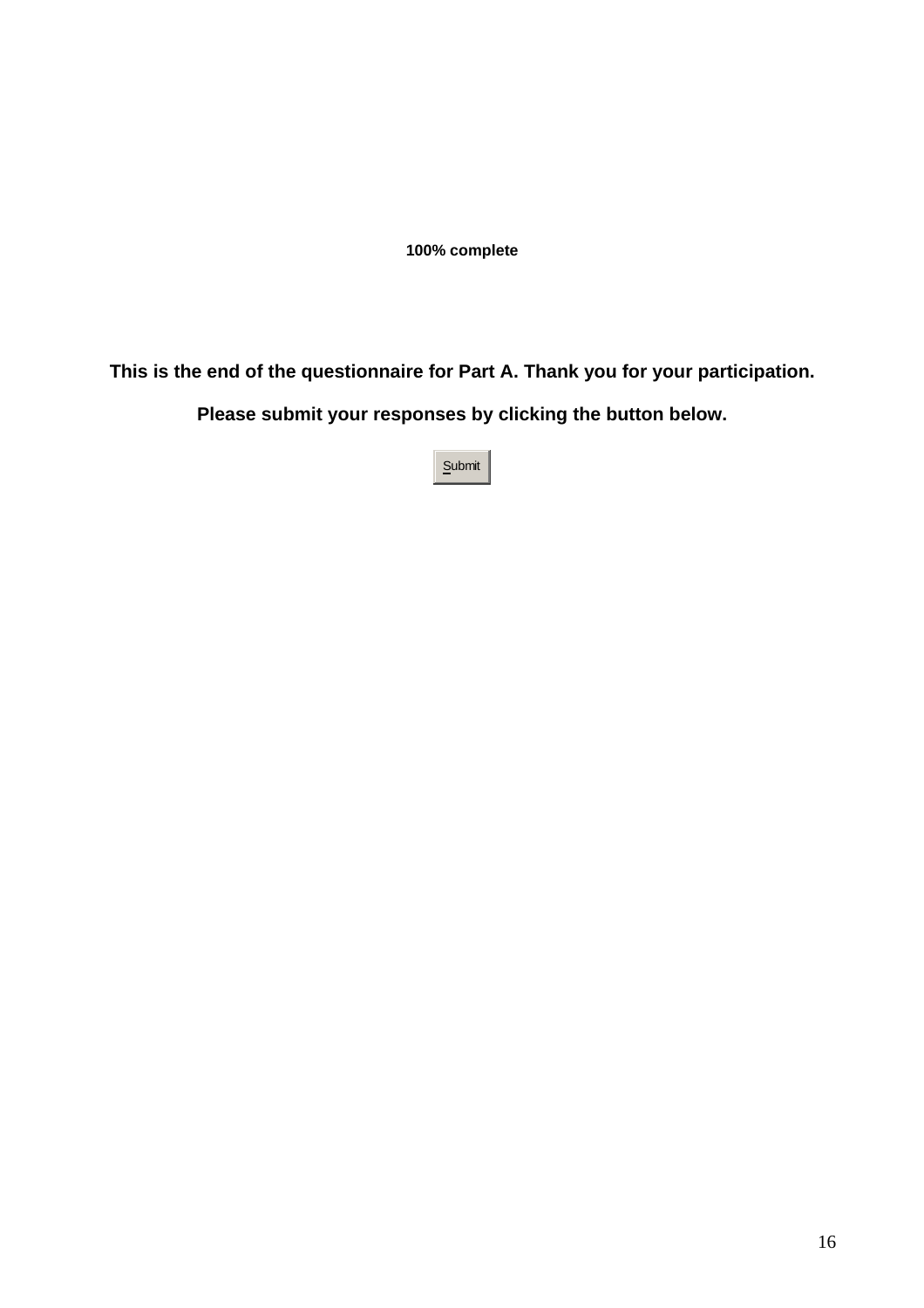**100% complete**

**This is the end of the questionnaire for Part A. Thank you for your participation.**

**Please submit your responses by clicking the button below.**

Submit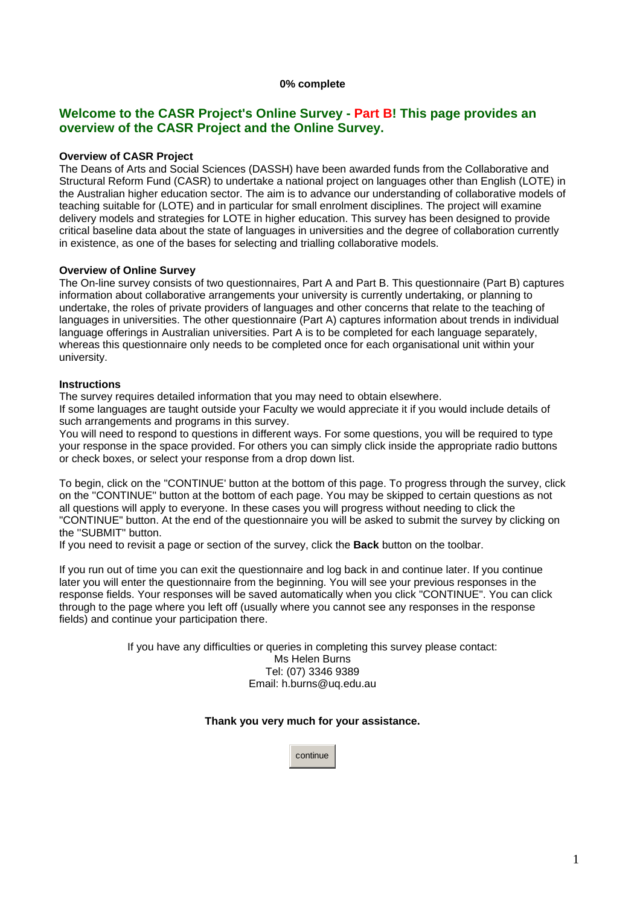**0% complete**

## Welcome to the CASR Project's Online Survey - Part B! This page provides an overview of the CASR Project and the Online Survey.

**Overview of CASR Project**
The Deans of Arts and Social Sciences (DASSH) have been awarded funds from the Collaborative and Structural Reform Fund (CASR) to undertake a national project on languages other than English (LOTE) in the Australian higher education sector. The aim is to advance our understanding of collaborative models of teaching suitable for (LOTE) and in particular for small enrolment disciplines. The project will examine delivery models and strategies for LOTE in higher education. This survey has been designed to provide critical baseline data about the state of languages in universities and the degree of collaboration currently in existence, as one of the bases for selecting and trialling collaborative models.

**Overview of Online Survey**
The On-line survey consists of two questionnaires, Part A and Part B. This questionnaire (Part B) captures information about collaborative arrangements your university is currently undertaking, or planning to undertake, the roles of private providers of languages and other concerns that relate to the teaching of languages in universities. The other questionnaire (Part A) captures information about trends in individual language offerings in Australian universities. Part A is to be completed for each language separately, whereas this questionnaire only needs to be completed once for each organisational unit within your university.

**Instructions**
The survey requires detailed information that you may need to obtain elsewhere.
If some languages are taught outside your Faculty we would appreciate it if you would include details of such arrangements and programs in this survey.
You will need to respond to questions in different ways. For some questions, you will be required to type your response in the space provided. For others you can simply click inside the appropriate radio buttons or check boxes, or select your response from a drop down list.

To begin, click on the "CONTINUE' button at the bottom of this page. To progress through the survey, click on the "CONTINUE" button at the bottom of each page. You may be skipped to certain questions as not all questions will apply to everyone. In these cases you will progress without needing to click the "CONTINUE" button. At the end of the questionnaire you will be asked to submit the survey by clicking on the "SUBMIT" button.
If you need to revisit a page or section of the survey, click the **Back** button on the toolbar.

If you run out of time you can exit the questionnaire and log back in and continue later. If you continue later you will enter the questionnaire from the beginning. You will see your previous responses in the response fields. Your responses will be saved automatically when you click "CONTINUE". You can click through to the page where you left off (usually where you cannot see any responses in the response fields) and continue your participation there.

If you have any difficulties or queries in completing this survey please contact:
Ms Helen Burns
Tel: (07) 3346 9389
Email: h.burns@uq.edu.au

**Thank you very much for your assistance.**

continue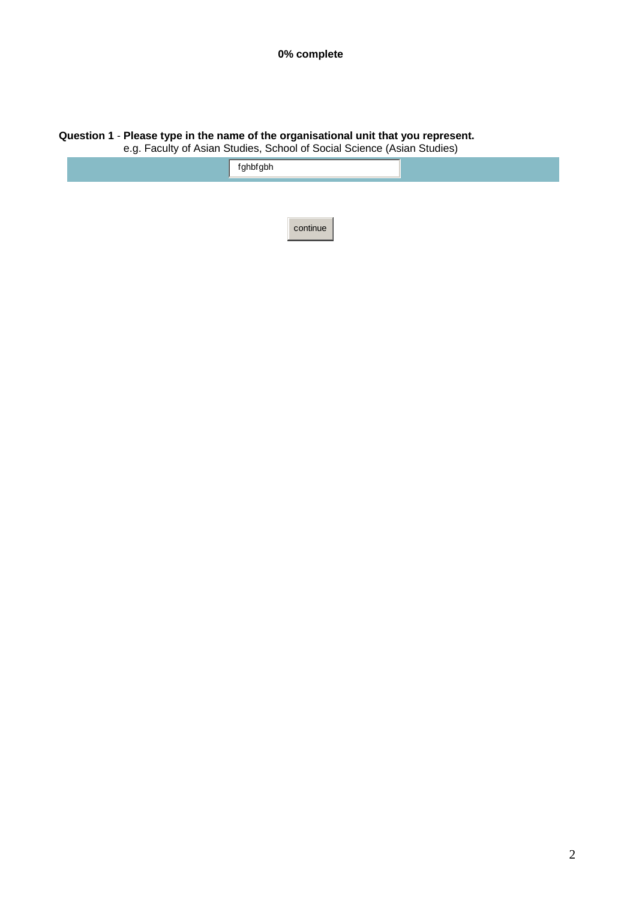**0% complete**

**Question 1** - **Please type in the name of the organisational unit that you represent.**
e.g. Faculty of Asian Studies, School of Social Science (Asian Studies)

fghbfgbh

continue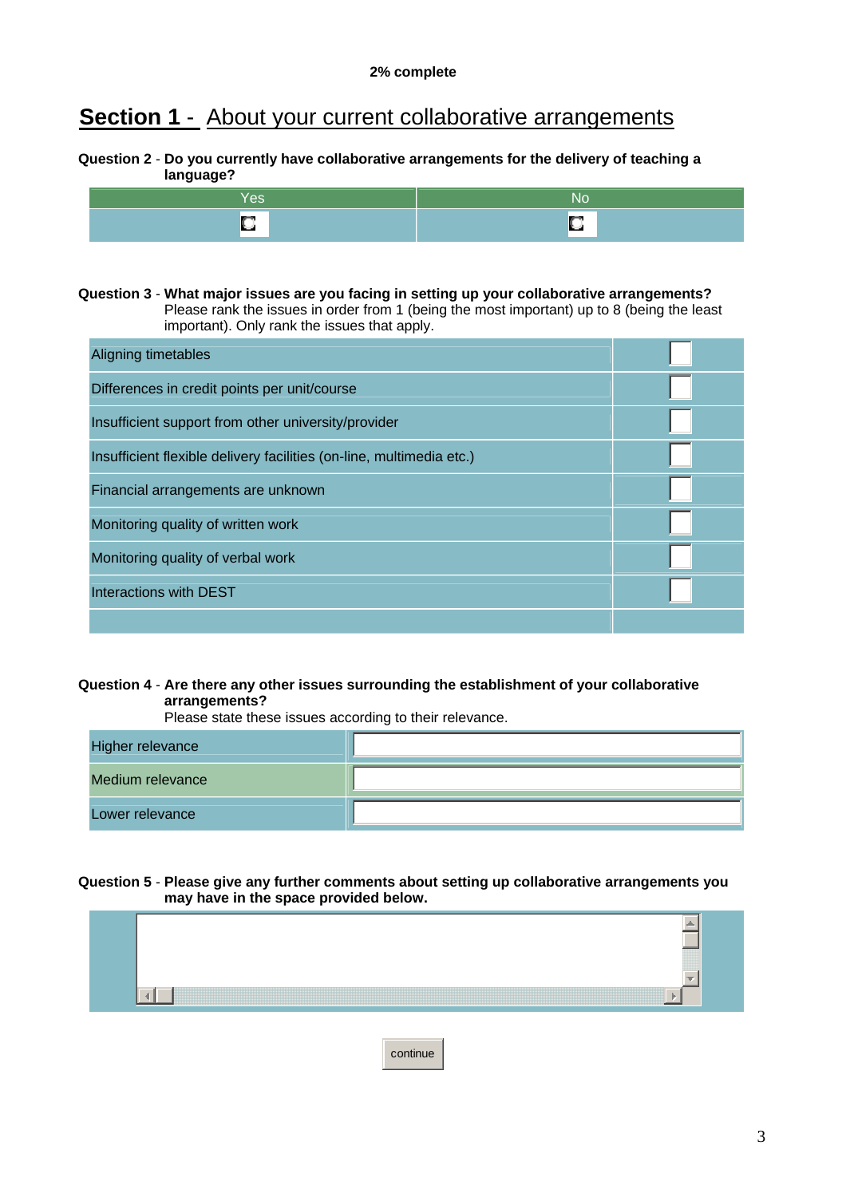**2% complete**

# Section 1 - About your current collaborative arrangements

**Question 2** - **Do you currently have collaborative arrangements for the delivery of teaching a language?**

| Yes | No |
|---|---|
| ○ | ○ |

**Question 3** - **What major issues are you facing in setting up your collaborative arrangements?** Please rank the issues in order from 1 (being the most important) up to 8 (being the least important). Only rank the issues that apply.

| Issue | Rank |
|---|---|
| Aligning timetables | |
| Differences in credit points per unit/course | |
| Insufficient support from other university/provider | |
| Insufficient flexible delivery facilities (on-line, multimedia etc.) | |
| Financial arrangements are unknown | |
| Monitoring quality of written work | |
| Monitoring quality of verbal work | |
| Interactions with DEST | |

**Question 4** - **Are there any other issues surrounding the establishment of your collaborative arrangements?** Please state these issues according to their relevance.

| Relevance | Issue |
|---|---|
| Higher relevance | |
| Medium relevance | |
| Lower relevance | |

**Question 5** - **Please give any further comments about setting up collaborative arrangements you may have in the space provided below.**

continue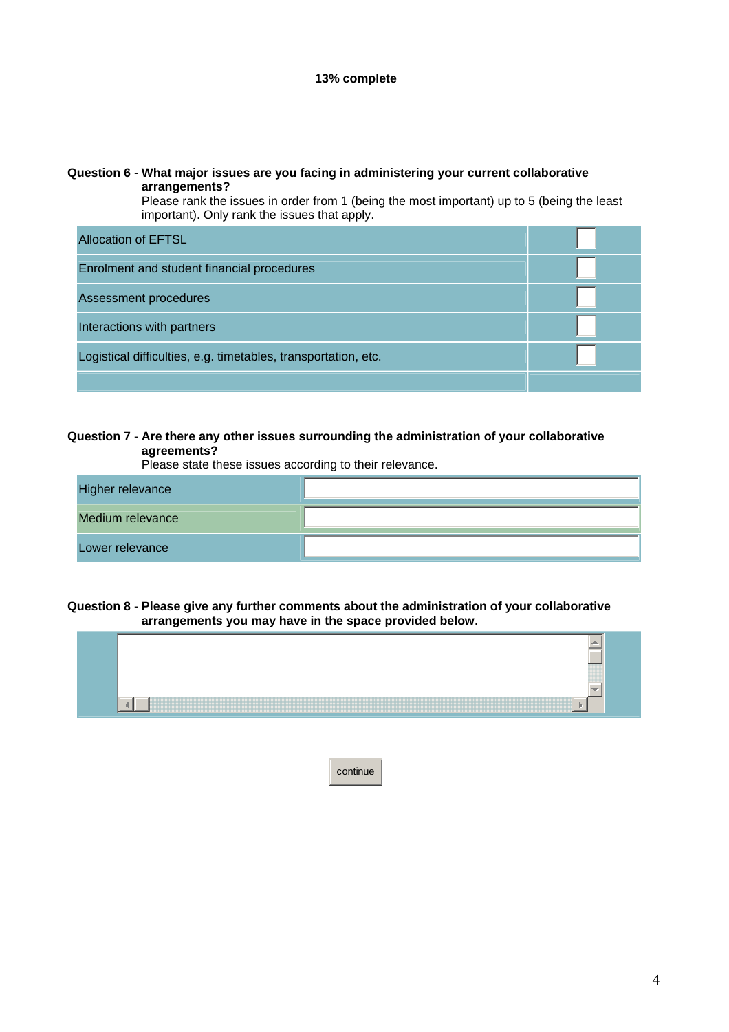**13% complete**

**Question 6** - **What major issues are you facing in administering your current collaborative arrangements?**
Please rank the issues in order from 1 (being the most important) up to 5 (being the least important). Only rank the issues that apply.

| | |
|---|---|
| Allocation of EFTSL | |
| Enrolment and student financial procedures | |
| Assessment procedures | |
| Interactions with partners | |
| Logistical difficulties, e.g. timetables, transportation, etc. | |

**Question 7** - **Are there any other issues surrounding the administration of your collaborative agreements?**
Please state these issues according to their relevance.

| | |
|---|---|
| Higher relevance | |
| Medium relevance | |
| Lower relevance | |

**Question 8** - **Please give any further comments about the administration of your collaborative arrangements you may have in the space provided below.**

continue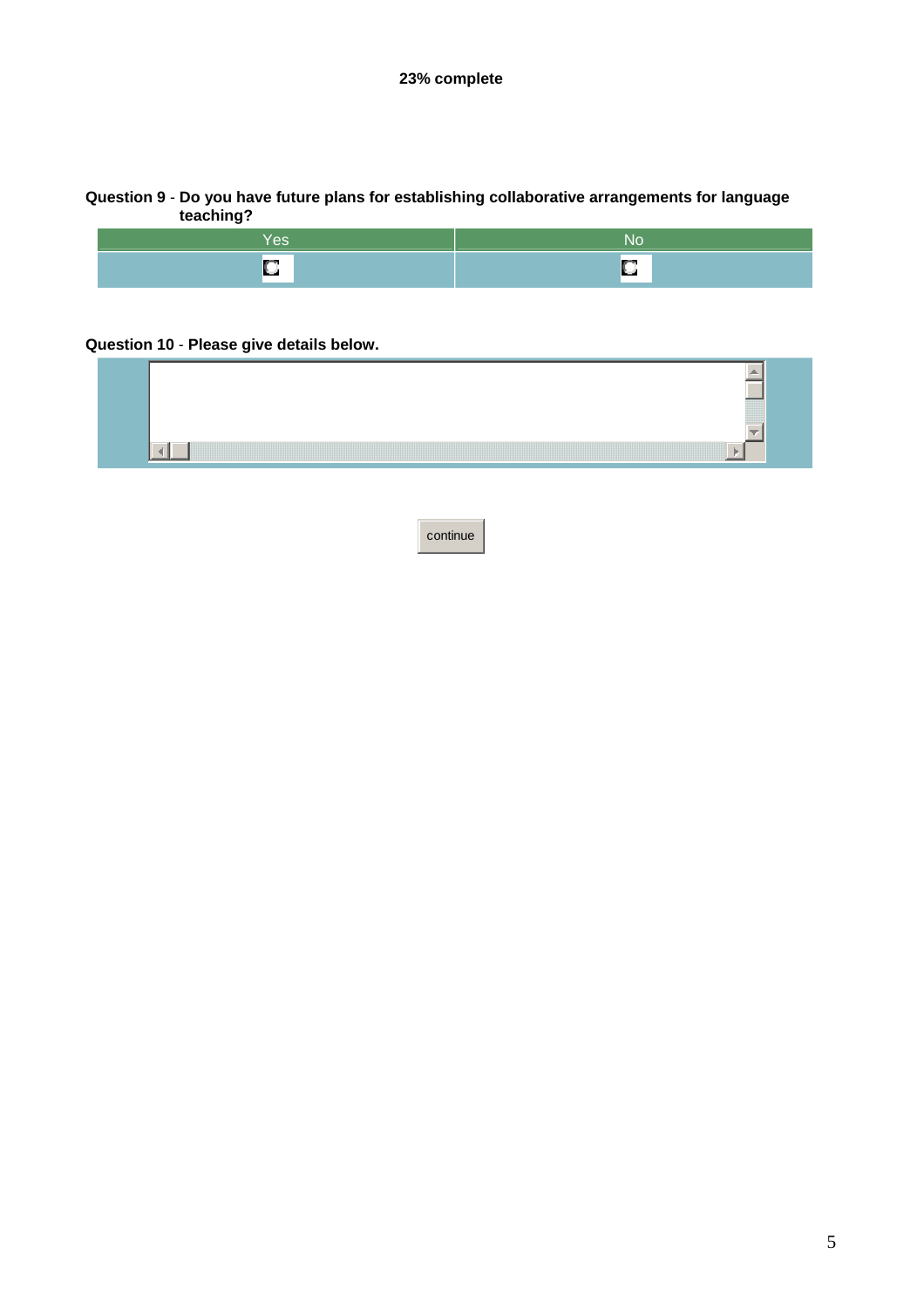**23% complete**

**Question 9** - **Do you have future plans for establishing collaborative arrangements for language teaching?**

| Yes | No |
| --- | --- |
| ○ | ○ |

**Question 10** - **Please give details below.**

continue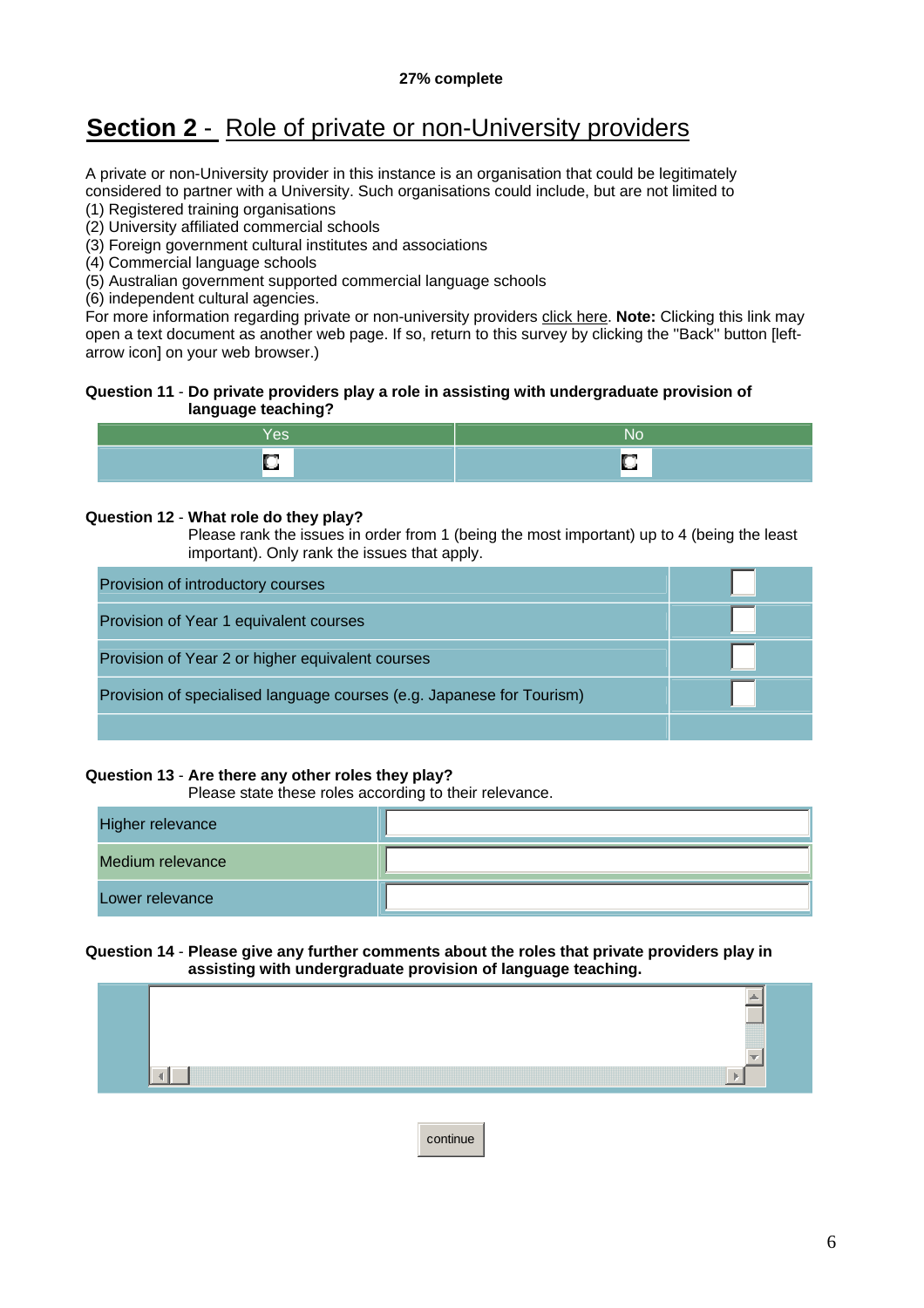**27% complete**

# **Section 2** - Role of private or non-University providers

A private or non-University provider in this instance is an organisation that could be legitimately considered to partner with a University. Such organisations could include, but are not limited to
(1) Registered training organisations
(2) University affiliated commercial schools
(3) Foreign government cultural institutes and associations
(4) Commercial language schools
(5) Australian government supported commercial language schools
(6) independent cultural agencies.
For more information regarding private or non-university providers click here. **Note:** Clicking this link may open a text document as another web page. If so, return to this survey by clicking the "Back" button [left-arrow icon] on your web browser.)

**Question 11** - **Do private providers play a role in assisting with undergraduate provision of language teaching?**

| Yes | No |
|---|---|
| ○ | ○ |

**Question 12** - **What role do they play?**
Please rank the issues in order from 1 (being the most important) up to 4 (being the least important). Only rank the issues that apply.

| | |
|---|---|
| Provision of introductory courses | ☐ |
| Provision of Year 1 equivalent courses | ☐ |
| Provision of Year 2 or higher equivalent courses | ☐ |
| Provision of specialised language courses (e.g. Japanese for Tourism) | ☐ |

**Question 13** - **Are there any other roles they play?**
Please state these roles according to their relevance.

| | |
|---|---|
| Higher relevance | |
| Medium relevance | |
| Lower relevance | |

**Question 14** - **Please give any further comments about the roles that private providers play in assisting with undergraduate provision of language teaching.**

continue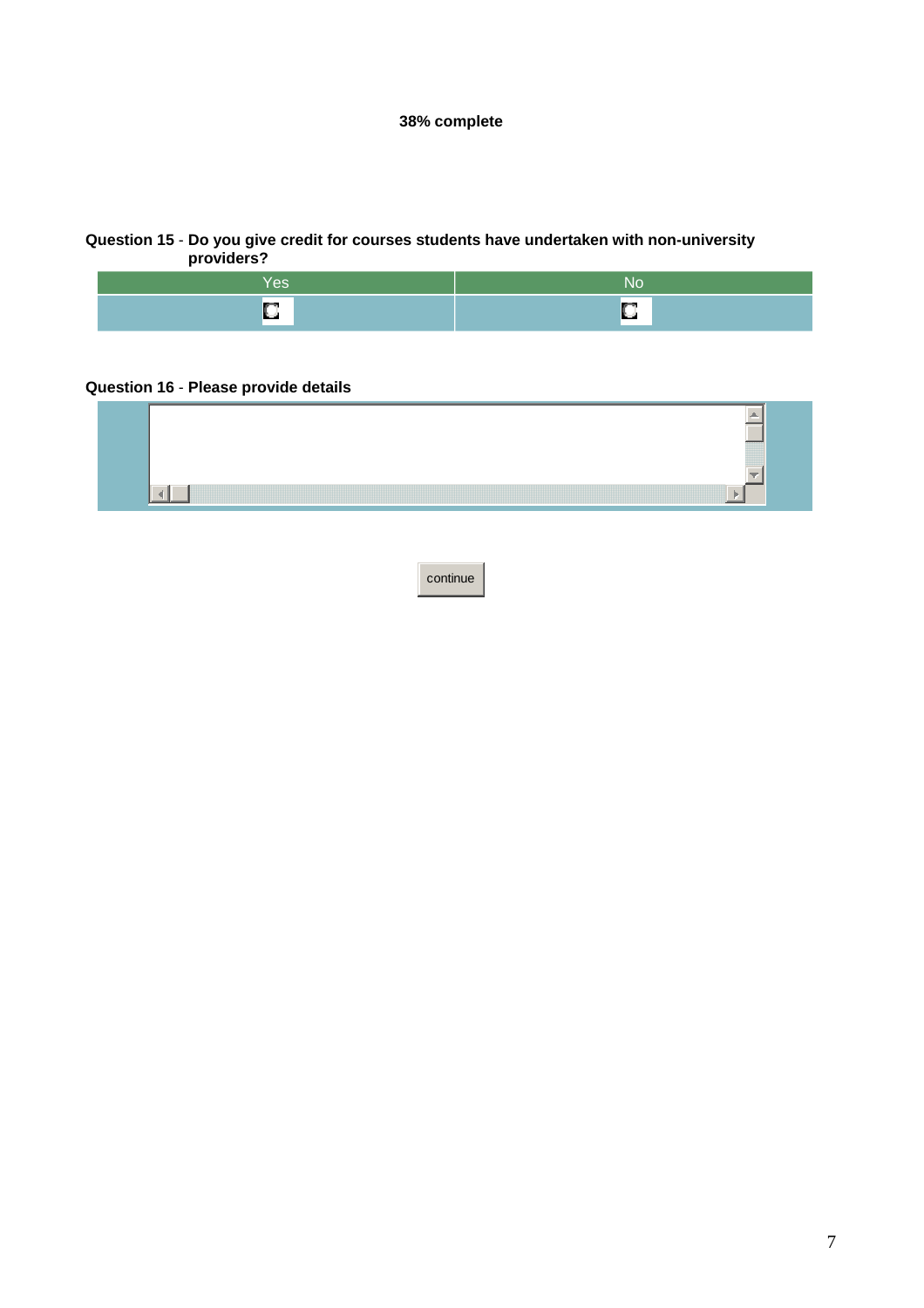**38% complete**

**Question 15** - **Do you give credit for courses students have undertaken with non-university providers?**

| Yes | No |
|---|---|
| ○ | ○ |

**Question 16** - **Please provide details**

continue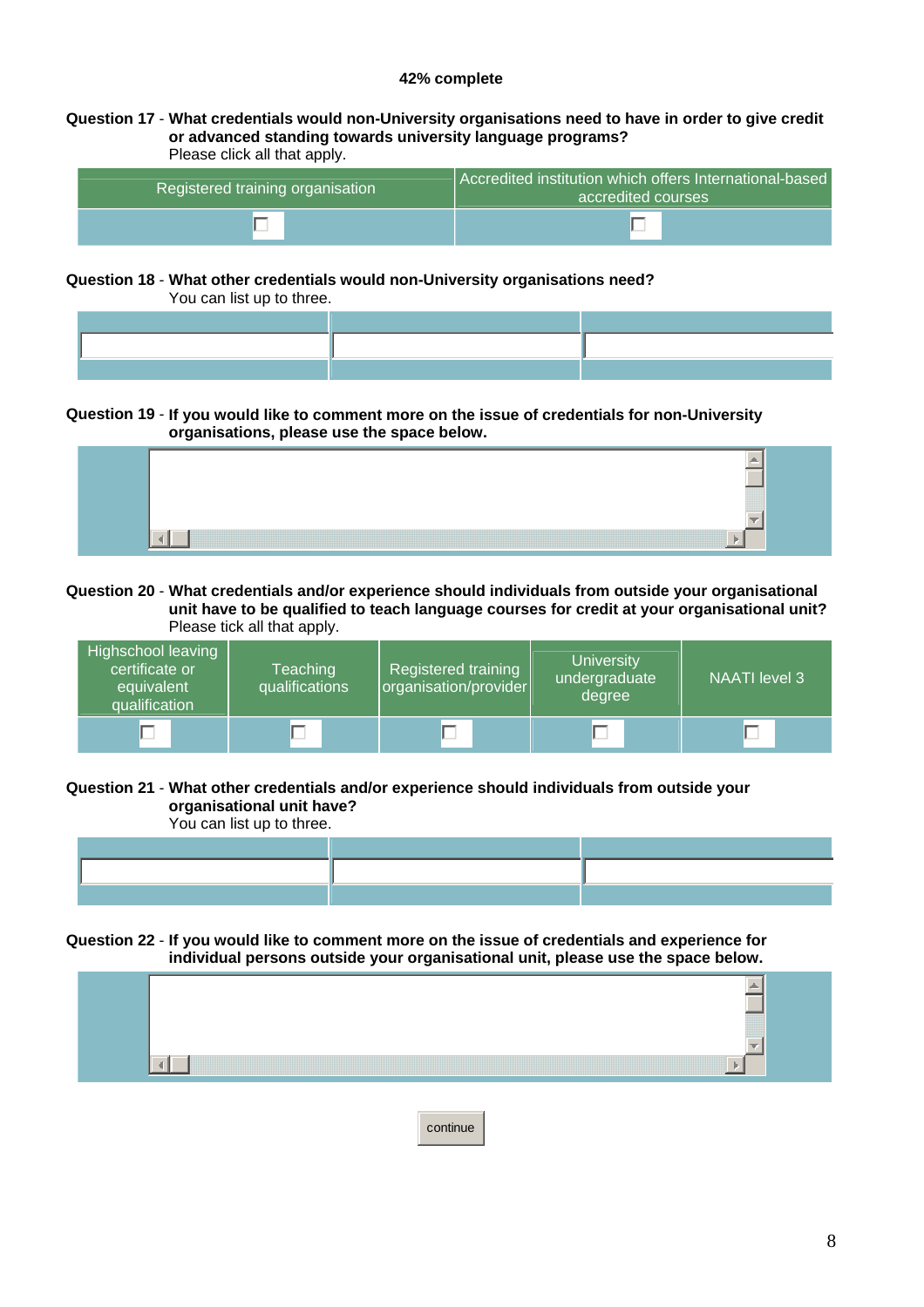**42% complete**

**Question 17** - **What credentials would non-University organisations need to have in order to give credit or advanced standing towards university language programs?**
Please click all that apply.

| Registered training organisation | Accredited institution which offers International-based accredited courses |
|---|---|
| ☐ | ☐ |

**Question 18** - **What other credentials would non-University organisations need?**
You can list up to three.

| | | |
|---|---|---|
| | | |

**Question 19** - **If you would like to comment more on the issue of credentials for non-University organisations, please use the space below.**

**Question 20** - **What credentials and/or experience should individuals from outside your organisational unit have to be qualified to teach language courses for credit at your organisational unit?**
Please tick all that apply.

| Highschool leaving certificate or equivalent qualification | Teaching qualifications | Registered training organisation/provider | University undergraduate degree | NAATI level 3 |
|---|---|---|---|---|
| ☐ | ☐ | ☐ | ☐ | ☐ |

**Question 21** - **What other credentials and/or experience should individuals from outside your organisational unit have?**
You can list up to three.

| | | |
|---|---|---|
| | | |

**Question 22** - **If you would like to comment more on the issue of credentials and experience for individual persons outside your organisational unit, please use the space below.**

continue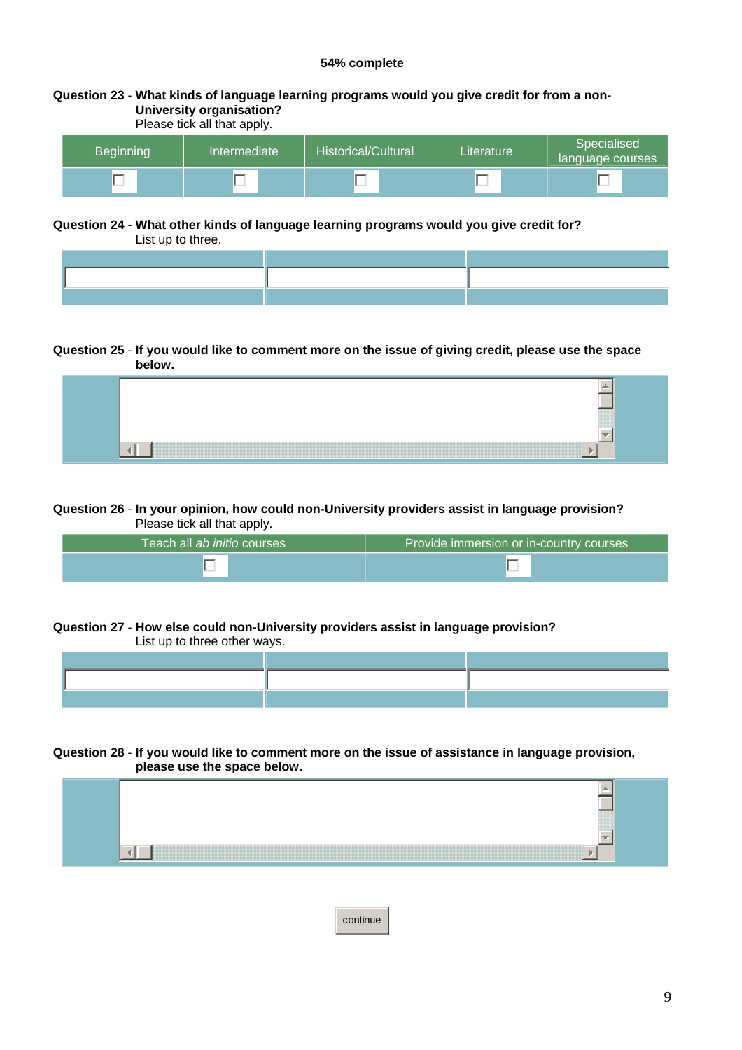**54% complete**

**Question 23** - **What kinds of language learning programs would you give credit for from a non-University organisation?**
Please tick all that apply.

| Beginning | Intermediate | Historical/Cultural | Literature | Specialised language courses |
|---|---|---|---|---|
| ☐ | ☐ | ☐ | ☐ | ☐ |

**Question 24** - **What other kinds of language learning programs would you give credit for?**
List up to three.

| | | |
|---|---|---|
| | | |

**Question 25** - **If you would like to comment more on the issue of giving credit, please use the space below.**

**Question 26** - **In your opinion, how could non-University providers assist in language provision?**
Please tick all that apply.

| Teach all *ab initio* courses | Provide immersion or in-country courses |
|---|---|
| ☐ | ☐ |

**Question 27** - **How else could non-University providers assist in language provision?**
List up to three other ways.

| | | |
|---|---|---|
| | | |

**Question 28** - **If you would like to comment more on the issue of assistance in language provision, please use the space below.**

continue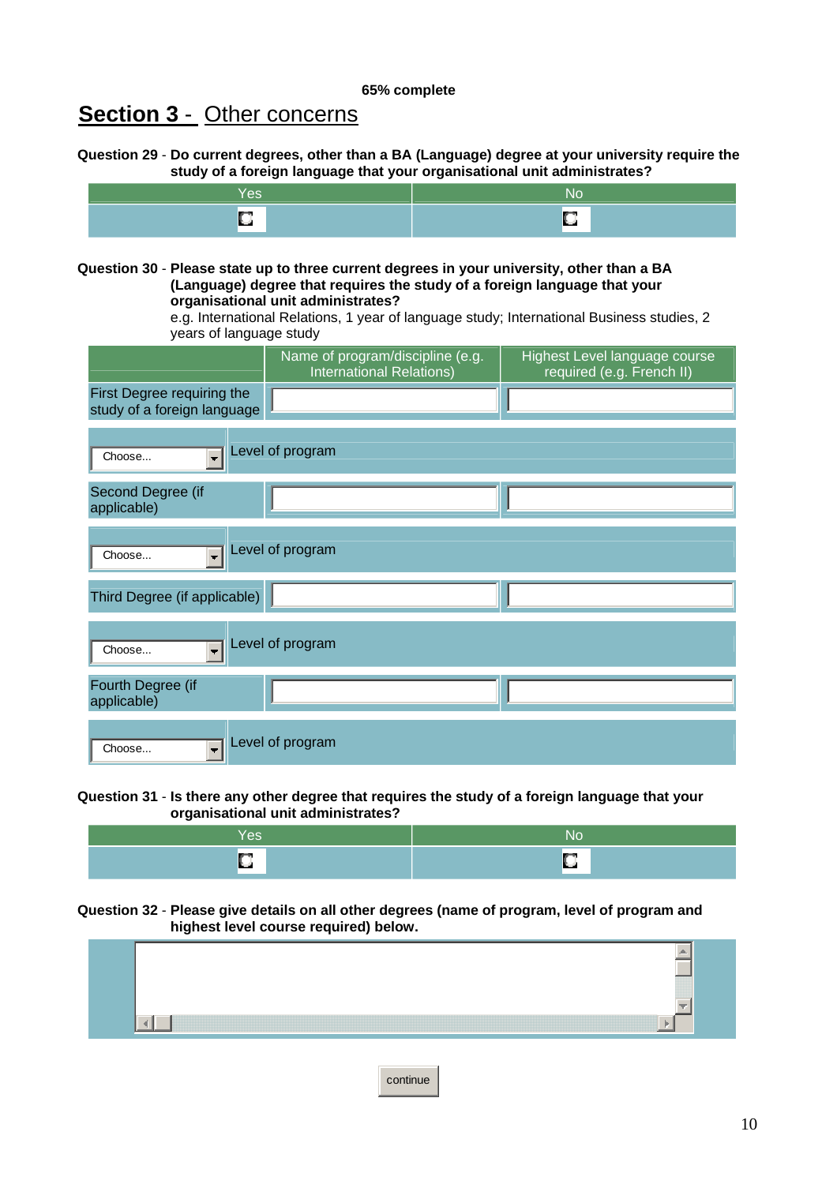**65% complete**

## Section 3 - Other concerns

**Question 29** - **Do current degrees, other than a BA (Language) degree at your university require the study of a foreign language that your organisational unit administrates?**

| Yes | No |
|---|---|
| ◘ | ◘ |

**Question 30** - **Please state up to three current degrees in your university, other than a BA (Language) degree that requires the study of a foreign language that your organisational unit administrates?**
e.g. International Relations, 1 year of language study; International Business studies, 2 years of language study

| | Name of program/discipline (e.g. International Relations) | Highest Level language course required (e.g. French II) |
|---|---|---|
| First Degree requiring the study of a foreign language | | |
| Choose... | Level of program | |
| Second Degree (if applicable) | | |
| Choose... | Level of program | |
| Third Degree (if applicable) | | |
| Choose... | Level of program | |
| Fourth Degree (if applicable) | | |
| Choose... | Level of program | |

**Question 31** - **Is there any other degree that requires the study of a foreign language that your organisational unit administrates?**

| Yes | No |
|---|---|
| ◘ | ◘ |

**Question 32** - **Please give details on all other degrees (name of program, level of program and highest level course required) below.**

continue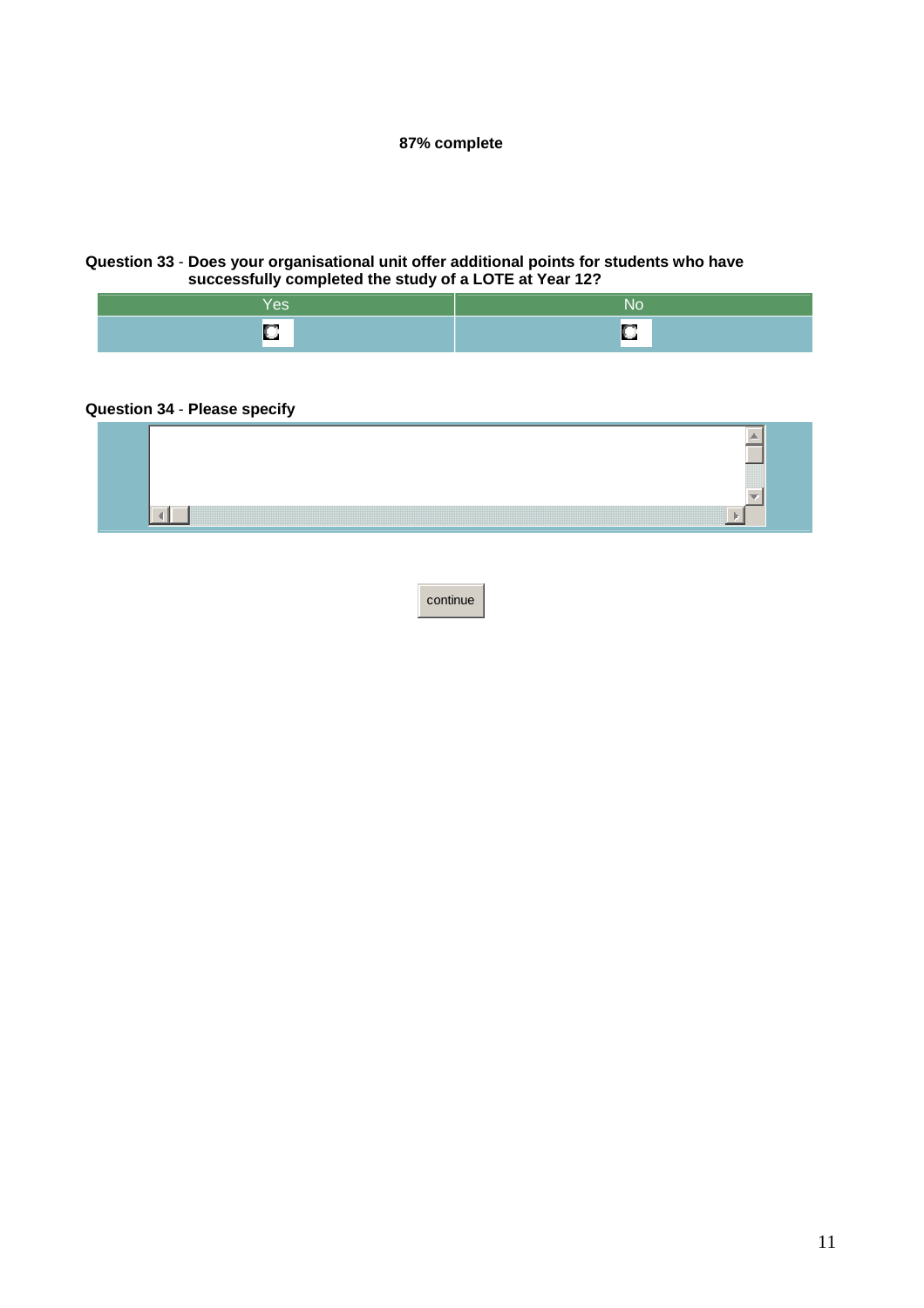**87% complete**

**Question 33** - **Does your organisational unit offer additional points for students who have successfully completed the study of a LOTE at Year 12?**

| Yes | No |
|---|---|
| ○ | ○ |

**Question 34** - **Please specify**

continue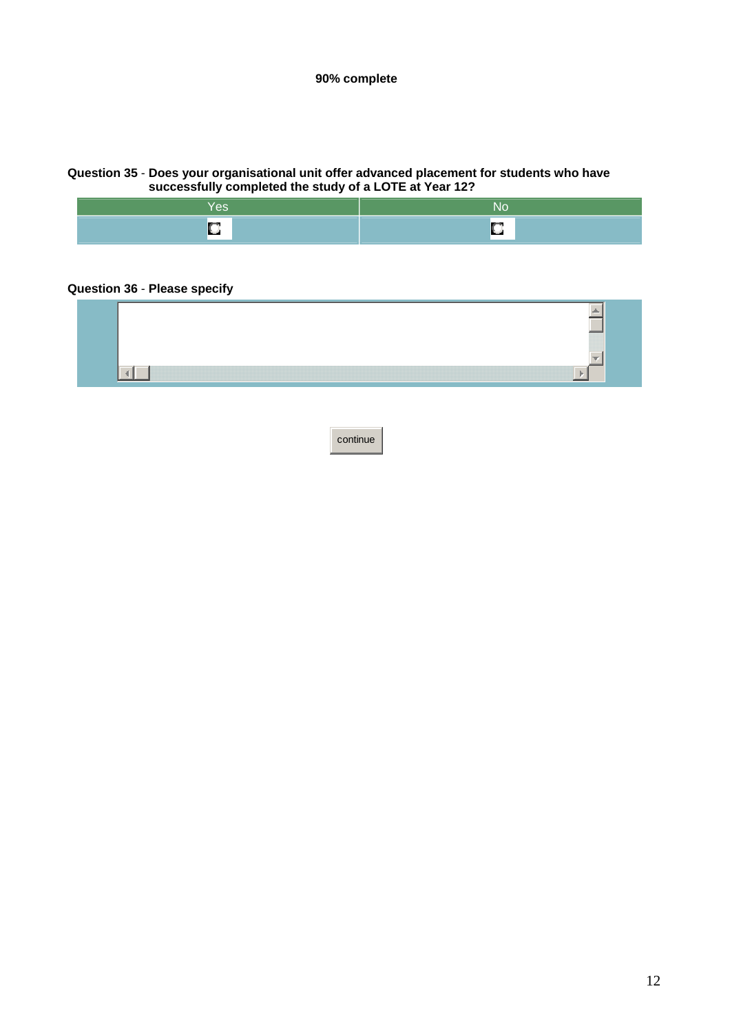**90% complete**

**Question 35** - **Does your organisational unit offer advanced placement for students who have successfully completed the study of a LOTE at Year 12?**

| Yes | No |
|---|---|
| ○ | ○ |

**Question 36** - **Please specify**

continue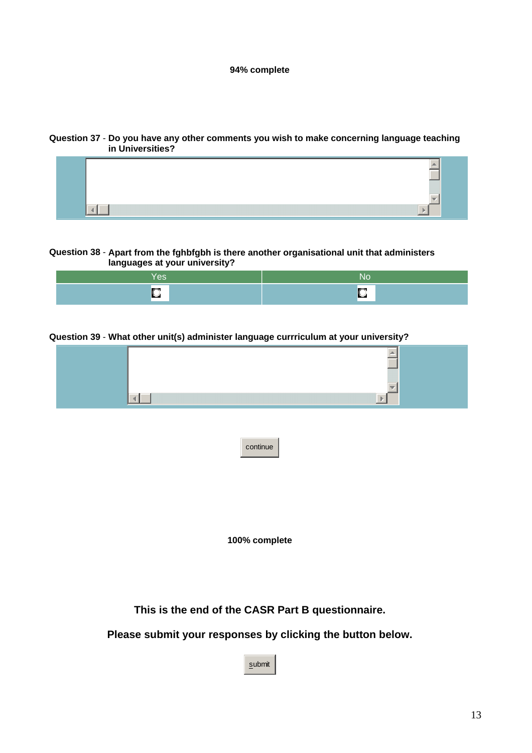**94% complete**

**Question 37** - **Do you have any other comments you wish to make concerning language teaching in Universities?**

**Question 38** - **Apart from the fghbfgbh is there another organisational unit that administers languages at your university?**

| Yes | No |
|---|---|
| | |

**Question 39** - **What other unit(s) administer language currriculum at your university?**

continue

**100% complete**

**This is the end of the CASR Part B questionnaire.**

**Please submit your responses by clicking the button below.**

submit